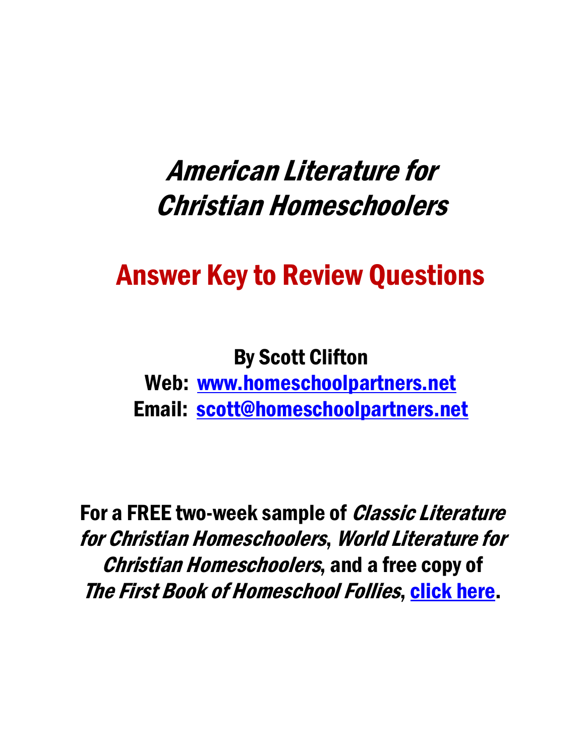# *American Literature for Christian Homeschoolers*

## Answer Key to Review Questions

**By Scott Clifton**
**Web: [www.homeschoolpartners.net](http://www.homeschoolpartners.net)**
**Email: [scott@homeschoolpartners.net](mailto:scott@homeschoolpartners.net)**

**For a FREE two-week sample of *Classic Literature for Christian Homeschoolers*, *World Literature for Christian Homeschoolers*, and a free copy of *The First Book of Homeschool Follies*, click here.**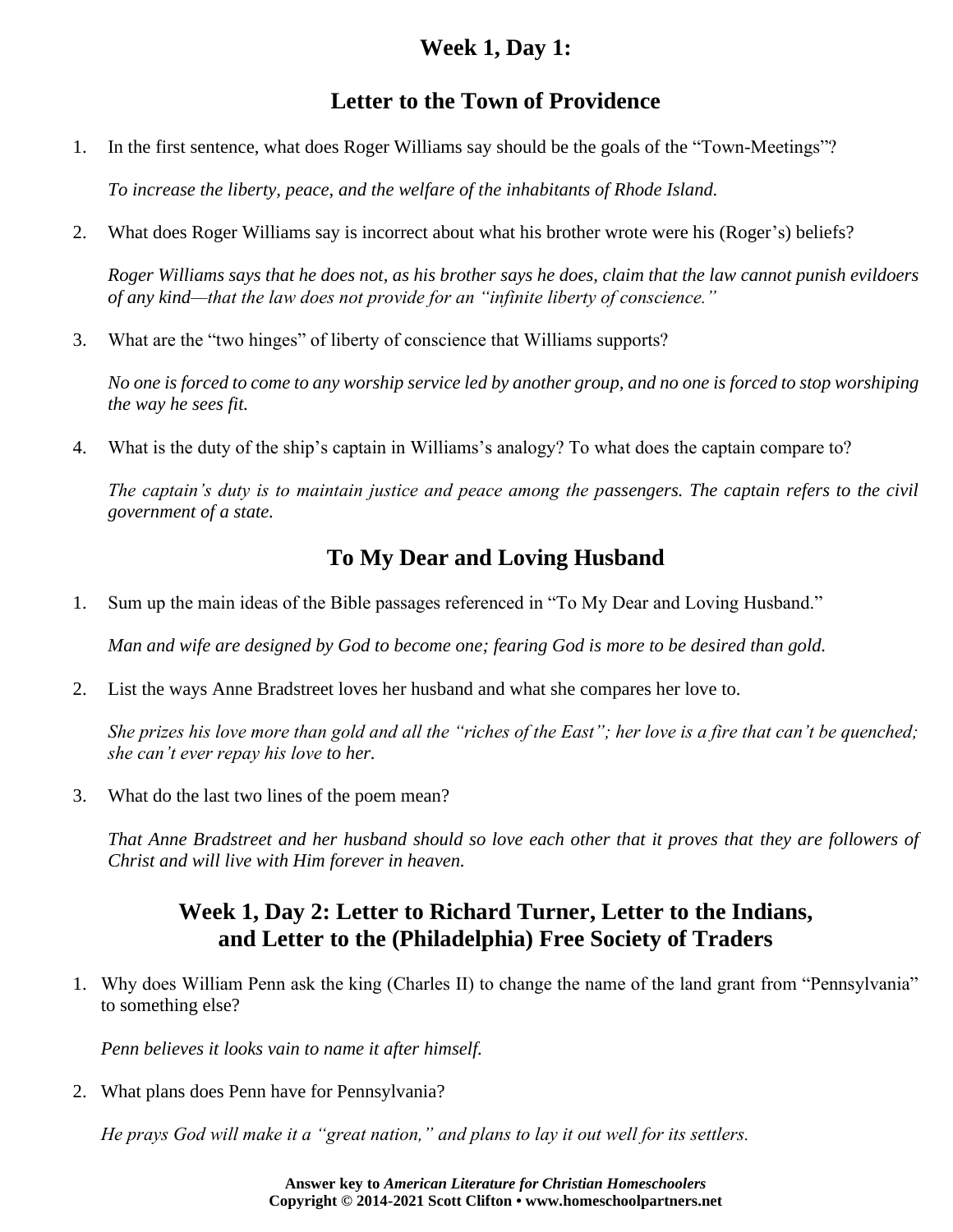## Week 1, Day 1:

## Letter to the Town of Providence

1. In the first sentence, what does Roger Williams say should be the goals of the "Town-Meetings"?

   *To increase the liberty, peace, and the welfare of the inhabitants of Rhode Island.*

2. What does Roger Williams say is incorrect about what his brother wrote were his (Roger's) beliefs?

   *Roger Williams says that he does not, as his brother says he does, claim that the law cannot punish evildoers of any kind—that the law does not provide for an "infinite liberty of conscience."*

3. What are the "two hinges" of liberty of conscience that Williams supports?

   *No one is forced to come to any worship service led by another group, and no one is forced to stop worshiping the way he sees fit.*

4. What is the duty of the ship's captain in Williams's analogy? To what does the captain compare to?

   *The captain's duty is to maintain justice and peace among the passengers. The captain refers to the civil government of a state.*

## To My Dear and Loving Husband

1. Sum up the main ideas of the Bible passages referenced in "To My Dear and Loving Husband."

   *Man and wife are designed by God to become one; fearing God is more to be desired than gold.*

2. List the ways Anne Bradstreet loves her husband and what she compares her love to.

   *She prizes his love more than gold and all the "riches of the East"; her love is a fire that can't be quenched; she can't ever repay his love to her.*

3. What do the last two lines of the poem mean?

   *That Anne Bradstreet and her husband should so love each other that it proves that they are followers of Christ and will live with Him forever in heaven.*

## Week 1, Day 2: Letter to Richard Turner, Letter to the Indians, and Letter to the (Philadelphia) Free Society of Traders

1. Why does William Penn ask the king (Charles II) to change the name of the land grant from "Pennsylvania" to something else?

   *Penn believes it looks vain to name it after himself.*

2. What plans does Penn have for Pennsylvania?

   *He prays God will make it a "great nation," and plans to lay it out well for its settlers.*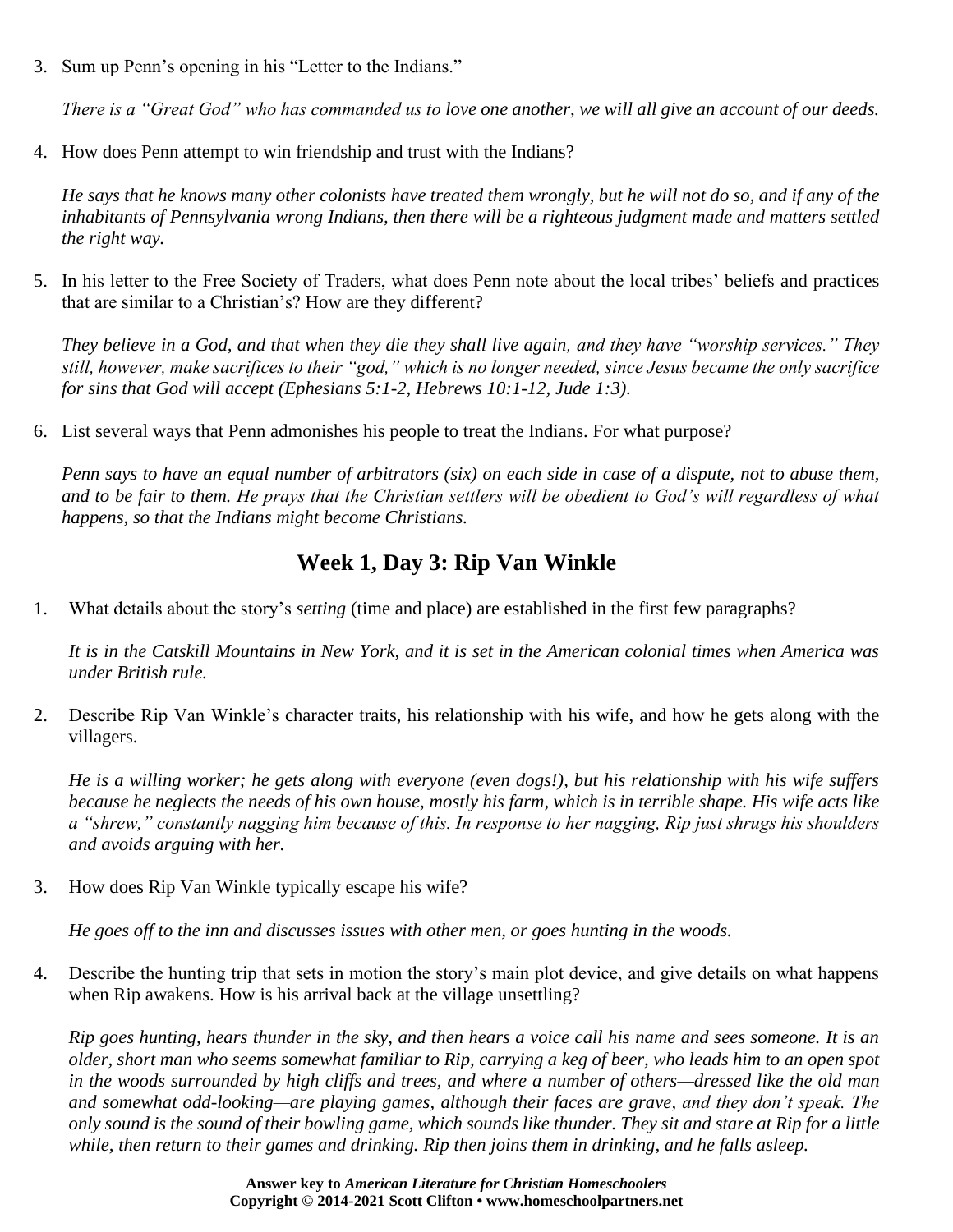3. Sum up Penn's opening in his "Letter to the Indians."

   *There is a "Great God" who has commanded us to love one another, we will all give an account of our deeds.*

4. How does Penn attempt to win friendship and trust with the Indians?

   *He says that he knows many other colonists have treated them wrongly, but he will not do so, and if any of the inhabitants of Pennsylvania wrong Indians, then there will be a righteous judgment made and matters settled the right way.*

5. In his letter to the Free Society of Traders, what does Penn note about the local tribes' beliefs and practices that are similar to a Christian's? How are they different?

   *They believe in a God, and that when they die they shall live again, and they have "worship services." They still, however, make sacrifices to their "god," which is no longer needed, since Jesus became the only sacrifice for sins that God will accept (Ephesians 5:1-2, Hebrews 10:1-12, Jude 1:3).*

6. List several ways that Penn admonishes his people to treat the Indians. For what purpose?

   *Penn says to have an equal number of arbitrators (six) on each side in case of a dispute, not to abuse them, and to be fair to them. He prays that the Christian settlers will be obedient to God's will regardless of what happens, so that the Indians might become Christians.*

## Week 1, Day 3: Rip Van Winkle

1. What details about the story's *setting* (time and place) are established in the first few paragraphs?

   *It is in the Catskill Mountains in New York, and it is set in the American colonial times when America was under British rule.*

2. Describe Rip Van Winkle's character traits, his relationship with his wife, and how he gets along with the villagers.

   *He is a willing worker; he gets along with everyone (even dogs!), but his relationship with his wife suffers because he neglects the needs of his own house, mostly his farm, which is in terrible shape. His wife acts like a "shrew," constantly nagging him because of this. In response to her nagging, Rip just shrugs his shoulders and avoids arguing with her.*

3. How does Rip Van Winkle typically escape his wife?

   *He goes off to the inn and discusses issues with other men, or goes hunting in the woods.*

4. Describe the hunting trip that sets in motion the story's main plot device, and give details on what happens when Rip awakens. How is his arrival back at the village unsettling?

   *Rip goes hunting, hears thunder in the sky, and then hears a voice call his name and sees someone. It is an older, short man who seems somewhat familiar to Rip, carrying a keg of beer, who leads him to an open spot in the woods surrounded by high cliffs and trees, and where a number of others—dressed like the old man and somewhat odd-looking—are playing games, although their faces are grave, and they don't speak. The only sound is the sound of their bowling game, which sounds like thunder. They sit and stare at Rip for a little while, then return to their games and drinking. Rip then joins them in drinking, and he falls asleep.*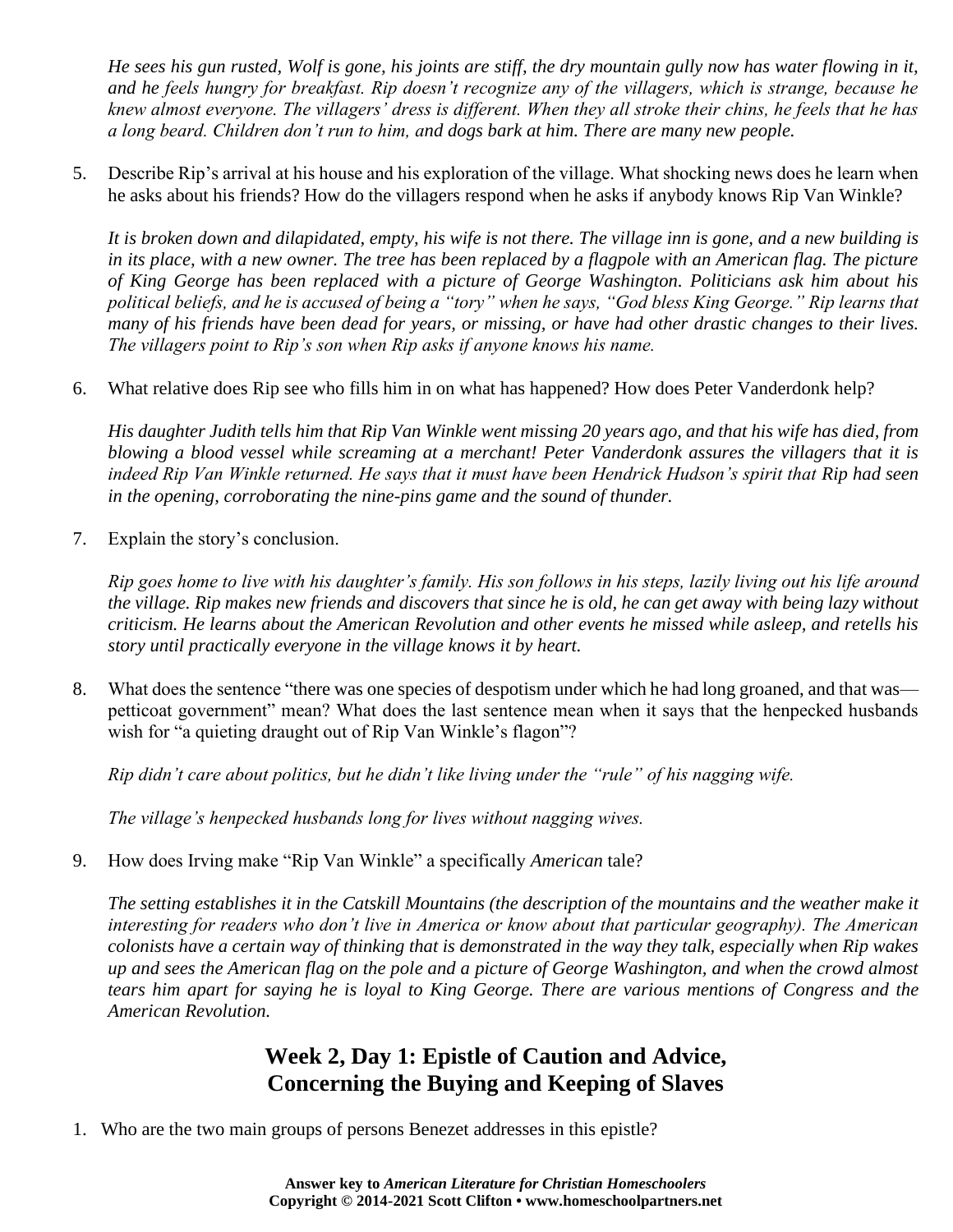*He sees his gun rusted, Wolf is gone, his joints are stiff, the dry mountain gully now has water flowing in it, and he feels hungry for breakfast. Rip doesn't recognize any of the villagers, which is strange, because he knew almost everyone. The villagers' dress is different. When they all stroke their chins, he feels that he has a long beard. Children don't run to him, and dogs bark at him. There are many new people.*

5. Describe Rip's arrival at his house and his exploration of the village. What shocking news does he learn when he asks about his friends? How do the villagers respond when he asks if anybody knows Rip Van Winkle?

   *It is broken down and dilapidated, empty, his wife is not there. The village inn is gone, and a new building is in its place, with a new owner. The tree has been replaced by a flagpole with an American flag. The picture of King George has been replaced with a picture of George Washington. Politicians ask him about his political beliefs, and he is accused of being a "tory" when he says, "God bless King George." Rip learns that many of his friends have been dead for years, or missing, or have had other drastic changes to their lives. The villagers point to Rip's son when Rip asks if anyone knows his name.*

6. What relative does Rip see who fills him in on what has happened? How does Peter Vanderdonk help?

   *His daughter Judith tells him that Rip Van Winkle went missing 20 years ago, and that his wife has died, from blowing a blood vessel while screaming at a merchant! Peter Vanderdonk assures the villagers that it is indeed Rip Van Winkle returned. He says that it must have been Hendrick Hudson's spirit that Rip had seen in the opening, corroborating the nine-pins game and the sound of thunder.*

7. Explain the story's conclusion.

   *Rip goes home to live with his daughter's family. His son follows in his steps, lazily living out his life around the village. Rip makes new friends and discovers that since he is old, he can get away with being lazy without criticism. He learns about the American Revolution and other events he missed while asleep, and retells his story until practically everyone in the village knows it by heart.*

8. What does the sentence "there was one species of despotism under which he had long groaned, and that was—petticoat government" mean? What does the last sentence mean when it says that the henpecked husbands wish for "a quieting draught out of Rip Van Winkle's flagon"?

   *Rip didn't care about politics, but he didn't like living under the "rule" of his nagging wife.*

   *The village's henpecked husbands long for lives without nagging wives.*

9. How does Irving make "Rip Van Winkle" a specifically *American* tale?

   *The setting establishes it in the Catskill Mountains (the description of the mountains and the weather make it interesting for readers who don't live in America or know about that particular geography). The American colonists have a certain way of thinking that is demonstrated in the way they talk, especially when Rip wakes up and sees the American flag on the pole and a picture of George Washington, and when the crowd almost tears him apart for saying he is loyal to King George. There are various mentions of Congress and the American Revolution.*

## Week 2, Day 1: Epistle of Caution and Advice, Concerning the Buying and Keeping of Slaves

1. Who are the two main groups of persons Benezet addresses in this epistle?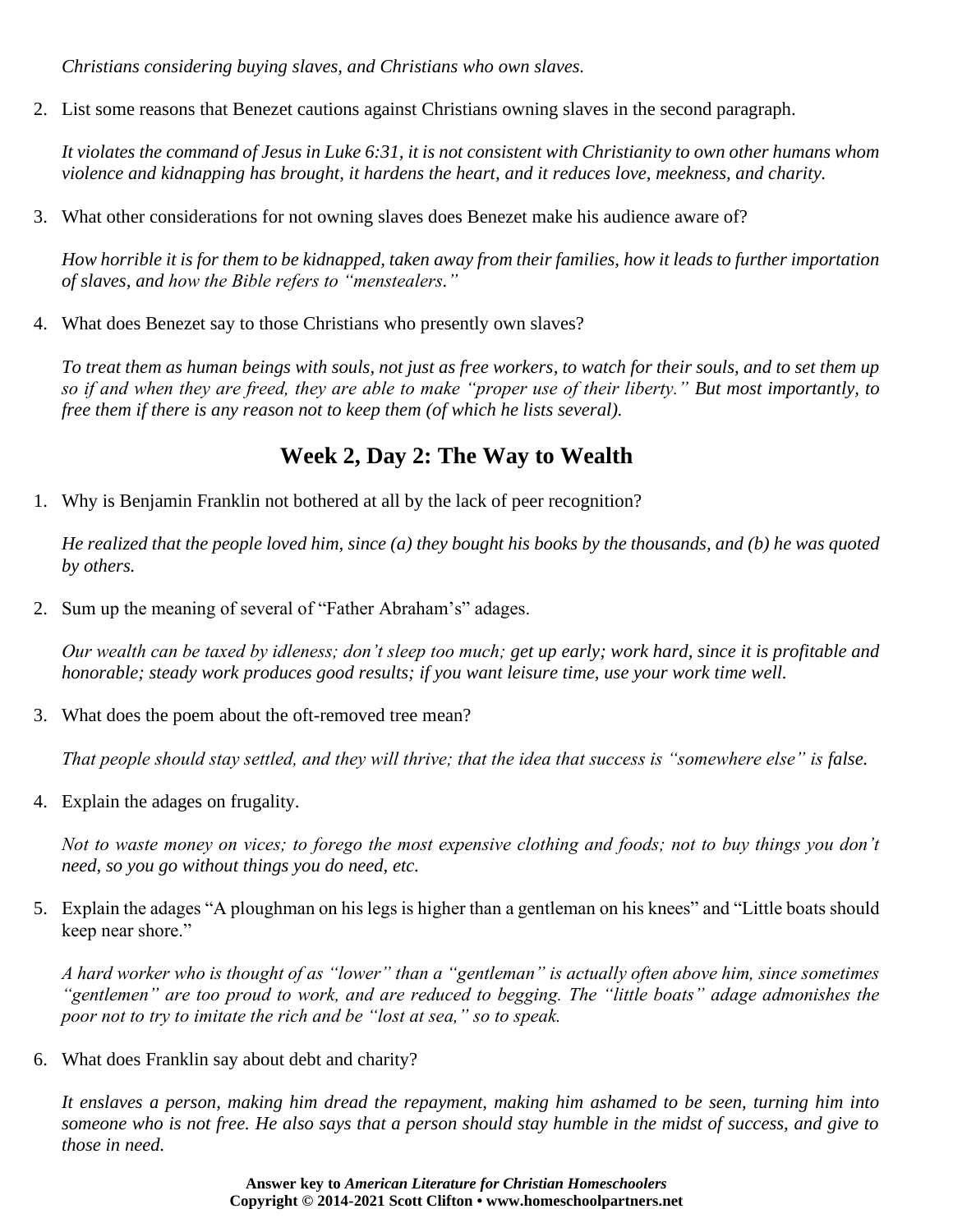*Christians considering buying slaves, and Christians who own slaves.*

2. List some reasons that Benezet cautions against Christians owning slaves in the second paragraph.

   *It violates the command of Jesus in Luke 6:31, it is not consistent with Christianity to own other humans whom violence and kidnapping has brought, it hardens the heart, and it reduces love, meekness, and charity.*

3. What other considerations for not owning slaves does Benezet make his audience aware of?

   *How horrible it is for them to be kidnapped, taken away from their families, how it leads to further importation of slaves, and how the Bible refers to "menstealers."*

4. What does Benezet say to those Christians who presently own slaves?

   *To treat them as human beings with souls, not just as free workers, to watch for their souls, and to set them up so if and when they are freed, they are able to make "proper use of their liberty." But most importantly, to free them if there is any reason not to keep them (of which he lists several).*

## Week 2, Day 2: The Way to Wealth

1. Why is Benjamin Franklin not bothered at all by the lack of peer recognition?

   *He realized that the people loved him, since (a) they bought his books by the thousands, and (b) he was quoted by others.*

2. Sum up the meaning of several of "Father Abraham's" adages.

   *Our wealth can be taxed by idleness; don't sleep too much; get up early; work hard, since it is profitable and honorable; steady work produces good results; if you want leisure time, use your work time well.*

3. What does the poem about the oft-removed tree mean?

   *That people should stay settled, and they will thrive; that the idea that success is "somewhere else" is false.*

4. Explain the adages on frugality.

   *Not to waste money on vices; to forego the most expensive clothing and foods; not to buy things you don't need, so you go without things you do need, etc.*

5. Explain the adages "A ploughman on his legs is higher than a gentleman on his knees" and "Little boats should keep near shore."

   *A hard worker who is thought of as "lower" than a "gentleman" is actually often above him, since sometimes "gentlemen" are too proud to work, and are reduced to begging. The "little boats" adage admonishes the poor not to try to imitate the rich and be "lost at sea," so to speak.*

6. What does Franklin say about debt and charity?

   *It enslaves a person, making him dread the repayment, making him ashamed to be seen, turning him into someone who is not free. He also says that a person should stay humble in the midst of success, and give to those in need.*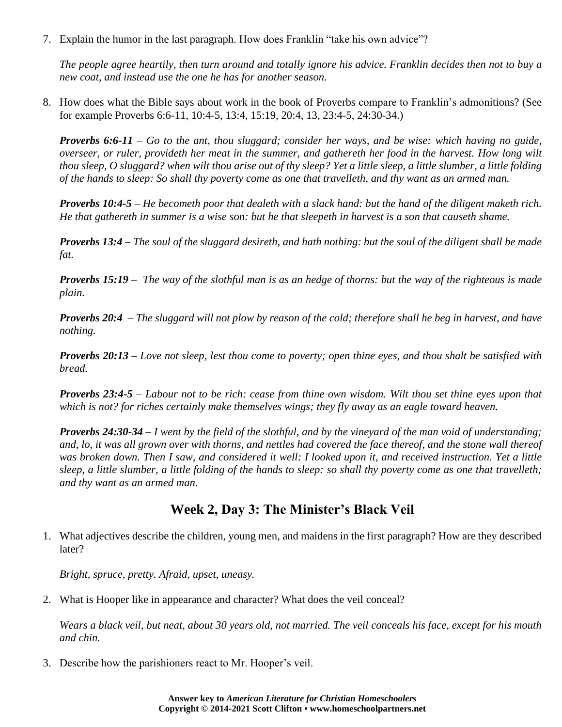7. Explain the humor in the last paragraph. How does Franklin "take his own advice"?

   *The people agree heartily, then turn around and totally ignore his advice. Franklin decides then not to buy a new coat, and instead use the one he has for another season.*

8. How does what the Bible says about work in the book of Proverbs compare to Franklin's admonitions? (See for example Proverbs 6:6-11, 10:4-5, 13:4, 15:19, 20:4, 13, 23:4-5, 24:30-34.)

   ***Proverbs 6:6-11*** *– Go to the ant, thou sluggard; consider her ways, and be wise: which having no guide, overseer, or ruler, provideth her meat in the summer, and gathereth her food in the harvest. How long wilt thou sleep, O sluggard? when wilt thou arise out of thy sleep? Yet a little sleep, a little slumber, a little folding of the hands to sleep: So shall thy poverty come as one that travelleth, and thy want as an armed man.*

   ***Proverbs 10:4-5*** *– He becometh poor that dealeth with a slack hand: but the hand of the diligent maketh rich. He that gathereth in summer is a wise son: but he that sleepeth in harvest is a son that causeth shame.*

   ***Proverbs 13:4*** *– The soul of the sluggard desireth, and hath nothing: but the soul of the diligent shall be made fat.*

   ***Proverbs 15:19*** *– The way of the slothful man is as an hedge of thorns: but the way of the righteous is made plain.*

   ***Proverbs 20:4*** *– The sluggard will not plow by reason of the cold; therefore shall he beg in harvest, and have nothing.*

   ***Proverbs 20:13*** *– Love not sleep, lest thou come to poverty; open thine eyes, and thou shalt be satisfied with bread.*

   ***Proverbs 23:4-5*** *– Labour not to be rich: cease from thine own wisdom. Wilt thou set thine eyes upon that which is not? for riches certainly make themselves wings; they fly away as an eagle toward heaven.*

   ***Proverbs 24:30-34*** *– I went by the field of the slothful, and by the vineyard of the man void of understanding; and, lo, it was all grown over with thorns, and nettles had covered the face thereof, and the stone wall thereof was broken down. Then I saw, and considered it well: I looked upon it, and received instruction. Yet a little sleep, a little slumber, a little folding of the hands to sleep: so shall thy poverty come as one that travelleth; and thy want as an armed man.*

## Week 2, Day 3: The Minister's Black Veil

1. What adjectives describe the children, young men, and maidens in the first paragraph? How are they described later?

   *Bright, spruce, pretty. Afraid, upset, uneasy.*

2. What is Hooper like in appearance and character? What does the veil conceal?

   *Wears a black veil, but neat, about 30 years old, not married. The veil conceals his face, except for his mouth and chin.*

3. Describe how the parishioners react to Mr. Hooper's veil.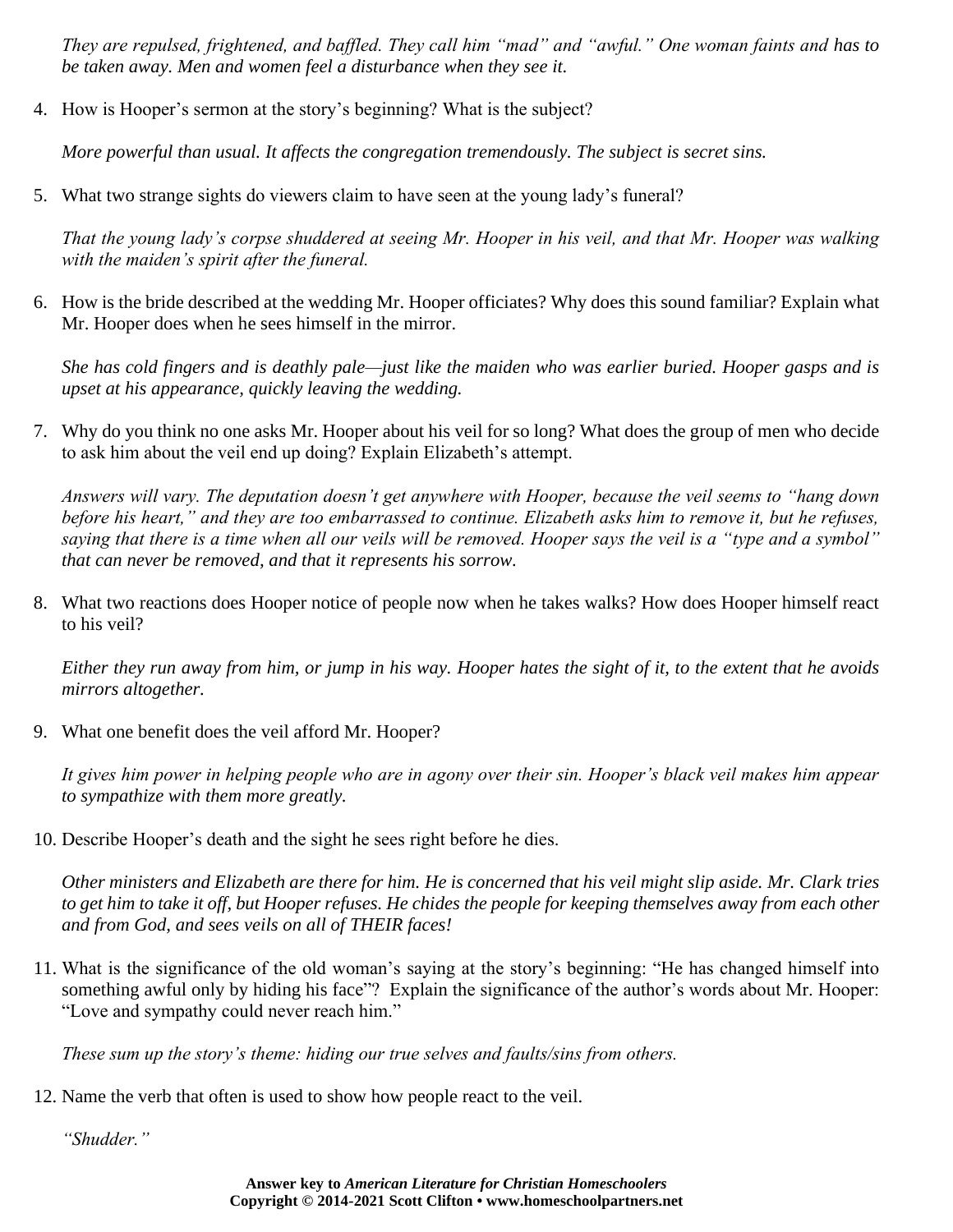*They are repulsed, frightened, and baffled. They call him "mad" and "awful." One woman faints and has to be taken away. Men and women feel a disturbance when they see it.*

4. How is Hooper's sermon at the story's beginning? What is the subject?

   *More powerful than usual. It affects the congregation tremendously. The subject is secret sins.*

5. What two strange sights do viewers claim to have seen at the young lady's funeral?

   *That the young lady's corpse shuddered at seeing Mr. Hooper in his veil, and that Mr. Hooper was walking with the maiden's spirit after the funeral.*

6. How is the bride described at the wedding Mr. Hooper officiates? Why does this sound familiar? Explain what Mr. Hooper does when he sees himself in the mirror.

   *She has cold fingers and is deathly pale—just like the maiden who was earlier buried. Hooper gasps and is upset at his appearance, quickly leaving the wedding.*

7. Why do you think no one asks Mr. Hooper about his veil for so long? What does the group of men who decide to ask him about the veil end up doing? Explain Elizabeth's attempt.

   *Answers will vary. The deputation doesn't get anywhere with Hooper, because the veil seems to "hang down before his heart," and they are too embarrassed to continue. Elizabeth asks him to remove it, but he refuses, saying that there is a time when all our veils will be removed. Hooper says the veil is a "type and a symbol" that can never be removed, and that it represents his sorrow.*

8. What two reactions does Hooper notice of people now when he takes walks? How does Hooper himself react to his veil?

   *Either they run away from him, or jump in his way. Hooper hates the sight of it, to the extent that he avoids mirrors altogether.*

9. What one benefit does the veil afford Mr. Hooper?

   *It gives him power in helping people who are in agony over their sin. Hooper's black veil makes him appear to sympathize with them more greatly.*

10. Describe Hooper's death and the sight he sees right before he dies.

    *Other ministers and Elizabeth are there for him. He is concerned that his veil might slip aside. Mr. Clark tries to get him to take it off, but Hooper refuses. He chides the people for keeping themselves away from each other and from God, and sees veils on all of THEIR faces!*

11. What is the significance of the old woman's saying at the story's beginning: "He has changed himself into something awful only by hiding his face"? Explain the significance of the author's words about Mr. Hooper: "Love and sympathy could never reach him."

    *These sum up the story's theme: hiding our true selves and faults/sins from others.*

12. Name the verb that often is used to show how people react to the veil.

    *"Shudder."*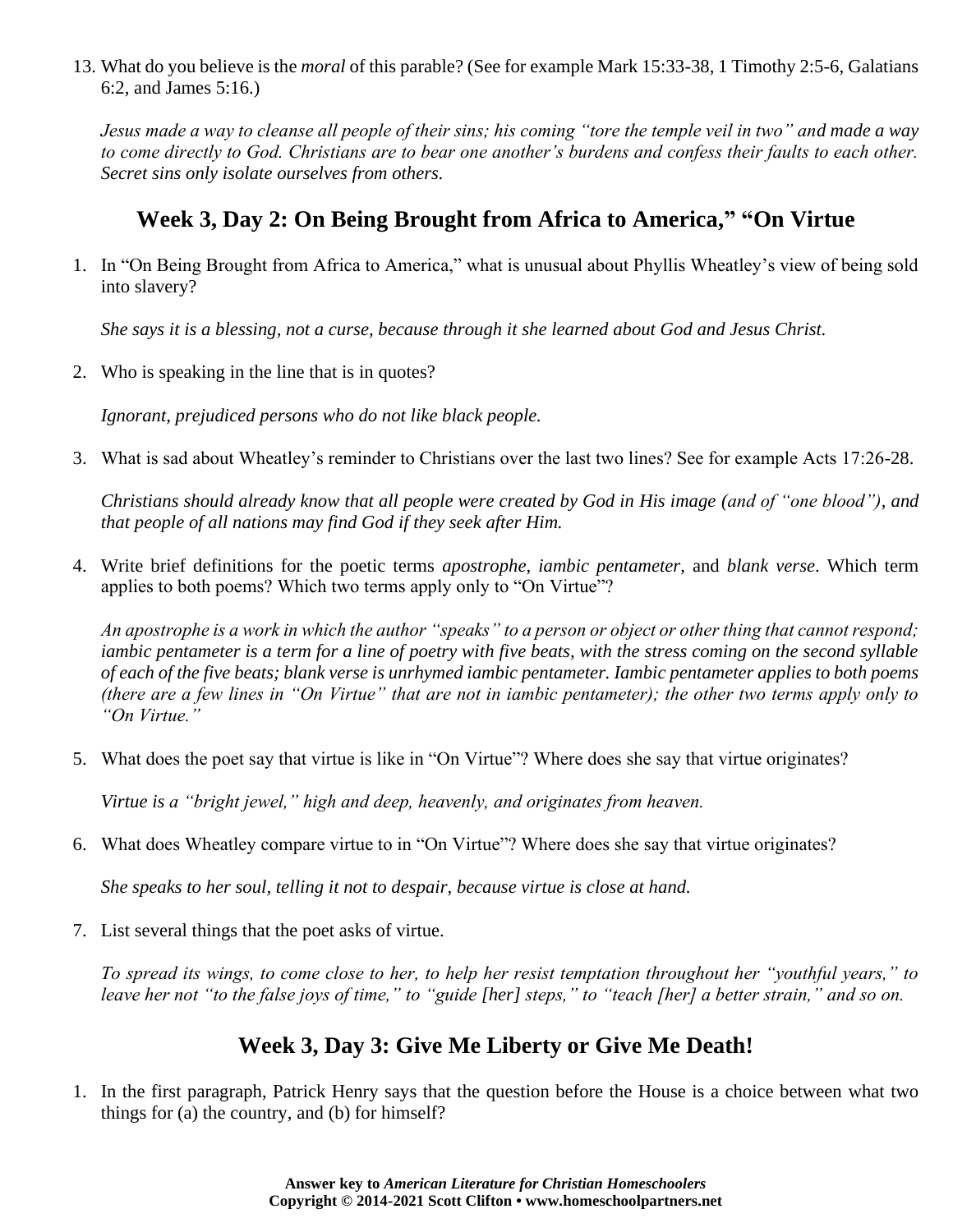13. What do you believe is the *moral* of this parable? (See for example Mark 15:33-38, 1 Timothy 2:5-6, Galatians 6:2, and James 5:16.)

    *Jesus made a way to cleanse all people of their sins; his coming "tore the temple veil in two" and made a way to come directly to God. Christians are to bear one another's burdens and confess their faults to each other. Secret sins only isolate ourselves from others.*

## Week 3, Day 2: On Being Brought from Africa to America," "On Virtue

1. In "On Being Brought from Africa to America," what is unusual about Phyllis Wheatley's view of being sold into slavery?

   *She says it is a blessing, not a curse, because through it she learned about God and Jesus Christ.*

2. Who is speaking in the line that is in quotes?

   *Ignorant, prejudiced persons who do not like black people.*

3. What is sad about Wheatley's reminder to Christians over the last two lines? See for example Acts 17:26-28.

   *Christians should already know that all people were created by God in His image (and of "one blood"), and that people of all nations may find God if they seek after Him.*

4. Write brief definitions for the poetic terms *apostrophe*, *iambic pentameter*, and *blank verse*. Which term applies to both poems? Which two terms apply only to "On Virtue"?

   *An apostrophe is a work in which the author "speaks" to a person or object or other thing that cannot respond; iambic pentameter is a term for a line of poetry with five beats, with the stress coming on the second syllable of each of the five beats; blank verse is unrhymed iambic pentameter. Iambic pentameter applies to both poems (there are a few lines in "On Virtue" that are not in iambic pentameter); the other two terms apply only to "On Virtue."*

5. What does the poet say that virtue is like in "On Virtue"? Where does she say that virtue originates?

   *Virtue is a "bright jewel," high and deep, heavenly, and originates from heaven.*

6. What does Wheatley compare virtue to in "On Virtue"? Where does she say that virtue originates?

   *She speaks to her soul, telling it not to despair, because virtue is close at hand.*

7. List several things that the poet asks of virtue.

   *To spread its wings, to come close to her, to help her resist temptation throughout her "youthful years," to leave her not "to the false joys of time," to "guide [her] steps," to "teach [her] a better strain," and so on.*

## Week 3, Day 3: Give Me Liberty or Give Me Death!

1. In the first paragraph, Patrick Henry says that the question before the House is a choice between what two things for (a) the country, and (b) for himself?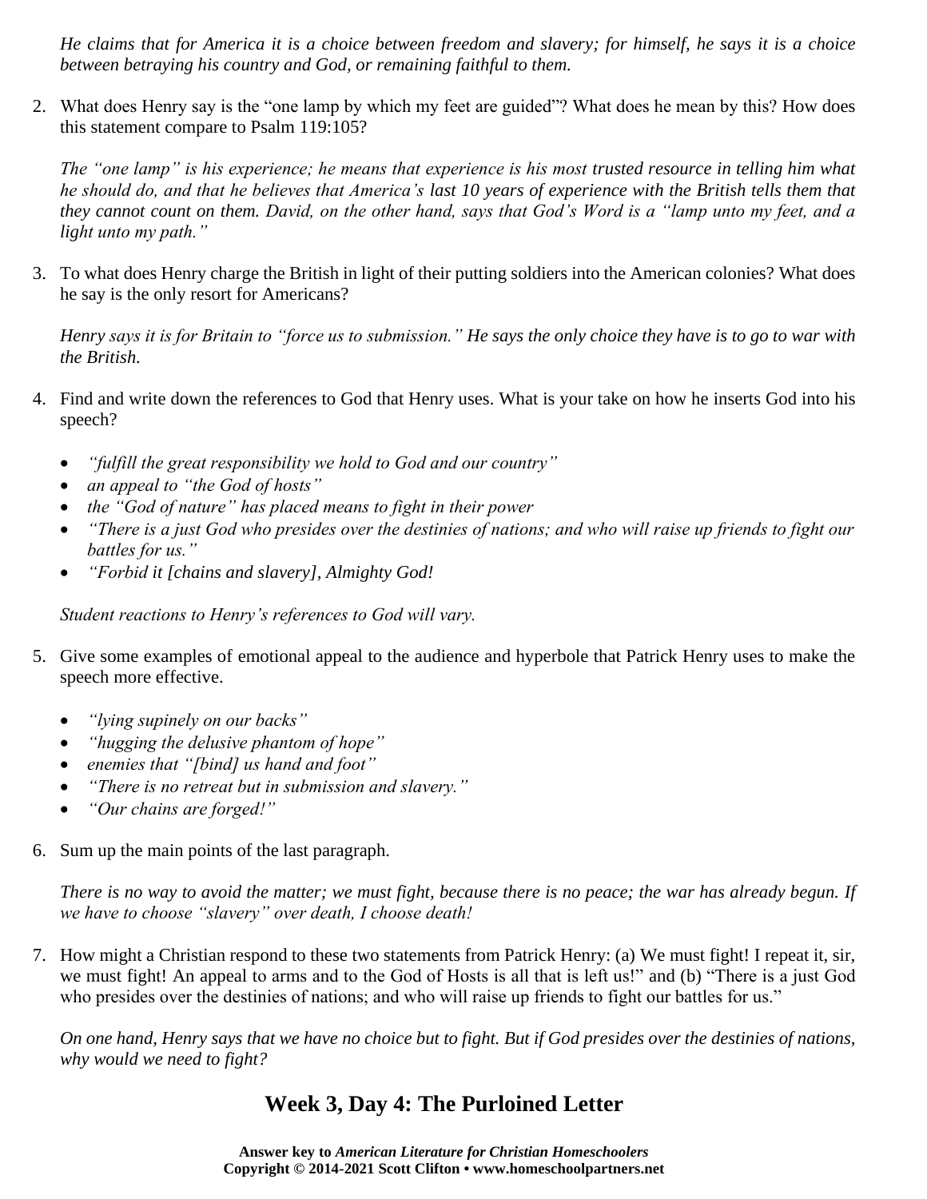*He claims that for America it is a choice between freedom and slavery; for himself, he says it is a choice between betraying his country and God, or remaining faithful to them.*

2. What does Henry say is the "one lamp by which my feet are guided"? What does he mean by this? How does this statement compare to Psalm 119:105?

   *The "one lamp" is his experience; he means that experience is his most trusted resource in telling him what he should do, and that he believes that America's last 10 years of experience with the British tells them that they cannot count on them. David, on the other hand, says that God's Word is a "lamp unto my feet, and a light unto my path."*

3. To what does Henry charge the British in light of their putting soldiers into the American colonies? What does he say is the only resort for Americans?

   *Henry says it is for Britain to "force us to submission." He says the only choice they have is to go to war with the British.*

4. Find and write down the references to God that Henry uses. What is your take on how he inserts God into his speech?

   - *"fulfill the great responsibility we hold to God and our country"*
   - *an appeal to "the God of hosts"*
   - *the "God of nature" has placed means to fight in their power*
   - *"There is a just God who presides over the destinies of nations; and who will raise up friends to fight our battles for us."*
   - *"Forbid it [chains and slavery], Almighty God!*

   *Student reactions to Henry's references to God will vary.*

5. Give some examples of emotional appeal to the audience and hyperbole that Patrick Henry uses to make the speech more effective.

   - *"lying supinely on our backs"*
   - *"hugging the delusive phantom of hope"*
   - *enemies that "[bind] us hand and foot"*
   - *"There is no retreat but in submission and slavery."*
   - *"Our chains are forged!"*

6. Sum up the main points of the last paragraph.

   *There is no way to avoid the matter; we must fight, because there is no peace; the war has already begun. If we have to choose "slavery" over death, I choose death!*

7. How might a Christian respond to these two statements from Patrick Henry: (a) We must fight! I repeat it, sir, we must fight! An appeal to arms and to the God of Hosts is all that is left us!" and (b) "There is a just God who presides over the destinies of nations; and who will raise up friends to fight our battles for us."

   *On one hand, Henry says that we have no choice but to fight. But if God presides over the destinies of nations, why would we need to fight?*

## Week 3, Day 4: The Purloined Letter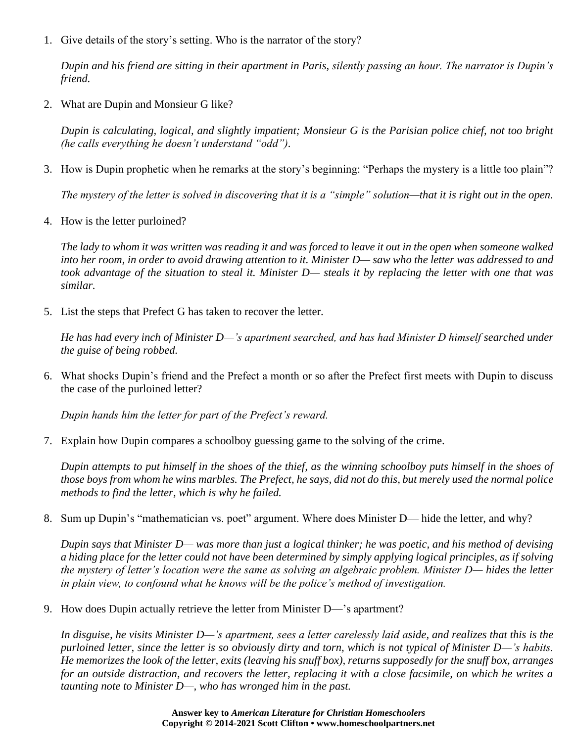1. Give details of the story's setting. Who is the narrator of the story?

   *Dupin and his friend are sitting in their apartment in Paris, silently passing an hour. The narrator is Dupin's friend.*

2. What are Dupin and Monsieur G like?

   *Dupin is calculating, logical, and slightly impatient; Monsieur G is the Parisian police chief, not too bright (he calls everything he doesn't understand "odd").*

3. How is Dupin prophetic when he remarks at the story's beginning: "Perhaps the mystery is a little too plain"?

   *The mystery of the letter is solved in discovering that it is a "simple" solution—that it is right out in the open.*

4. How is the letter purloined?

   *The lady to whom it was written was reading it and was forced to leave it out in the open when someone walked into her room, in order to avoid drawing attention to it. Minister D— saw who the letter was addressed to and took advantage of the situation to steal it. Minister D— steals it by replacing the letter with one that was similar.*

5. List the steps that Prefect G has taken to recover the letter.

   *He has had every inch of Minister D—'s apartment searched, and has had Minister D himself searched under the guise of being robbed.*

6. What shocks Dupin's friend and the Prefect a month or so after the Prefect first meets with Dupin to discuss the case of the purloined letter?

   *Dupin hands him the letter for part of the Prefect's reward.*

7. Explain how Dupin compares a schoolboy guessing game to the solving of the crime.

   *Dupin attempts to put himself in the shoes of the thief, as the winning schoolboy puts himself in the shoes of those boys from whom he wins marbles. The Prefect, he says, did not do this, but merely used the normal police methods to find the letter, which is why he failed.*

8. Sum up Dupin's "mathematician vs. poet" argument. Where does Minister D— hide the letter, and why?

   *Dupin says that Minister D— was more than just a logical thinker; he was poetic, and his method of devising a hiding place for the letter could not have been determined by simply applying logical principles, as if solving the mystery of letter's location were the same as solving an algebraic problem. Minister D— hides the letter in plain view, to confound what he knows will be the police's method of investigation.*

9. How does Dupin actually retrieve the letter from Minister D—'s apartment?

   *In disguise, he visits Minister D—'s apartment, sees a letter carelessly laid aside, and realizes that this is the purloined letter, since the letter is so obviously dirty and torn, which is not typical of Minister D—'s habits. He memorizes the look of the letter, exits (leaving his snuff box), returns supposedly for the snuff box, arranges for an outside distraction, and recovers the letter, replacing it with a close facsimile, on which he writes a taunting note to Minister D—, who has wronged him in the past.*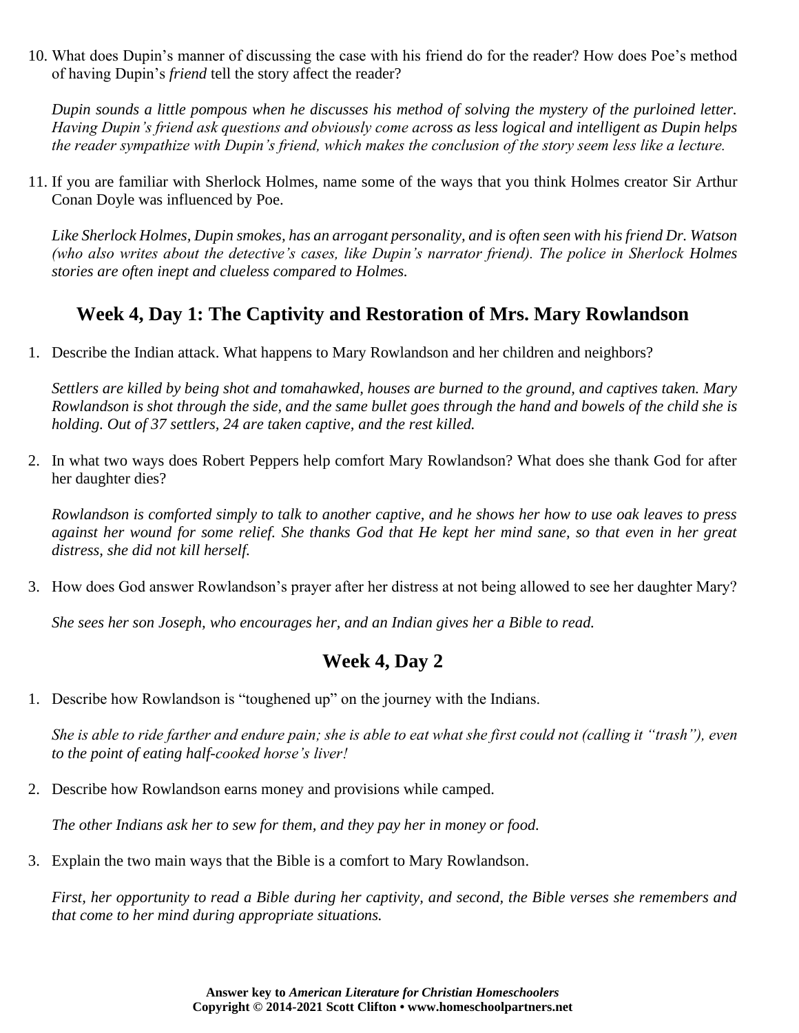10. What does Dupin's manner of discussing the case with his friend do for the reader? How does Poe's method of having Dupin's *friend* tell the story affect the reader?

    *Dupin sounds a little pompous when he discusses his method of solving the mystery of the purloined letter. Having Dupin's friend ask questions and obviously come across as less logical and intelligent as Dupin helps the reader sympathize with Dupin's friend, which makes the conclusion of the story seem less like a lecture.*

11. If you are familiar with Sherlock Holmes, name some of the ways that you think Holmes creator Sir Arthur Conan Doyle was influenced by Poe.

    *Like Sherlock Holmes, Dupin smokes, has an arrogant personality, and is often seen with his friend Dr. Watson (who also writes about the detective's cases, like Dupin's narrator friend). The police in Sherlock Holmes stories are often inept and clueless compared to Holmes.*

## Week 4, Day 1: The Captivity and Restoration of Mrs. Mary Rowlandson

1. Describe the Indian attack. What happens to Mary Rowlandson and her children and neighbors?

   *Settlers are killed by being shot and tomahawked, houses are burned to the ground, and captives taken. Mary Rowlandson is shot through the side, and the same bullet goes through the hand and bowels of the child she is holding. Out of 37 settlers, 24 are taken captive, and the rest killed.*

2. In what two ways does Robert Peppers help comfort Mary Rowlandson? What does she thank God for after her daughter dies?

   *Rowlandson is comforted simply to talk to another captive, and he shows her how to use oak leaves to press against her wound for some relief. She thanks God that He kept her mind sane, so that even in her great distress, she did not kill herself.*

3. How does God answer Rowlandson's prayer after her distress at not being allowed to see her daughter Mary?

   *She sees her son Joseph, who encourages her, and an Indian gives her a Bible to read.*

## Week 4, Day 2

1. Describe how Rowlandson is "toughened up" on the journey with the Indians.

   *She is able to ride farther and endure pain; she is able to eat what she first could not (calling it "trash"), even to the point of eating half-cooked horse's liver!*

2. Describe how Rowlandson earns money and provisions while camped.

   *The other Indians ask her to sew for them, and they pay her in money or food.*

3. Explain the two main ways that the Bible is a comfort to Mary Rowlandson.

   *First, her opportunity to read a Bible during her captivity, and second, the Bible verses she remembers and that come to her mind during appropriate situations.*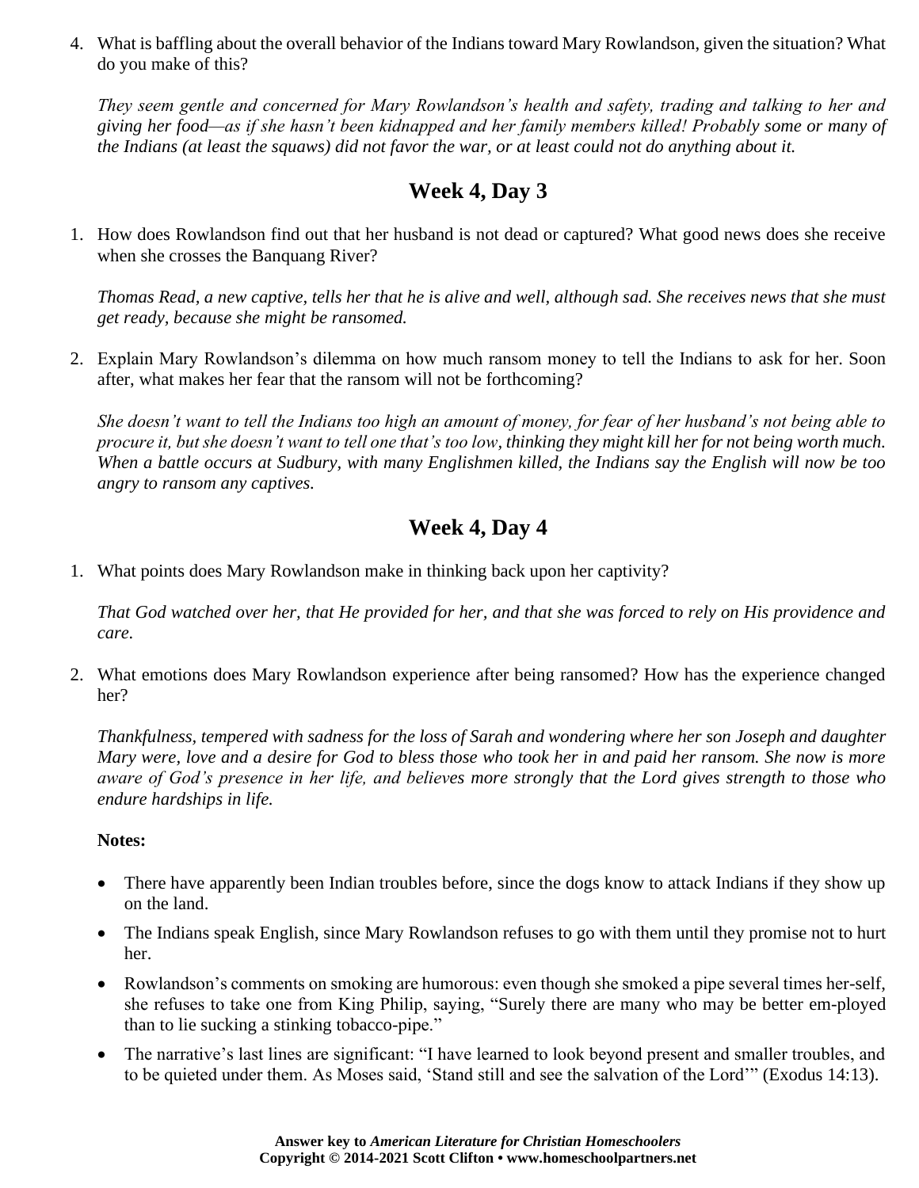4. What is baffling about the overall behavior of the Indians toward Mary Rowlandson, given the situation? What do you make of this?

   *They seem gentle and concerned for Mary Rowlandson's health and safety, trading and talking to her and giving her food—as if she hasn't been kidnapped and her family members killed! Probably some or many of the Indians (at least the squaws) did not favor the war, or at least could not do anything about it.*

## Week 4, Day 3

1. How does Rowlandson find out that her husband is not dead or captured? What good news does she receive when she crosses the Banquang River?

   *Thomas Read, a new captive, tells her that he is alive and well, although sad. She receives news that she must get ready, because she might be ransomed.*

2. Explain Mary Rowlandson's dilemma on how much ransom money to tell the Indians to ask for her. Soon after, what makes her fear that the ransom will not be forthcoming?

   *She doesn't want to tell the Indians too high an amount of money, for fear of her husband's not being able to procure it, but she doesn't want to tell one that's too low, thinking they might kill her for not being worth much. When a battle occurs at Sudbury, with many Englishmen killed, the Indians say the English will now be too angry to ransom any captives.*

## Week 4, Day 4

1. What points does Mary Rowlandson make in thinking back upon her captivity?

   *That God watched over her, that He provided for her, and that she was forced to rely on His providence and care.*

2. What emotions does Mary Rowlandson experience after being ransomed? How has the experience changed her?

   *Thankfulness, tempered with sadness for the loss of Sarah and wondering where her son Joseph and daughter Mary were, love and a desire for God to bless those who took her in and paid her ransom. She now is more aware of God's presence in her life, and believes more strongly that the Lord gives strength to those who endure hardships in life.*

   **Notes:**

   - There have apparently been Indian troubles before, since the dogs know to attack Indians if they show up on the land.
   - The Indians speak English, since Mary Rowlandson refuses to go with them until they promise not to hurt her.
   - Rowlandson's comments on smoking are humorous: even though she smoked a pipe several times her-self, she refuses to take one from King Philip, saying, "Surely there are many who may be better em-ployed than to lie sucking a stinking tobacco-pipe."
   - The narrative's last lines are significant: "I have learned to look beyond present and smaller troubles, and to be quieted under them. As Moses said, 'Stand still and see the salvation of the Lord'" (Exodus 14:13).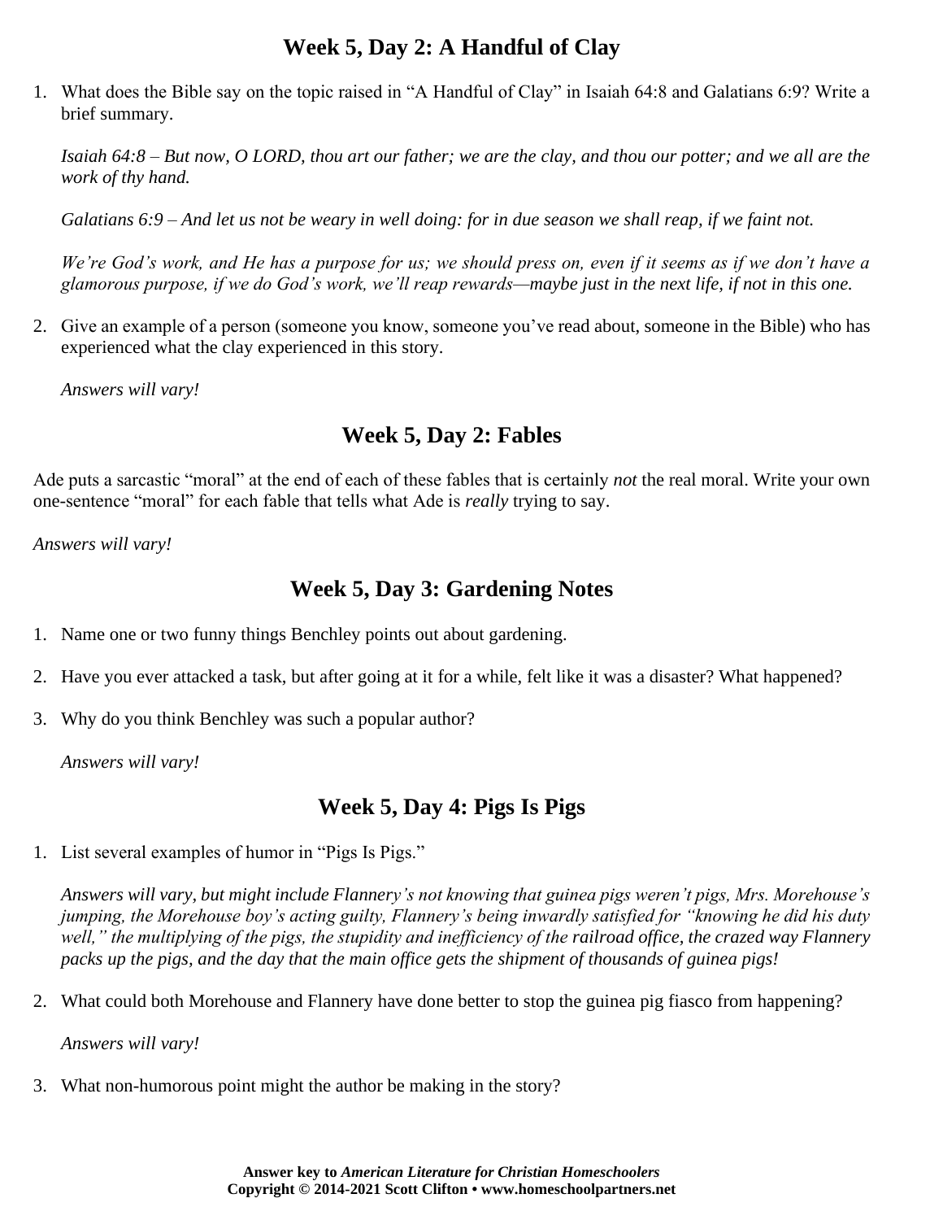## Week 5, Day 2: A Handful of Clay

1. What does the Bible say on the topic raised in "A Handful of Clay" in Isaiah 64:8 and Galatians 6:9? Write a brief summary.

   *Isaiah 64:8 – But now, O LORD, thou art our father; we are the clay, and thou our potter; and we all are the work of thy hand.*

   *Galatians 6:9 – And let us not be weary in well doing: for in due season we shall reap, if we faint not.*

   *We're God's work, and He has a purpose for us; we should press on, even if it seems as if we don't have a glamorous purpose, if we do God's work, we'll reap rewards—maybe just in the next life, if not in this one.*

2. Give an example of a person (someone you know, someone you've read about, someone in the Bible) who has experienced what the clay experienced in this story.

   *Answers will vary!*

## Week 5, Day 2: Fables

Ade puts a sarcastic "moral" at the end of each of these fables that is certainly *not* the real moral. Write your own one-sentence "moral" for each fable that tells what Ade is *really* trying to say.

*Answers will vary!*

## Week 5, Day 3: Gardening Notes

1. Name one or two funny things Benchley points out about gardening.
2. Have you ever attacked a task, but after going at it for a while, felt like it was a disaster? What happened?
3. Why do you think Benchley was such a popular author?

   *Answers will vary!*

## Week 5, Day 4: Pigs Is Pigs

1. List several examples of humor in "Pigs Is Pigs."

   *Answers will vary, but might include Flannery's not knowing that guinea pigs weren't pigs, Mrs. Morehouse's jumping, the Morehouse boy's acting guilty, Flannery's being inwardly satisfied for "knowing he did his duty well," the multiplying of the pigs, the stupidity and inefficiency of the railroad office, the crazed way Flannery packs up the pigs, and the day that the main office gets the shipment of thousands of guinea pigs!*

2. What could both Morehouse and Flannery have done better to stop the guinea pig fiasco from happening?

   *Answers will vary!*

3. What non-humorous point might the author be making in the story?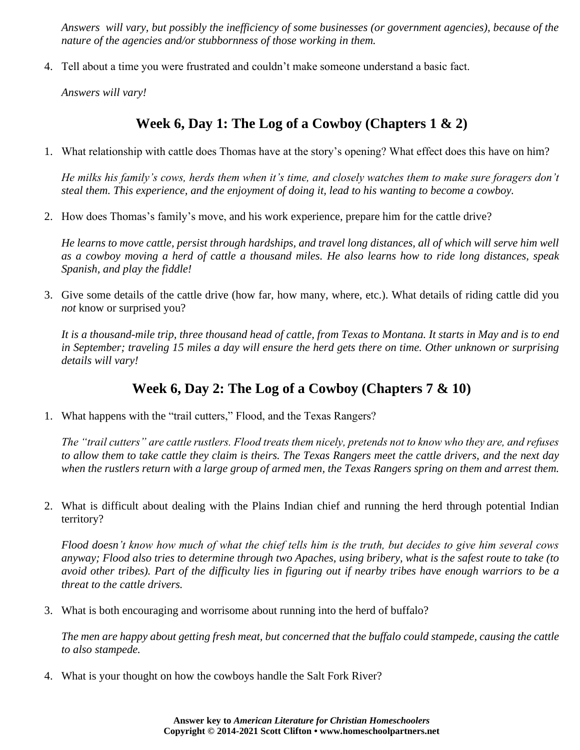*Answers will vary, but possibly the inefficiency of some businesses (or government agencies), because of the nature of the agencies and/or stubbornness of those working in them.*

4. Tell about a time you were frustrated and couldn't make someone understand a basic fact.

   *Answers will vary!*

## Week 6, Day 1: The Log of a Cowboy (Chapters 1 & 2)

1. What relationship with cattle does Thomas have at the story's opening? What effect does this have on him?

   *He milks his family's cows, herds them when it's time, and closely watches them to make sure foragers don't steal them. This experience, and the enjoyment of doing it, lead to his wanting to become a cowboy.*

2. How does Thomas's family's move, and his work experience, prepare him for the cattle drive?

   *He learns to move cattle, persist through hardships, and travel long distances, all of which will serve him well as a cowboy moving a herd of cattle a thousand miles. He also learns how to ride long distances, speak Spanish, and play the fiddle!*

3. Give some details of the cattle drive (how far, how many, where, etc.). What details of riding cattle did you *not* know or surprised you?

   *It is a thousand-mile trip, three thousand head of cattle, from Texas to Montana. It starts in May and is to end in September; traveling 15 miles a day will ensure the herd gets there on time. Other unknown or surprising details will vary!*

## Week 6, Day 2: The Log of a Cowboy (Chapters 7 & 10)

1. What happens with the "trail cutters," Flood, and the Texas Rangers?

   *The "trail cutters" are cattle rustlers. Flood treats them nicely, pretends not to know who they are, and refuses to allow them to take cattle they claim is theirs. The Texas Rangers meet the cattle drivers, and the next day when the rustlers return with a large group of armed men, the Texas Rangers spring on them and arrest them.*

2. What is difficult about dealing with the Plains Indian chief and running the herd through potential Indian territory?

   *Flood doesn't know how much of what the chief tells him is the truth, but decides to give him several cows anyway; Flood also tries to determine through two Apaches, using bribery, what is the safest route to take (to avoid other tribes). Part of the difficulty lies in figuring out if nearby tribes have enough warriors to be a threat to the cattle drivers.*

3. What is both encouraging and worrisome about running into the herd of buffalo?

   *The men are happy about getting fresh meat, but concerned that the buffalo could stampede, causing the cattle to also stampede.*

4. What is your thought on how the cowboys handle the Salt Fork River?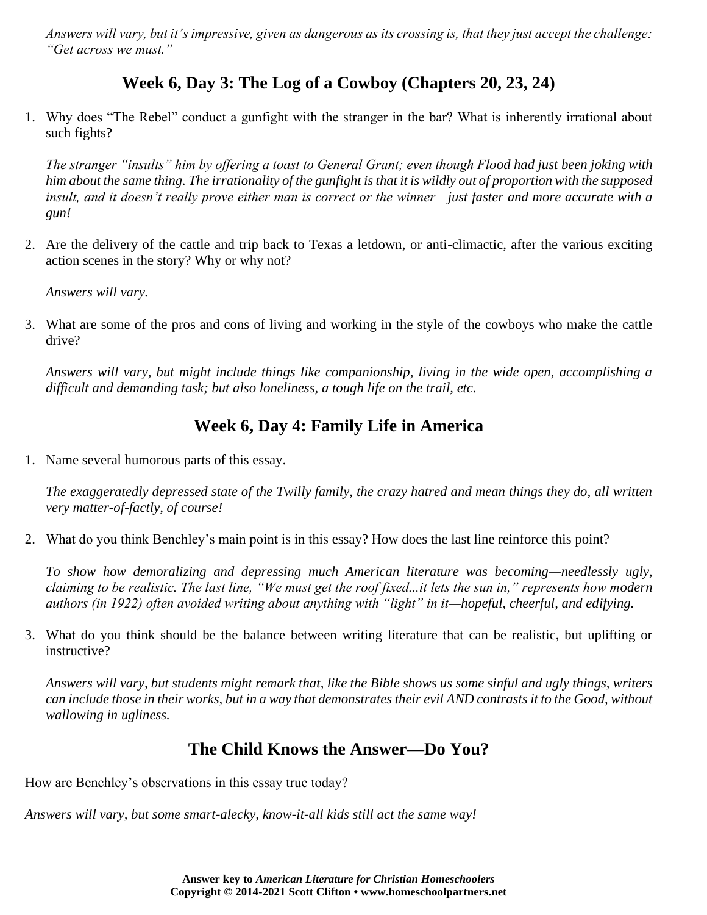*Answers will vary, but it's impressive, given as dangerous as its crossing is, that they just accept the challenge: "Get across we must."*

## Week 6, Day 3: The Log of a Cowboy (Chapters 20, 23, 24)

1. Why does "The Rebel" conduct a gunfight with the stranger in the bar? What is inherently irrational about such fights?

   *The stranger "insults" him by offering a toast to General Grant; even though Flood had just been joking with him about the same thing. The irrationality of the gunfight is that it is wildly out of proportion with the supposed insult, and it doesn't really prove either man is correct or the winner—just faster and more accurate with a gun!*

2. Are the delivery of the cattle and trip back to Texas a letdown, or anti-climactic, after the various exciting action scenes in the story? Why or why not?

   *Answers will vary.*

3. What are some of the pros and cons of living and working in the style of the cowboys who make the cattle drive?

   *Answers will vary, but might include things like companionship, living in the wide open, accomplishing a difficult and demanding task; but also loneliness, a tough life on the trail, etc.*

## Week 6, Day 4: Family Life in America

1. Name several humorous parts of this essay.

   *The exaggeratedly depressed state of the Twilly family, the crazy hatred and mean things they do, all written very matter-of-factly, of course!*

2. What do you think Benchley's main point is in this essay? How does the last line reinforce this point?

   *To show how demoralizing and depressing much American literature was becoming—needlessly ugly, claiming to be realistic. The last line, "We must get the roof fixed...it lets the sun in," represents how modern authors (in 1922) often avoided writing about anything with "light" in it—hopeful, cheerful, and edifying.*

3. What do you think should be the balance between writing literature that can be realistic, but uplifting or instructive?

   *Answers will vary, but students might remark that, like the Bible shows us some sinful and ugly things, writers can include those in their works, but in a way that demonstrates their evil AND contrasts it to the Good, without wallowing in ugliness.*

## The Child Knows the Answer—Do You?

How are Benchley's observations in this essay true today?

*Answers will vary, but some smart-alecky, know-it-all kids still act the same way!*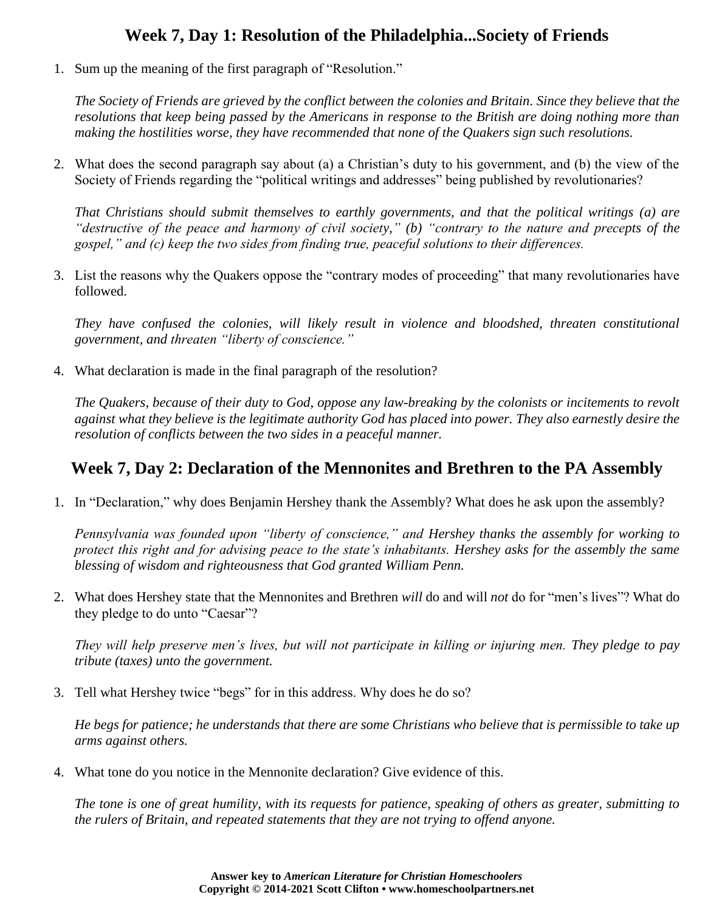## Week 7, Day 1: Resolution of the Philadelphia...Society of Friends

1. Sum up the meaning of the first paragraph of "Resolution."

   *The Society of Friends are grieved by the conflict between the colonies and Britain. Since they believe that the resolutions that keep being passed by the Americans in response to the British are doing nothing more than making the hostilities worse, they have recommended that none of the Quakers sign such resolutions.*

2. What does the second paragraph say about (a) a Christian's duty to his government, and (b) the view of the Society of Friends regarding the "political writings and addresses" being published by revolutionaries?

   *That Christians should submit themselves to earthly governments, and that the political writings (a) are "destructive of the peace and harmony of civil society," (b) "contrary to the nature and precepts of the gospel," and (c) keep the two sides from finding true, peaceful solutions to their differences.*

3. List the reasons why the Quakers oppose the "contrary modes of proceeding" that many revolutionaries have followed.

   *They have confused the colonies, will likely result in violence and bloodshed, threaten constitutional government, and threaten "liberty of conscience."*

4. What declaration is made in the final paragraph of the resolution?

   *The Quakers, because of their duty to God, oppose any law-breaking by the colonists or incitements to revolt against what they believe is the legitimate authority God has placed into power. They also earnestly desire the resolution of conflicts between the two sides in a peaceful manner.*

## Week 7, Day 2: Declaration of the Mennonites and Brethren to the PA Assembly

1. In "Declaration," why does Benjamin Hershey thank the Assembly? What does he ask upon the assembly?

   *Pennsylvania was founded upon "liberty of conscience," and Hershey thanks the assembly for working to protect this right and for advising peace to the state's inhabitants. Hershey asks for the assembly the same blessing of wisdom and righteousness that God granted William Penn.*

2. What does Hershey state that the Mennonites and Brethren *will* do and will *not* do for "men's lives"? What do they pledge to do unto "Caesar"?

   *They will help preserve men's lives, but will not participate in killing or injuring men. They pledge to pay tribute (taxes) unto the government.*

3. Tell what Hershey twice "begs" for in this address. Why does he do so?

   *He begs for patience; he understands that there are some Christians who believe that is permissible to take up arms against others.*

4. What tone do you notice in the Mennonite declaration? Give evidence of this.

   *The tone is one of great humility, with its requests for patience, speaking of others as greater, submitting to the rulers of Britain, and repeated statements that they are not trying to offend anyone.*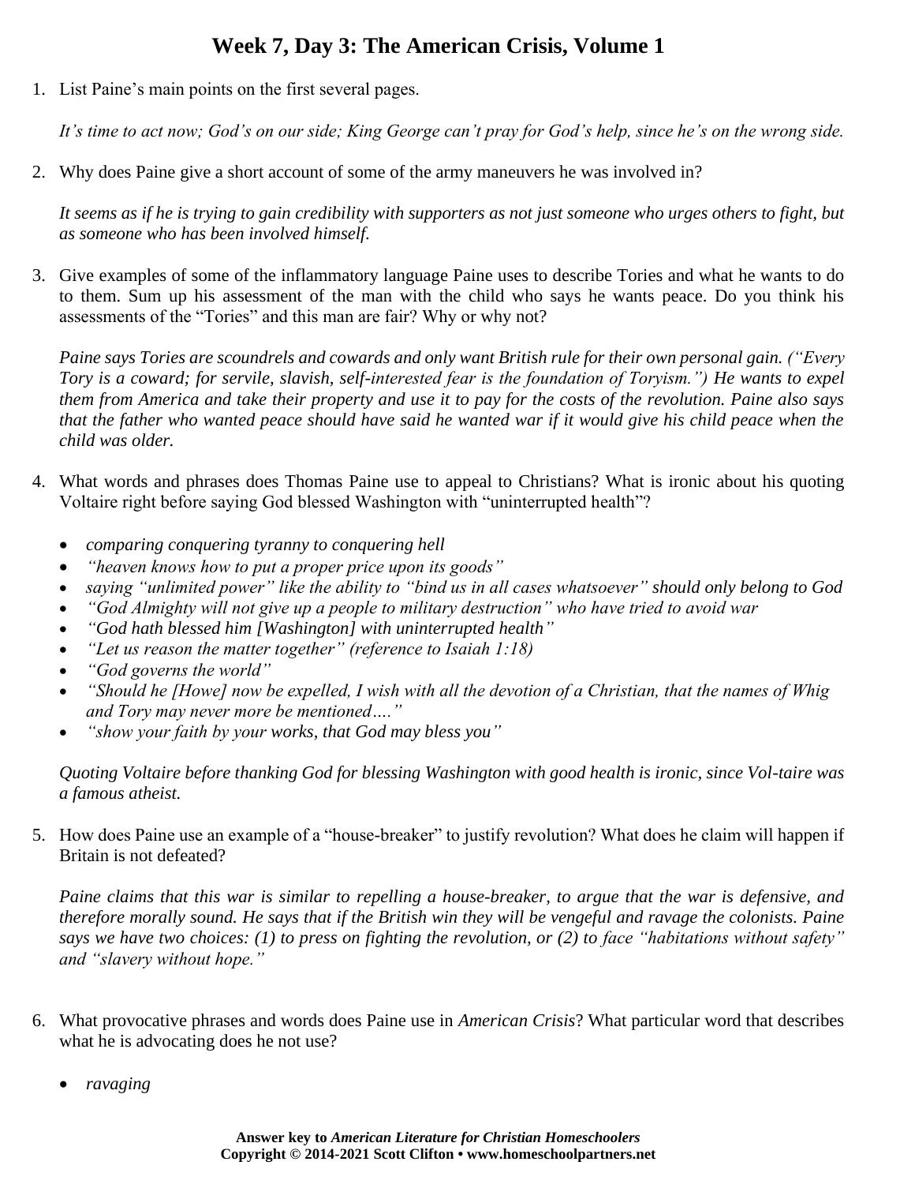# Week 7, Day 3: The American Crisis, Volume 1

1. List Paine's main points on the first several pages.

   *It's time to act now; God's on our side; King George can't pray for God's help, since he's on the wrong side.*

2. Why does Paine give a short account of some of the army maneuvers he was involved in?

   *It seems as if he is trying to gain credibility with supporters as not just someone who urges others to fight, but as someone who has been involved himself.*

3. Give examples of some of the inflammatory language Paine uses to describe Tories and what he wants to do to them. Sum up his assessment of the man with the child who says he wants peace. Do you think his assessments of the "Tories" and this man are fair? Why or why not?

   *Paine says Tories are scoundrels and cowards and only want British rule for their own personal gain. ("Every Tory is a coward; for servile, slavish, self-interested fear is the foundation of Toryism.") He wants to expel them from America and take their property and use it to pay for the costs of the revolution. Paine also says that the father who wanted peace should have said he wanted war if it would give his child peace when the child was older.*

4. What words and phrases does Thomas Paine use to appeal to Christians? What is ironic about his quoting Voltaire right before saying God blessed Washington with "uninterrupted health"?

   - *comparing conquering tyranny to conquering hell*
   - *"heaven knows how to put a proper price upon its goods"*
   - *saying "unlimited power" like the ability to "bind us in all cases whatsoever" should only belong to God*
   - *"God Almighty will not give up a people to military destruction" who have tried to avoid war*
   - *"God hath blessed him [Washington] with uninterrupted health"*
   - *"Let us reason the matter together" (reference to Isaiah 1:18)*
   - *"God governs the world"*
   - *"Should he [Howe] now be expelled, I wish with all the devotion of a Christian, that the names of Whig and Tory may never more be mentioned…."*
   - *"show your faith by your works, that God may bless you"*

   *Quoting Voltaire before thanking God for blessing Washington with good health is ironic, since Vol-taire was a famous atheist.*

5. How does Paine use an example of a "house-breaker" to justify revolution? What does he claim will happen if Britain is not defeated?

   *Paine claims that this war is similar to repelling a house-breaker, to argue that the war is defensive, and therefore morally sound. He says that if the British win they will be vengeful and ravage the colonists. Paine says we have two choices: (1) to press on fighting the revolution, or (2) to face "habitations without safety" and "slavery without hope."*

6. What provocative phrases and words does Paine use in *American Crisis*? What particular word that describes what he is advocating does he not use?

   - *ravaging*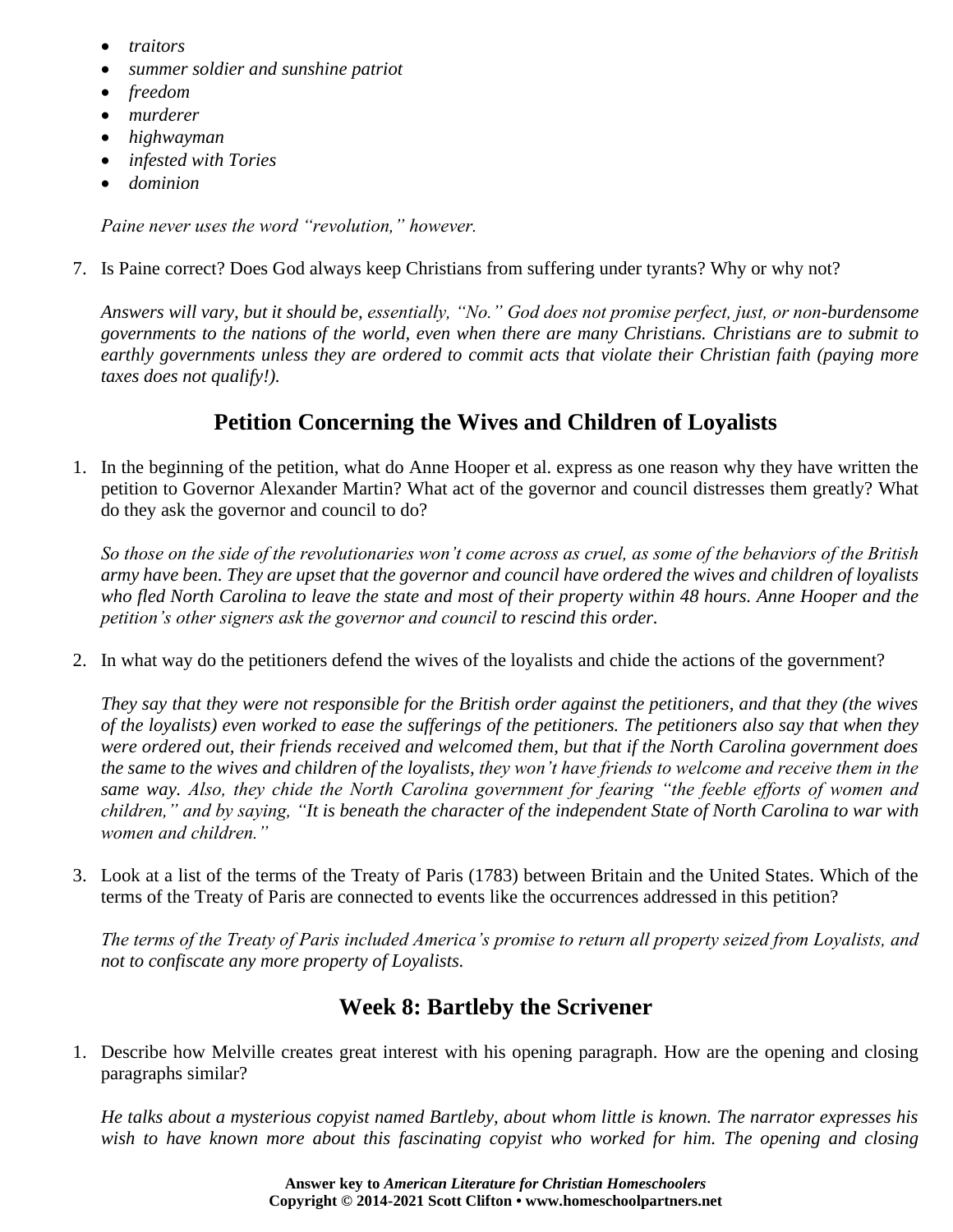- *traitors*
- *summer soldier and sunshine patriot*
- *freedom*
- *murderer*
- *highwayman*
- *infested with Tories*
- *dominion*

*Paine never uses the word "revolution," however.*

7. Is Paine correct? Does God always keep Christians from suffering under tyrants? Why or why not?

   *Answers will vary, but it should be, essentially, "No." God does not promise perfect, just, or non-burdensome governments to the nations of the world, even when there are many Christians. Christians are to submit to earthly governments unless they are ordered to commit acts that violate their Christian faith (paying more taxes does not qualify!).*

## Petition Concerning the Wives and Children of Loyalists

1. In the beginning of the petition, what do Anne Hooper et al. express as one reason why they have written the petition to Governor Alexander Martin? What act of the governor and council distresses them greatly? What do they ask the governor and council to do?

   *So those on the side of the revolutionaries won't come across as cruel, as some of the behaviors of the British army have been. They are upset that the governor and council have ordered the wives and children of loyalists who fled North Carolina to leave the state and most of their property within 48 hours. Anne Hooper and the petition's other signers ask the governor and council to rescind this order.*

2. In what way do the petitioners defend the wives of the loyalists and chide the actions of the government?

   *They say that they were not responsible for the British order against the petitioners, and that they (the wives of the loyalists) even worked to ease the sufferings of the petitioners. The petitioners also say that when they were ordered out, their friends received and welcomed them, but that if the North Carolina government does the same to the wives and children of the loyalists, they won't have friends to welcome and receive them in the same way. Also, they chide the North Carolina government for fearing "the feeble efforts of women and children," and by saying, "It is beneath the character of the independent State of North Carolina to war with women and children."*

3. Look at a list of the terms of the Treaty of Paris (1783) between Britain and the United States. Which of the terms of the Treaty of Paris are connected to events like the occurrences addressed in this petition?

   *The terms of the Treaty of Paris included America's promise to return all property seized from Loyalists, and not to confiscate any more property of Loyalists.*

## Week 8: Bartleby the Scrivener

1. Describe how Melville creates great interest with his opening paragraph. How are the opening and closing paragraphs similar?

   *He talks about a mysterious copyist named Bartleby, about whom little is known. The narrator expresses his wish to have known more about this fascinating copyist who worked for him. The opening and closing*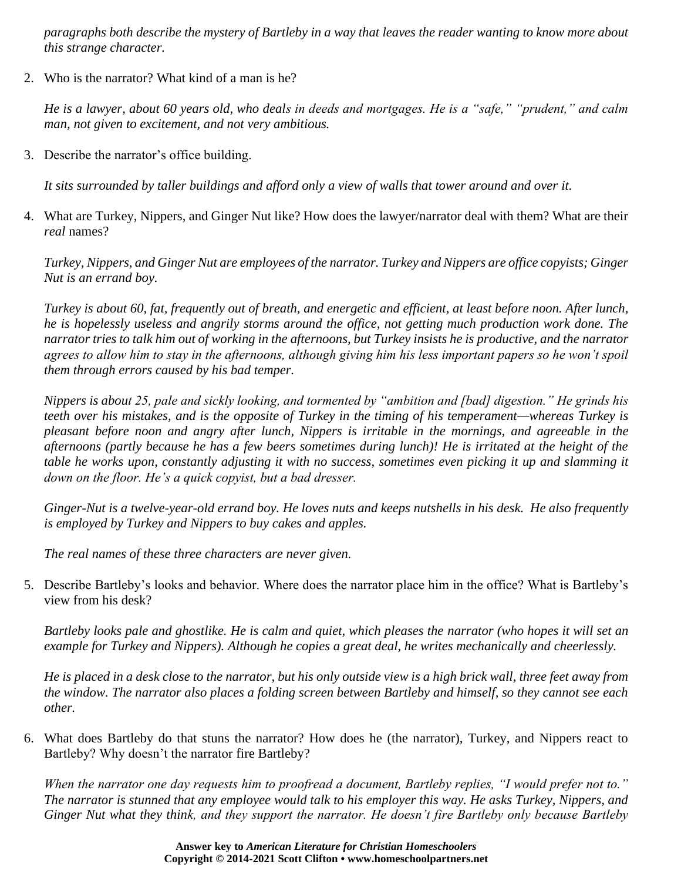*paragraphs both describe the mystery of Bartleby in a way that leaves the reader wanting to know more about this strange character.*

2. Who is the narrator? What kind of a man is he?

   *He is a lawyer, about 60 years old, who deals in deeds and mortgages. He is a "safe," "prudent," and calm man, not given to excitement, and not very ambitious.*

3. Describe the narrator's office building.

   *It sits surrounded by taller buildings and afford only a view of walls that tower around and over it.*

4. What are Turkey, Nippers, and Ginger Nut like? How does the lawyer/narrator deal with them? What are their *real* names?

   *Turkey, Nippers, and Ginger Nut are employees of the narrator. Turkey and Nippers are office copyists; Ginger Nut is an errand boy.*

   *Turkey is about 60, fat, frequently out of breath, and energetic and efficient, at least before noon. After lunch, he is hopelessly useless and angrily storms around the office, not getting much production work done. The narrator tries to talk him out of working in the afternoons, but Turkey insists he is productive, and the narrator agrees to allow him to stay in the afternoons, although giving him his less important papers so he won't spoil them through errors caused by his bad temper.*

   *Nippers is about 25, pale and sickly looking, and tormented by "ambition and [bad] digestion." He grinds his teeth over his mistakes, and is the opposite of Turkey in the timing of his temperament—whereas Turkey is pleasant before noon and angry after lunch, Nippers is irritable in the mornings, and agreeable in the afternoons (partly because he has a few beers sometimes during lunch)! He is irritated at the height of the table he works upon, constantly adjusting it with no success, sometimes even picking it up and slamming it down on the floor. He's a quick copyist, but a bad dresser.*

   *Ginger-Nut is a twelve-year-old errand boy. He loves nuts and keeps nutshells in his desk. He also frequently is employed by Turkey and Nippers to buy cakes and apples.*

   *The real names of these three characters are never given.*

5. Describe Bartleby's looks and behavior. Where does the narrator place him in the office? What is Bartleby's view from his desk?

   *Bartleby looks pale and ghostlike. He is calm and quiet, which pleases the narrator (who hopes it will set an example for Turkey and Nippers). Although he copies a great deal, he writes mechanically and cheerlessly.*

   *He is placed in a desk close to the narrator, but his only outside view is a high brick wall, three feet away from the window. The narrator also places a folding screen between Bartleby and himself, so they cannot see each other.*

6. What does Bartleby do that stuns the narrator? How does he (the narrator), Turkey, and Nippers react to Bartleby? Why doesn't the narrator fire Bartleby?

   *When the narrator one day requests him to proofread a document, Bartleby replies, "I would prefer not to." The narrator is stunned that any employee would talk to his employer this way. He asks Turkey, Nippers, and Ginger Nut what they think, and they support the narrator. He doesn't fire Bartleby only because Bartleby*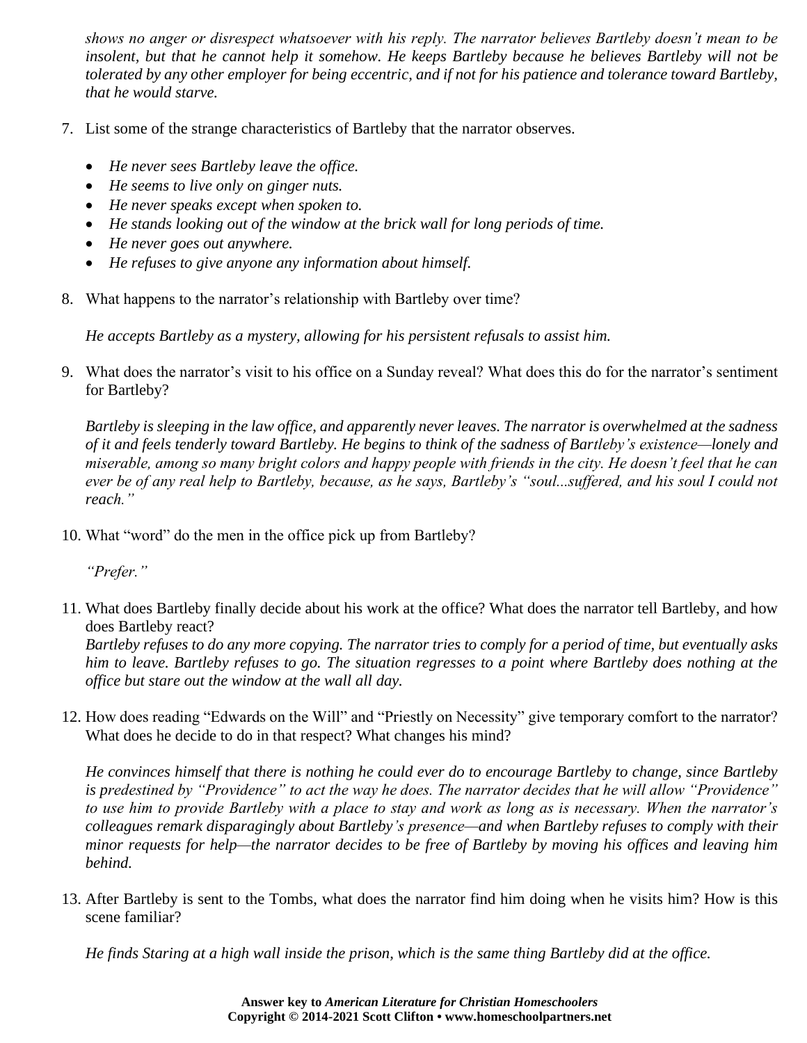*shows no anger or disrespect whatsoever with his reply. The narrator believes Bartleby doesn't mean to be insolent, but that he cannot help it somehow. He keeps Bartleby because he believes Bartleby will not be tolerated by any other employer for being eccentric, and if not for his patience and tolerance toward Bartleby, that he would starve.*

7. List some of the strange characteristics of Bartleby that the narrator observes.

   - *He never sees Bartleby leave the office.*
   - *He seems to live only on ginger nuts.*
   - *He never speaks except when spoken to.*
   - *He stands looking out of the window at the brick wall for long periods of time.*
   - *He never goes out anywhere.*
   - *He refuses to give anyone any information about himself.*

8. What happens to the narrator's relationship with Bartleby over time?

   *He accepts Bartleby as a mystery, allowing for his persistent refusals to assist him.*

9. What does the narrator's visit to his office on a Sunday reveal? What does this do for the narrator's sentiment for Bartleby?

   *Bartleby is sleeping in the law office, and apparently never leaves. The narrator is overwhelmed at the sadness of it and feels tenderly toward Bartleby. He begins to think of the sadness of Bartleby's existence—lonely and miserable, among so many bright colors and happy people with friends in the city. He doesn't feel that he can ever be of any real help to Bartleby, because, as he says, Bartleby's "soul...suffered, and his soul I could not reach."*

10. What "word" do the men in the office pick up from Bartleby?

    *"Prefer."*

11. What does Bartleby finally decide about his work at the office? What does the narrator tell Bartleby, and how does Bartleby react?
    *Bartleby refuses to do any more copying. The narrator tries to comply for a period of time, but eventually asks him to leave. Bartleby refuses to go. The situation regresses to a point where Bartleby does nothing at the office but stare out the window at the wall all day.*

12. How does reading "Edwards on the Will" and "Priestly on Necessity" give temporary comfort to the narrator? What does he decide to do in that respect? What changes his mind?

    *He convinces himself that there is nothing he could ever do to encourage Bartleby to change, since Bartleby is predestined by "Providence" to act the way he does. The narrator decides that he will allow "Providence" to use him to provide Bartleby with a place to stay and work as long as is necessary. When the narrator's colleagues remark disparagingly about Bartleby's presence—and when Bartleby refuses to comply with their minor requests for help—the narrator decides to be free of Bartleby by moving his offices and leaving him behind.*

13. After Bartleby is sent to the Tombs, what does the narrator find him doing when he visits him? How is this scene familiar?

    *He finds Staring at a high wall inside the prison, which is the same thing Bartleby did at the office.*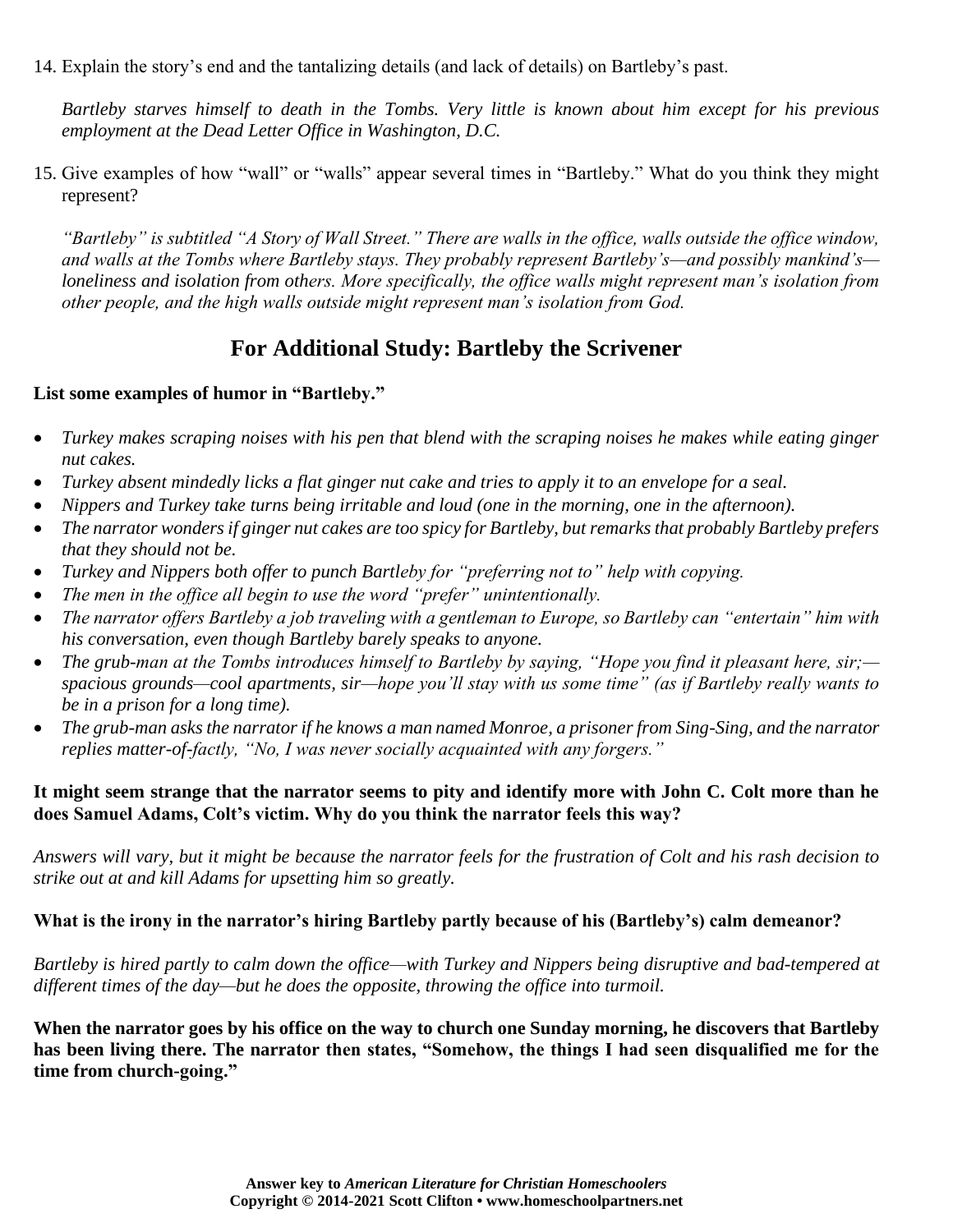14. Explain the story's end and the tantalizing details (and lack of details) on Bartleby's past.

    *Bartleby starves himself to death in the Tombs. Very little is known about him except for his previous employment at the Dead Letter Office in Washington, D.C.*

15. Give examples of how "wall" or "walls" appear several times in "Bartleby." What do you think they might represent?

    *"Bartleby" is subtitled "A Story of Wall Street." There are walls in the office, walls outside the office window, and walls at the Tombs where Bartleby stays. They probably represent Bartleby's—and possibly mankind's—loneliness and isolation from others. More specifically, the office walls might represent man's isolation from other people, and the high walls outside might represent man's isolation from God.*

## For Additional Study: Bartleby the Scrivener

**List some examples of humor in "Bartleby."**

- *Turkey makes scraping noises with his pen that blend with the scraping noises he makes while eating ginger nut cakes.*
- *Turkey absent mindedly licks a flat ginger nut cake and tries to apply it to an envelope for a seal.*
- *Nippers and Turkey take turns being irritable and loud (one in the morning, one in the afternoon).*
- *The narrator wonders if ginger nut cakes are too spicy for Bartleby, but remarks that probably Bartleby prefers that they should not be.*
- *Turkey and Nippers both offer to punch Bartleby for "preferring not to" help with copying.*
- *The men in the office all begin to use the word "prefer" unintentionally.*
- *The narrator offers Bartleby a job traveling with a gentleman to Europe, so Bartleby can "entertain" him with his conversation, even though Bartleby barely speaks to anyone.*
- *The grub-man at the Tombs introduces himself to Bartleby by saying, "Hope you find it pleasant here, sir;—spacious grounds—cool apartments, sir—hope you'll stay with us some time" (as if Bartleby really wants to be in a prison for a long time).*
- *The grub-man asks the narrator if he knows a man named Monroe, a prisoner from Sing-Sing, and the narrator replies matter-of-factly, "No, I was never socially acquainted with any forgers."*

**It might seem strange that the narrator seems to pity and identify more with John C. Colt more than he does Samuel Adams, Colt's victim. Why do you think the narrator feels this way?**

*Answers will vary, but it might be because the narrator feels for the frustration of Colt and his rash decision to strike out at and kill Adams for upsetting him so greatly.*

**What is the irony in the narrator's hiring Bartleby partly because of his (Bartleby's) calm demeanor?**

*Bartleby is hired partly to calm down the office—with Turkey and Nippers being disruptive and bad-tempered at different times of the day—but he does the opposite, throwing the office into turmoil.*

**When the narrator goes by his office on the way to church one Sunday morning, he discovers that Bartleby has been living there. The narrator then states, "Somehow, the things I had seen disqualified me for the time from church-going."**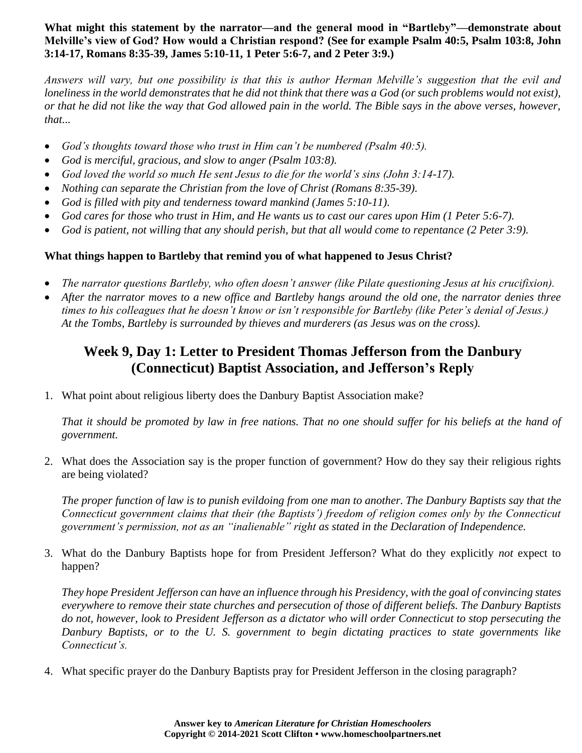**What might this statement by the narrator—and the general mood in "Bartleby"—demonstrate about Melville's view of God? How would a Christian respond? (See for example Psalm 40:5, Psalm 103:8, John 3:14-17, Romans 8:35-39, James 5:10-11, 1 Peter 5:6-7, and 2 Peter 3:9.)**

*Answers will vary, but one possibility is that this is author Herman Melville's suggestion that the evil and loneliness in the world demonstrates that he did not think that there was a God (or such problems would not exist), or that he did not like the way that God allowed pain in the world. The Bible says in the above verses, however, that...*

- *God's thoughts toward those who trust in Him can't be numbered (Psalm 40:5).*
- *God is merciful, gracious, and slow to anger (Psalm 103:8).*
- *God loved the world so much He sent Jesus to die for the world's sins (John 3:14-17).*
- *Nothing can separate the Christian from the love of Christ (Romans 8:35-39).*
- *God is filled with pity and tenderness toward mankind (James 5:10-11).*
- *God cares for those who trust in Him, and He wants us to cast our cares upon Him (1 Peter 5:6-7).*
- *God is patient, not willing that any should perish, but that all would come to repentance (2 Peter 3:9).*

**What things happen to Bartleby that remind you of what happened to Jesus Christ?**

- *The narrator questions Bartleby, who often doesn't answer (like Pilate questioning Jesus at his crucifixion).*
- *After the narrator moves to a new office and Bartleby hangs around the old one, the narrator denies three times to his colleagues that he doesn't know or isn't responsible for Bartleby (like Peter's denial of Jesus.) At the Tombs, Bartleby is surrounded by thieves and murderers (as Jesus was on the cross).*

## Week 9, Day 1: Letter to President Thomas Jefferson from the Danbury (Connecticut) Baptist Association, and Jefferson's Reply

1. What point about religious liberty does the Danbury Baptist Association make?

   *That it should be promoted by law in free nations. That no one should suffer for his beliefs at the hand of government.*

2. What does the Association say is the proper function of government? How do they say their religious rights are being violated?

   *The proper function of law is to punish evildoing from one man to another. The Danbury Baptists say that the Connecticut government claims that their (the Baptists') freedom of religion comes only by the Connecticut government's permission, not as an "inalienable" right as stated in the Declaration of Independence.*

3. What do the Danbury Baptists hope for from President Jefferson? What do they explicitly *not* expect to happen?

   *They hope President Jefferson can have an influence through his Presidency, with the goal of convincing states everywhere to remove their state churches and persecution of those of different beliefs. The Danbury Baptists do not, however, look to President Jefferson as a dictator who will order Connecticut to stop persecuting the Danbury Baptists, or to the U. S. government to begin dictating practices to state governments like Connecticut's.*

4. What specific prayer do the Danbury Baptists pray for President Jefferson in the closing paragraph?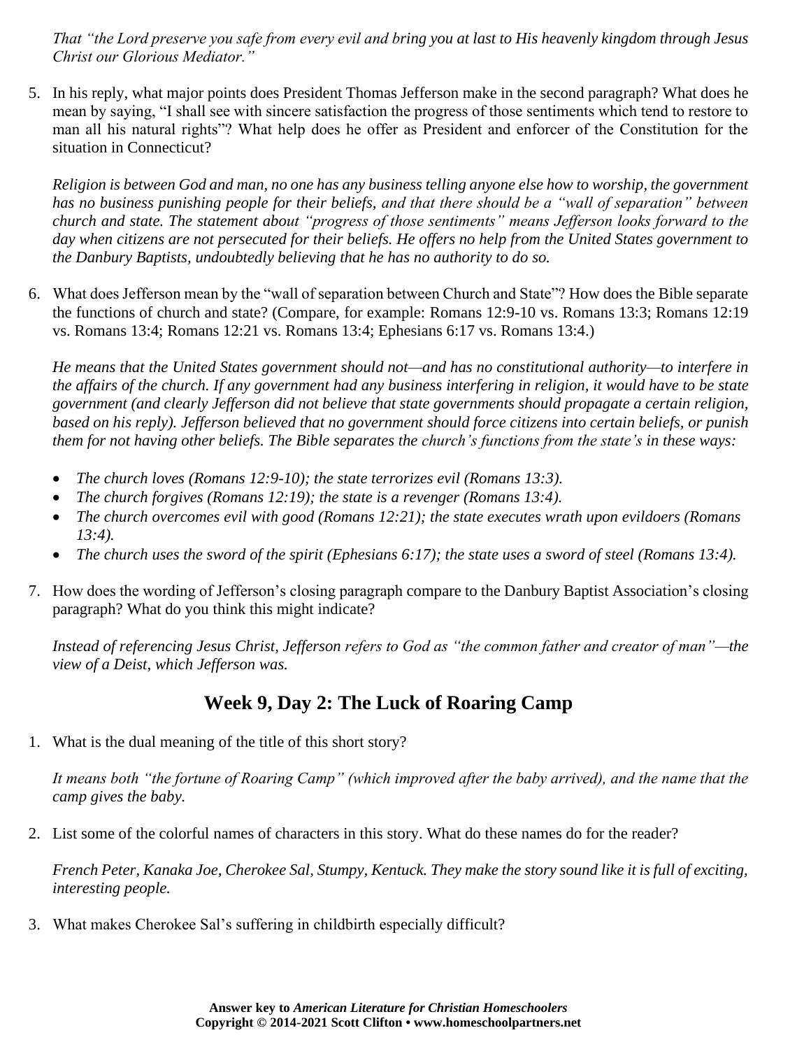*That "the Lord preserve you safe from every evil and bring you at last to His heavenly kingdom through Jesus Christ our Glorious Mediator."*

5. In his reply, what major points does President Thomas Jefferson make in the second paragraph? What does he mean by saying, "I shall see with sincere satisfaction the progress of those sentiments which tend to restore to man all his natural rights"? What help does he offer as President and enforcer of the Constitution for the situation in Connecticut?

   *Religion is between God and man, no one has any business telling anyone else how to worship, the government has no business punishing people for their beliefs, and that there should be a "wall of separation" between church and state. The statement about "progress of those sentiments" means Jefferson looks forward to the day when citizens are not persecuted for their beliefs. He offers no help from the United States government to the Danbury Baptists, undoubtedly believing that he has no authority to do so.*

6. What does Jefferson mean by the "wall of separation between Church and State"? How does the Bible separate the functions of church and state? (Compare, for example: Romans 12:9-10 vs. Romans 13:3; Romans 12:19 vs. Romans 13:4; Romans 12:21 vs. Romans 13:4; Ephesians 6:17 vs. Romans 13:4.)

   *He means that the United States government should not—and has no constitutional authority—to interfere in the affairs of the church. If any government had any business interfering in religion, it would have to be state government (and clearly Jefferson did not believe that state governments should propagate a certain religion, based on his reply). Jefferson believed that no government should force citizens into certain beliefs, or punish them for not having other beliefs. The Bible separates the church's functions from the state's in these ways:*

   - *The church loves (Romans 12:9-10); the state terrorizes evil (Romans 13:3).*
   - *The church forgives (Romans 12:19); the state is a revenger (Romans 13:4).*
   - *The church overcomes evil with good (Romans 12:21); the state executes wrath upon evildoers (Romans 13:4).*
   - *The church uses the sword of the spirit (Ephesians 6:17); the state uses a sword of steel (Romans 13:4).*

7. How does the wording of Jefferson's closing paragraph compare to the Danbury Baptist Association's closing paragraph? What do you think this might indicate?

   *Instead of referencing Jesus Christ, Jefferson refers to God as "the common father and creator of man"—the view of a Deist, which Jefferson was.*

## Week 9, Day 2: The Luck of Roaring Camp

1. What is the dual meaning of the title of this short story?

   *It means both "the fortune of Roaring Camp" (which improved after the baby arrived), and the name that the camp gives the baby.*

2. List some of the colorful names of characters in this story. What do these names do for the reader?

   *French Peter, Kanaka Joe, Cherokee Sal, Stumpy, Kentuck. They make the story sound like it is full of exciting, interesting people.*

3. What makes Cherokee Sal's suffering in childbirth especially difficult?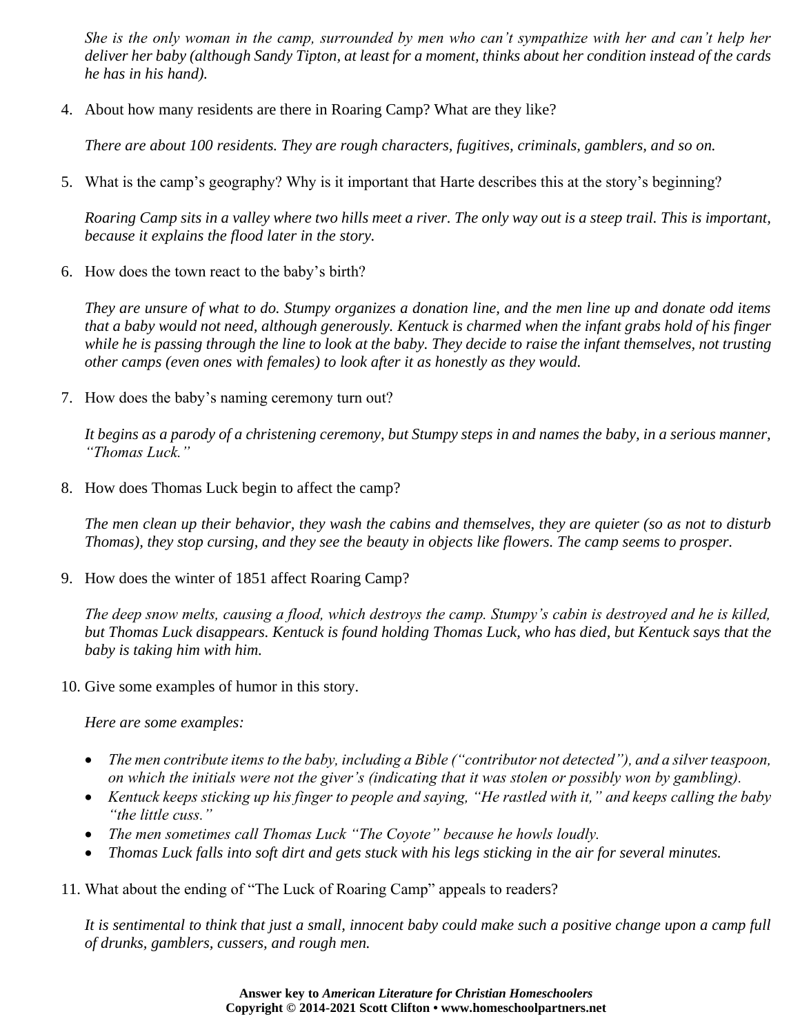*She is the only woman in the camp, surrounded by men who can't sympathize with her and can't help her deliver her baby (although Sandy Tipton, at least for a moment, thinks about her condition instead of the cards he has in his hand).*

4. About how many residents are there in Roaring Camp? What are they like?

   *There are about 100 residents. They are rough characters, fugitives, criminals, gamblers, and so on.*

5. What is the camp's geography? Why is it important that Harte describes this at the story's beginning?

   *Roaring Camp sits in a valley where two hills meet a river. The only way out is a steep trail. This is important, because it explains the flood later in the story.*

6. How does the town react to the baby's birth?

   *They are unsure of what to do. Stumpy organizes a donation line, and the men line up and donate odd items that a baby would not need, although generously. Kentuck is charmed when the infant grabs hold of his finger while he is passing through the line to look at the baby. They decide to raise the infant themselves, not trusting other camps (even ones with females) to look after it as honestly as they would.*

7. How does the baby's naming ceremony turn out?

   *It begins as a parody of a christening ceremony, but Stumpy steps in and names the baby, in a serious manner, "Thomas Luck."*

8. How does Thomas Luck begin to affect the camp?

   *The men clean up their behavior, they wash the cabins and themselves, they are quieter (so as not to disturb Thomas), they stop cursing, and they see the beauty in objects like flowers. The camp seems to prosper.*

9. How does the winter of 1851 affect Roaring Camp?

   *The deep snow melts, causing a flood, which destroys the camp. Stumpy's cabin is destroyed and he is killed, but Thomas Luck disappears. Kentuck is found holding Thomas Luck, who has died, but Kentuck says that the baby is taking him with him.*

10. Give some examples of humor in this story.

    *Here are some examples:*

    - *The men contribute items to the baby, including a Bible ("contributor not detected"), and a silver teaspoon, on which the initials were not the giver's (indicating that it was stolen or possibly won by gambling).*
    - *Kentuck keeps sticking up his finger to people and saying, "He rastled with it," and keeps calling the baby "the little cuss."*
    - *The men sometimes call Thomas Luck "The Coyote" because he howls loudly.*
    - *Thomas Luck falls into soft dirt and gets stuck with his legs sticking in the air for several minutes.*

11. What about the ending of "The Luck of Roaring Camp" appeals to readers?

    *It is sentimental to think that just a small, innocent baby could make such a positive change upon a camp full of drunks, gamblers, cussers, and rough men.*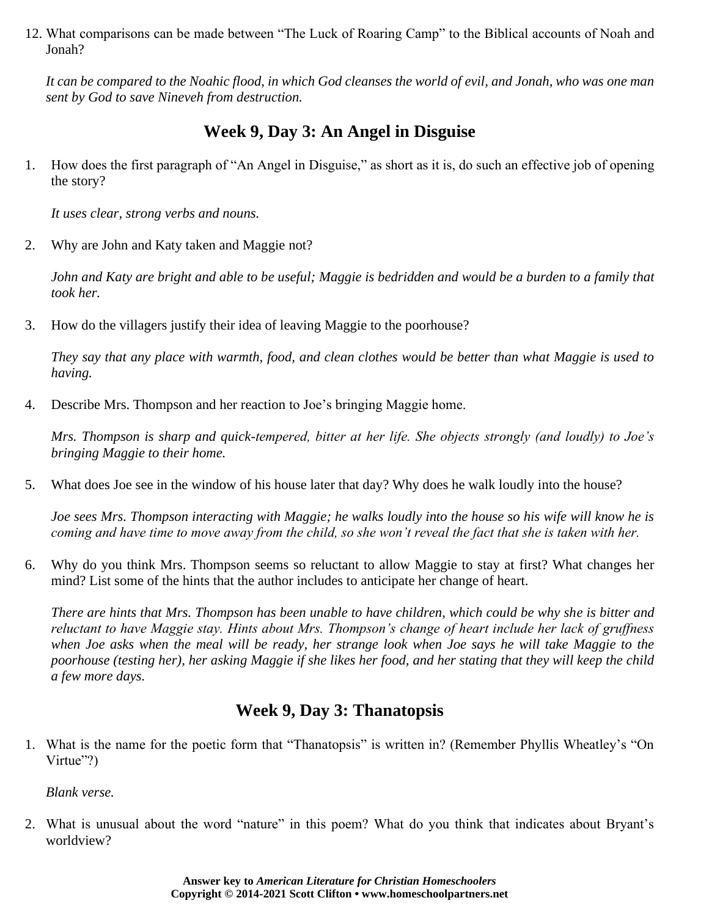12. What comparisons can be made between "The Luck of Roaring Camp" to the Biblical accounts of Noah and Jonah?

    *It can be compared to the Noahic flood, in which God cleanses the world of evil, and Jonah, who was one man sent by God to save Nineveh from destruction.*

## Week 9, Day 3: An Angel in Disguise

1. How does the first paragraph of "An Angel in Disguise," as short as it is, do such an effective job of opening the story?

   *It uses clear, strong verbs and nouns.*

2. Why are John and Katy taken and Maggie not?

   *John and Katy are bright and able to be useful; Maggie is bedridden and would be a burden to a family that took her.*

3. How do the villagers justify their idea of leaving Maggie to the poorhouse?

   *They say that any place with warmth, food, and clean clothes would be better than what Maggie is used to having.*

4. Describe Mrs. Thompson and her reaction to Joe's bringing Maggie home.

   *Mrs. Thompson is sharp and quick-tempered, bitter at her life. She objects strongly (and loudly) to Joe's bringing Maggie to their home.*

5. What does Joe see in the window of his house later that day? Why does he walk loudly into the house?

   *Joe sees Mrs. Thompson interacting with Maggie; he walks loudly into the house so his wife will know he is coming and have time to move away from the child, so she won't reveal the fact that she is taken with her.*

6. Why do you think Mrs. Thompson seems so reluctant to allow Maggie to stay at first? What changes her mind? List some of the hints that the author includes to anticipate her change of heart.

   *There are hints that Mrs. Thompson has been unable to have children, which could be why she is bitter and reluctant to have Maggie stay. Hints about Mrs. Thompson's change of heart include her lack of gruffness when Joe asks when the meal will be ready, her strange look when Joe says he will take Maggie to the poorhouse (testing her), her asking Maggie if she likes her food, and her stating that they will keep the child a few more days.*

## Week 9, Day 3: Thanatopsis

1. What is the name for the poetic form that "Thanatopsis" is written in? (Remember Phyllis Wheatley's "On Virtue"?)

   *Blank verse.*

2. What is unusual about the word "nature" in this poem? What do you think that indicates about Bryant's worldview?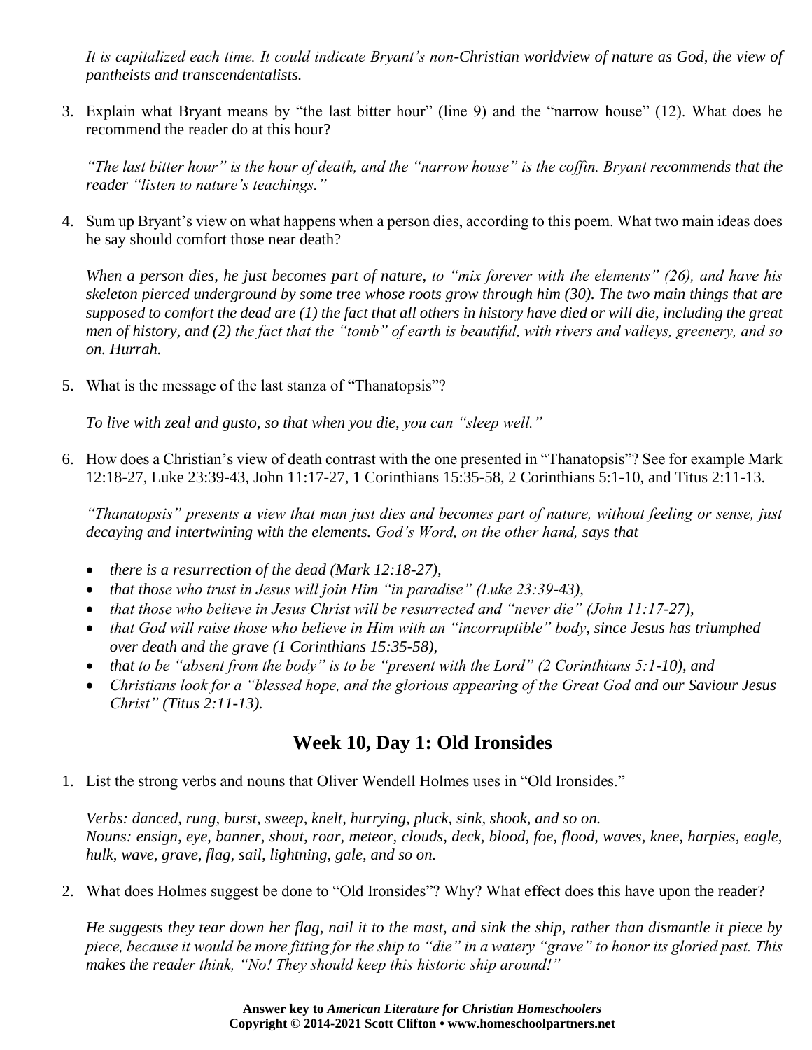*It is capitalized each time. It could indicate Bryant's non-Christian worldview of nature as God, the view of pantheists and transcendentalists.*

3. Explain what Bryant means by "the last bitter hour" (line 9) and the "narrow house" (12). What does he recommend the reader do at this hour?

   *"The last bitter hour" is the hour of death, and the "narrow house" is the coffin. Bryant recommends that the reader "listen to nature's teachings."*

4. Sum up Bryant's view on what happens when a person dies, according to this poem. What two main ideas does he say should comfort those near death?

   *When a person dies, he just becomes part of nature, to "mix forever with the elements" (26), and have his skeleton pierced underground by some tree whose roots grow through him (30). The two main things that are supposed to comfort the dead are (1) the fact that all others in history have died or will die, including the great men of history, and (2) the fact that the "tomb" of earth is beautiful, with rivers and valleys, greenery, and so on. Hurrah.*

5. What is the message of the last stanza of "Thanatopsis"?

   *To live with zeal and gusto, so that when you die, you can "sleep well."*

6. How does a Christian's view of death contrast with the one presented in "Thanatopsis"? See for example Mark 12:18-27, Luke 23:39-43, John 11:17-27, 1 Corinthians 15:35-58, 2 Corinthians 5:1-10, and Titus 2:11-13.

   *"Thanatopsis" presents a view that man just dies and becomes part of nature, without feeling or sense, just decaying and intertwining with the elements. God's Word, on the other hand, says that*

   - *there is a resurrection of the dead (Mark 12:18-27),*
   - *that those who trust in Jesus will join Him "in paradise" (Luke 23:39-43),*
   - *that those who believe in Jesus Christ will be resurrected and "never die" (John 11:17-27),*
   - *that God will raise those who believe in Him with an "incorruptible" body, since Jesus has triumphed over death and the grave (1 Corinthians 15:35-58),*
   - *that to be "absent from the body" is to be "present with the Lord" (2 Corinthians 5:1-10), and*
   - *Christians look for a "blessed hope, and the glorious appearing of the Great God and our Saviour Jesus Christ" (Titus 2:11-13).*

## Week 10, Day 1: Old Ironsides

1. List the strong verbs and nouns that Oliver Wendell Holmes uses in "Old Ironsides."

   *Verbs: danced, rung, burst, sweep, knelt, hurrying, pluck, sink, shook, and so on.*
   *Nouns: ensign, eye, banner, shout, roar, meteor, clouds, deck, blood, foe, flood, waves, knee, harpies, eagle, hulk, wave, grave, flag, sail, lightning, gale, and so on.*

2. What does Holmes suggest be done to "Old Ironsides"? Why? What effect does this have upon the reader?

   *He suggests they tear down her flag, nail it to the mast, and sink the ship, rather than dismantle it piece by piece, because it would be more fitting for the ship to "die" in a watery "grave" to honor its gloried past. This makes the reader think, "No! They should keep this historic ship around!"*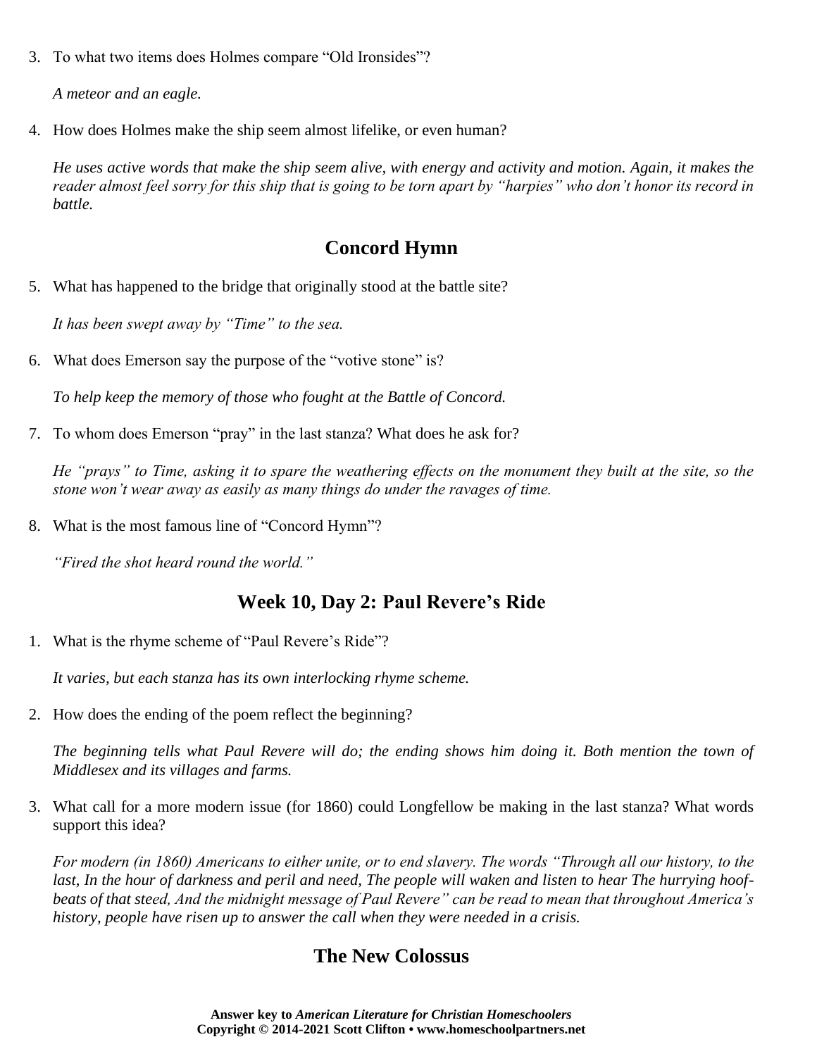3. To what two items does Holmes compare "Old Ironsides"?

   *A meteor and an eagle.*

4. How does Holmes make the ship seem almost lifelike, or even human?

   *He uses active words that make the ship seem alive, with energy and activity and motion. Again, it makes the reader almost feel sorry for this ship that is going to be torn apart by "harpies" who don't honor its record in battle.*

## Concord Hymn

5. What has happened to the bridge that originally stood at the battle site?

   *It has been swept away by "Time" to the sea.*

6. What does Emerson say the purpose of the "votive stone" is?

   *To help keep the memory of those who fought at the Battle of Concord.*

7. To whom does Emerson "pray" in the last stanza? What does he ask for?

   *He "prays" to Time, asking it to spare the weathering effects on the monument they built at the site, so the stone won't wear away as easily as many things do under the ravages of time.*

8. What is the most famous line of "Concord Hymn"?

   *"Fired the shot heard round the world."*

## Week 10, Day 2: Paul Revere's Ride

1. What is the rhyme scheme of "Paul Revere's Ride"?

   *It varies, but each stanza has its own interlocking rhyme scheme.*

2. How does the ending of the poem reflect the beginning?

   *The beginning tells what Paul Revere will do; the ending shows him doing it. Both mention the town of Middlesex and its villages and farms.*

3. What call for a more modern issue (for 1860) could Longfellow be making in the last stanza? What words support this idea?

   *For modern (in 1860) Americans to either unite, or to end slavery. The words "Through all our history, to the last, In the hour of darkness and peril and need, The people will waken and listen to hear The hurrying hoof-beats of that steed, And the midnight message of Paul Revere" can be read to mean that throughout America's history, people have risen up to answer the call when they were needed in a crisis.*

## The New Colossus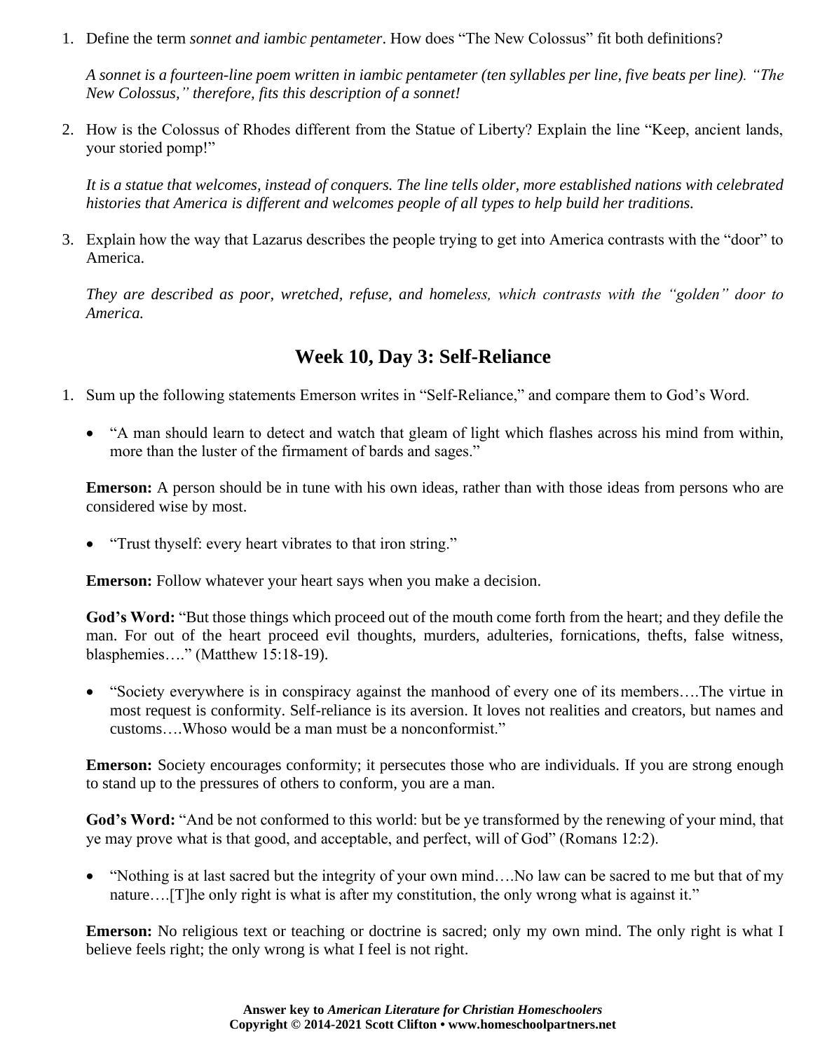1. Define the term *sonnet and iambic pentameter*. How does "The New Colossus" fit both definitions?

   *A sonnet is a fourteen-line poem written in iambic pentameter (ten syllables per line, five beats per line). "The New Colossus," therefore, fits this description of a sonnet!*

2. How is the Colossus of Rhodes different from the Statue of Liberty? Explain the line "Keep, ancient lands, your storied pomp!"

   *It is a statue that welcomes, instead of conquers. The line tells older, more established nations with celebrated histories that America is different and welcomes people of all types to help build her traditions.*

3. Explain how the way that Lazarus describes the people trying to get into America contrasts with the "door" to America.

   *They are described as poor, wretched, refuse, and homeless, which contrasts with the "golden" door to America.*

## Week 10, Day 3: Self-Reliance

1. Sum up the following statements Emerson writes in "Self-Reliance," and compare them to God's Word.

   - "A man should learn to detect and watch that gleam of light which flashes across his mind from within, more than the luster of the firmament of bards and sages."

   **Emerson:** A person should be in tune with his own ideas, rather than with those ideas from persons who are considered wise by most.

   - "Trust thyself: every heart vibrates to that iron string."

   **Emerson:** Follow whatever your heart says when you make a decision.

   **God's Word:** "But those things which proceed out of the mouth come forth from the heart; and they defile the man. For out of the heart proceed evil thoughts, murders, adulteries, fornications, thefts, false witness, blasphemies…." (Matthew 15:18-19).

   - "Society everywhere is in conspiracy against the manhood of every one of its members….The virtue in most request is conformity. Self-reliance is its aversion. It loves not realities and creators, but names and customs….Whoso would be a man must be a nonconformist."

   **Emerson:** Society encourages conformity; it persecutes those who are individuals. If you are strong enough to stand up to the pressures of others to conform, you are a man.

   **God's Word:** "And be not conformed to this world: but be ye transformed by the renewing of your mind, that ye may prove what is that good, and acceptable, and perfect, will of God" (Romans 12:2).

   - "Nothing is at last sacred but the integrity of your own mind….No law can be sacred to me but that of my nature….[T]he only right is what is after my constitution, the only wrong what is against it."

   **Emerson:** No religious text or teaching or doctrine is sacred; only my own mind. The only right is what I believe feels right; the only wrong is what I feel is not right.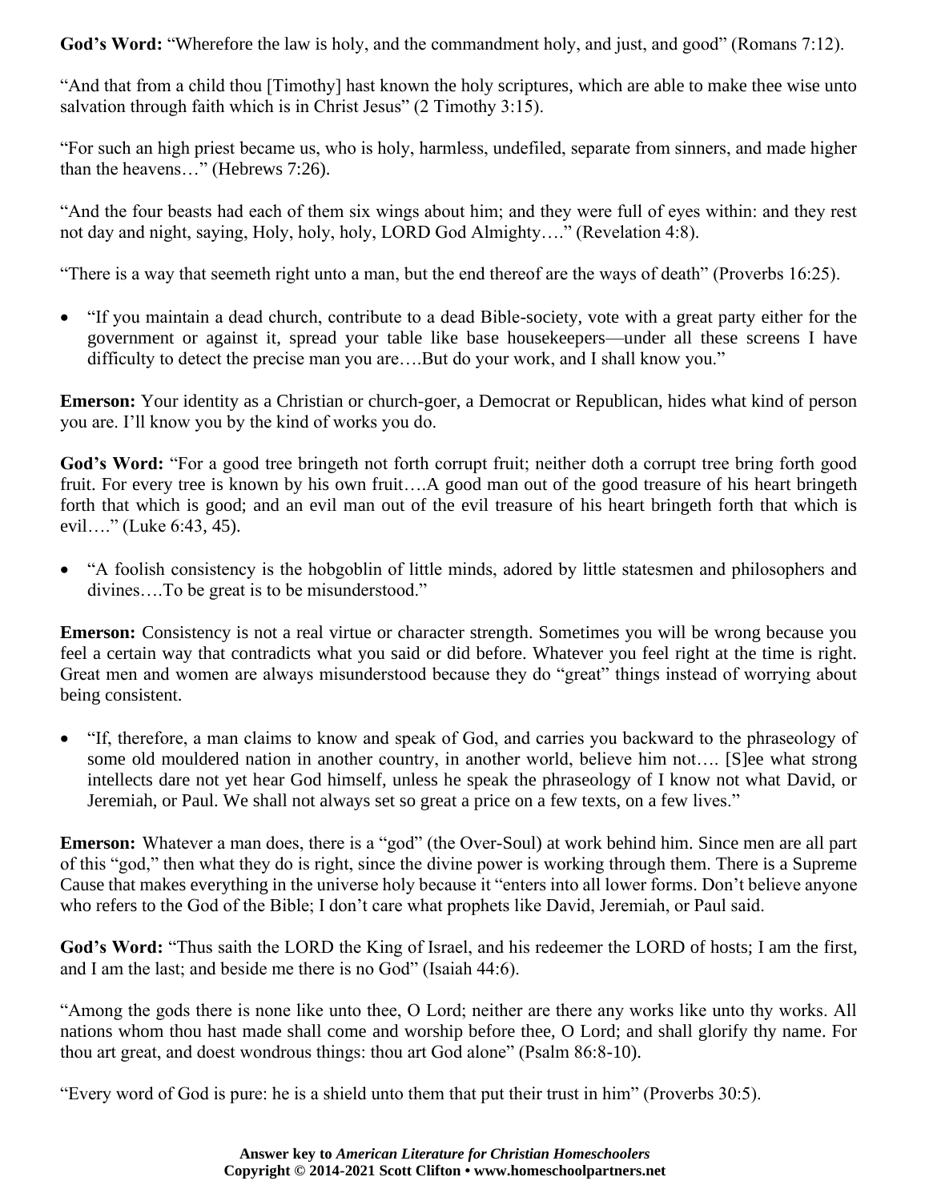**God's Word:** "Wherefore the law is holy, and the commandment holy, and just, and good" (Romans 7:12).

"And that from a child thou [Timothy] hast known the holy scriptures, which are able to make thee wise unto salvation through faith which is in Christ Jesus" (2 Timothy 3:15).

"For such an high priest became us, who is holy, harmless, undefiled, separate from sinners, and made higher than the heavens…" (Hebrews 7:26).

"And the four beasts had each of them six wings about him; and they were full of eyes within: and they rest not day and night, saying, Holy, holy, holy, LORD God Almighty…." (Revelation 4:8).

"There is a way that seemeth right unto a man, but the end thereof are the ways of death" (Proverbs 16:25).

- "If you maintain a dead church, contribute to a dead Bible-society, vote with a great party either for the government or against it, spread your table like base housekeepers—under all these screens I have difficulty to detect the precise man you are….But do your work, and I shall know you."

**Emerson:** Your identity as a Christian or church-goer, a Democrat or Republican, hides what kind of person you are. I'll know you by the kind of works you do.

**God's Word:** "For a good tree bringeth not forth corrupt fruit; neither doth a corrupt tree bring forth good fruit. For every tree is known by his own fruit….A good man out of the good treasure of his heart bringeth forth that which is good; and an evil man out of the evil treasure of his heart bringeth forth that which is evil…." (Luke 6:43, 45).

- "A foolish consistency is the hobgoblin of little minds, adored by little statesmen and philosophers and divines….To be great is to be misunderstood."

**Emerson:** Consistency is not a real virtue or character strength. Sometimes you will be wrong because you feel a certain way that contradicts what you said or did before. Whatever you feel right at the time is right. Great men and women are always misunderstood because they do "great" things instead of worrying about being consistent.

- "If, therefore, a man claims to know and speak of God, and carries you backward to the phraseology of some old mouldered nation in another country, in another world, believe him not…. [S]ee what strong intellects dare not yet hear God himself, unless he speak the phraseology of I know not what David, or Jeremiah, or Paul. We shall not always set so great a price on a few texts, on a few lives."

**Emerson:** Whatever a man does, there is a "god" (the Over-Soul) at work behind him. Since men are all part of this "god," then what they do is right, since the divine power is working through them. There is a Supreme Cause that makes everything in the universe holy because it "enters into all lower forms. Don't believe anyone who refers to the God of the Bible; I don't care what prophets like David, Jeremiah, or Paul said.

**God's Word:** "Thus saith the LORD the King of Israel, and his redeemer the LORD of hosts; I am the first, and I am the last; and beside me there is no God" (Isaiah 44:6).

"Among the gods there is none like unto thee, O Lord; neither are there any works like unto thy works. All nations whom thou hast made shall come and worship before thee, O Lord; and shall glorify thy name. For thou art great, and doest wondrous things: thou art God alone" (Psalm 86:8-10).

"Every word of God is pure: he is a shield unto them that put their trust in him" (Proverbs 30:5).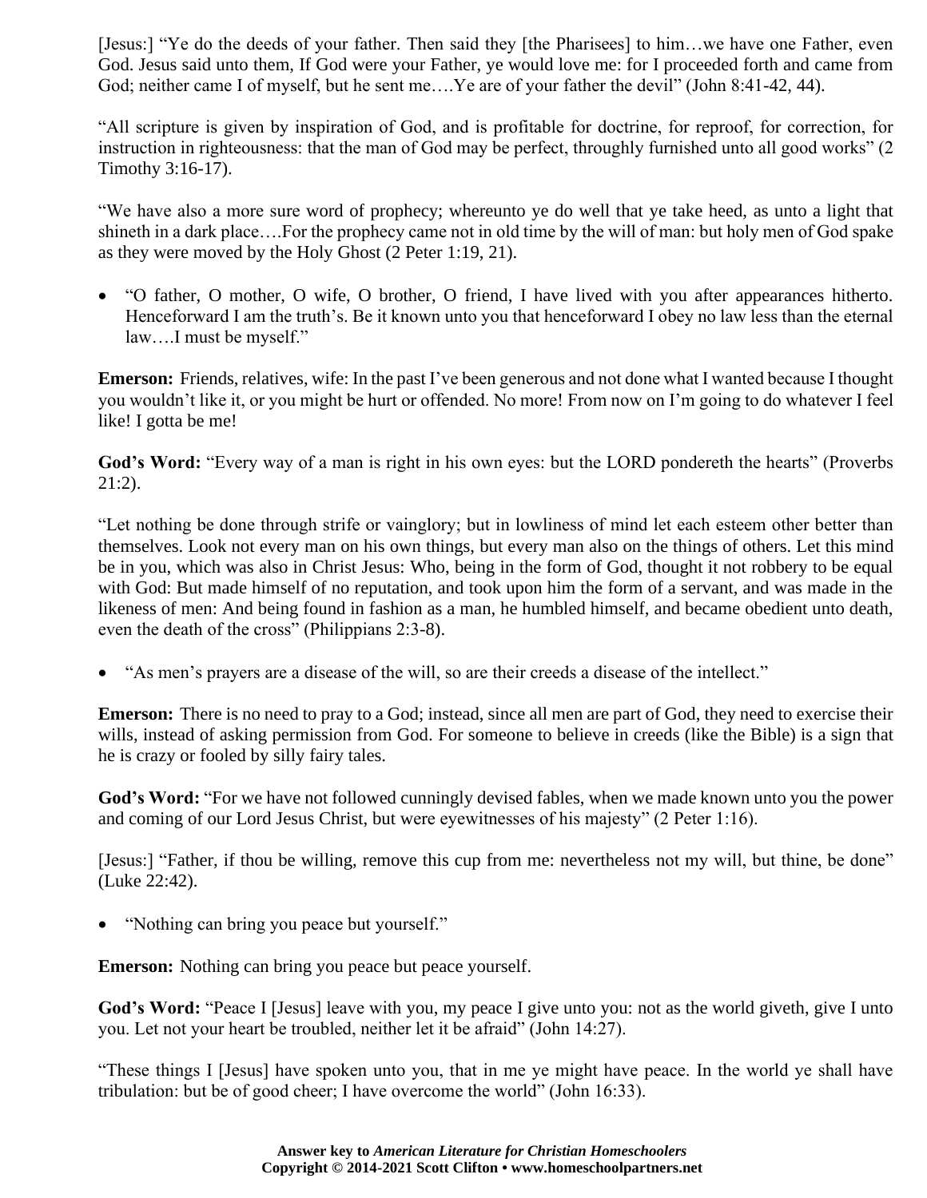[Jesus:] "Ye do the deeds of your father. Then said they [the Pharisees] to him…we have one Father, even God. Jesus said unto them, If God were your Father, ye would love me: for I proceeded forth and came from God; neither came I of myself, but he sent me….Ye are of your father the devil" (John 8:41-42, 44).

"All scripture is given by inspiration of God, and is profitable for doctrine, for reproof, for correction, for instruction in righteousness: that the man of God may be perfect, throughly furnished unto all good works" (2 Timothy 3:16-17).

"We have also a more sure word of prophecy; whereunto ye do well that ye take heed, as unto a light that shineth in a dark place….For the prophecy came not in old time by the will of man: but holy men of God spake as they were moved by the Holy Ghost (2 Peter 1:19, 21).

- "O father, O mother, O wife, O brother, O friend, I have lived with you after appearances hitherto. Henceforward I am the truth's. Be it known unto you that henceforward I obey no law less than the eternal law….I must be myself."

**Emerson:** Friends, relatives, wife: In the past I've been generous and not done what I wanted because I thought you wouldn't like it, or you might be hurt or offended. No more! From now on I'm going to do whatever I feel like! I gotta be me!

**God's Word:** "Every way of a man is right in his own eyes: but the LORD pondereth the hearts" (Proverbs 21:2).

"Let nothing be done through strife or vainglory; but in lowliness of mind let each esteem other better than themselves. Look not every man on his own things, but every man also on the things of others. Let this mind be in you, which was also in Christ Jesus: Who, being in the form of God, thought it not robbery to be equal with God: But made himself of no reputation, and took upon him the form of a servant, and was made in the likeness of men: And being found in fashion as a man, he humbled himself, and became obedient unto death, even the death of the cross" (Philippians 2:3-8).

- "As men's prayers are a disease of the will, so are their creeds a disease of the intellect."

**Emerson:** There is no need to pray to a God; instead, since all men are part of God, they need to exercise their wills, instead of asking permission from God. For someone to believe in creeds (like the Bible) is a sign that he is crazy or fooled by silly fairy tales.

**God's Word:** "For we have not followed cunningly devised fables, when we made known unto you the power and coming of our Lord Jesus Christ, but were eyewitnesses of his majesty" (2 Peter 1:16).

[Jesus:] "Father, if thou be willing, remove this cup from me: nevertheless not my will, but thine, be done" (Luke 22:42).

- "Nothing can bring you peace but yourself."

**Emerson:** Nothing can bring you peace but peace yourself.

**God's Word:** "Peace I [Jesus] leave with you, my peace I give unto you: not as the world giveth, give I unto you. Let not your heart be troubled, neither let it be afraid" (John 14:27).

"These things I [Jesus] have spoken unto you, that in me ye might have peace. In the world ye shall have tribulation: but be of good cheer; I have overcome the world" (John 16:33).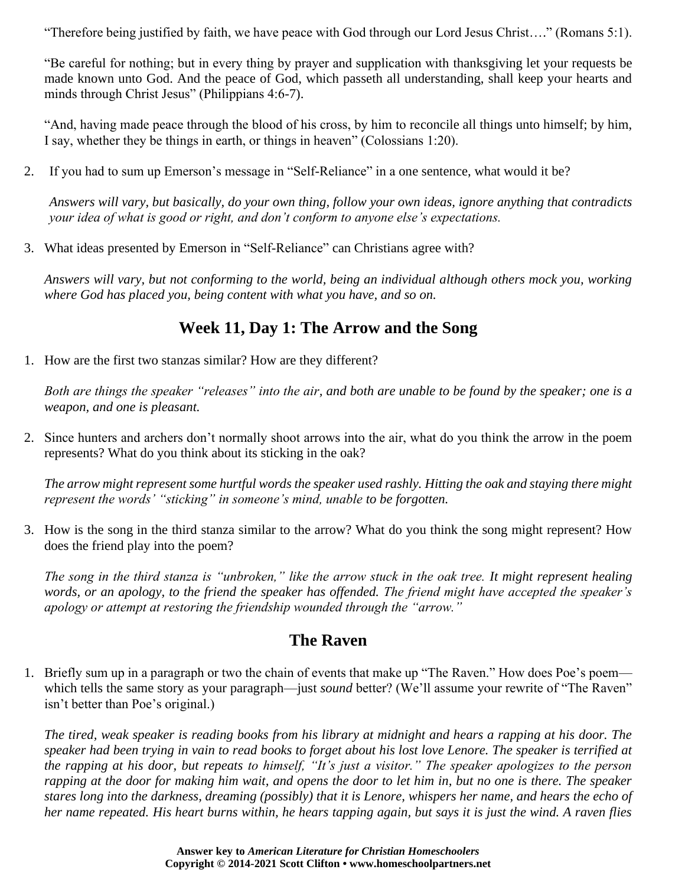"Therefore being justified by faith, we have peace with God through our Lord Jesus Christ…." (Romans 5:1).

"Be careful for nothing; but in every thing by prayer and supplication with thanksgiving let your requests be made known unto God. And the peace of God, which passeth all understanding, shall keep your hearts and minds through Christ Jesus" (Philippians 4:6-7).

"And, having made peace through the blood of his cross, by him to reconcile all things unto himself; by him, I say, whether they be things in earth, or things in heaven" (Colossians 1:20).

2. If you had to sum up Emerson's message in "Self-Reliance" in a one sentence, what would it be?

   *Answers will vary, but basically, do your own thing, follow your own ideas, ignore anything that contradicts your idea of what is good or right, and don't conform to anyone else's expectations.*

3. What ideas presented by Emerson in "Self-Reliance" can Christians agree with?

   *Answers will vary, but not conforming to the world, being an individual although others mock you, working where God has placed you, being content with what you have, and so on.*

## Week 11, Day 1: The Arrow and the Song

1. How are the first two stanzas similar? How are they different?

   *Both are things the speaker "releases" into the air, and both are unable to be found by the speaker; one is a weapon, and one is pleasant.*

2. Since hunters and archers don't normally shoot arrows into the air, what do you think the arrow in the poem represents? What do you think about its sticking in the oak?

   *The arrow might represent some hurtful words the speaker used rashly. Hitting the oak and staying there might represent the words' "sticking" in someone's mind, unable to be forgotten.*

3. How is the song in the third stanza similar to the arrow? What do you think the song might represent? How does the friend play into the poem?

   *The song in the third stanza is "unbroken," like the arrow stuck in the oak tree. It might represent healing words, or an apology, to the friend the speaker has offended. The friend might have accepted the speaker's apology or attempt at restoring the friendship wounded through the "arrow."*

## The Raven

1. Briefly sum up in a paragraph or two the chain of events that make up "The Raven." How does Poe's poem—which tells the same story as your paragraph—just *sound* better? (We'll assume your rewrite of "The Raven" isn't better than Poe's original.)

   *The tired, weak speaker is reading books from his library at midnight and hears a rapping at his door. The speaker had been trying in vain to read books to forget about his lost love Lenore. The speaker is terrified at the rapping at his door, but repeats to himself, "It's just a visitor." The speaker apologizes to the person rapping at the door for making him wait, and opens the door to let him in, but no one is there. The speaker stares long into the darkness, dreaming (possibly) that it is Lenore, whispers her name, and hears the echo of her name repeated. His heart burns within, he hears tapping again, but says it is just the wind. A raven flies*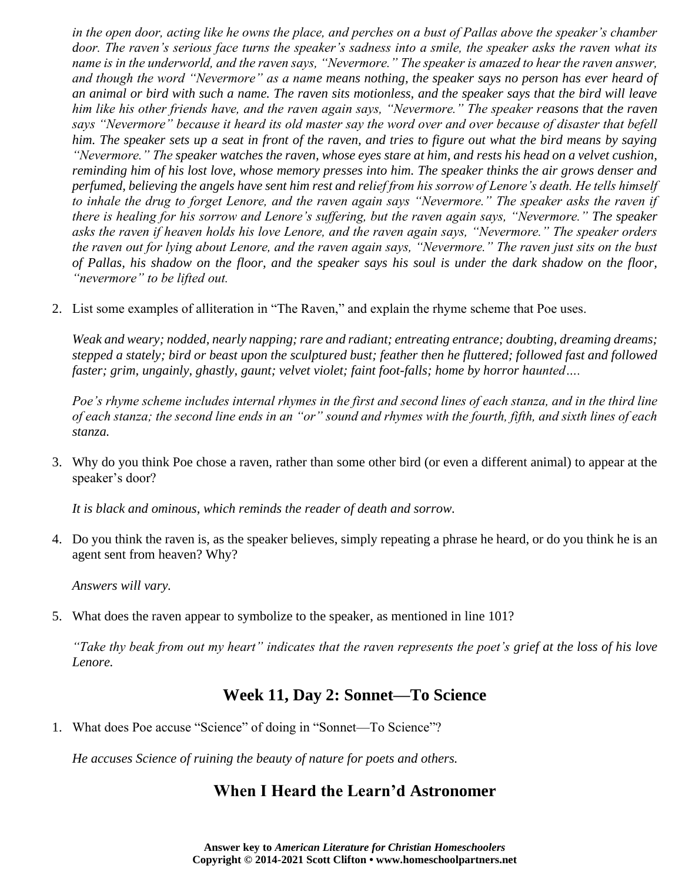*in the open door, acting like he owns the place, and perches on a bust of Pallas above the speaker's chamber door. The raven's serious face turns the speaker's sadness into a smile, the speaker asks the raven what its name is in the underworld, and the raven says, "Nevermore." The speaker is amazed to hear the raven answer, and though the word "Nevermore" as a name means nothing, the speaker says no person has ever heard of an animal or bird with such a name. The raven sits motionless, and the speaker says that the bird will leave him like his other friends have, and the raven again says, "Nevermore." The speaker reasons that the raven says "Nevermore" because it heard its old master say the word over and over because of disaster that befell him. The speaker sets up a seat in front of the raven, and tries to figure out what the bird means by saying "Nevermore." The speaker watches the raven, whose eyes stare at him, and rests his head on a velvet cushion, reminding him of his lost love, whose memory presses into him. The speaker thinks the air grows denser and perfumed, believing the angels have sent him rest and relief from his sorrow of Lenore's death. He tells himself to inhale the drug to forget Lenore, and the raven again says "Nevermore." The speaker asks the raven if there is healing for his sorrow and Lenore's suffering, but the raven again says, "Nevermore." The speaker asks the raven if heaven holds his love Lenore, and the raven again says, "Nevermore." The speaker orders the raven out for lying about Lenore, and the raven again says, "Nevermore." The raven just sits on the bust of Pallas, his shadow on the floor, and the speaker says his soul is under the dark shadow on the floor, "nevermore" to be lifted out.*

2. List some examples of alliteration in "The Raven," and explain the rhyme scheme that Poe uses.

   *Weak and weary; nodded, nearly napping; rare and radiant; entreating entrance; doubting, dreaming dreams; stepped a stately; bird or beast upon the sculptured bust; feather then he fluttered; followed fast and followed faster; grim, ungainly, ghastly, gaunt; velvet violet; faint foot-falls; home by horror haunted….*

   *Poe's rhyme scheme includes internal rhymes in the first and second lines of each stanza, and in the third line of each stanza; the second line ends in an "or" sound and rhymes with the fourth, fifth, and sixth lines of each stanza.*

3. Why do you think Poe chose a raven, rather than some other bird (or even a different animal) to appear at the speaker's door?

   *It is black and ominous, which reminds the reader of death and sorrow.*

4. Do you think the raven is, as the speaker believes, simply repeating a phrase he heard, or do you think he is an agent sent from heaven? Why?

   *Answers will vary.*

5. What does the raven appear to symbolize to the speaker, as mentioned in line 101?

   *"Take thy beak from out my heart" indicates that the raven represents the poet's grief at the loss of his love Lenore.*

## Week 11, Day 2: Sonnet—To Science

1. What does Poe accuse "Science" of doing in "Sonnet—To Science"?

   *He accuses Science of ruining the beauty of nature for poets and others.*

## When I Heard the Learn'd Astronomer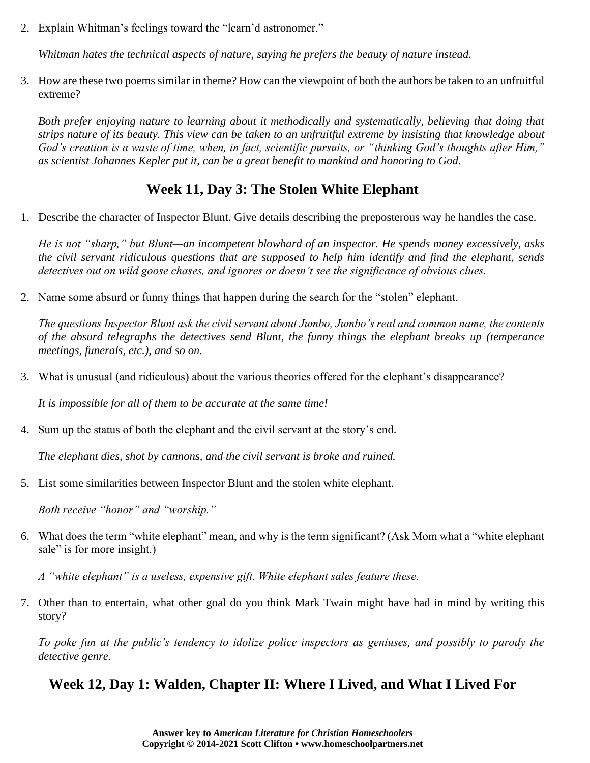2. Explain Whitman's feelings toward the "learn'd astronomer."

   *Whitman hates the technical aspects of nature, saying he prefers the beauty of nature instead.*

3. How are these two poems similar in theme? How can the viewpoint of both the authors be taken to an unfruitful extreme?

   *Both prefer enjoying nature to learning about it methodically and systematically, believing that doing that strips nature of its beauty. This view can be taken to an unfruitful extreme by insisting that knowledge about God's creation is a waste of time, when, in fact, scientific pursuits, or "thinking God's thoughts after Him," as scientist Johannes Kepler put it, can be a great benefit to mankind and honoring to God.*

## Week 11, Day 3: The Stolen White Elephant

1. Describe the character of Inspector Blunt. Give details describing the preposterous way he handles the case.

   *He is not "sharp," but Blunt—an incompetent blowhard of an inspector. He spends money excessively, asks the civil servant ridiculous questions that are supposed to help him identify and find the elephant, sends detectives out on wild goose chases, and ignores or doesn't see the significance of obvious clues.*

2. Name some absurd or funny things that happen during the search for the "stolen" elephant.

   *The questions Inspector Blunt ask the civil servant about Jumbo, Jumbo's real and common name, the contents of the absurd telegraphs the detectives send Blunt, the funny things the elephant breaks up (temperance meetings, funerals, etc.), and so on.*

3. What is unusual (and ridiculous) about the various theories offered for the elephant's disappearance?

   *It is impossible for all of them to be accurate at the same time!*

4. Sum up the status of both the elephant and the civil servant at the story's end.

   *The elephant dies, shot by cannons, and the civil servant is broke and ruined.*

5. List some similarities between Inspector Blunt and the stolen white elephant.

   *Both receive "honor" and "worship."*

6. What does the term "white elephant" mean, and why is the term significant? (Ask Mom what a "white elephant sale" is for more insight.)

   *A "white elephant" is a useless, expensive gift. White elephant sales feature these.*

7. Other than to entertain, what other goal do you think Mark Twain might have had in mind by writing this story?

   *To poke fun at the public's tendency to idolize police inspectors as geniuses, and possibly to parody the detective genre.*

## Week 12, Day 1: Walden, Chapter II: Where I Lived, and What I Lived For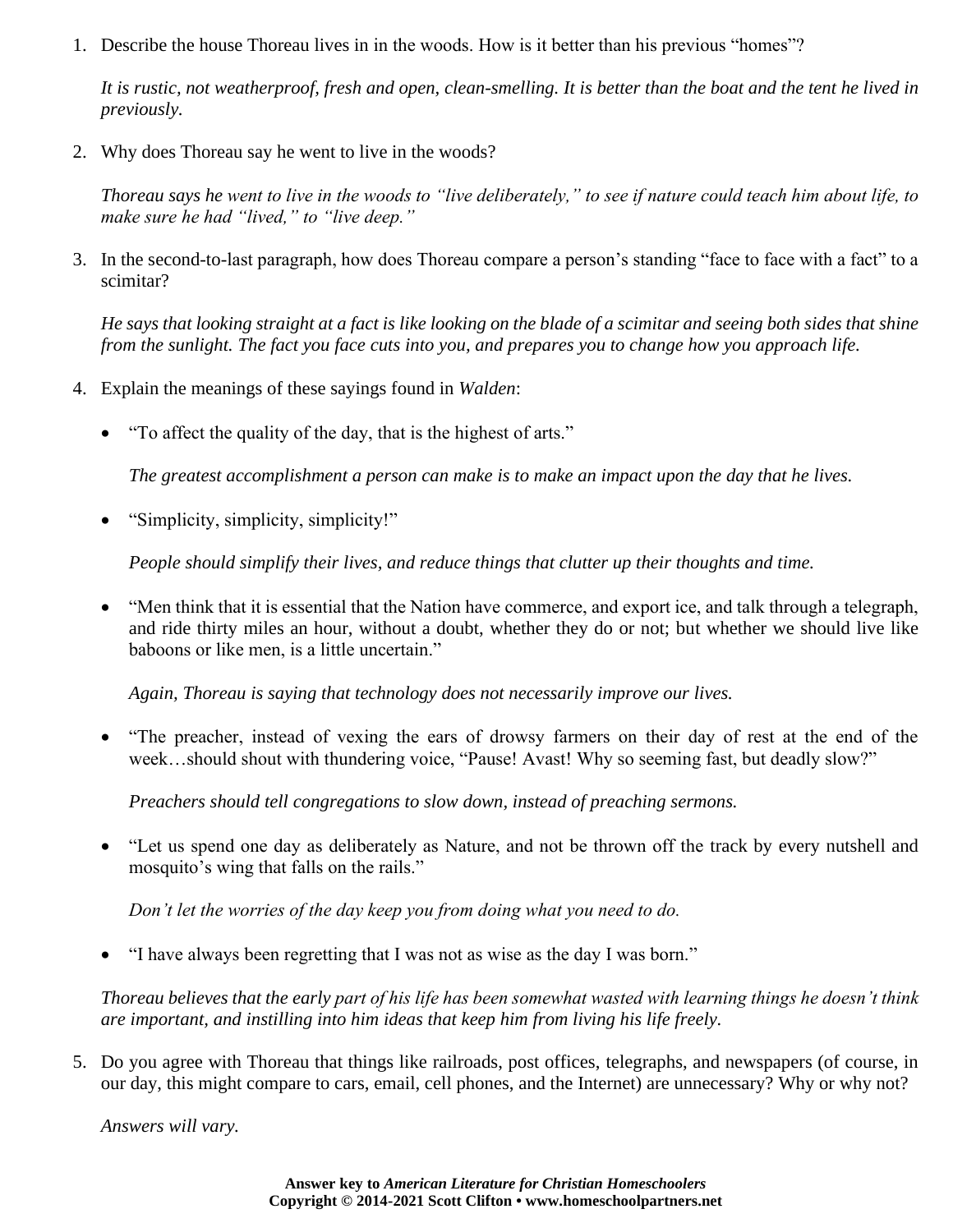1. Describe the house Thoreau lives in in the woods. How is it better than his previous "homes"?

   *It is rustic, not weatherproof, fresh and open, clean-smelling. It is better than the boat and the tent he lived in previously.*

2. Why does Thoreau say he went to live in the woods?

   *Thoreau says he went to live in the woods to "live deliberately," to see if nature could teach him about life, to make sure he had "lived," to "live deep."*

3. In the second-to-last paragraph, how does Thoreau compare a person's standing "face to face with a fact" to a scimitar?

   *He says that looking straight at a fact is like looking on the blade of a scimitar and seeing both sides that shine from the sunlight. The fact you face cuts into you, and prepares you to change how you approach life.*

4. Explain the meanings of these sayings found in *Walden*:

   - "To affect the quality of the day, that is the highest of arts."

     *The greatest accomplishment a person can make is to make an impact upon the day that he lives.*

   - "Simplicity, simplicity, simplicity!"

     *People should simplify their lives, and reduce things that clutter up their thoughts and time.*

   - "Men think that it is essential that the Nation have commerce, and export ice, and talk through a telegraph, and ride thirty miles an hour, without a doubt, whether they do or not; but whether we should live like baboons or like men, is a little uncertain."

     *Again, Thoreau is saying that technology does not necessarily improve our lives.*

   - "The preacher, instead of vexing the ears of drowsy farmers on their day of rest at the end of the week…should shout with thundering voice, "Pause! Avast! Why so seeming fast, but deadly slow?"

     *Preachers should tell congregations to slow down, instead of preaching sermons.*

   - "Let us spend one day as deliberately as Nature, and not be thrown off the track by every nutshell and mosquito's wing that falls on the rails."

     *Don't let the worries of the day keep you from doing what you need to do.*

   - "I have always been regretting that I was not as wise as the day I was born."

   *Thoreau believes that the early part of his life has been somewhat wasted with learning things he doesn't think are important, and instilling into him ideas that keep him from living his life freely.*

5. Do you agree with Thoreau that things like railroads, post offices, telegraphs, and newspapers (of course, in our day, this might compare to cars, email, cell phones, and the Internet) are unnecessary? Why or why not?

   *Answers will vary.*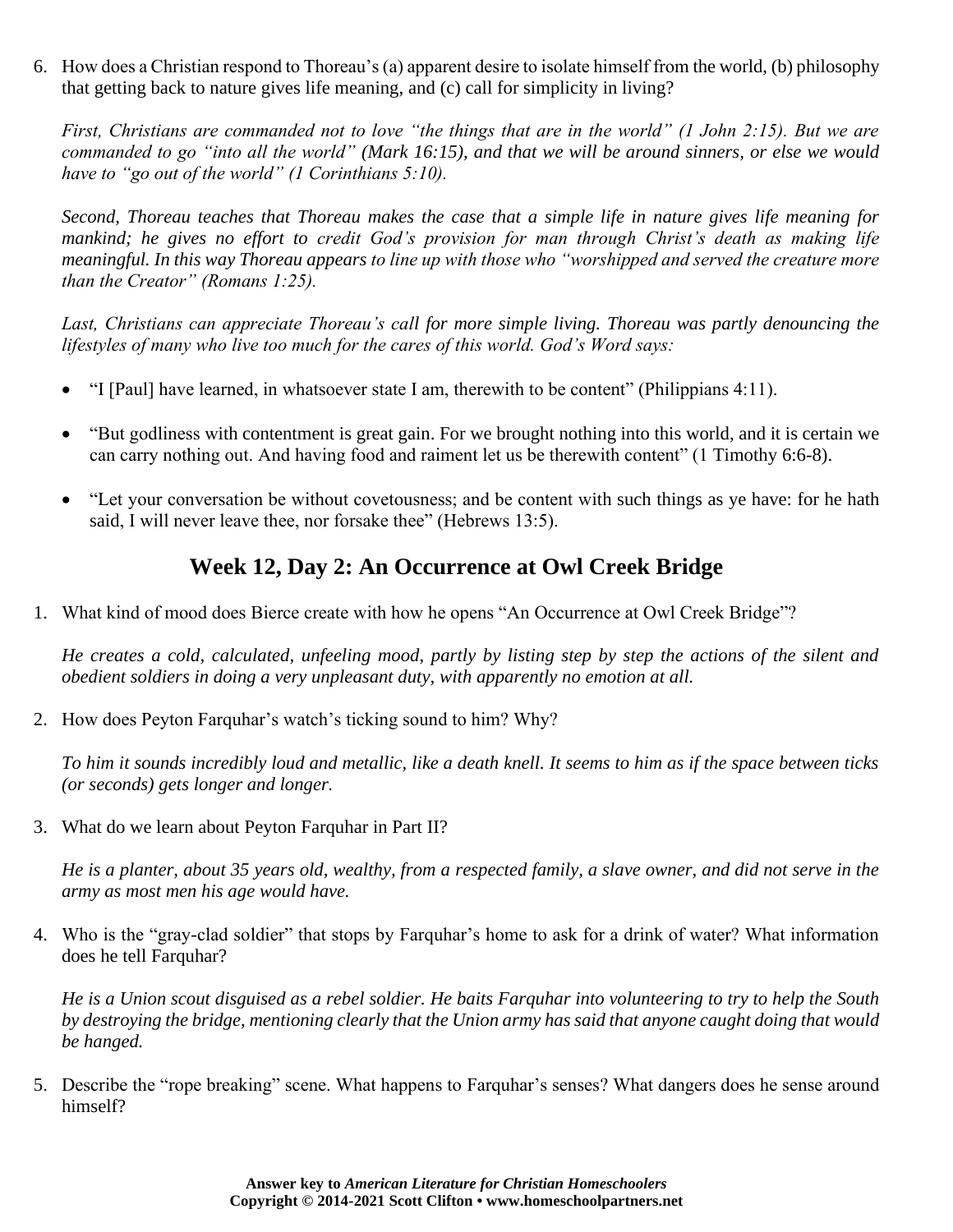6. How does a Christian respond to Thoreau's (a) apparent desire to isolate himself from the world, (b) philosophy that getting back to nature gives life meaning, and (c) call for simplicity in living?

   *First, Christians are commanded not to love "the things that are in the world" (1 John 2:15). But we are commanded to go "into all the world" (Mark 16:15), and that we will be around sinners, or else we would have to "go out of the world" (1 Corinthians 5:10).*

   *Second, Thoreau teaches that Thoreau makes the case that a simple life in nature gives life meaning for mankind; he gives no effort to credit God's provision for man through Christ's death as making life meaningful. In this way Thoreau appears to line up with those who "worshipped and served the creature more than the Creator" (Romans 1:25).*

   *Last, Christians can appreciate Thoreau's call for more simple living. Thoreau was partly denouncing the lifestyles of many who live too much for the cares of this world. God's Word says:*

   - "I [Paul] have learned, in whatsoever state I am, therewith to be content" (Philippians 4:11).
   - "But godliness with contentment is great gain. For we brought nothing into this world, and it is certain we can carry nothing out. And having food and raiment let us be therewith content" (1 Timothy 6:6-8).
   - "Let your conversation be without covetousness; and be content with such things as ye have: for he hath said, I will never leave thee, nor forsake thee" (Hebrews 13:5).

## Week 12, Day 2: An Occurrence at Owl Creek Bridge

1. What kind of mood does Bierce create with how he opens "An Occurrence at Owl Creek Bridge"?

   *He creates a cold, calculated, unfeeling mood, partly by listing step by step the actions of the silent and obedient soldiers in doing a very unpleasant duty, with apparently no emotion at all.*

2. How does Peyton Farquhar's watch's ticking sound to him? Why?

   *To him it sounds incredibly loud and metallic, like a death knell. It seems to him as if the space between ticks (or seconds) gets longer and longer.*

3. What do we learn about Peyton Farquhar in Part II?

   *He is a planter, about 35 years old, wealthy, from a respected family, a slave owner, and did not serve in the army as most men his age would have.*

4. Who is the "gray-clad soldier" that stops by Farquhar's home to ask for a drink of water? What information does he tell Farquhar?

   *He is a Union scout disguised as a rebel soldier. He baits Farquhar into volunteering to try to help the South by destroying the bridge, mentioning clearly that the Union army has said that anyone caught doing that would be hanged.*

5. Describe the "rope breaking" scene. What happens to Farquhar's senses? What dangers does he sense around himself?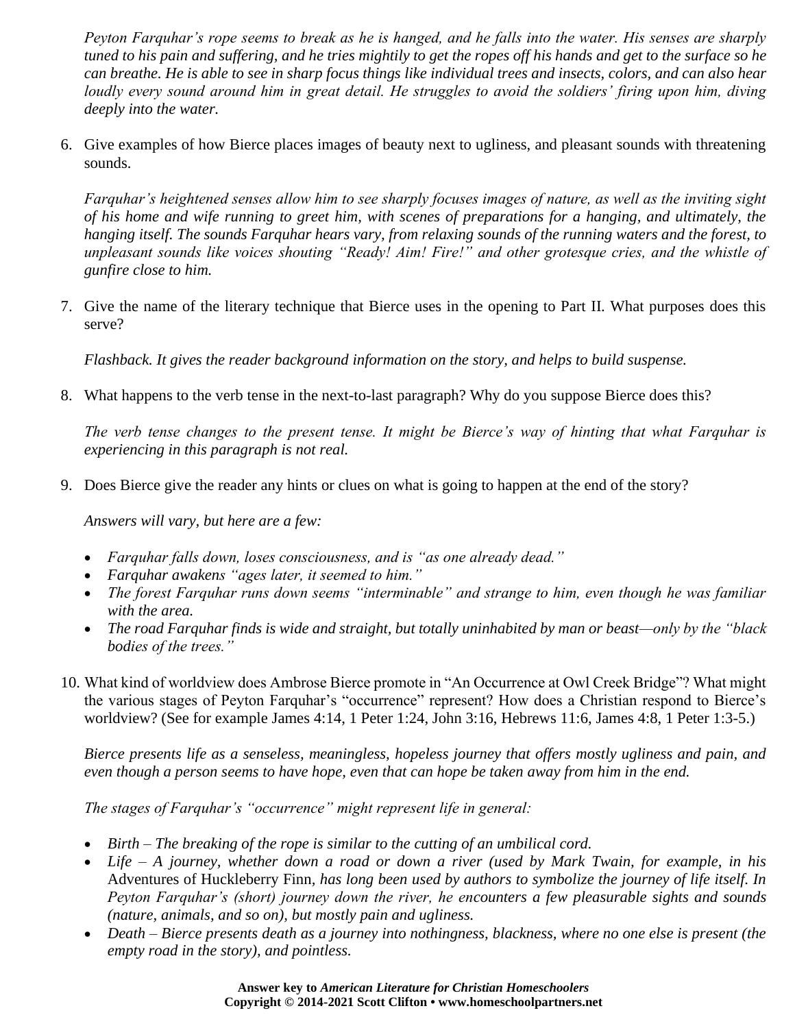*Peyton Farquhar's rope seems to break as he is hanged, and he falls into the water. His senses are sharply tuned to his pain and suffering, and he tries mightily to get the ropes off his hands and get to the surface so he can breathe. He is able to see in sharp focus things like individual trees and insects, colors, and can also hear loudly every sound around him in great detail. He struggles to avoid the soldiers' firing upon him, diving deeply into the water.*

6. Give examples of how Bierce places images of beauty next to ugliness, and pleasant sounds with threatening sounds.

   *Farquhar's heightened senses allow him to see sharply focuses images of nature, as well as the inviting sight of his home and wife running to greet him, with scenes of preparations for a hanging, and ultimately, the hanging itself. The sounds Farquhar hears vary, from relaxing sounds of the running waters and the forest, to unpleasant sounds like voices shouting "Ready! Aim! Fire!" and other grotesque cries, and the whistle of gunfire close to him.*

7. Give the name of the literary technique that Bierce uses in the opening to Part II. What purposes does this serve?

   *Flashback. It gives the reader background information on the story, and helps to build suspense.*

8. What happens to the verb tense in the next-to-last paragraph? Why do you suppose Bierce does this?

   *The verb tense changes to the present tense. It might be Bierce's way of hinting that what Farquhar is experiencing in this paragraph is not real.*

9. Does Bierce give the reader any hints or clues on what is going to happen at the end of the story?

   *Answers will vary, but here are a few:*

   - *Farquhar falls down, loses consciousness, and is "as one already dead."*
   - *Farquhar awakens "ages later, it seemed to him."*
   - *The forest Farquhar runs down seems "interminable" and strange to him, even though he was familiar with the area.*
   - *The road Farquhar finds is wide and straight, but totally uninhabited by man or beast—only by the "black bodies of the trees."*

10. What kind of worldview does Ambrose Bierce promote in "An Occurrence at Owl Creek Bridge"? What might the various stages of Peyton Farquhar's "occurrence" represent? How does a Christian respond to Bierce's worldview? (See for example James 4:14, 1 Peter 1:24, John 3:16, Hebrews 11:6, James 4:8, 1 Peter 1:3-5.)

    *Bierce presents life as a senseless, meaningless, hopeless journey that offers mostly ugliness and pain, and even though a person seems to have hope, even that can hope be taken away from him in the end.*

    *The stages of Farquhar's "occurrence" might represent life in general:*

    - *Birth – The breaking of the rope is similar to the cutting of an umbilical cord.*
    - *Life – A journey, whether down a road or down a river (used by Mark Twain, for example, in his* Adventures of Huckleberry Finn, *has long been used by authors to symbolize the journey of life itself. In Peyton Farquhar's (short) journey down the river, he encounters a few pleasurable sights and sounds (nature, animals, and so on), but mostly pain and ugliness.*
    - *Death – Bierce presents death as a journey into nothingness, blackness, where no one else is present (the empty road in the story), and pointless.*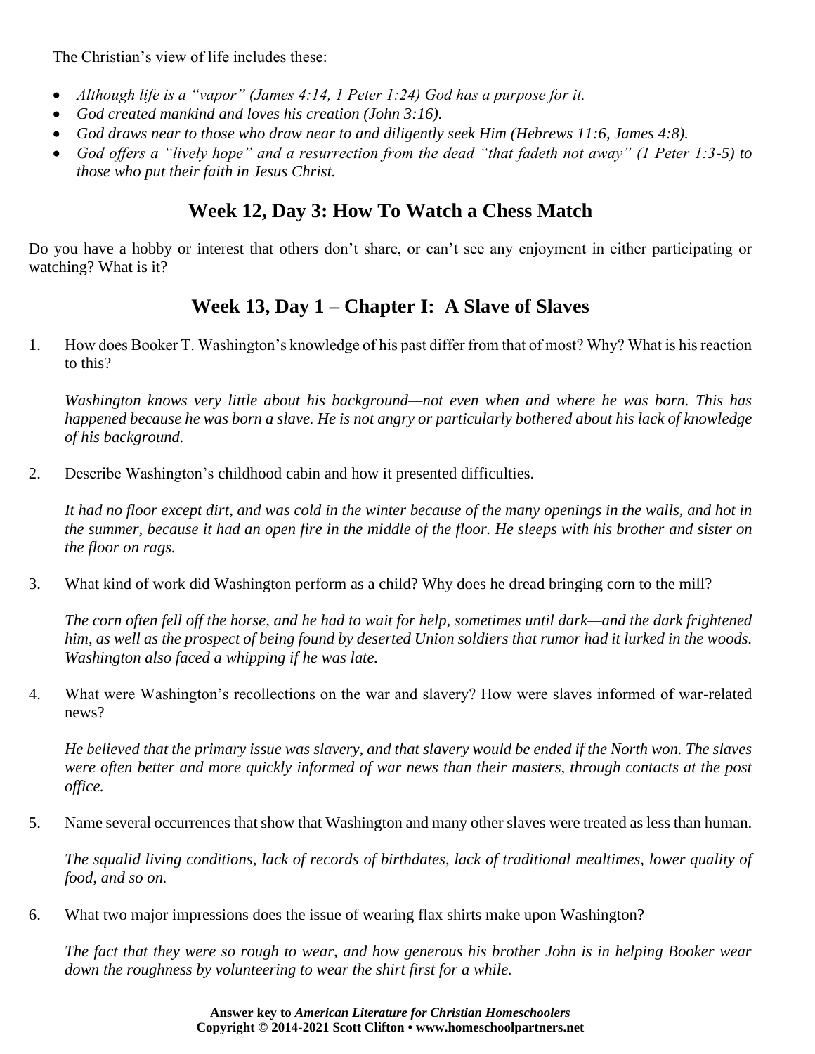The Christian's view of life includes these:

- *Although life is a "vapor" (James 4:14, 1 Peter 1:24) God has a purpose for it.*
- *God created mankind and loves his creation (John 3:16).*
- *God draws near to those who draw near to and diligently seek Him (Hebrews 11:6, James 4:8).*
- *God offers a "lively hope" and a resurrection from the dead "that fadeth not away" (1 Peter 1:3-5) to those who put their faith in Jesus Christ.*

## Week 12, Day 3: How To Watch a Chess Match

Do you have a hobby or interest that others don't share, or can't see any enjoyment in either participating or watching? What is it?

## Week 13, Day 1 – Chapter I: A Slave of Slaves

1. How does Booker T. Washington's knowledge of his past differ from that of most? Why? What is his reaction to this?

   *Washington knows very little about his background—not even when and where he was born. This has happened because he was born a slave. He is not angry or particularly bothered about his lack of knowledge of his background.*

2. Describe Washington's childhood cabin and how it presented difficulties.

   *It had no floor except dirt, and was cold in the winter because of the many openings in the walls, and hot in the summer, because it had an open fire in the middle of the floor. He sleeps with his brother and sister on the floor on rags.*

3. What kind of work did Washington perform as a child? Why does he dread bringing corn to the mill?

   *The corn often fell off the horse, and he had to wait for help, sometimes until dark—and the dark frightened him, as well as the prospect of being found by deserted Union soldiers that rumor had it lurked in the woods. Washington also faced a whipping if he was late.*

4. What were Washington's recollections on the war and slavery? How were slaves informed of war-related news?

   *He believed that the primary issue was slavery, and that slavery would be ended if the North won. The slaves were often better and more quickly informed of war news than their masters, through contacts at the post office.*

5. Name several occurrences that show that Washington and many other slaves were treated as less than human.

   *The squalid living conditions, lack of records of birthdates, lack of traditional mealtimes, lower quality of food, and so on.*

6. What two major impressions does the issue of wearing flax shirts make upon Washington?

   *The fact that they were so rough to wear, and how generous his brother John is in helping Booker wear down the roughness by volunteering to wear the shirt first for a while.*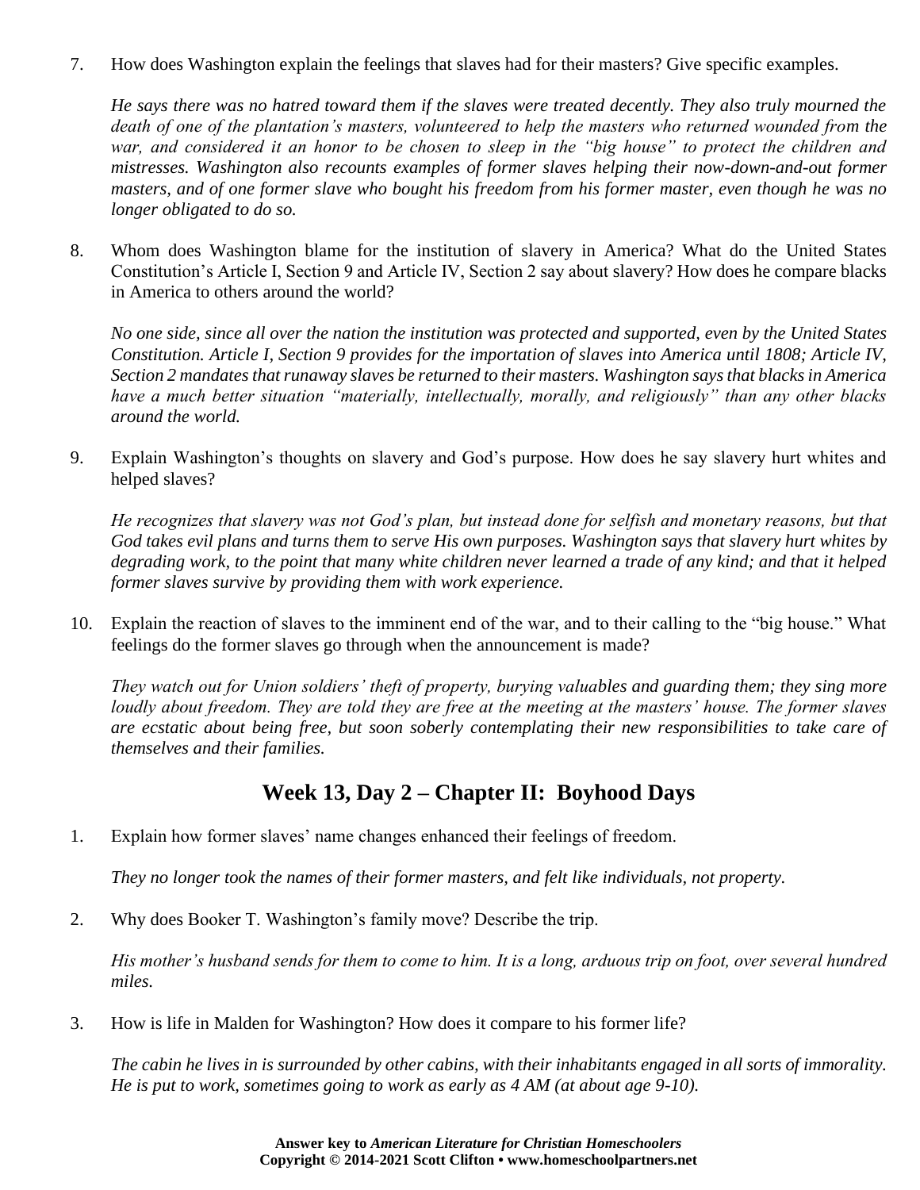7. How does Washington explain the feelings that slaves had for their masters? Give specific examples.

   *He says there was no hatred toward them if the slaves were treated decently. They also truly mourned the death of one of the plantation's masters, volunteered to help the masters who returned wounded from the war, and considered it an honor to be chosen to sleep in the "big house" to protect the children and mistresses. Washington also recounts examples of former slaves helping their now-down-and-out former masters, and of one former slave who bought his freedom from his former master, even though he was no longer obligated to do so.*

8. Whom does Washington blame for the institution of slavery in America? What do the United States Constitution's Article I, Section 9 and Article IV, Section 2 say about slavery? How does he compare blacks in America to others around the world?

   *No one side, since all over the nation the institution was protected and supported, even by the United States Constitution. Article I, Section 9 provides for the importation of slaves into America until 1808; Article IV, Section 2 mandates that runaway slaves be returned to their masters. Washington says that blacks in America have a much better situation "materially, intellectually, morally, and religiously" than any other blacks around the world.*

9. Explain Washington's thoughts on slavery and God's purpose. How does he say slavery hurt whites and helped slaves?

   *He recognizes that slavery was not God's plan, but instead done for selfish and monetary reasons, but that God takes evil plans and turns them to serve His own purposes. Washington says that slavery hurt whites by degrading work, to the point that many white children never learned a trade of any kind; and that it helped former slaves survive by providing them with work experience.*

10. Explain the reaction of slaves to the imminent end of the war, and to their calling to the "big house." What feelings do the former slaves go through when the announcement is made?

    *They watch out for Union soldiers' theft of property, burying valuables and guarding them; they sing more loudly about freedom. They are told they are free at the meeting at the masters' house. The former slaves are ecstatic about being free, but soon soberly contemplating their new responsibilities to take care of themselves and their families.*

## Week 13, Day 2 – Chapter II: Boyhood Days

1. Explain how former slaves' name changes enhanced their feelings of freedom.

   *They no longer took the names of their former masters, and felt like individuals, not property.*

2. Why does Booker T. Washington's family move? Describe the trip.

   *His mother's husband sends for them to come to him. It is a long, arduous trip on foot, over several hundred miles.*

3. How is life in Malden for Washington? How does it compare to his former life?

   *The cabin he lives in is surrounded by other cabins, with their inhabitants engaged in all sorts of immorality. He is put to work, sometimes going to work as early as 4 AM (at about age 9-10).*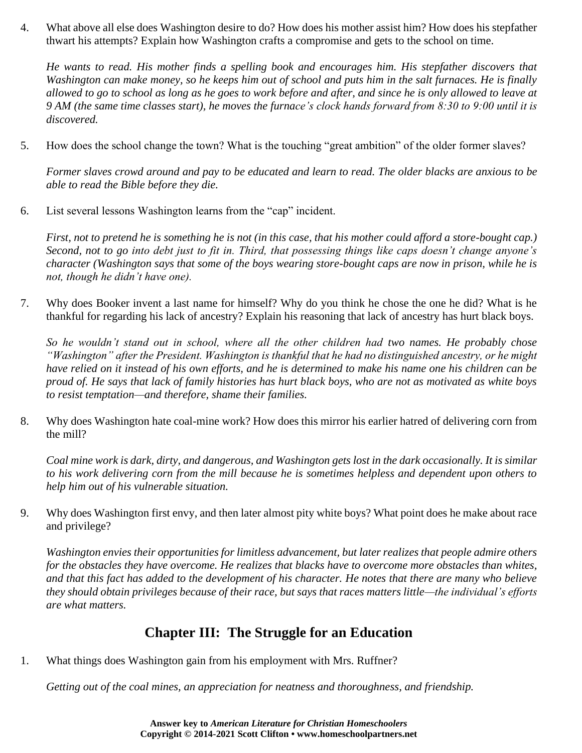4. What above all else does Washington desire to do? How does his mother assist him? How does his stepfather thwart his attempts? Explain how Washington crafts a compromise and gets to the school on time.

   *He wants to read. His mother finds a spelling book and encourages him. His stepfather discovers that Washington can make money, so he keeps him out of school and puts him in the salt furnaces. He is finally allowed to go to school as long as he goes to work before and after, and since he is only allowed to leave at 9 AM (the same time classes start), he moves the furnace's clock hands forward from 8:30 to 9:00 until it is discovered.*

5. How does the school change the town? What is the touching "great ambition" of the older former slaves?

   *Former slaves crowd around and pay to be educated and learn to read. The older blacks are anxious to be able to read the Bible before they die.*

6. List several lessons Washington learns from the "cap" incident.

   *First, not to pretend he is something he is not (in this case, that his mother could afford a store-bought cap.) Second, not to go into debt just to fit in. Third, that possessing things like caps doesn't change anyone's character (Washington says that some of the boys wearing store-bought caps are now in prison, while he is not, though he didn't have one).*

7. Why does Booker invent a last name for himself? Why do you think he chose the one he did? What is he thankful for regarding his lack of ancestry? Explain his reasoning that lack of ancestry has hurt black boys.

   *So he wouldn't stand out in school, where all the other children had two names. He probably chose "Washington" after the President. Washington is thankful that he had no distinguished ancestry, or he might have relied on it instead of his own efforts, and he is determined to make his name one his children can be proud of. He says that lack of family histories has hurt black boys, who are not as motivated as white boys to resist temptation—and therefore, shame their families.*

8. Why does Washington hate coal-mine work? How does this mirror his earlier hatred of delivering corn from the mill?

   *Coal mine work is dark, dirty, and dangerous, and Washington gets lost in the dark occasionally. It is similar to his work delivering corn from the mill because he is sometimes helpless and dependent upon others to help him out of his vulnerable situation.*

9. Why does Washington first envy, and then later almost pity white boys? What point does he make about race and privilege?

   *Washington envies their opportunities for limitless advancement, but later realizes that people admire others for the obstacles they have overcome. He realizes that blacks have to overcome more obstacles than whites, and that this fact has added to the development of his character. He notes that there are many who believe they should obtain privileges because of their race, but says that races matters little—the individual's efforts are what matters.*

## Chapter III: The Struggle for an Education

1. What things does Washington gain from his employment with Mrs. Ruffner?

   *Getting out of the coal mines, an appreciation for neatness and thoroughness, and friendship.*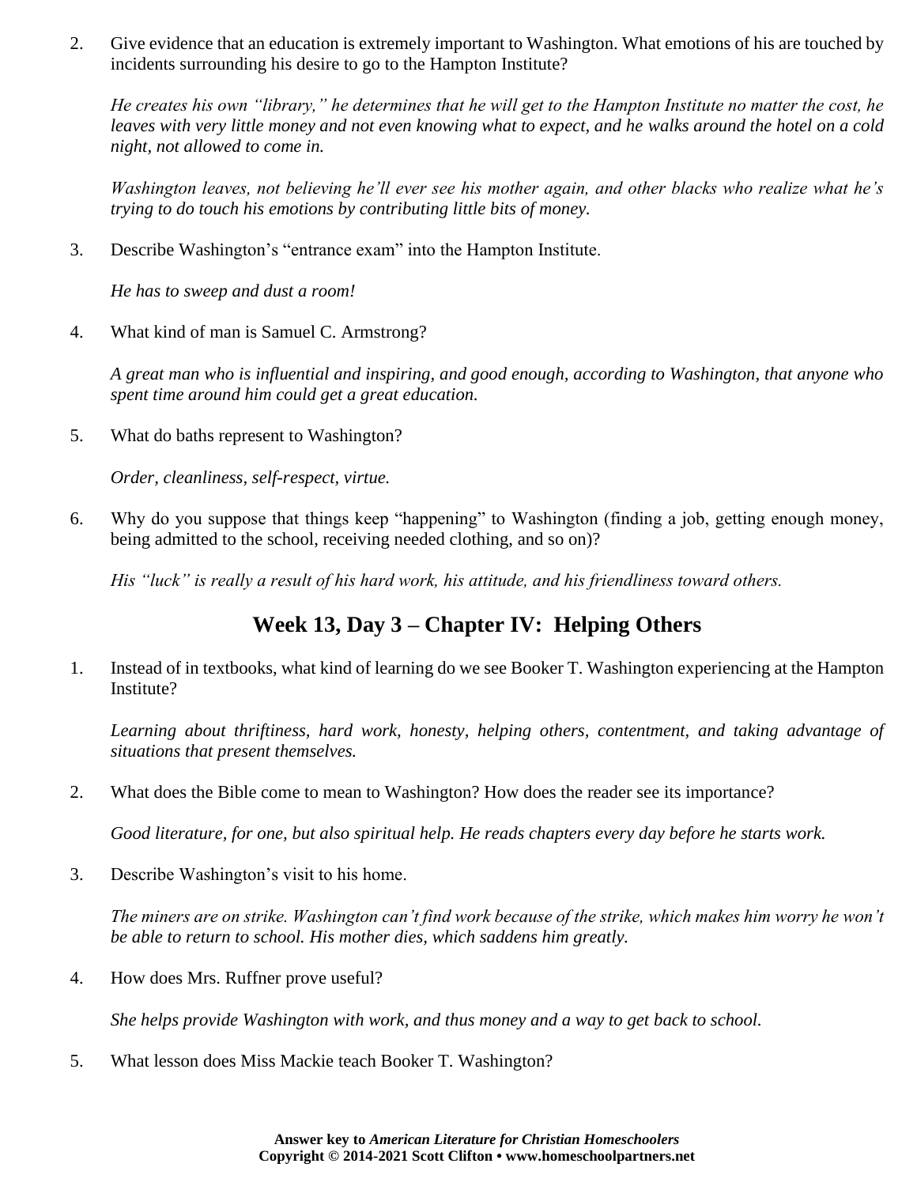2. Give evidence that an education is extremely important to Washington. What emotions of his are touched by incidents surrounding his desire to go to the Hampton Institute?

   *He creates his own "library," he determines that he will get to the Hampton Institute no matter the cost, he leaves with very little money and not even knowing what to expect, and he walks around the hotel on a cold night, not allowed to come in.*

   *Washington leaves, not believing he'll ever see his mother again, and other blacks who realize what he's trying to do touch his emotions by contributing little bits of money.*

3. Describe Washington's "entrance exam" into the Hampton Institute.

   *He has to sweep and dust a room!*

4. What kind of man is Samuel C. Armstrong?

   *A great man who is influential and inspiring, and good enough, according to Washington, that anyone who spent time around him could get a great education.*

5. What do baths represent to Washington?

   *Order, cleanliness, self-respect, virtue.*

6. Why do you suppose that things keep "happening" to Washington (finding a job, getting enough money, being admitted to the school, receiving needed clothing, and so on)?

   *His "luck" is really a result of his hard work, his attitude, and his friendliness toward others.*

## Week 13, Day 3 – Chapter IV: Helping Others

1. Instead of in textbooks, what kind of learning do we see Booker T. Washington experiencing at the Hampton Institute?

   *Learning about thriftiness, hard work, honesty, helping others, contentment, and taking advantage of situations that present themselves.*

2. What does the Bible come to mean to Washington? How does the reader see its importance?

   *Good literature, for one, but also spiritual help. He reads chapters every day before he starts work.*

3. Describe Washington's visit to his home.

   *The miners are on strike. Washington can't find work because of the strike, which makes him worry he won't be able to return to school. His mother dies, which saddens him greatly.*

4. How does Mrs. Ruffner prove useful?

   *She helps provide Washington with work, and thus money and a way to get back to school.*

5. What lesson does Miss Mackie teach Booker T. Washington?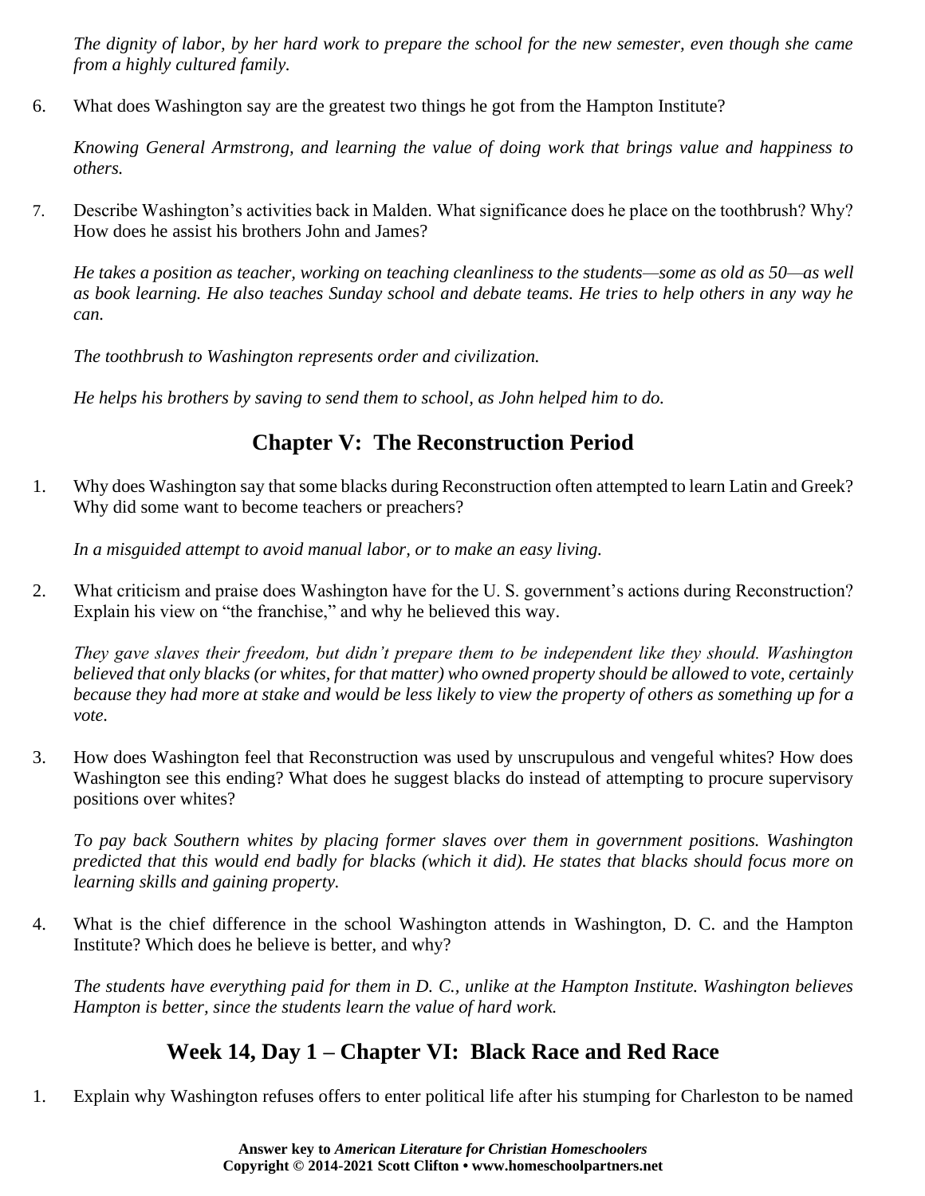*The dignity of labor, by her hard work to prepare the school for the new semester, even though she came from a highly cultured family.*

6. What does Washington say are the greatest two things he got from the Hampton Institute?

   *Knowing General Armstrong, and learning the value of doing work that brings value and happiness to others.*

7. Describe Washington's activities back in Malden. What significance does he place on the toothbrush? Why? How does he assist his brothers John and James?

   *He takes a position as teacher, working on teaching cleanliness to the students—some as old as 50—as well as book learning. He also teaches Sunday school and debate teams. He tries to help others in any way he can.*

   *The toothbrush to Washington represents order and civilization.*

   *He helps his brothers by saving to send them to school, as John helped him to do.*

## Chapter V: The Reconstruction Period

1. Why does Washington say that some blacks during Reconstruction often attempted to learn Latin and Greek? Why did some want to become teachers or preachers?

   *In a misguided attempt to avoid manual labor, or to make an easy living.*

2. What criticism and praise does Washington have for the U. S. government's actions during Reconstruction? Explain his view on "the franchise," and why he believed this way.

   *They gave slaves their freedom, but didn't prepare them to be independent like they should. Washington believed that only blacks (or whites, for that matter) who owned property should be allowed to vote, certainly because they had more at stake and would be less likely to view the property of others as something up for a vote.*

3. How does Washington feel that Reconstruction was used by unscrupulous and vengeful whites? How does Washington see this ending? What does he suggest blacks do instead of attempting to procure supervisory positions over whites?

   *To pay back Southern whites by placing former slaves over them in government positions. Washington predicted that this would end badly for blacks (which it did). He states that blacks should focus more on learning skills and gaining property.*

4. What is the chief difference in the school Washington attends in Washington, D. C. and the Hampton Institute? Which does he believe is better, and why?

   *The students have everything paid for them in D. C., unlike at the Hampton Institute. Washington believes Hampton is better, since the students learn the value of hard work.*

## Week 14, Day 1 – Chapter VI: Black Race and Red Race

1. Explain why Washington refuses offers to enter political life after his stumping for Charleston to be named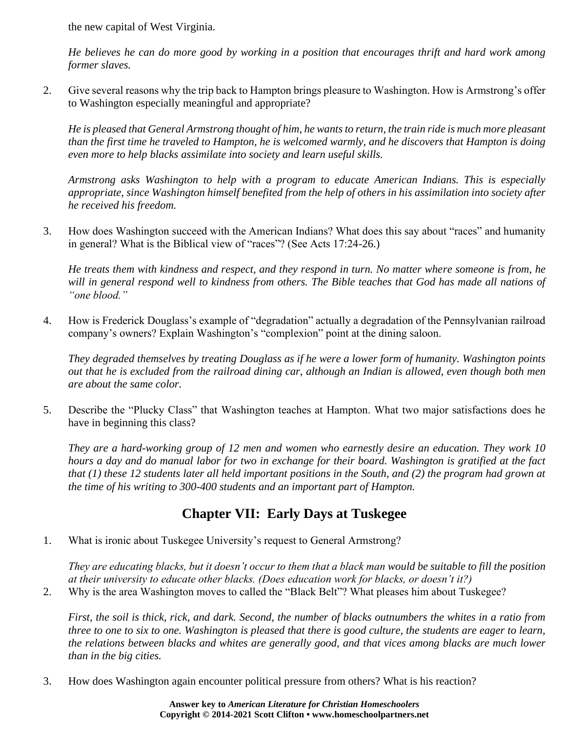the new capital of West Virginia.

*He believes he can do more good by working in a position that encourages thrift and hard work among former slaves.*

2. Give several reasons why the trip back to Hampton brings pleasure to Washington. How is Armstrong's offer to Washington especially meaningful and appropriate?

   *He is pleased that General Armstrong thought of him, he wants to return, the train ride is much more pleasant than the first time he traveled to Hampton, he is welcomed warmly, and he discovers that Hampton is doing even more to help blacks assimilate into society and learn useful skills.*

   *Armstrong asks Washington to help with a program to educate American Indians. This is especially appropriate, since Washington himself benefited from the help of others in his assimilation into society after he received his freedom.*

3. How does Washington succeed with the American Indians? What does this say about "races" and humanity in general? What is the Biblical view of "races"? (See Acts 17:24-26.)

   *He treats them with kindness and respect, and they respond in turn. No matter where someone is from, he will in general respond well to kindness from others. The Bible teaches that God has made all nations of "one blood."*

4. How is Frederick Douglass's example of "degradation" actually a degradation of the Pennsylvanian railroad company's owners? Explain Washington's "complexion" point at the dining saloon.

   *They degraded themselves by treating Douglass as if he were a lower form of humanity. Washington points out that he is excluded from the railroad dining car, although an Indian is allowed, even though both men are about the same color.*

5. Describe the "Plucky Class" that Washington teaches at Hampton. What two major satisfactions does he have in beginning this class?

   *They are a hard-working group of 12 men and women who earnestly desire an education. They work 10 hours a day and do manual labor for two in exchange for their board. Washington is gratified at the fact that (1) these 12 students later all held important positions in the South, and (2) the program had grown at the time of his writing to 300-400 students and an important part of Hampton.*

## Chapter VII: Early Days at Tuskegee

1. What is ironic about Tuskegee University's request to General Armstrong?

   *They are educating blacks, but it doesn't occur to them that a black man would be suitable to fill the position at their university to educate other blacks. (Does education work for blacks, or doesn't it?)*

2. Why is the area Washington moves to called the "Black Belt"? What pleases him about Tuskegee?

   *First, the soil is thick, rick, and dark. Second, the number of blacks outnumbers the whites in a ratio from three to one to six to one. Washington is pleased that there is good culture, the students are eager to learn, the relations between blacks and whites are generally good, and that vices among blacks are much lower than in the big cities.*

3. How does Washington again encounter political pressure from others? What is his reaction?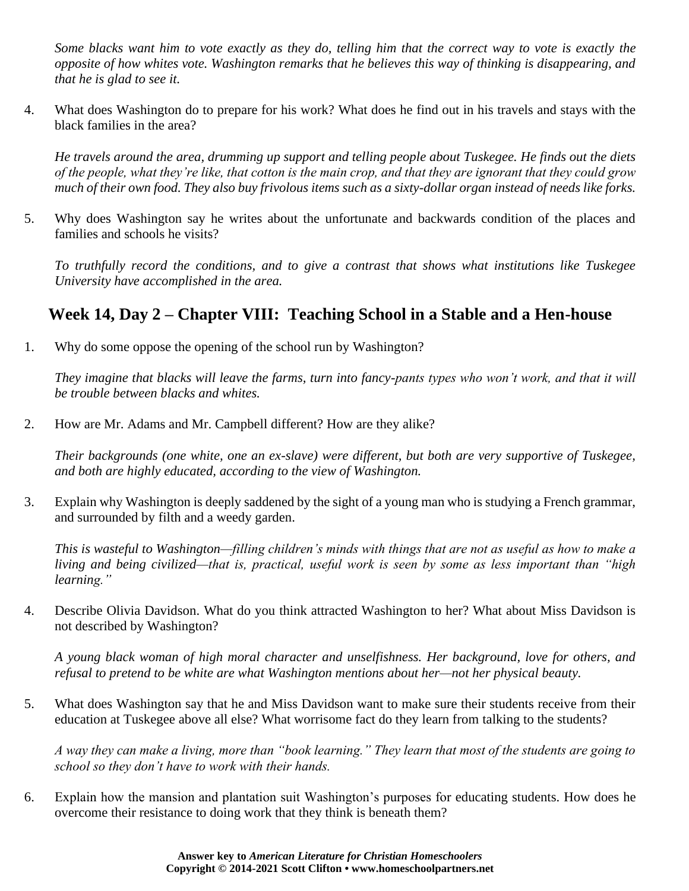*Some blacks want him to vote exactly as they do, telling him that the correct way to vote is exactly the opposite of how whites vote. Washington remarks that he believes this way of thinking is disappearing, and that he is glad to see it.*

4. What does Washington do to prepare for his work? What does he find out in his travels and stays with the black families in the area?

   *He travels around the area, drumming up support and telling people about Tuskegee. He finds out the diets of the people, what they're like, that cotton is the main crop, and that they are ignorant that they could grow much of their own food. They also buy frivolous items such as a sixty-dollar organ instead of needs like forks.*

5. Why does Washington say he writes about the unfortunate and backwards condition of the places and families and schools he visits?

   *To truthfully record the conditions, and to give a contrast that shows what institutions like Tuskegee University have accomplished in the area.*

## Week 14, Day 2 – Chapter VIII: Teaching School in a Stable and a Hen-house

1. Why do some oppose the opening of the school run by Washington?

   *They imagine that blacks will leave the farms, turn into fancy-pants types who won't work, and that it will be trouble between blacks and whites.*

2. How are Mr. Adams and Mr. Campbell different? How are they alike?

   *Their backgrounds (one white, one an ex-slave) were different, but both are very supportive of Tuskegee, and both are highly educated, according to the view of Washington.*

3. Explain why Washington is deeply saddened by the sight of a young man who is studying a French grammar, and surrounded by filth and a weedy garden.

   *This is wasteful to Washington—filling children's minds with things that are not as useful as how to make a living and being civilized—that is, practical, useful work is seen by some as less important than "high learning."*

4. Describe Olivia Davidson. What do you think attracted Washington to her? What about Miss Davidson is not described by Washington?

   *A young black woman of high moral character and unselfishness. Her background, love for others, and refusal to pretend to be white are what Washington mentions about her—not her physical beauty.*

5. What does Washington say that he and Miss Davidson want to make sure their students receive from their education at Tuskegee above all else? What worrisome fact do they learn from talking to the students?

   *A way they can make a living, more than "book learning." They learn that most of the students are going to school so they don't have to work with their hands.*

6. Explain how the mansion and plantation suit Washington's purposes for educating students. How does he overcome their resistance to doing work that they think is beneath them?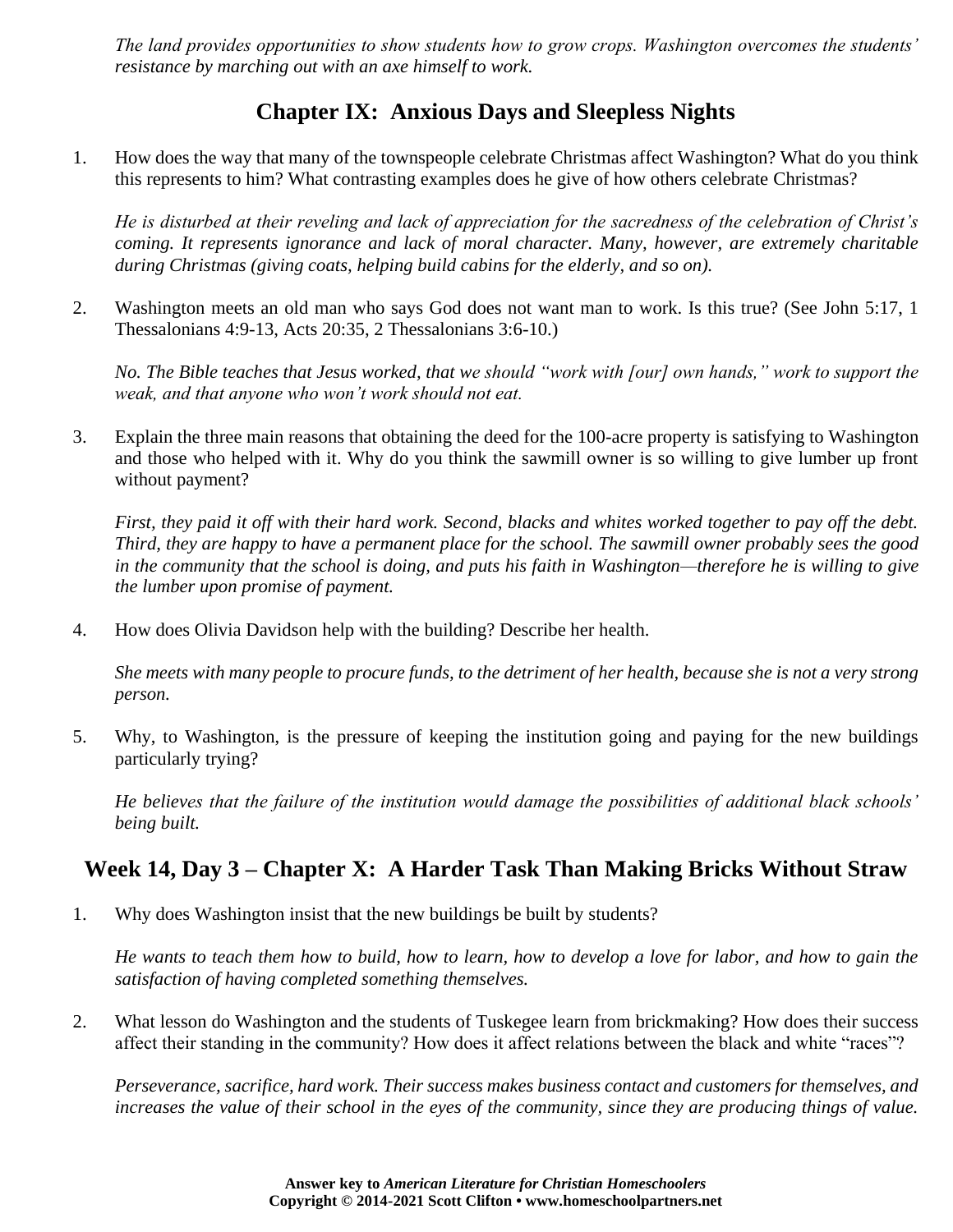*The land provides opportunities to show students how to grow crops. Washington overcomes the students' resistance by marching out with an axe himself to work.*

## Chapter IX: Anxious Days and Sleepless Nights

1. How does the way that many of the townspeople celebrate Christmas affect Washington? What do you think this represents to him? What contrasting examples does he give of how others celebrate Christmas?

   *He is disturbed at their reveling and lack of appreciation for the sacredness of the celebration of Christ's coming. It represents ignorance and lack of moral character. Many, however, are extremely charitable during Christmas (giving coats, helping build cabins for the elderly, and so on).*

2. Washington meets an old man who says God does not want man to work. Is this true? (See John 5:17, 1 Thessalonians 4:9-13, Acts 20:35, 2 Thessalonians 3:6-10.)

   *No. The Bible teaches that Jesus worked, that we should "work with [our] own hands," work to support the weak, and that anyone who won't work should not eat.*

3. Explain the three main reasons that obtaining the deed for the 100-acre property is satisfying to Washington and those who helped with it. Why do you think the sawmill owner is so willing to give lumber up front without payment?

   *First, they paid it off with their hard work. Second, blacks and whites worked together to pay off the debt. Third, they are happy to have a permanent place for the school. The sawmill owner probably sees the good in the community that the school is doing, and puts his faith in Washington—therefore he is willing to give the lumber upon promise of payment.*

4. How does Olivia Davidson help with the building? Describe her health.

   *She meets with many people to procure funds, to the detriment of her health, because she is not a very strong person.*

5. Why, to Washington, is the pressure of keeping the institution going and paying for the new buildings particularly trying?

   *He believes that the failure of the institution would damage the possibilities of additional black schools' being built.*

## Week 14, Day 3 – Chapter X: A Harder Task Than Making Bricks Without Straw

1. Why does Washington insist that the new buildings be built by students?

   *He wants to teach them how to build, how to learn, how to develop a love for labor, and how to gain the satisfaction of having completed something themselves.*

2. What lesson do Washington and the students of Tuskegee learn from brickmaking? How does their success affect their standing in the community? How does it affect relations between the black and white "races"?

   *Perseverance, sacrifice, hard work. Their success makes business contact and customers for themselves, and increases the value of their school in the eyes of the community, since they are producing things of value.*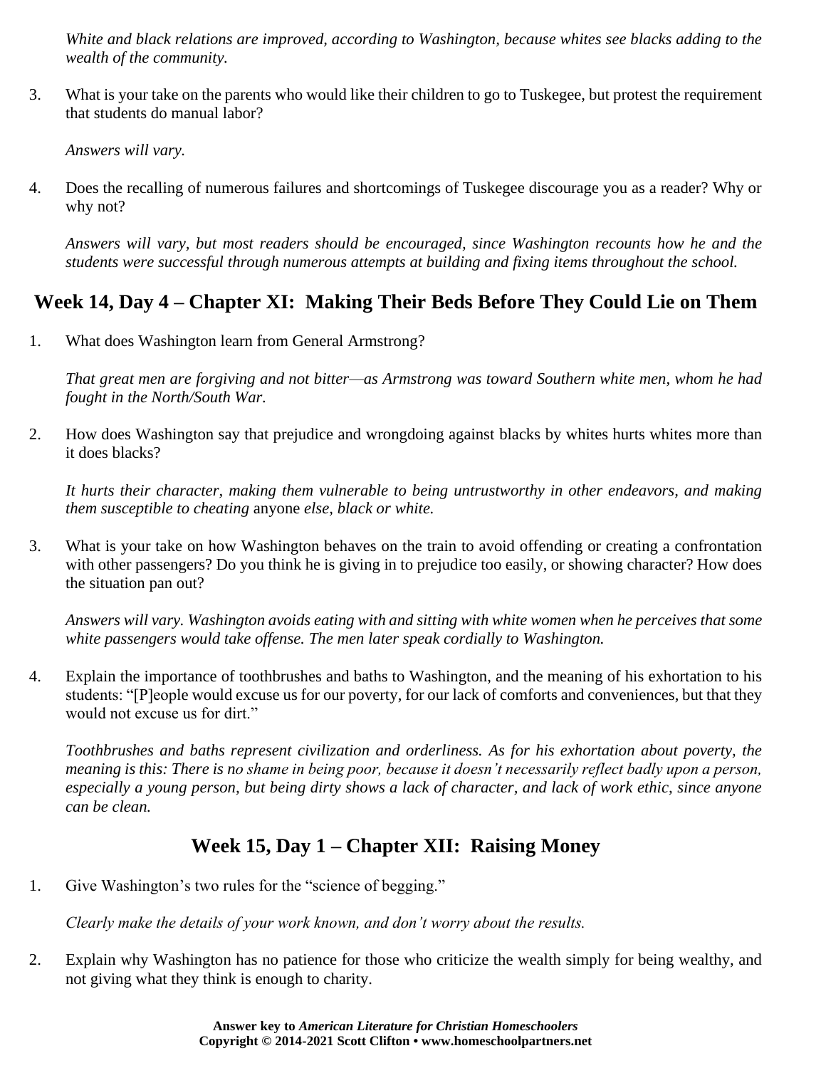*White and black relations are improved, according to Washington, because whites see blacks adding to the wealth of the community.*

3. What is your take on the parents who would like their children to go to Tuskegee, but protest the requirement that students do manual labor?

   *Answers will vary.*

4. Does the recalling of numerous failures and shortcomings of Tuskegee discourage you as a reader? Why or why not?

   *Answers will vary, but most readers should be encouraged, since Washington recounts how he and the students were successful through numerous attempts at building and fixing items throughout the school.*

## Week 14, Day 4 – Chapter XI: Making Their Beds Before They Could Lie on Them

1. What does Washington learn from General Armstrong?

   *That great men are forgiving and not bitter—as Armstrong was toward Southern white men, whom he had fought in the North/South War.*

2. How does Washington say that prejudice and wrongdoing against blacks by whites hurts whites more than it does blacks?

   *It hurts their character, making them vulnerable to being untrustworthy in other endeavors, and making them susceptible to cheating* anyone *else, black or white.*

3. What is your take on how Washington behaves on the train to avoid offending or creating a confrontation with other passengers? Do you think he is giving in to prejudice too easily, or showing character? How does the situation pan out?

   *Answers will vary. Washington avoids eating with and sitting with white women when he perceives that some white passengers would take offense. The men later speak cordially to Washington.*

4. Explain the importance of toothbrushes and baths to Washington, and the meaning of his exhortation to his students: "[P]eople would excuse us for our poverty, for our lack of comforts and conveniences, but that they would not excuse us for dirt."

   *Toothbrushes and baths represent civilization and orderliness. As for his exhortation about poverty, the meaning is this: There is no shame in being poor, because it doesn't necessarily reflect badly upon a person, especially a young person, but being dirty shows a lack of character, and lack of work ethic, since anyone can be clean.*

## Week 15, Day 1 – Chapter XII: Raising Money

1. Give Washington's two rules for the "science of begging."

   *Clearly make the details of your work known, and don't worry about the results.*

2. Explain why Washington has no patience for those who criticize the wealth simply for being wealthy, and not giving what they think is enough to charity.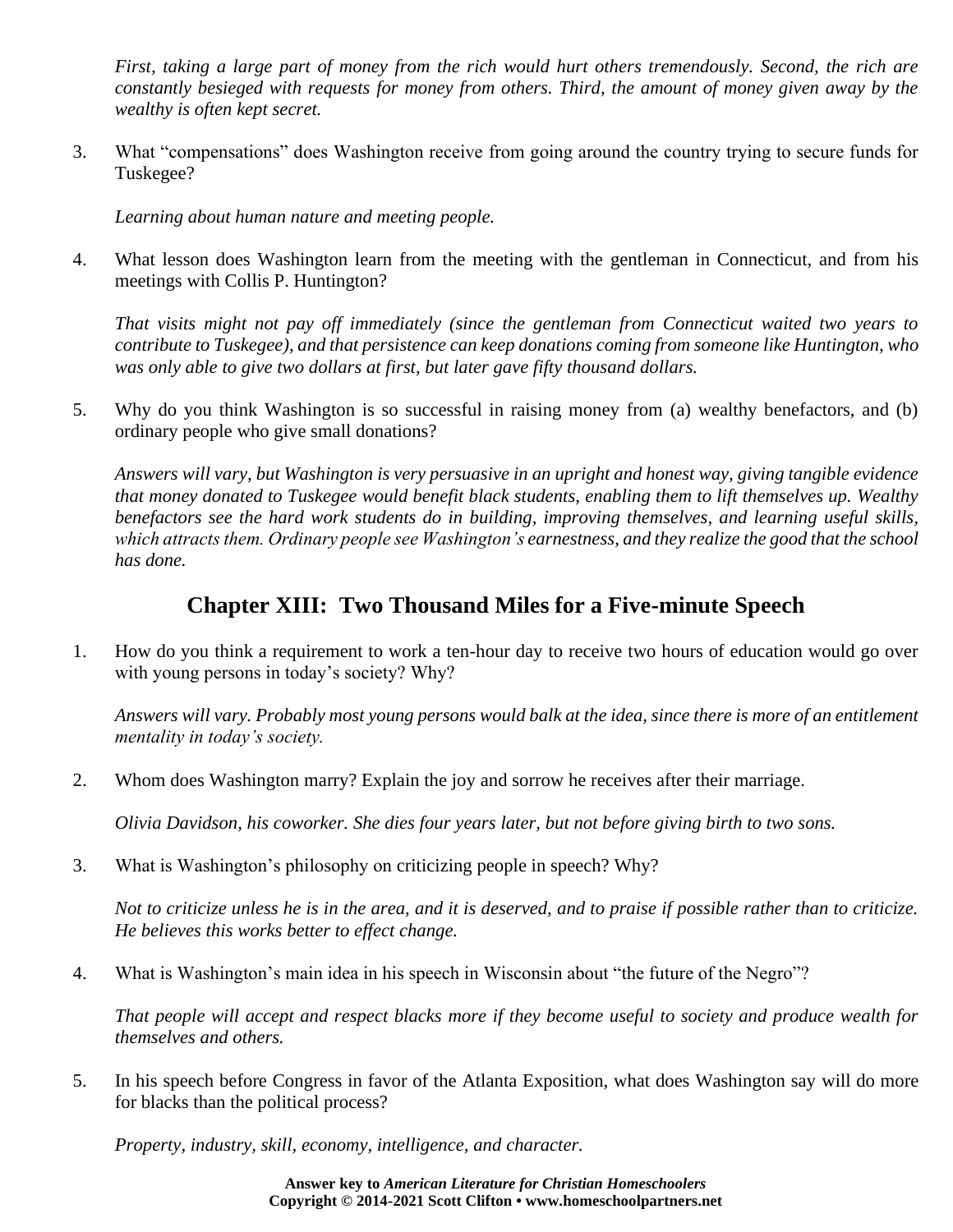*First, taking a large part of money from the rich would hurt others tremendously. Second, the rich are constantly besieged with requests for money from others. Third, the amount of money given away by the wealthy is often kept secret.*

3. What "compensations" does Washington receive from going around the country trying to secure funds for Tuskegee?

   *Learning about human nature and meeting people.*

4. What lesson does Washington learn from the meeting with the gentleman in Connecticut, and from his meetings with Collis P. Huntington?

   *That visits might not pay off immediately (since the gentleman from Connecticut waited two years to contribute to Tuskegee), and that persistence can keep donations coming from someone like Huntington, who was only able to give two dollars at first, but later gave fifty thousand dollars.*

5. Why do you think Washington is so successful in raising money from (a) wealthy benefactors, and (b) ordinary people who give small donations?

   *Answers will vary, but Washington is very persuasive in an upright and honest way, giving tangible evidence that money donated to Tuskegee would benefit black students, enabling them to lift themselves up. Wealthy benefactors see the hard work students do in building, improving themselves, and learning useful skills, which attracts them. Ordinary people see Washington's earnestness, and they realize the good that the school has done.*

## Chapter XIII: Two Thousand Miles for a Five-minute Speech

1. How do you think a requirement to work a ten-hour day to receive two hours of education would go over with young persons in today's society? Why?

   *Answers will vary. Probably most young persons would balk at the idea, since there is more of an entitlement mentality in today's society.*

2. Whom does Washington marry? Explain the joy and sorrow he receives after their marriage.

   *Olivia Davidson, his coworker. She dies four years later, but not before giving birth to two sons.*

3. What is Washington's philosophy on criticizing people in speech? Why?

   *Not to criticize unless he is in the area, and it is deserved, and to praise if possible rather than to criticize. He believes this works better to effect change.*

4. What is Washington's main idea in his speech in Wisconsin about "the future of the Negro"?

   *That people will accept and respect blacks more if they become useful to society and produce wealth for themselves and others.*

5. In his speech before Congress in favor of the Atlanta Exposition, what does Washington say will do more for blacks than the political process?

   *Property, industry, skill, economy, intelligence, and character.*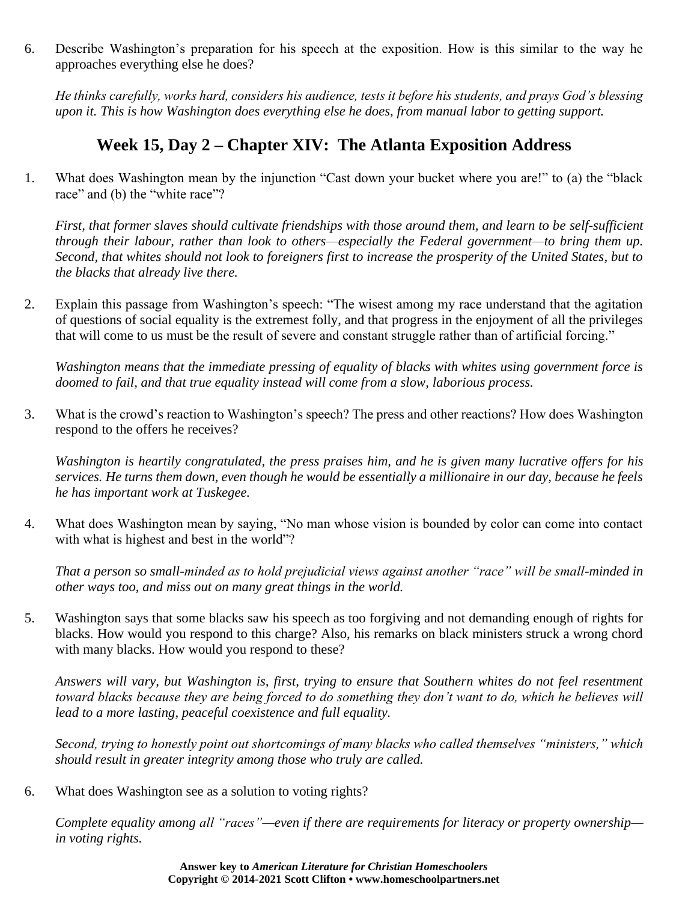6. Describe Washington's preparation for his speech at the exposition. How is this similar to the way he approaches everything else he does?

   *He thinks carefully, works hard, considers his audience, tests it before his students, and prays God's blessing upon it. This is how Washington does everything else he does, from manual labor to getting support.*

## Week 15, Day 2 – Chapter XIV: The Atlanta Exposition Address

1. What does Washington mean by the injunction "Cast down your bucket where you are!" to (a) the "black race" and (b) the "white race"?

   *First, that former slaves should cultivate friendships with those around them, and learn to be self-sufficient through their labour, rather than look to others—especially the Federal government—to bring them up. Second, that whites should not look to foreigners first to increase the prosperity of the United States, but to the blacks that already live there.*

2. Explain this passage from Washington's speech: "The wisest among my race understand that the agitation of questions of social equality is the extremest folly, and that progress in the enjoyment of all the privileges that will come to us must be the result of severe and constant struggle rather than of artificial forcing."

   *Washington means that the immediate pressing of equality of blacks with whites using government force is doomed to fail, and that true equality instead will come from a slow, laborious process.*

3. What is the crowd's reaction to Washington's speech? The press and other reactions? How does Washington respond to the offers he receives?

   *Washington is heartily congratulated, the press praises him, and he is given many lucrative offers for his services. He turns them down, even though he would be essentially a millionaire in our day, because he feels he has important work at Tuskegee.*

4. What does Washington mean by saying, "No man whose vision is bounded by color can come into contact with what is highest and best in the world"?

   *That a person so small-minded as to hold prejudicial views against another "race" will be small-minded in other ways too, and miss out on many great things in the world.*

5. Washington says that some blacks saw his speech as too forgiving and not demanding enough of rights for blacks. How would you respond to this charge? Also, his remarks on black ministers struck a wrong chord with many blacks. How would you respond to these?

   *Answers will vary, but Washington is, first, trying to ensure that Southern whites do not feel resentment toward blacks because they are being forced to do something they don't want to do, which he believes will lead to a more lasting, peaceful coexistence and full equality.*

   *Second, trying to honestly point out shortcomings of many blacks who called themselves "ministers," which should result in greater integrity among those who truly are called.*

6. What does Washington see as a solution to voting rights?

   *Complete equality among all "races"—even if there are requirements for literacy or property ownership—in voting rights.*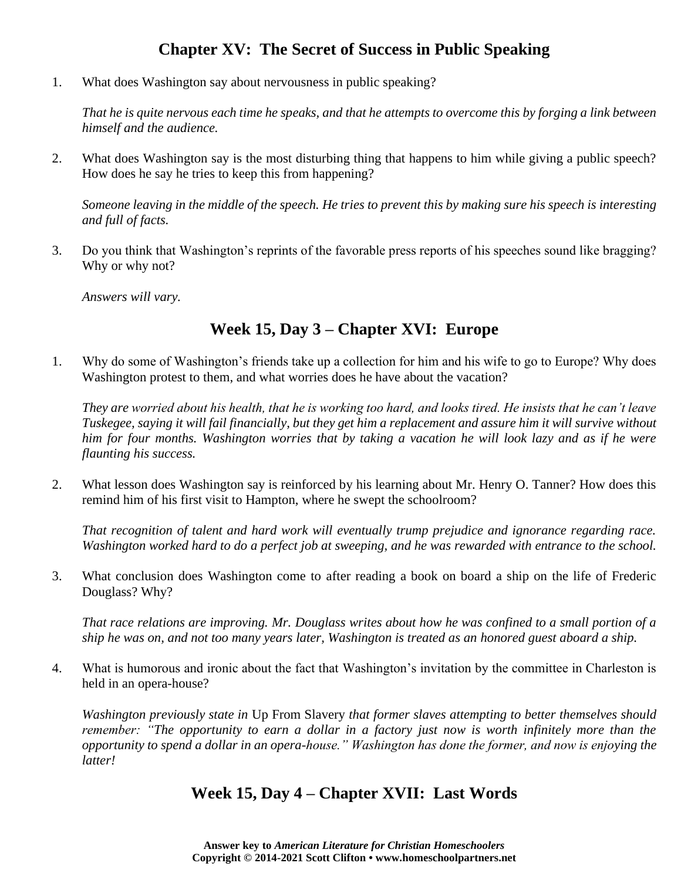## Chapter XV: The Secret of Success in Public Speaking

1. What does Washington say about nervousness in public speaking?

   *That he is quite nervous each time he speaks, and that he attempts to overcome this by forging a link between himself and the audience.*

2. What does Washington say is the most disturbing thing that happens to him while giving a public speech? How does he say he tries to keep this from happening?

   *Someone leaving in the middle of the speech. He tries to prevent this by making sure his speech is interesting and full of facts.*

3. Do you think that Washington's reprints of the favorable press reports of his speeches sound like bragging? Why or why not?

   *Answers will vary.*

## Week 15, Day 3 – Chapter XVI: Europe

1. Why do some of Washington's friends take up a collection for him and his wife to go to Europe? Why does Washington protest to them, and what worries does he have about the vacation?

   *They are worried about his health, that he is working too hard, and looks tired. He insists that he can't leave Tuskegee, saying it will fail financially, but they get him a replacement and assure him it will survive without him for four months. Washington worries that by taking a vacation he will look lazy and as if he were flaunting his success.*

2. What lesson does Washington say is reinforced by his learning about Mr. Henry O. Tanner? How does this remind him of his first visit to Hampton, where he swept the schoolroom?

   *That recognition of talent and hard work will eventually trump prejudice and ignorance regarding race. Washington worked hard to do a perfect job at sweeping, and he was rewarded with entrance to the school.*

3. What conclusion does Washington come to after reading a book on board a ship on the life of Frederic Douglass? Why?

   *That race relations are improving. Mr. Douglass writes about how he was confined to a small portion of a ship he was on, and not too many years later, Washington is treated as an honored guest aboard a ship.*

4. What is humorous and ironic about the fact that Washington's invitation by the committee in Charleston is held in an opera-house?

   *Washington previously state in* Up From Slavery *that former slaves attempting to better themselves should remember: "The opportunity to earn a dollar in a factory just now is worth infinitely more than the opportunity to spend a dollar in an opera-house." Washington has done the former, and now is enjoying the latter!*

## Week 15, Day 4 – Chapter XVII: Last Words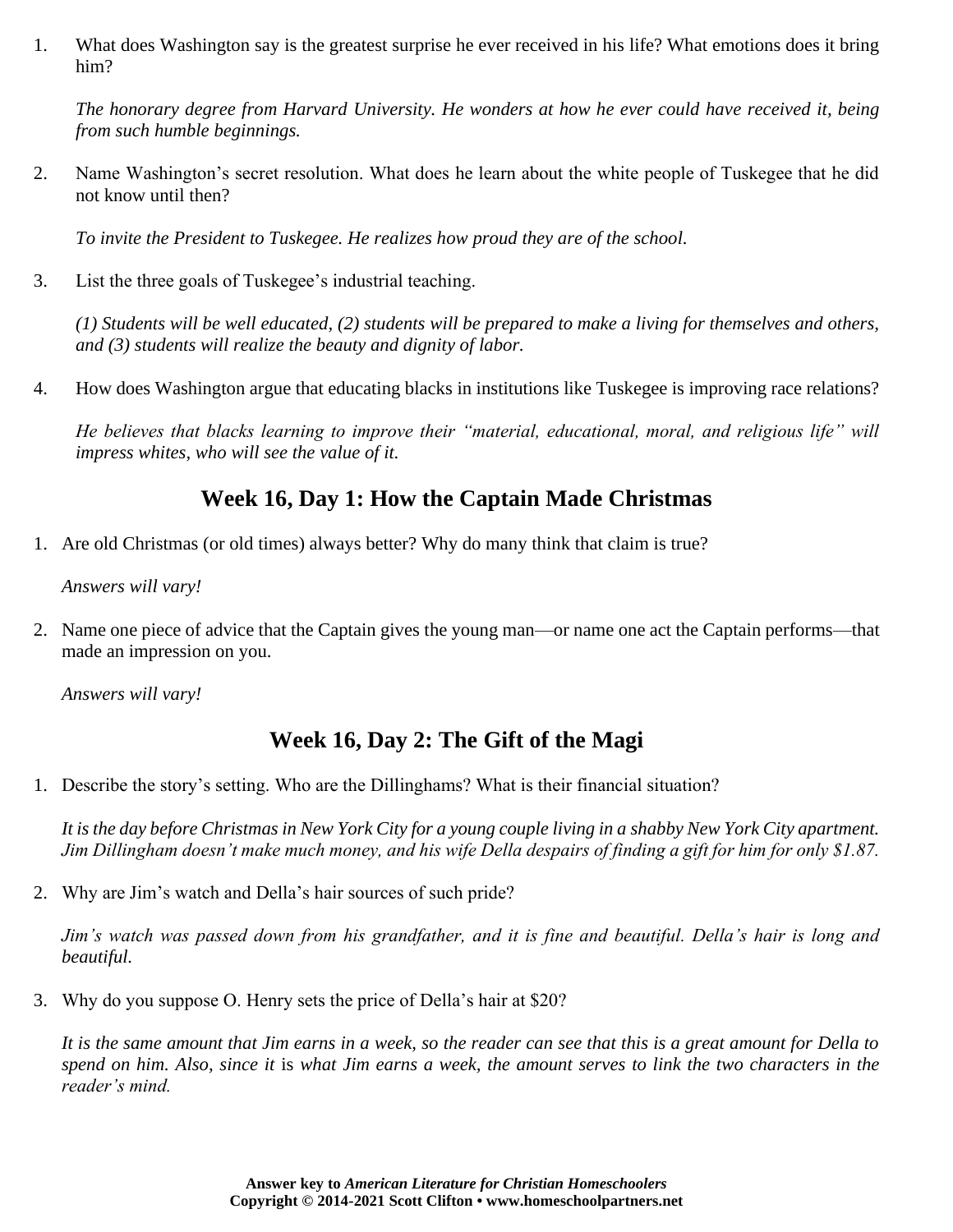1. What does Washington say is the greatest surprise he ever received in his life? What emotions does it bring him?

   *The honorary degree from Harvard University. He wonders at how he ever could have received it, being from such humble beginnings.*

2. Name Washington's secret resolution. What does he learn about the white people of Tuskegee that he did not know until then?

   *To invite the President to Tuskegee. He realizes how proud they are of the school.*

3. List the three goals of Tuskegee's industrial teaching.

   *(1) Students will be well educated, (2) students will be prepared to make a living for themselves and others, and (3) students will realize the beauty and dignity of labor.*

4. How does Washington argue that educating blacks in institutions like Tuskegee is improving race relations?

   *He believes that blacks learning to improve their "material, educational, moral, and religious life" will impress whites, who will see the value of it.*

## Week 16, Day 1: How the Captain Made Christmas

1. Are old Christmas (or old times) always better? Why do many think that claim is true?

   *Answers will vary!*

2. Name one piece of advice that the Captain gives the young man—or name one act the Captain performs—that made an impression on you.

   *Answers will vary!*

## Week 16, Day 2: The Gift of the Magi

1. Describe the story's setting. Who are the Dillinghams? What is their financial situation?

   *It is the day before Christmas in New York City for a young couple living in a shabby New York City apartment. Jim Dillingham doesn't make much money, and his wife Della despairs of finding a gift for him for only $1.87.*

2. Why are Jim's watch and Della's hair sources of such pride?

   *Jim's watch was passed down from his grandfather, and it is fine and beautiful. Della's hair is long and beautiful.*

3. Why do you suppose O. Henry sets the price of Della's hair at $20?

   *It is the same amount that Jim earns in a week, so the reader can see that this is a great amount for Della to spend on him. Also, since it* is *what Jim earns a week, the amount serves to link the two characters in the reader's mind.*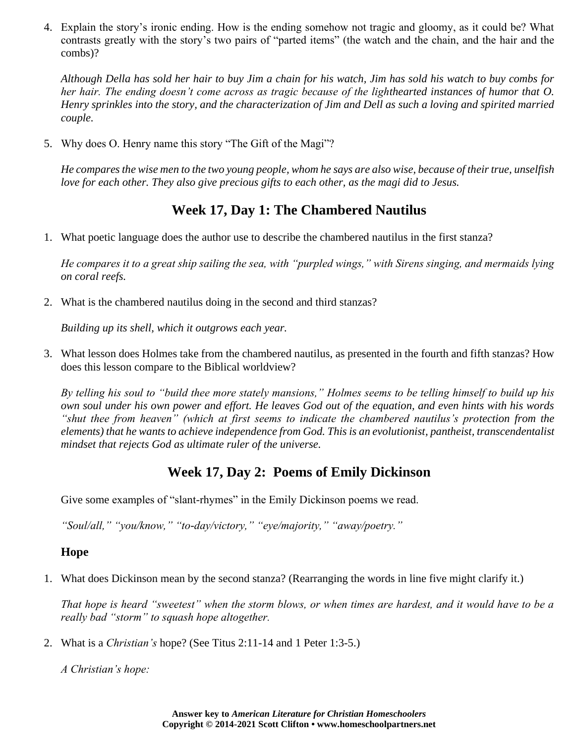4. Explain the story's ironic ending. How is the ending somehow not tragic and gloomy, as it could be? What contrasts greatly with the story's two pairs of "parted items" (the watch and the chain, and the hair and the combs)?

   *Although Della has sold her hair to buy Jim a chain for his watch, Jim has sold his watch to buy combs for her hair. The ending doesn't come across as tragic because of the lighthearted instances of humor that O. Henry sprinkles into the story, and the characterization of Jim and Dell as such a loving and spirited married couple.*

5. Why does O. Henry name this story "The Gift of the Magi"?

   *He compares the wise men to the two young people, whom he says are also wise, because of their true, unselfish love for each other. They also give precious gifts to each other, as the magi did to Jesus.*

## Week 17, Day 1: The Chambered Nautilus

1. What poetic language does the author use to describe the chambered nautilus in the first stanza?

   *He compares it to a great ship sailing the sea, with "purpled wings," with Sirens singing, and mermaids lying on coral reefs.*

2. What is the chambered nautilus doing in the second and third stanzas?

   *Building up its shell, which it outgrows each year.*

3. What lesson does Holmes take from the chambered nautilus, as presented in the fourth and fifth stanzas? How does this lesson compare to the Biblical worldview?

   *By telling his soul to "build thee more stately mansions," Holmes seems to be telling himself to build up his own soul under his own power and effort. He leaves God out of the equation, and even hints with his words "shut thee from heaven" (which at first seems to indicate the chambered nautilus's protection from the elements) that he wants to achieve independence from God. This is an evolutionist, pantheist, transcendentalist mindset that rejects God as ultimate ruler of the universe.*

## Week 17, Day 2: Poems of Emily Dickinson

Give some examples of "slant-rhymes" in the Emily Dickinson poems we read.

*"Soul/all," "you/know," "to-day/victory," "eye/majority," "away/poetry."*

**Hope**

1. What does Dickinson mean by the second stanza? (Rearranging the words in line five might clarify it.)

   *That hope is heard "sweetest" when the storm blows, or when times are hardest, and it would have to be a really bad "storm" to squash hope altogether.*

2. What is a *Christian's* hope? (See Titus 2:11-14 and 1 Peter 1:3-5.)

   *A Christian's hope:*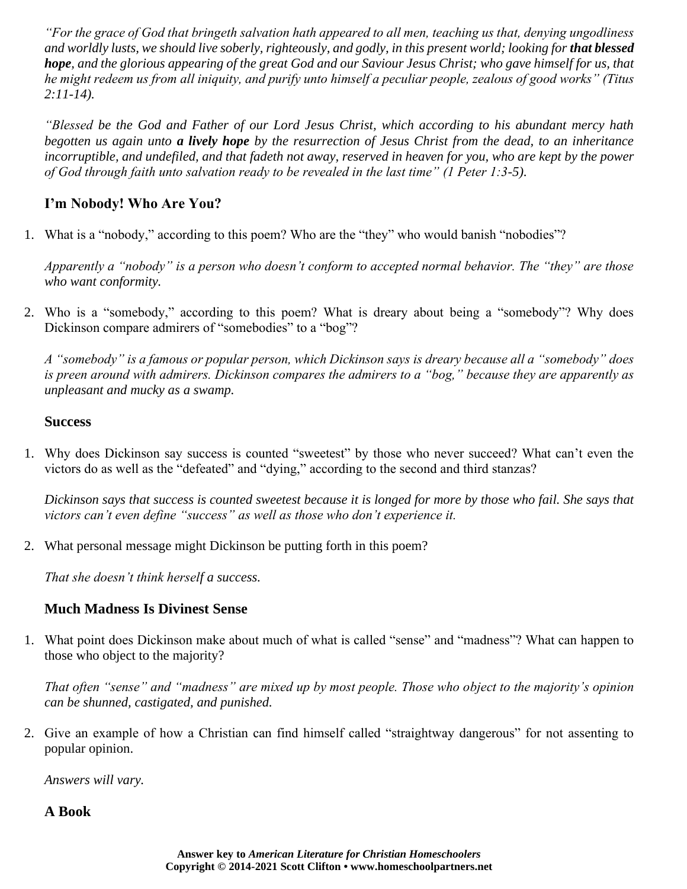*"For the grace of God that bringeth salvation hath appeared to all men, teaching us that, denying ungodliness and worldly lusts, we should live soberly, righteously, and godly, in this present world; looking for **that blessed hope**, and the glorious appearing of the great God and our Saviour Jesus Christ; who gave himself for us, that he might redeem us from all iniquity, and purify unto himself a peculiar people, zealous of good works" (Titus 2:11-14).*

*"Blessed be the God and Father of our Lord Jesus Christ, which according to his abundant mercy hath begotten us again unto **a lively hope** by the resurrection of Jesus Christ from the dead, to an inheritance incorruptible, and undefiled, and that fadeth not away, reserved in heaven for you, who are kept by the power of God through faith unto salvation ready to be revealed in the last time" (1 Peter 1:3-5).*

### I'm Nobody! Who Are You?

1. What is a "nobody," according to this poem? Who are the "they" who would banish "nobodies"?

   *Apparently a "nobody" is a person who doesn't conform to accepted normal behavior. The "they" are those who want conformity.*

2. Who is a "somebody," according to this poem? What is dreary about being a "somebody"? Why does Dickinson compare admirers of "somebodies" to a "bog"?

   *A "somebody" is a famous or popular person, which Dickinson says is dreary because all a "somebody" does is preen around with admirers. Dickinson compares the admirers to a "bog," because they are apparently as unpleasant and mucky as a swamp.*

### Success

1. Why does Dickinson say success is counted "sweetest" by those who never succeed? What can't even the victors do as well as the "defeated" and "dying," according to the second and third stanzas?

   *Dickinson says that success is counted sweetest because it is longed for more by those who fail. She says that victors can't even define "success" as well as those who don't experience it.*

2. What personal message might Dickinson be putting forth in this poem?

   *That she doesn't think herself a success.*

### Much Madness Is Divinest Sense

1. What point does Dickinson make about much of what is called "sense" and "madness"? What can happen to those who object to the majority?

   *That often "sense" and "madness" are mixed up by most people. Those who object to the majority's opinion can be shunned, castigated, and punished.*

2. Give an example of how a Christian can find himself called "straightway dangerous" for not assenting to popular opinion.

   *Answers will vary.*

### A Book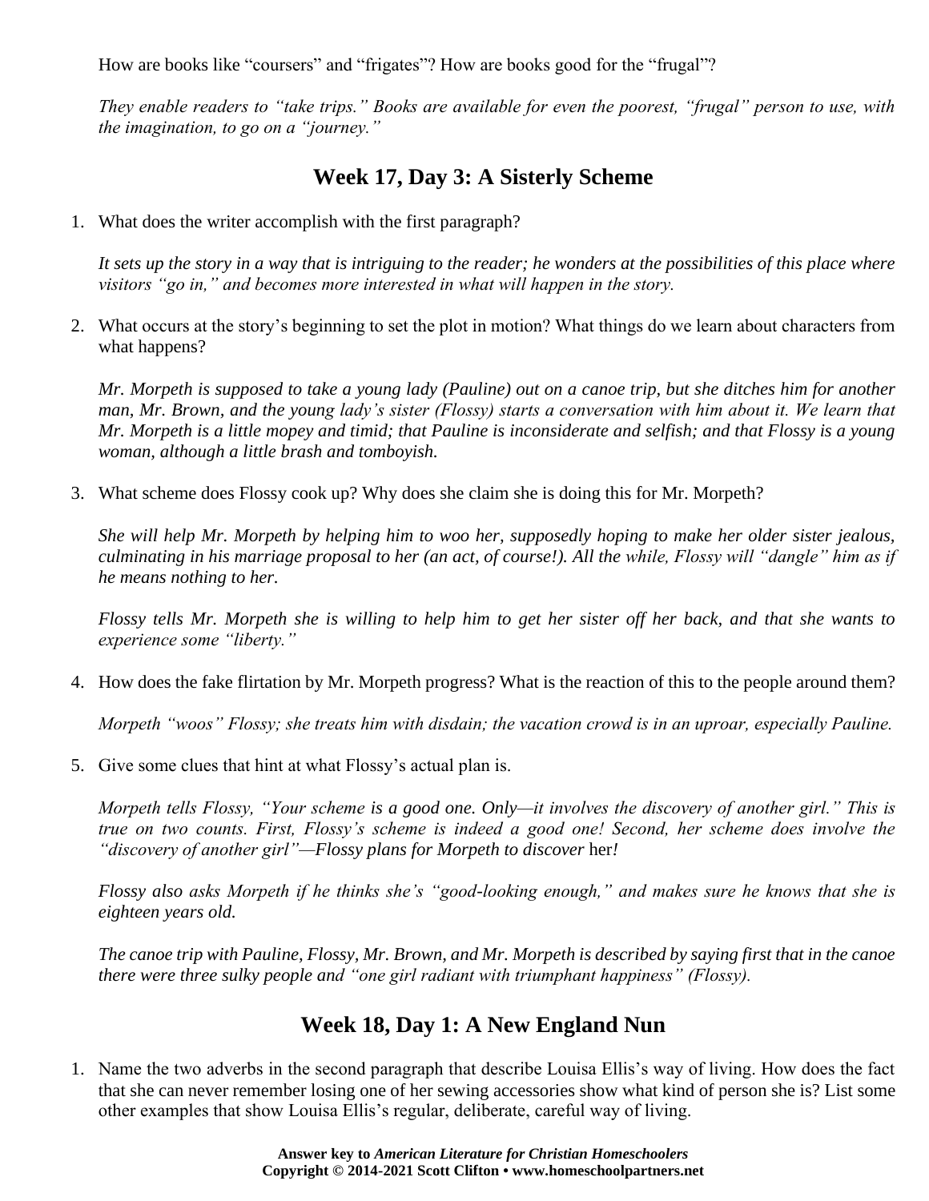How are books like "coursers" and "frigates"? How are books good for the "frugal"?

*They enable readers to "take trips." Books are available for even the poorest, "frugal" person to use, with the imagination, to go on a "journey."*

## Week 17, Day 3: A Sisterly Scheme

1. What does the writer accomplish with the first paragraph?

   *It sets up the story in a way that is intriguing to the reader; he wonders at the possibilities of this place where visitors "go in," and becomes more interested in what will happen in the story.*

2. What occurs at the story's beginning to set the plot in motion? What things do we learn about characters from what happens?

   *Mr. Morpeth is supposed to take a young lady (Pauline) out on a canoe trip, but she ditches him for another man, Mr. Brown, and the young lady's sister (Flossy) starts a conversation with him about it. We learn that Mr. Morpeth is a little mopey and timid; that Pauline is inconsiderate and selfish; and that Flossy is a young woman, although a little brash and tomboyish.*

3. What scheme does Flossy cook up? Why does she claim she is doing this for Mr. Morpeth?

   *She will help Mr. Morpeth by helping him to woo her, supposedly hoping to make her older sister jealous, culminating in his marriage proposal to her (an act, of course!). All the while, Flossy will "dangle" him as if he means nothing to her.*

   *Flossy tells Mr. Morpeth she is willing to help him to get her sister off her back, and that she wants to experience some "liberty."*

4. How does the fake flirtation by Mr. Morpeth progress? What is the reaction of this to the people around them?

   *Morpeth "woos" Flossy; she treats him with disdain; the vacation crowd is in an uproar, especially Pauline.*

5. Give some clues that hint at what Flossy's actual plan is.

   *Morpeth tells Flossy, "Your scheme* is a good one. Only—it involves the discovery of another girl." *This is true on two counts. First, Flossy's scheme is indeed a good one! Second, her scheme does involve the "discovery of another girl"—*Flossy plans for Morpeth to discover her*!*

   *Flossy also asks Morpeth if he thinks she's "good-looking enough," and makes sure he knows that she is eighteen years old.*

   *The canoe trip with Pauline, Flossy, Mr. Brown, and Mr. Morpeth is described by saying first that in the canoe there were three sulky people and "one girl radiant with triumphant happiness" (Flossy).*

## Week 18, Day 1: A New England Nun

1. Name the two adverbs in the second paragraph that describe Louisa Ellis's way of living. How does the fact that she can never remember losing one of her sewing accessories show what kind of person she is? List some other examples that show Louisa Ellis's regular, deliberate, careful way of living.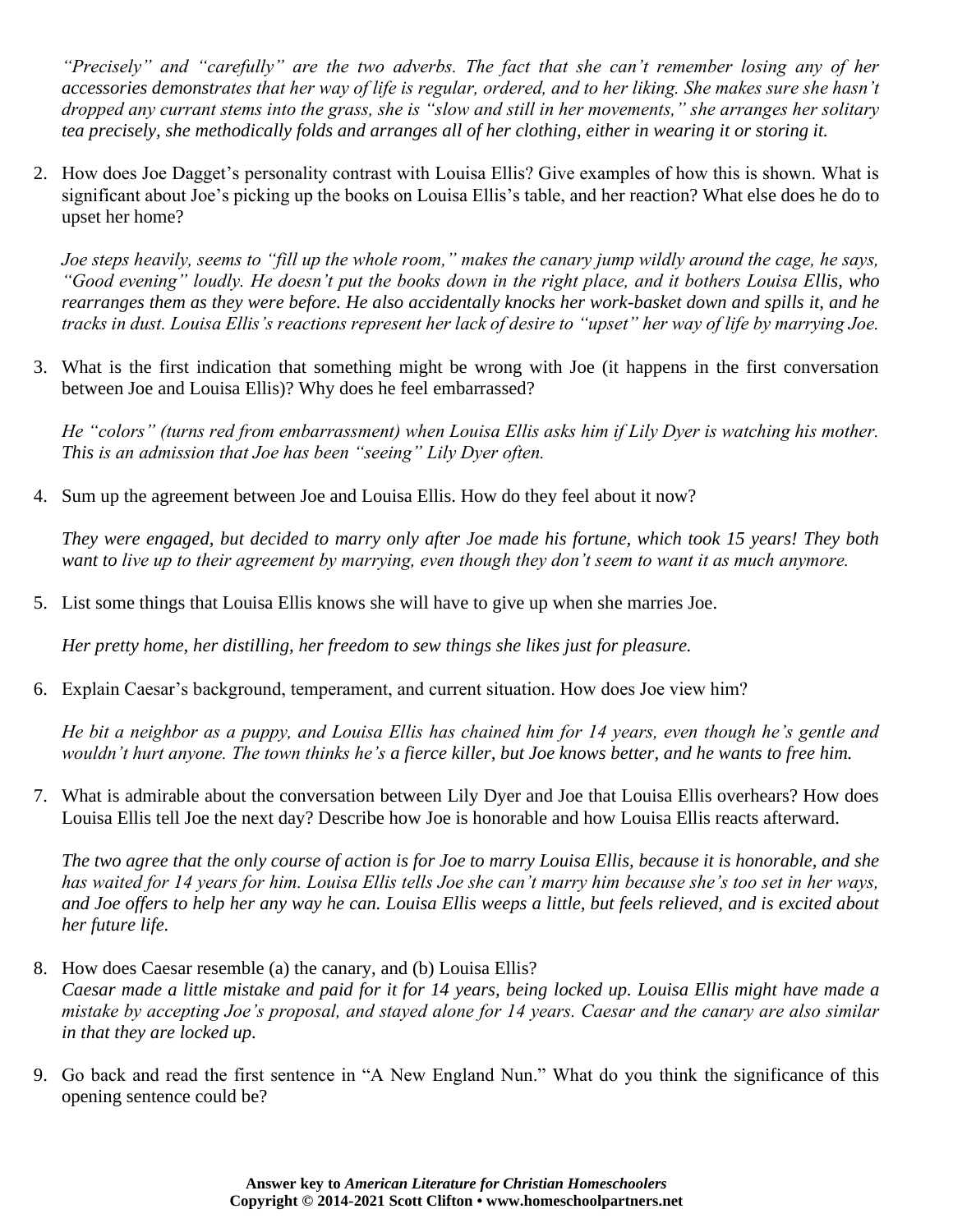*"Precisely" and "carefully" are the two adverbs. The fact that she can't remember losing any of her accessories demonstrates that her way of life is regular, ordered, and to her liking. She makes sure she hasn't dropped any currant stems into the grass, she is "slow and still in her movements," she arranges her solitary tea precisely, she methodically folds and arranges all of her clothing, either in wearing it or storing it.*

2. How does Joe Dagget's personality contrast with Louisa Ellis? Give examples of how this is shown. What is significant about Joe's picking up the books on Louisa Ellis's table, and her reaction? What else does he do to upset her home?

   *Joe steps heavily, seems to "fill up the whole room," makes the canary jump wildly around the cage, he says, "Good evening" loudly. He doesn't put the books down in the right place, and it bothers Louisa Ellis, who rearranges them as they were before. He also accidentally knocks her work-basket down and spills it, and he tracks in dust. Louisa Ellis's reactions represent her lack of desire to "upset" her way of life by marrying Joe.*

3. What is the first indication that something might be wrong with Joe (it happens in the first conversation between Joe and Louisa Ellis)? Why does he feel embarrassed?

   *He "colors" (turns red from embarrassment) when Louisa Ellis asks him if Lily Dyer is watching his mother. This is an admission that Joe has been "seeing" Lily Dyer often.*

4. Sum up the agreement between Joe and Louisa Ellis. How do they feel about it now?

   *They were engaged, but decided to marry only after Joe made his fortune, which took 15 years! They both want to live up to their agreement by marrying, even though they don't seem to want it as much anymore.*

5. List some things that Louisa Ellis knows she will have to give up when she marries Joe.

   *Her pretty home, her distilling, her freedom to sew things she likes just for pleasure.*

6. Explain Caesar's background, temperament, and current situation. How does Joe view him?

   *He bit a neighbor as a puppy, and Louisa Ellis has chained him for 14 years, even though he's gentle and wouldn't hurt anyone. The town thinks he's a fierce killer, but Joe knows better, and he wants to free him.*

7. What is admirable about the conversation between Lily Dyer and Joe that Louisa Ellis overhears? How does Louisa Ellis tell Joe the next day? Describe how Joe is honorable and how Louisa Ellis reacts afterward.

   *The two agree that the only course of action is for Joe to marry Louisa Ellis, because it is honorable, and she has waited for 14 years for him. Louisa Ellis tells Joe she can't marry him because she's too set in her ways, and Joe offers to help her any way he can. Louisa Ellis weeps a little, but feels relieved, and is excited about her future life.*

8. How does Caesar resemble (a) the canary, and (b) Louisa Ellis?
   *Caesar made a little mistake and paid for it for 14 years, being locked up. Louisa Ellis might have made a mistake by accepting Joe's proposal, and stayed alone for 14 years. Caesar and the canary are also similar in that they are locked up.*

9. Go back and read the first sentence in "A New England Nun." What do you think the significance of this opening sentence could be?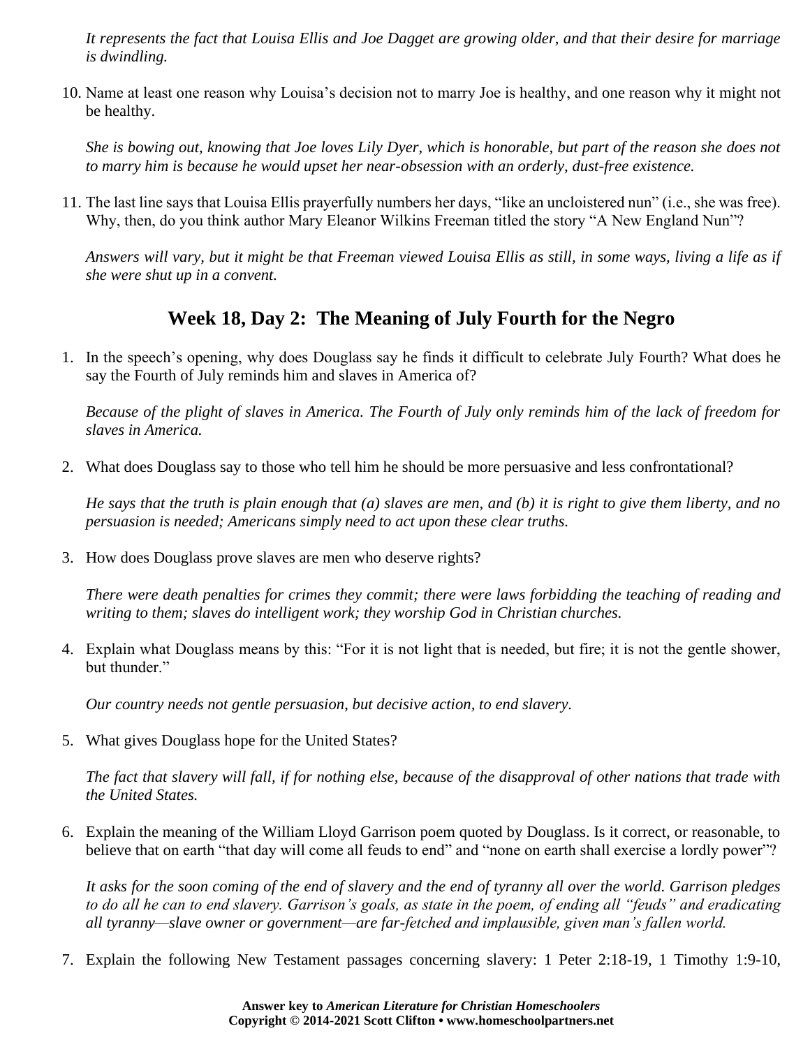*It represents the fact that Louisa Ellis and Joe Dagget are growing older, and that their desire for marriage is dwindling.*

10. Name at least one reason why Louisa's decision not to marry Joe is healthy, and one reason why it might not be healthy.

    *She is bowing out, knowing that Joe loves Lily Dyer, which is honorable, but part of the reason she does not to marry him is because he would upset her near-obsession with an orderly, dust-free existence.*

11. The last line says that Louisa Ellis prayerfully numbers her days, "like an uncloistered nun" (i.e., she was free). Why, then, do you think author Mary Eleanor Wilkins Freeman titled the story "A New England Nun"?

    *Answers will vary, but it might be that Freeman viewed Louisa Ellis as still, in some ways, living a life as if she were shut up in a convent.*

## Week 18, Day 2: The Meaning of July Fourth for the Negro

1. In the speech's opening, why does Douglass say he finds it difficult to celebrate July Fourth? What does he say the Fourth of July reminds him and slaves in America of?

   *Because of the plight of slaves in America. The Fourth of July only reminds him of the lack of freedom for slaves in America.*

2. What does Douglass say to those who tell him he should be more persuasive and less confrontational?

   *He says that the truth is plain enough that (a) slaves are men, and (b) it is right to give them liberty, and no persuasion is needed; Americans simply need to act upon these clear truths.*

3. How does Douglass prove slaves are men who deserve rights?

   *There were death penalties for crimes they commit; there were laws forbidding the teaching of reading and writing to them; slaves do intelligent work; they worship God in Christian churches.*

4. Explain what Douglass means by this: "For it is not light that is needed, but fire; it is not the gentle shower, but thunder."

   *Our country needs not gentle persuasion, but decisive action, to end slavery.*

5. What gives Douglass hope for the United States?

   *The fact that slavery will fall, if for nothing else, because of the disapproval of other nations that trade with the United States.*

6. Explain the meaning of the William Lloyd Garrison poem quoted by Douglass. Is it correct, or reasonable, to believe that on earth "that day will come all feuds to end" and "none on earth shall exercise a lordly power"?

   *It asks for the soon coming of the end of slavery and the end of tyranny all over the world. Garrison pledges to do all he can to end slavery. Garrison's goals, as state in the poem, of ending all "feuds" and eradicating all tyranny—slave owner or government—are far-fetched and implausible, given man's fallen world.*

7. Explain the following New Testament passages concerning slavery: 1 Peter 2:18-19, 1 Timothy 1:9-10,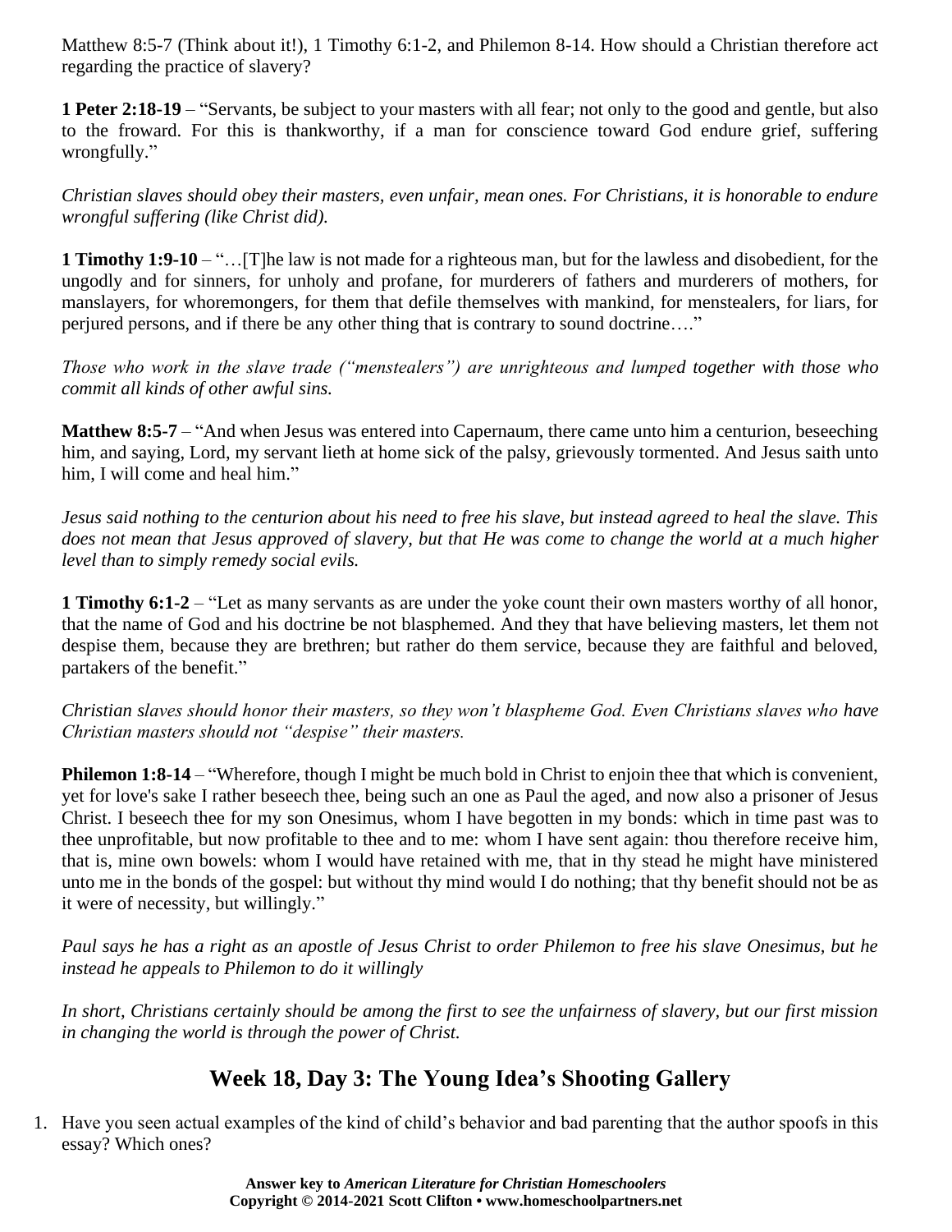Matthew 8:5-7 (Think about it!), 1 Timothy 6:1-2, and Philemon 8-14. How should a Christian therefore act regarding the practice of slavery?

**1 Peter 2:18-19** – "Servants, be subject to your masters with all fear; not only to the good and gentle, but also to the froward. For this is thankworthy, if a man for conscience toward God endure grief, suffering wrongfully."

*Christian slaves should obey their masters, even unfair, mean ones. For Christians, it is honorable to endure wrongful suffering (like Christ did).*

**1 Timothy 1:9-10** – "…[T]he law is not made for a righteous man, but for the lawless and disobedient, for the ungodly and for sinners, for unholy and profane, for murderers of fathers and murderers of mothers, for manslayers, for whoremongers, for them that defile themselves with mankind, for menstealers, for liars, for perjured persons, and if there be any other thing that is contrary to sound doctrine…."

*Those who work in the slave trade ("menstealers") are unrighteous and lumped together with those who commit all kinds of other awful sins.*

**Matthew 8:5-7** – "And when Jesus was entered into Capernaum, there came unto him a centurion, beseeching him, and saying, Lord, my servant lieth at home sick of the palsy, grievously tormented. And Jesus saith unto him, I will come and heal him."

*Jesus said nothing to the centurion about his need to free his slave, but instead agreed to heal the slave. This does not mean that Jesus approved of slavery, but that He was come to change the world at a much higher level than to simply remedy social evils.*

**1 Timothy 6:1-2** – "Let as many servants as are under the yoke count their own masters worthy of all honor, that the name of God and his doctrine be not blasphemed. And they that have believing masters, let them not despise them, because they are brethren; but rather do them service, because they are faithful and beloved, partakers of the benefit."

*Christian slaves should honor their masters, so they won't blaspheme God. Even Christians slaves who have Christian masters should not "despise" their masters.*

**Philemon 1:8-14** – "Wherefore, though I might be much bold in Christ to enjoin thee that which is convenient, yet for love's sake I rather beseech thee, being such an one as Paul the aged, and now also a prisoner of Jesus Christ. I beseech thee for my son Onesimus, whom I have begotten in my bonds: which in time past was to thee unprofitable, but now profitable to thee and to me: whom I have sent again: thou therefore receive him, that is, mine own bowels: whom I would have retained with me, that in thy stead he might have ministered unto me in the bonds of the gospel: but without thy mind would I do nothing; that thy benefit should not be as it were of necessity, but willingly."

*Paul says he has a right as an apostle of Jesus Christ to order Philemon to free his slave Onesimus, but he instead he appeals to Philemon to do it willingly*

*In short, Christians certainly should be among the first to see the unfairness of slavery, but our first mission in changing the world is through the power of Christ.*

## Week 18, Day 3: The Young Idea's Shooting Gallery

1. Have you seen actual examples of the kind of child's behavior and bad parenting that the author spoofs in this essay? Which ones?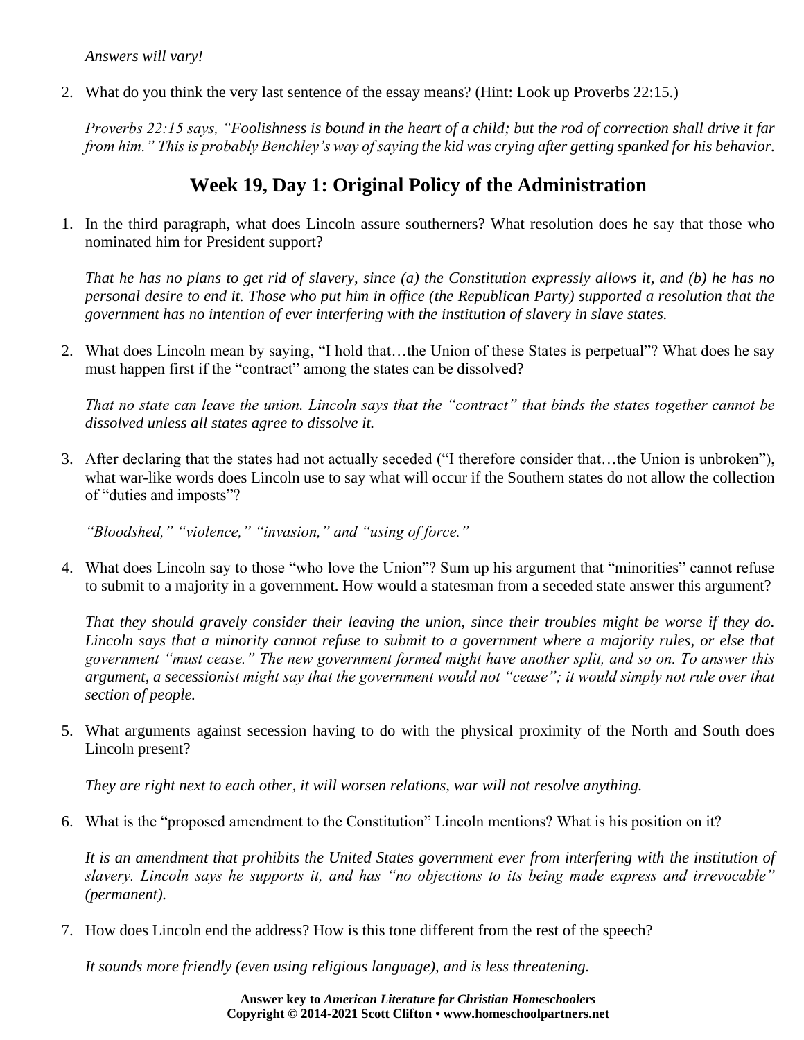*Answers will vary!*

2. What do you think the very last sentence of the essay means? (Hint: Look up Proverbs 22:15.)

   *Proverbs 22:15 says, "Foolishness is bound in the heart of a child; but the rod of correction shall drive it far from him." This is probably Benchley's way of saying the kid was crying after getting spanked for his behavior.*

## Week 19, Day 1: Original Policy of the Administration

1. In the third paragraph, what does Lincoln assure southerners? What resolution does he say that those who nominated him for President support?

   *That he has no plans to get rid of slavery, since (a) the Constitution expressly allows it, and (b) he has no personal desire to end it. Those who put him in office (the Republican Party) supported a resolution that the government has no intention of ever interfering with the institution of slavery in slave states.*

2. What does Lincoln mean by saying, "I hold that…the Union of these States is perpetual"? What does he say must happen first if the "contract" among the states can be dissolved?

   *That no state can leave the union. Lincoln says that the "contract" that binds the states together cannot be dissolved unless all states agree to dissolve it.*

3. After declaring that the states had not actually seceded ("I therefore consider that…the Union is unbroken"), what war-like words does Lincoln use to say what will occur if the Southern states do not allow the collection of "duties and imposts"?

   *"Bloodshed," "violence," "invasion," and "using of force."*

4. What does Lincoln say to those "who love the Union"? Sum up his argument that "minorities" cannot refuse to submit to a majority in a government. How would a statesman from a seceded state answer this argument?

   *That they should gravely consider their leaving the union, since their troubles might be worse if they do. Lincoln says that a minority cannot refuse to submit to a government where a majority rules, or else that government "must cease." The new government formed might have another split, and so on. To answer this argument, a secessionist might say that the government would not "cease"; it would simply not rule over that section of people.*

5. What arguments against secession having to do with the physical proximity of the North and South does Lincoln present?

   *They are right next to each other, it will worsen relations, war will not resolve anything.*

6. What is the "proposed amendment to the Constitution" Lincoln mentions? What is his position on it?

   *It is an amendment that prohibits the United States government ever from interfering with the institution of slavery. Lincoln says he supports it, and has "no objections to its being made express and irrevocable" (permanent).*

7. How does Lincoln end the address? How is this tone different from the rest of the speech?

   *It sounds more friendly (even using religious language), and is less threatening.*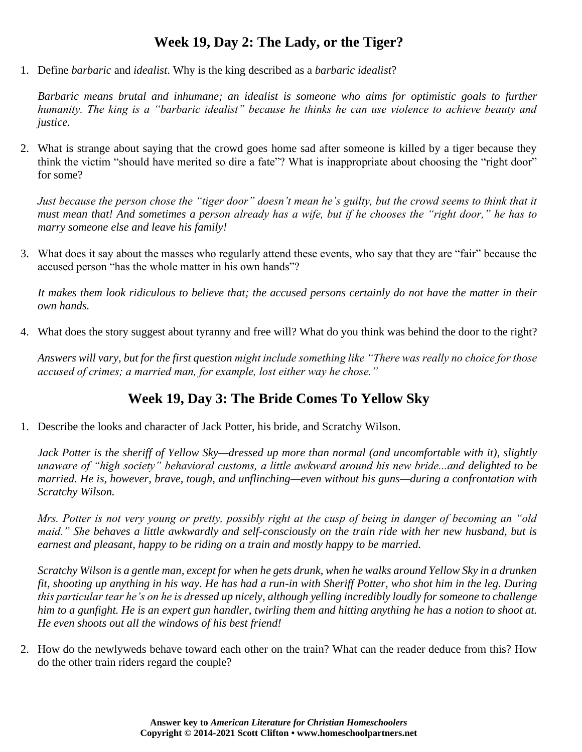## Week 19, Day 2: The Lady, or the Tiger?

1. Define *barbaric* and *idealist*. Why is the king described as a *barbaric idealist*?

   *Barbaric means brutal and inhumane; an idealist is someone who aims for optimistic goals to further humanity. The king is a "barbaric idealist" because he thinks he can use violence to achieve beauty and justice.*

2. What is strange about saying that the crowd goes home sad after someone is killed by a tiger because they think the victim "should have merited so dire a fate"? What is inappropriate about choosing the "right door" for some?

   *Just because the person chose the "tiger door" doesn't mean he's guilty, but the crowd seems to think that it must mean that! And sometimes a person already has a wife, but if he chooses the "right door," he has to marry someone else and leave his family!*

3. What does it say about the masses who regularly attend these events, who say that they are "fair" because the accused person "has the whole matter in his own hands"?

   *It makes them look ridiculous to believe that; the accused persons certainly do not have the matter in their own hands.*

4. What does the story suggest about tyranny and free will? What do you think was behind the door to the right?

   *Answers will vary, but for the first question might include something like "There was really no choice for those accused of crimes; a married man, for example, lost either way he chose."*

## Week 19, Day 3: The Bride Comes To Yellow Sky

1. Describe the looks and character of Jack Potter, his bride, and Scratchy Wilson.

   *Jack Potter is the sheriff of Yellow Sky—dressed up more than normal (and uncomfortable with it), slightly unaware of "high society" behavioral customs, a little awkward around his new bride...and delighted to be married. He is, however, brave, tough, and unflinching—even without his guns—during a confrontation with Scratchy Wilson.*

   *Mrs. Potter is not very young or pretty, possibly right at the cusp of being in danger of becoming an "old maid." She behaves a little awkwardly and self-consciously on the train ride with her new husband, but is earnest and pleasant, happy to be riding on a train and mostly happy to be married.*

   *Scratchy Wilson is a gentle man, except for when he gets drunk, when he walks around Yellow Sky in a drunken fit, shooting up anything in his way. He has had a run-in with Sheriff Potter, who shot him in the leg. During this particular tear he's on he is dressed up nicely, although yelling incredibly loudly for someone to challenge him to a gunfight. He is an expert gun handler, twirling them and hitting anything he has a notion to shoot at. He even shoots out all the windows of his best friend!*

2. How do the newlyweds behave toward each other on the train? What can the reader deduce from this? How do the other train riders regard the couple?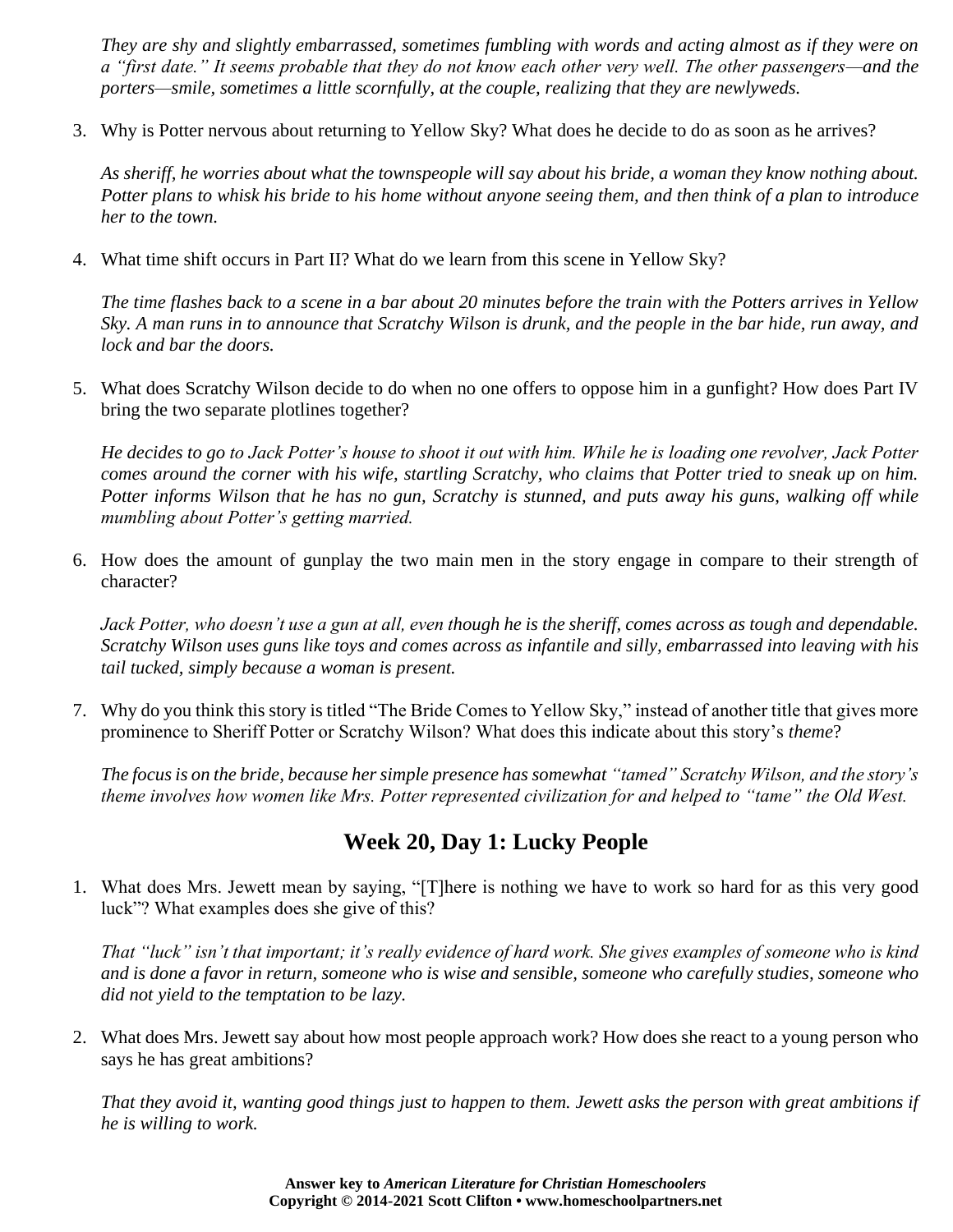*They are shy and slightly embarrassed, sometimes fumbling with words and acting almost as if they were on a "first date." It seems probable that they do not know each other very well. The other passengers—and the porters—smile, sometimes a little scornfully, at the couple, realizing that they are newlyweds.*

3. Why is Potter nervous about returning to Yellow Sky? What does he decide to do as soon as he arrives?

   *As sheriff, he worries about what the townspeople will say about his bride, a woman they know nothing about. Potter plans to whisk his bride to his home without anyone seeing them, and then think of a plan to introduce her to the town.*

4. What time shift occurs in Part II? What do we learn from this scene in Yellow Sky?

   *The time flashes back to a scene in a bar about 20 minutes before the train with the Potters arrives in Yellow Sky. A man runs in to announce that Scratchy Wilson is drunk, and the people in the bar hide, run away, and lock and bar the doors.*

5. What does Scratchy Wilson decide to do when no one offers to oppose him in a gunfight? How does Part IV bring the two separate plotlines together?

   *He decides to go to Jack Potter's house to shoot it out with him. While he is loading one revolver, Jack Potter comes around the corner with his wife, startling Scratchy, who claims that Potter tried to sneak up on him. Potter informs Wilson that he has no gun, Scratchy is stunned, and puts away his guns, walking off while mumbling about Potter's getting married.*

6. How does the amount of gunplay the two main men in the story engage in compare to their strength of character?

   *Jack Potter, who doesn't use a gun at all, even though he is the sheriff, comes across as tough and dependable. Scratchy Wilson uses guns like toys and comes across as infantile and silly, embarrassed into leaving with his tail tucked, simply because a woman is present.*

7. Why do you think this story is titled "The Bride Comes to Yellow Sky," instead of another title that gives more prominence to Sheriff Potter or Scratchy Wilson? What does this indicate about this story's *theme*?

   *The focus is on the bride, because her simple presence has somewhat "tamed" Scratchy Wilson, and the story's theme involves how women like Mrs. Potter represented civilization for and helped to "tame" the Old West.*

## Week 20, Day 1: Lucky People

1. What does Mrs. Jewett mean by saying, "[T]here is nothing we have to work so hard for as this very good luck"? What examples does she give of this?

   *That "luck" isn't that important; it's really evidence of hard work. She gives examples of someone who is kind and is done a favor in return, someone who is wise and sensible, someone who carefully studies, someone who did not yield to the temptation to be lazy.*

2. What does Mrs. Jewett say about how most people approach work? How does she react to a young person who says he has great ambitions?

   *That they avoid it, wanting good things just to happen to them. Jewett asks the person with great ambitions if he is willing to work.*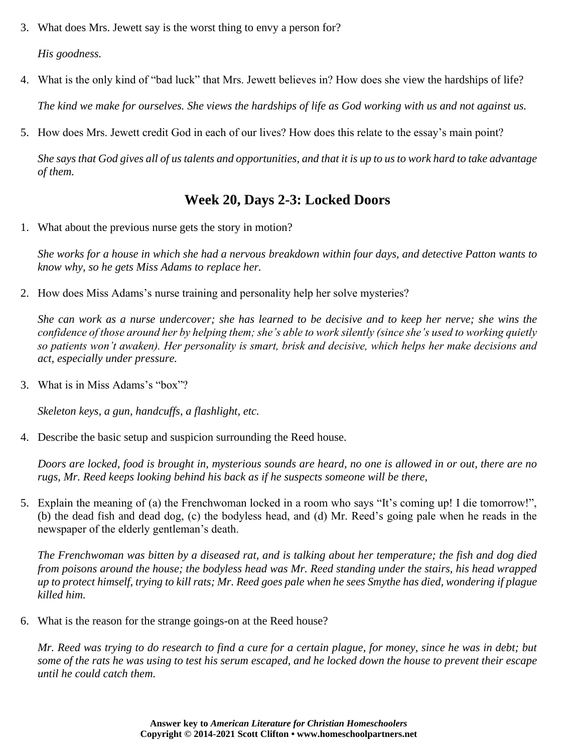3. What does Mrs. Jewett say is the worst thing to envy a person for?

   *His goodness.*

4. What is the only kind of "bad luck" that Mrs. Jewett believes in? How does she view the hardships of life?

   *The kind we make for ourselves. She views the hardships of life as God working with us and not against us.*

5. How does Mrs. Jewett credit God in each of our lives? How does this relate to the essay's main point?

   *She says that God gives all of us talents and opportunities, and that it is up to us to work hard to take advantage of them.*

## Week 20, Days 2-3: Locked Doors

1. What about the previous nurse gets the story in motion?

   *She works for a house in which she had a nervous breakdown within four days, and detective Patton wants to know why, so he gets Miss Adams to replace her.*

2. How does Miss Adams's nurse training and personality help her solve mysteries?

   *She can work as a nurse undercover; she has learned to be decisive and to keep her nerve; she wins the confidence of those around her by helping them; she's able to work silently (since she's used to working quietly so patients won't awaken). Her personality is smart, brisk and decisive, which helps her make decisions and act, especially under pressure.*

3. What is in Miss Adams's "box"?

   *Skeleton keys, a gun, handcuffs, a flashlight, etc.*

4. Describe the basic setup and suspicion surrounding the Reed house.

   *Doors are locked, food is brought in, mysterious sounds are heard, no one is allowed in or out, there are no rugs, Mr. Reed keeps looking behind his back as if he suspects someone will be there,*

5. Explain the meaning of (a) the Frenchwoman locked in a room who says "It's coming up! I die tomorrow!", (b) the dead fish and dead dog, (c) the bodyless head, and (d) Mr. Reed's going pale when he reads in the newspaper of the elderly gentleman's death.

   *The Frenchwoman was bitten by a diseased rat, and is talking about her temperature; the fish and dog died from poisons around the house; the bodyless head was Mr. Reed standing under the stairs, his head wrapped up to protect himself, trying to kill rats; Mr. Reed goes pale when he sees Smythe has died, wondering if plague killed him.*

6. What is the reason for the strange goings-on at the Reed house?

   *Mr. Reed was trying to do research to find a cure for a certain plague, for money, since he was in debt; but some of the rats he was using to test his serum escaped, and he locked down the house to prevent their escape until he could catch them.*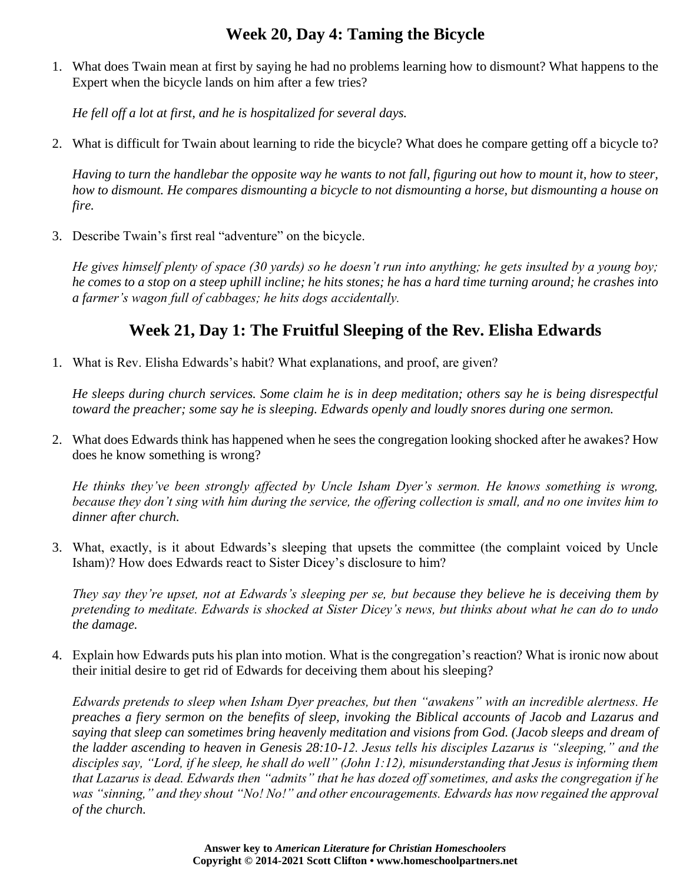## Week 20, Day 4: Taming the Bicycle

1. What does Twain mean at first by saying he had no problems learning how to dismount? What happens to the Expert when the bicycle lands on him after a few tries?

   *He fell off a lot at first, and he is hospitalized for several days.*

2. What is difficult for Twain about learning to ride the bicycle? What does he compare getting off a bicycle to?

   *Having to turn the handlebar the opposite way he wants to not fall, figuring out how to mount it, how to steer, how to dismount. He compares dismounting a bicycle to not dismounting a horse, but dismounting a house on fire.*

3. Describe Twain's first real "adventure" on the bicycle.

   *He gives himself plenty of space (30 yards) so he doesn't run into anything; he gets insulted by a young boy; he comes to a stop on a steep uphill incline; he hits stones; he has a hard time turning around; he crashes into a farmer's wagon full of cabbages; he hits dogs accidentally.*

## Week 21, Day 1: The Fruitful Sleeping of the Rev. Elisha Edwards

1. What is Rev. Elisha Edwards's habit? What explanations, and proof, are given?

   *He sleeps during church services. Some claim he is in deep meditation; others say he is being disrespectful toward the preacher; some say he is sleeping. Edwards openly and loudly snores during one sermon.*

2. What does Edwards think has happened when he sees the congregation looking shocked after he awakes? How does he know something is wrong?

   *He thinks they've been strongly affected by Uncle Isham Dyer's sermon. He knows something is wrong, because they don't sing with him during the service, the offering collection is small, and no one invites him to dinner after church.*

3. What, exactly, is it about Edwards's sleeping that upsets the committee (the complaint voiced by Uncle Isham)? How does Edwards react to Sister Dicey's disclosure to him?

   *They say they're upset, not at Edwards's sleeping per se, but because they believe he is deceiving them by pretending to meditate. Edwards is shocked at Sister Dicey's news, but thinks about what he can do to undo the damage.*

4. Explain how Edwards puts his plan into motion. What is the congregation's reaction? What is ironic now about their initial desire to get rid of Edwards for deceiving them about his sleeping?

   *Edwards pretends to sleep when Isham Dyer preaches, but then "awakens" with an incredible alertness. He preaches a fiery sermon on the benefits of sleep, invoking the Biblical accounts of Jacob and Lazarus and saying that sleep can sometimes bring heavenly meditation and visions from God. (Jacob sleeps and dream of the ladder ascending to heaven in Genesis 28:10-12. Jesus tells his disciples Lazarus is "sleeping," and the disciples say, "Lord, if he sleep, he shall do well" (John 1:12), misunderstanding that Jesus is informing them that Lazarus is dead. Edwards then "admits" that he has dozed off sometimes, and asks the congregation if he was "sinning," and they shout "No! No!" and other encouragements. Edwards has now regained the approval of the church.*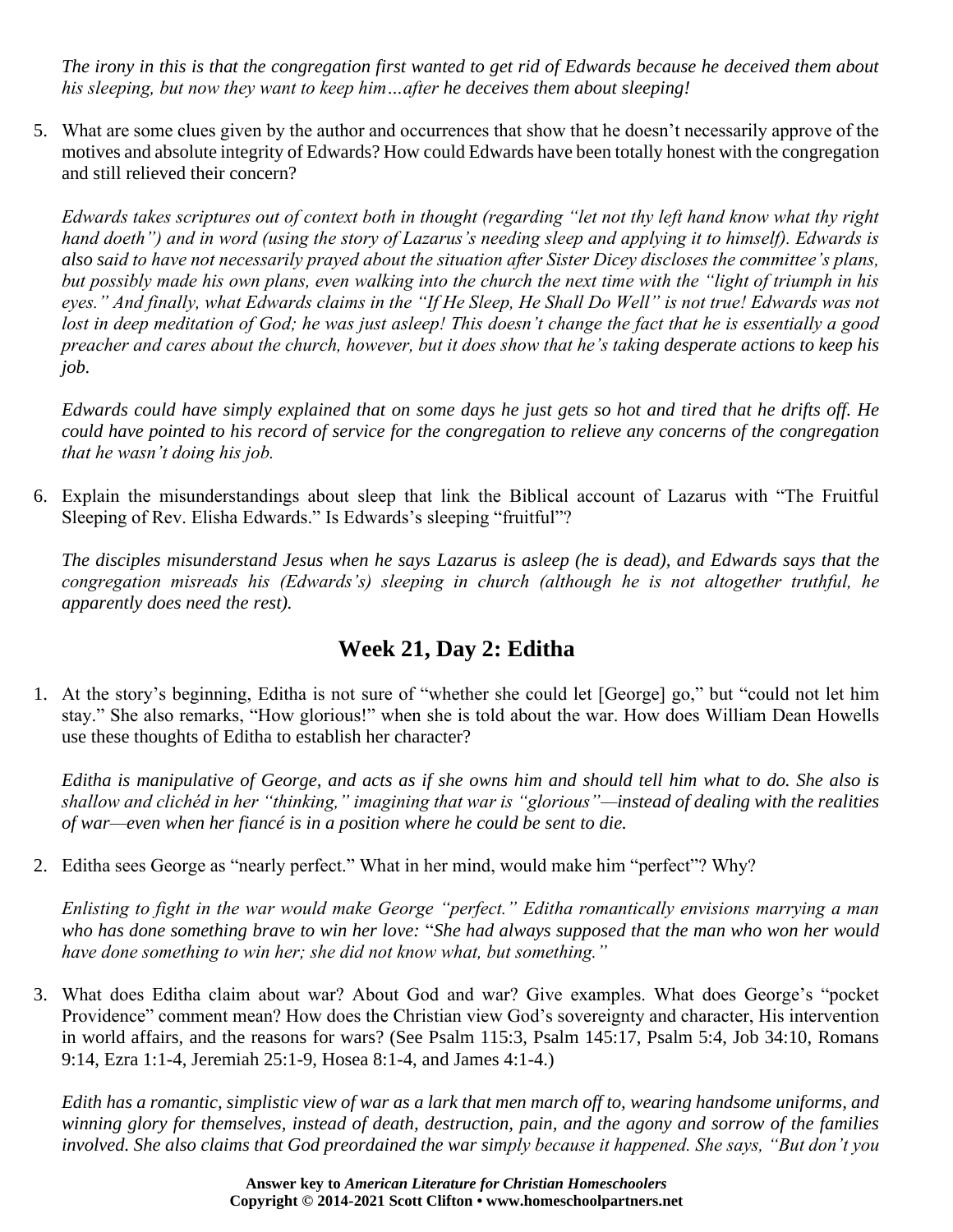*The irony in this is that the congregation first wanted to get rid of Edwards because he deceived them about his sleeping, but now they want to keep him…after he deceives them about sleeping!*

5. What are some clues given by the author and occurrences that show that he doesn't necessarily approve of the motives and absolute integrity of Edwards? How could Edwards have been totally honest with the congregation and still relieved their concern?

   *Edwards takes scriptures out of context both in thought (regarding "let not thy left hand know what thy right hand doeth") and in word (using the story of Lazarus's needing sleep and applying it to himself). Edwards is also said to have not necessarily prayed about the situation after Sister Dicey discloses the committee's plans, but possibly made his own plans, even walking into the church the next time with the "light of triumph in his eyes." And finally, what Edwards claims in the "If He Sleep, He Shall Do Well" is not true! Edwards was not lost in deep meditation of God; he was just asleep! This doesn't change the fact that he is essentially a good preacher and cares about the church, however, but it does show that he's taking desperate actions to keep his job.*

   *Edwards could have simply explained that on some days he just gets so hot and tired that he drifts off. He could have pointed to his record of service for the congregation to relieve any concerns of the congregation that he wasn't doing his job.*

6. Explain the misunderstandings about sleep that link the Biblical account of Lazarus with "The Fruitful Sleeping of Rev. Elisha Edwards." Is Edwards's sleeping "fruitful"?

   *The disciples misunderstand Jesus when he says Lazarus is asleep (he is dead), and Edwards says that the congregation misreads his (Edwards's) sleeping in church (although he is not altogether truthful, he apparently does need the rest).*

## Week 21, Day 2: Editha

1. At the story's beginning, Editha is not sure of "whether she could let [George] go," but "could not let him stay." She also remarks, "How glorious!" when she is told about the war. How does William Dean Howells use these thoughts of Editha to establish her character?

   *Editha is manipulative of George, and acts as if she owns him and should tell him what to do. She also is shallow and clichéd in her "thinking," imagining that war is "glorious"—instead of dealing with the realities of war—even when her fiancé is in a position where he could be sent to die.*

2. Editha sees George as "nearly perfect." What in her mind, would make him "perfect"? Why?

   *Enlisting to fight in the war would make George "perfect." Editha romantically envisions marrying a man who has done something brave to win her love: "She had always supposed that the man who won her would have done something to win her; she did not know what, but something."*

3. What does Editha claim about war? About God and war? Give examples. What does George's "pocket Providence" comment mean? How does the Christian view God's sovereignty and character, His intervention in world affairs, and the reasons for wars? (See Psalm 115:3, Psalm 145:17, Psalm 5:4, Job 34:10, Romans 9:14, Ezra 1:1-4, Jeremiah 25:1-9, Hosea 8:1-4, and James 4:1-4.)

   *Edith has a romantic, simplistic view of war as a lark that men march off to, wearing handsome uniforms, and winning glory for themselves, instead of death, destruction, pain, and the agony and sorrow of the families involved. She also claims that God preordained the war simply because it happened. She says, "But don't you*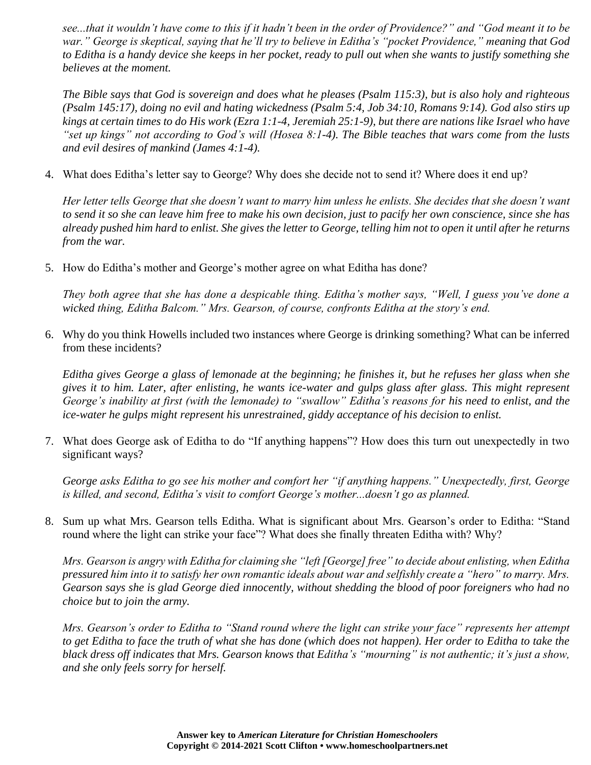*see...that it wouldn't have come to this if it hadn't been in the order of Providence?" and "God meant it to be war." George is skeptical, saying that he'll try to believe in Editha's "pocket Providence," meaning that God to Editha is a handy device she keeps in her pocket, ready to pull out when she wants to justify something she believes at the moment.*

*The Bible says that God is sovereign and does what he pleases (Psalm 115:3), but is also holy and righteous (Psalm 145:17), doing no evil and hating wickedness (Psalm 5:4, Job 34:10, Romans 9:14). God also stirs up kings at certain times to do His work (Ezra 1:1-4, Jeremiah 25:1-9), but there are nations like Israel who have "set up kings" not according to God's will (Hosea 8:1-4). The Bible teaches that wars come from the lusts and evil desires of mankind (James 4:1-4).*

4. What does Editha's letter say to George? Why does she decide not to send it? Where does it end up?

   *Her letter tells George that she doesn't want to marry him unless he enlists. She decides that she doesn't want to send it so she can leave him free to make his own decision, just to pacify her own conscience, since she has already pushed him hard to enlist. She gives the letter to George, telling him not to open it until after he returns from the war.*

5. How do Editha's mother and George's mother agree on what Editha has done?

   *They both agree that she has done a despicable thing. Editha's mother says, "Well, I guess you've done a wicked thing, Editha Balcom." Mrs. Gearson, of course, confronts Editha at the story's end.*

6. Why do you think Howells included two instances where George is drinking something? What can be inferred from these incidents?

   *Editha gives George a glass of lemonade at the beginning; he finishes it, but he refuses her glass when she gives it to him. Later, after enlisting, he wants ice-water and gulps glass after glass. This might represent George's inability at first (with the lemonade) to "swallow" Editha's reasons for his need to enlist, and the ice-water he gulps might represent his unrestrained, giddy acceptance of his decision to enlist.*

7. What does George ask of Editha to do "If anything happens"? How does this turn out unexpectedly in two significant ways?

   *George asks Editha to go see his mother and comfort her "if anything happens." Unexpectedly, first, George is killed, and second, Editha's visit to comfort George's mother...doesn't go as planned.*

8. Sum up what Mrs. Gearson tells Editha. What is significant about Mrs. Gearson's order to Editha: "Stand round where the light can strike your face"? What does she finally threaten Editha with? Why?

   *Mrs. Gearson is angry with Editha for claiming she "left [George] free" to decide about enlisting, when Editha pressured him into it to satisfy her own romantic ideals about war and selfishly create a "hero" to marry. Mrs. Gearson says she is glad George died innocently, without shedding the blood of poor foreigners who had no choice but to join the army.*

   *Mrs. Gearson's order to Editha to "Stand round where the light can strike your face" represents her attempt to get Editha to face the truth of what she has done (which does not happen). Her order to Editha to take the black dress off indicates that Mrs. Gearson knows that Editha's "mourning" is not authentic; it's just a show, and she only feels sorry for herself.*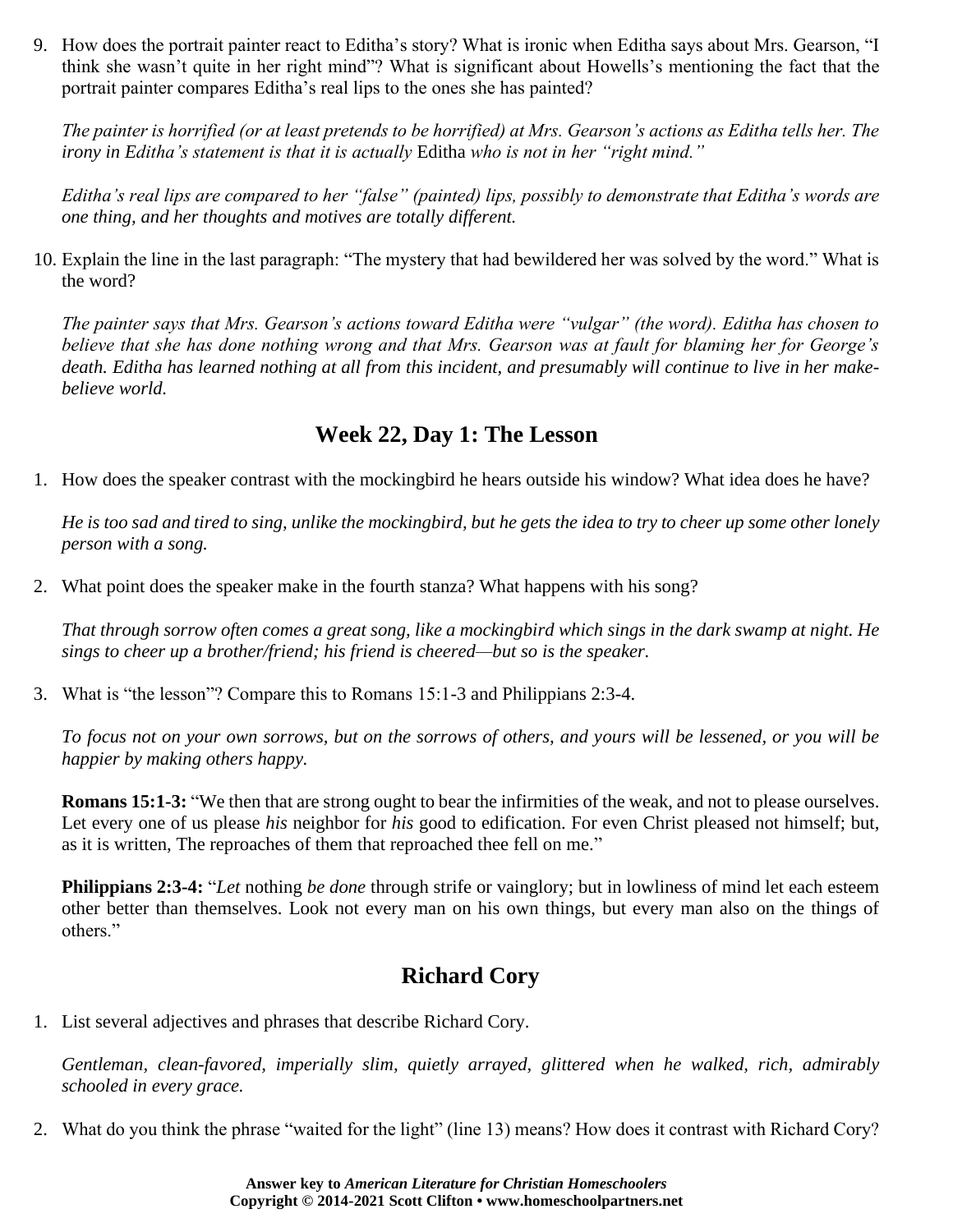9. How does the portrait painter react to Editha's story? What is ironic when Editha says about Mrs. Gearson, "I think she wasn't quite in her right mind"? What is significant about Howells's mentioning the fact that the portrait painter compares Editha's real lips to the ones she has painted?

   *The painter is horrified (or at least pretends to be horrified) at Mrs. Gearson's actions as Editha tells her. The irony in Editha's statement is that it is actually* Editha *who is not in her "right mind."*

   *Editha's real lips are compared to her "false" (painted) lips, possibly to demonstrate that Editha's words are one thing, and her thoughts and motives are totally different.*

10. Explain the line in the last paragraph: "The mystery that had bewildered her was solved by the word." What is the word?

    *The painter says that Mrs. Gearson's actions toward Editha were "vulgar" (the word). Editha has chosen to believe that she has done nothing wrong and that Mrs. Gearson was at fault for blaming her for George's death. Editha has learned nothing at all from this incident, and presumably will continue to live in her make-believe world.*

## Week 22, Day 1: The Lesson

1. How does the speaker contrast with the mockingbird he hears outside his window? What idea does he have?

   *He is too sad and tired to sing, unlike the mockingbird, but he gets the idea to try to cheer up some other lonely person with a song.*

2. What point does the speaker make in the fourth stanza? What happens with his song?

   *That through sorrow often comes a great song, like a mockingbird which sings in the dark swamp at night. He sings to cheer up a brother/friend; his friend is cheered—but so is the speaker.*

3. What is "the lesson"? Compare this to Romans 15:1-3 and Philippians 2:3-4.

   *To focus not on your own sorrows, but on the sorrows of others, and yours will be lessened, or you will be happier by making others happy.*

   **Romans 15:1-3:** "We then that are strong ought to bear the infirmities of the weak, and not to please ourselves. Let every one of us please *his* neighbor for *his* good to edification. For even Christ pleased not himself; but, as it is written, The reproaches of them that reproached thee fell on me."

   **Philippians 2:3-4:** "*Let* nothing *be done* through strife or vainglory; but in lowliness of mind let each esteem other better than themselves. Look not every man on his own things, but every man also on the things of others."

## Richard Cory

1. List several adjectives and phrases that describe Richard Cory.

   *Gentleman, clean-favored, imperially slim, quietly arrayed, glittered when he walked, rich, admirably schooled in every grace.*

2. What do you think the phrase "waited for the light" (line 13) means? How does it contrast with Richard Cory?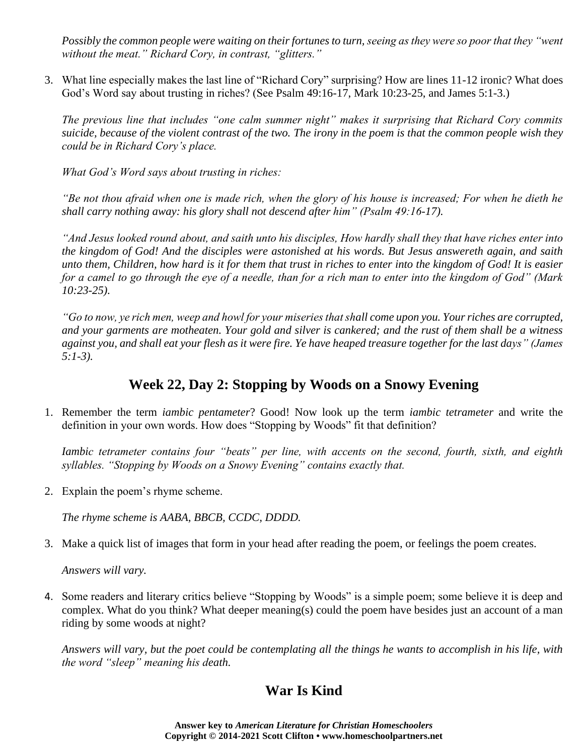*Possibly the common people were waiting on their fortunes to turn, seeing as they were so poor that they "went without the meat." Richard Cory, in contrast, "glitters."*

3. What line especially makes the last line of "Richard Cory" surprising? How are lines 11-12 ironic? What does God's Word say about trusting in riches? (See Psalm 49:16-17, Mark 10:23-25, and James 5:1-3.)

   *The previous line that includes "one calm summer night" makes it surprising that Richard Cory commits suicide, because of the violent contrast of the two. The irony in the poem is that the common people wish they could be in Richard Cory's place.*

   *What God's Word says about trusting in riches:*

   *"Be not thou afraid when one is made rich, when the glory of his house is increased; For when he dieth he shall carry nothing away: his glory shall not descend after him" (Psalm 49:16-17).*

   *"And Jesus looked round about, and saith unto his disciples, How hardly shall they that have riches enter into the kingdom of God! And the disciples were astonished at his words. But Jesus answereth again, and saith unto them, Children, how hard is it for them that trust in riches to enter into the kingdom of God! It is easier for a camel to go through the eye of a needle, than for a rich man to enter into the kingdom of God" (Mark 10:23-25).*

   *"Go to now, ye rich men, weep and howl for your miseries that shall come upon you. Your riches are corrupted, and your garments are motheaten. Your gold and silver is cankered; and the rust of them shall be a witness against you, and shall eat your flesh as it were fire. Ye have heaped treasure together for the last days" (James 5:1-3).*

## Week 22, Day 2: Stopping by Woods on a Snowy Evening

1. Remember the term *iambic pentameter*? Good! Now look up the term *iambic tetrameter* and write the definition in your own words. How does "Stopping by Woods" fit that definition?

   *Iambic tetrameter contains four "beats" per line, with accents on the second, fourth, sixth, and eighth syllables. "Stopping by Woods on a Snowy Evening" contains exactly that.*

2. Explain the poem's rhyme scheme.

   *The rhyme scheme is AABA, BBCB, CCDC, DDDD.*

3. Make a quick list of images that form in your head after reading the poem, or feelings the poem creates.

   *Answers will vary.*

4. Some readers and literary critics believe "Stopping by Woods" is a simple poem; some believe it is deep and complex. What do you think? What deeper meaning(s) could the poem have besides just an account of a man riding by some woods at night?

   *Answers will vary, but the poet could be contemplating all the things he wants to accomplish in his life, with the word "sleep" meaning his death.*

## War Is Kind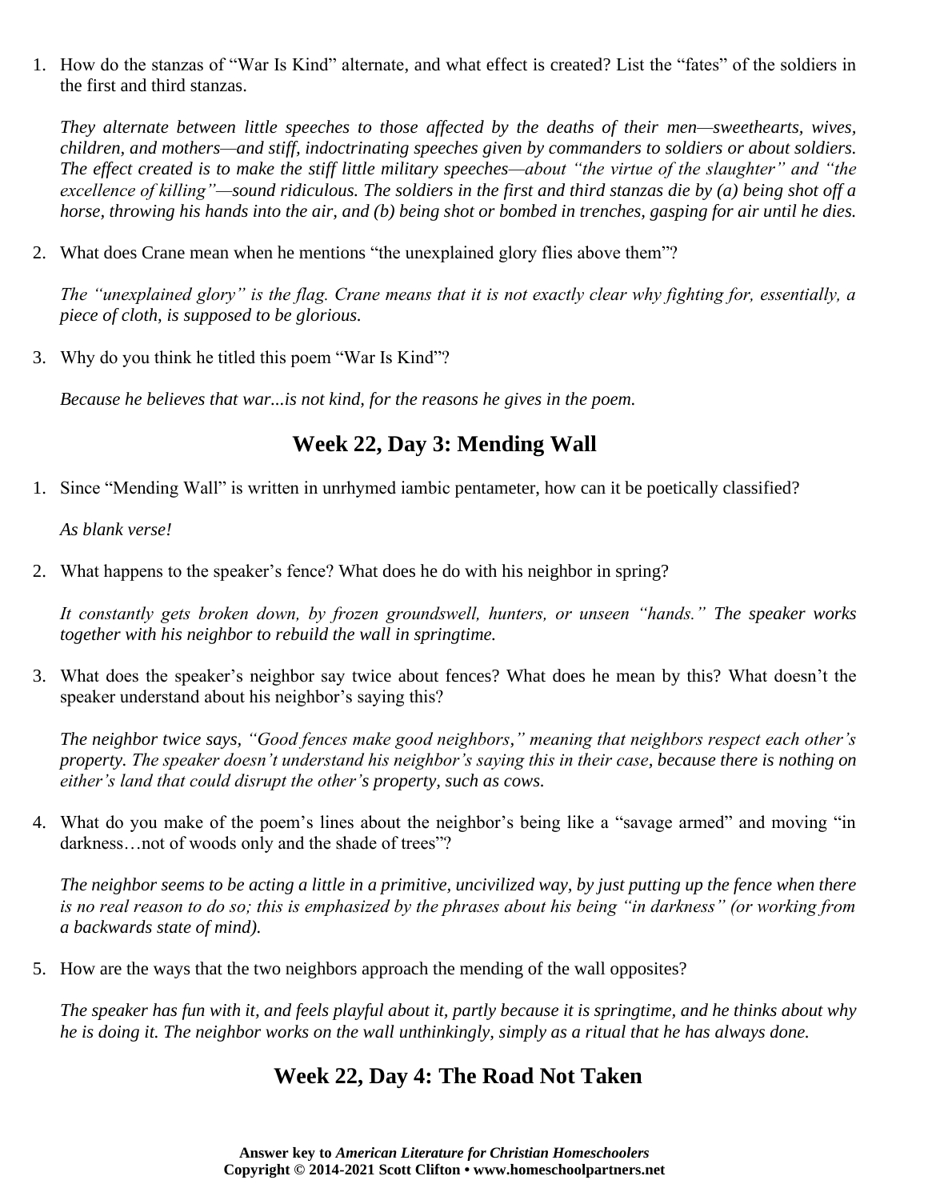1. How do the stanzas of "War Is Kind" alternate, and what effect is created? List the "fates" of the soldiers in the first and third stanzas.

   *They alternate between little speeches to those affected by the deaths of their men—sweethearts, wives, children, and mothers—and stiff, indoctrinating speeches given by commanders to soldiers or about soldiers. The effect created is to make the stiff little military speeches—about "the virtue of the slaughter" and "the excellence of killing"—sound ridiculous. The soldiers in the first and third stanzas die by (a) being shot off a horse, throwing his hands into the air, and (b) being shot or bombed in trenches, gasping for air until he dies.*

2. What does Crane mean when he mentions "the unexplained glory flies above them"?

   *The "unexplained glory" is the flag. Crane means that it is not exactly clear why fighting for, essentially, a piece of cloth, is supposed to be glorious.*

3. Why do you think he titled this poem "War Is Kind"?

   *Because he believes that war...is not kind, for the reasons he gives in the poem.*

## Week 22, Day 3: Mending Wall

1. Since "Mending Wall" is written in unrhymed iambic pentameter, how can it be poetically classified?

   *As blank verse!*

2. What happens to the speaker's fence? What does he do with his neighbor in spring?

   *It constantly gets broken down, by frozen groundswell, hunters, or unseen "hands." The speaker works together with his neighbor to rebuild the wall in springtime.*

3. What does the speaker's neighbor say twice about fences? What does he mean by this? What doesn't the speaker understand about his neighbor's saying this?

   *The neighbor twice says, "Good fences make good neighbors," meaning that neighbors respect each other's property. The speaker doesn't understand his neighbor's saying this in their case, because there is nothing on either's land that could disrupt the other's property, such as cows.*

4. What do you make of the poem's lines about the neighbor's being like a "savage armed" and moving "in darkness…not of woods only and the shade of trees"?

   *The neighbor seems to be acting a little in a primitive, uncivilized way, by just putting up the fence when there is no real reason to do so; this is emphasized by the phrases about his being "in darkness" (or working from a backwards state of mind).*

5. How are the ways that the two neighbors approach the mending of the wall opposites?

   *The speaker has fun with it, and feels playful about it, partly because it is springtime, and he thinks about why he is doing it. The neighbor works on the wall unthinkingly, simply as a ritual that he has always done.*

## Week 22, Day 4: The Road Not Taken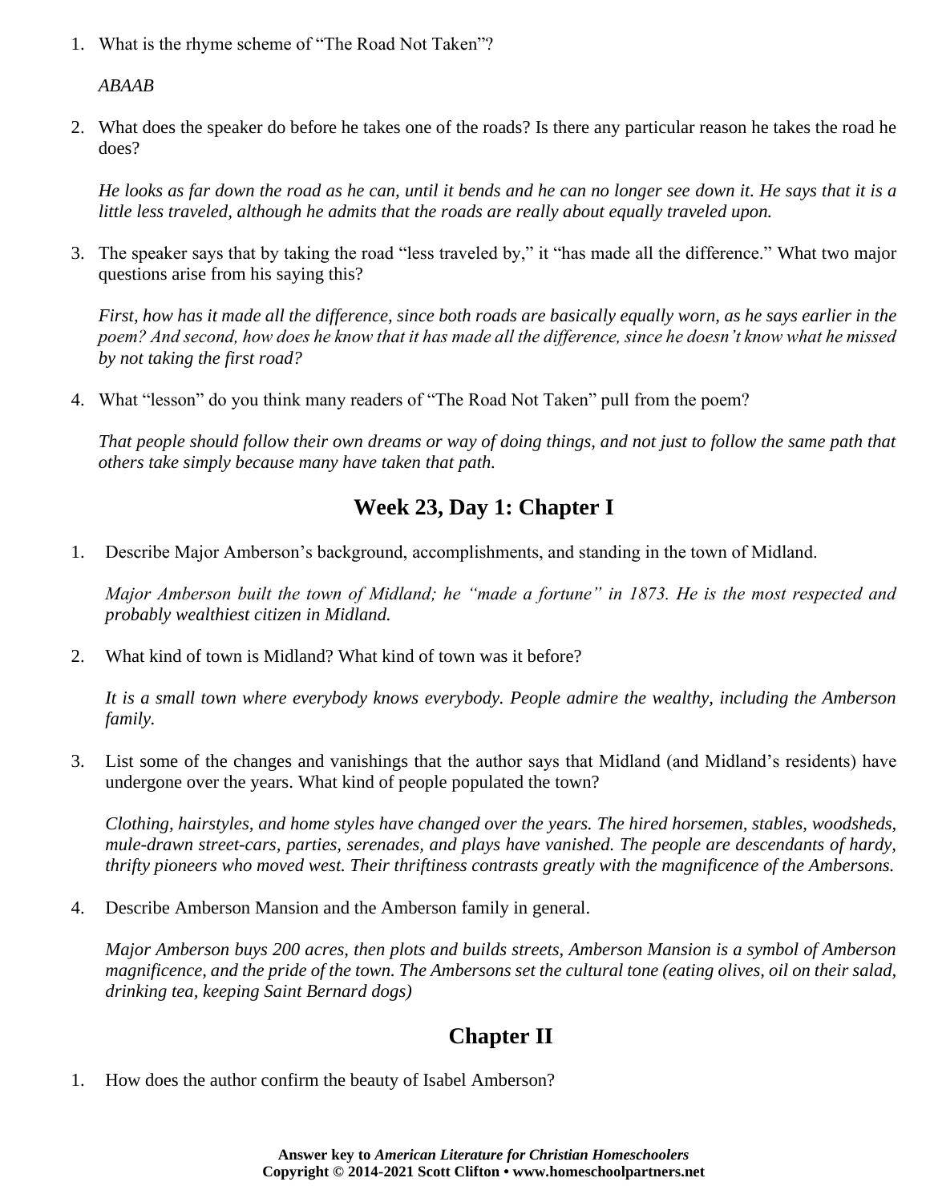1. What is the rhyme scheme of "The Road Not Taken"?

   *ABAAB*

2. What does the speaker do before he takes one of the roads? Is there any particular reason he takes the road he does?

   *He looks as far down the road as he can, until it bends and he can no longer see down it. He says that it is a little less traveled, although he admits that the roads are really about equally traveled upon.*

3. The speaker says that by taking the road "less traveled by," it "has made all the difference." What two major questions arise from his saying this?

   *First, how has it made all the difference, since both roads are basically equally worn, as he says earlier in the poem? And second, how does he know that it has made all the difference, since he doesn't know what he missed by not taking the first road?*

4. What "lesson" do you think many readers of "The Road Not Taken" pull from the poem?

   *That people should follow their own dreams or way of doing things, and not just to follow the same path that others take simply because many have taken that path.*

## Week 23, Day 1: Chapter I

1. Describe Major Amberson's background, accomplishments, and standing in the town of Midland.

   *Major Amberson built the town of Midland; he "made a fortune" in 1873. He is the most respected and probably wealthiest citizen in Midland.*

2. What kind of town is Midland? What kind of town was it before?

   *It is a small town where everybody knows everybody. People admire the wealthy, including the Amberson family.*

3. List some of the changes and vanishings that the author says that Midland (and Midland's residents) have undergone over the years. What kind of people populated the town?

   *Clothing, hairstyles, and home styles have changed over the years. The hired horsemen, stables, woodsheds, mule-drawn street-cars, parties, serenades, and plays have vanished. The people are descendants of hardy, thrifty pioneers who moved west. Their thriftiness contrasts greatly with the magnificence of the Ambersons.*

4. Describe Amberson Mansion and the Amberson family in general.

   *Major Amberson buys 200 acres, then plots and builds streets, Amberson Mansion is a symbol of Amberson magnificence, and the pride of the town. The Ambersons set the cultural tone (eating olives, oil on their salad, drinking tea, keeping Saint Bernard dogs)*

## Chapter II

1. How does the author confirm the beauty of Isabel Amberson?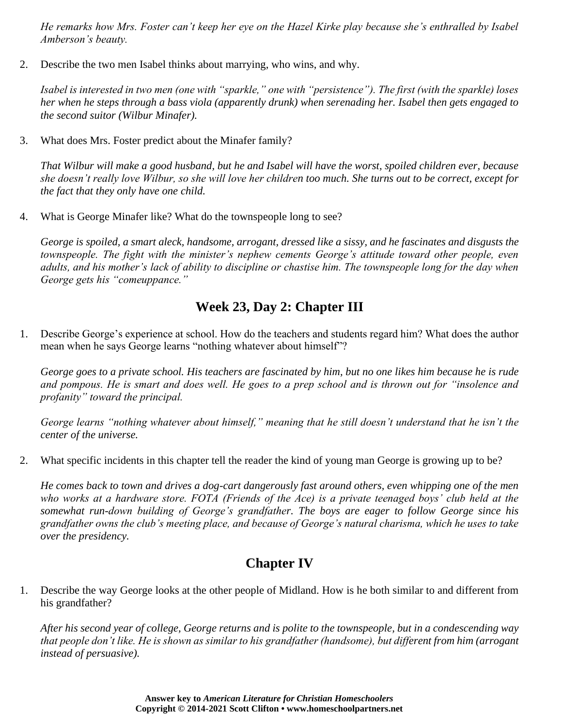*He remarks how Mrs. Foster can't keep her eye on the Hazel Kirke play because she's enthralled by Isabel Amberson's beauty.*

2. Describe the two men Isabel thinks about marrying, who wins, and why.

   *Isabel is interested in two men (one with "sparkle," one with "persistence"). The first (with the sparkle) loses her when he steps through a bass viola (apparently drunk) when serenading her. Isabel then gets engaged to the second suitor (Wilbur Minafer).*

3. What does Mrs. Foster predict about the Minafer family?

   *That Wilbur will make a good husband, but he and Isabel will have the worst, spoiled children ever, because she doesn't really love Wilbur, so she will love her children too much. She turns out to be correct, except for the fact that they only have one child.*

4. What is George Minafer like? What do the townspeople long to see?

   *George is spoiled, a smart aleck, handsome, arrogant, dressed like a sissy, and he fascinates and disgusts the townspeople. The fight with the minister's nephew cements George's attitude toward other people, even adults, and his mother's lack of ability to discipline or chastise him. The townspeople long for the day when George gets his "comeuppance."*

## Week 23, Day 2: Chapter III

1. Describe George's experience at school. How do the teachers and students regard him? What does the author mean when he says George learns "nothing whatever about himself"?

   *George goes to a private school. His teachers are fascinated by him, but no one likes him because he is rude and pompous. He is smart and does well. He goes to a prep school and is thrown out for "insolence and profanity" toward the principal.*

   *George learns "nothing whatever about himself," meaning that he still doesn't understand that he isn't the center of the universe.*

2. What specific incidents in this chapter tell the reader the kind of young man George is growing up to be?

   *He comes back to town and drives a dog-cart dangerously fast around others, even whipping one of the men who works at a hardware store. FOTA (Friends of the Ace) is a private teenaged boys' club held at the somewhat run-down building of George's grandfather. The boys are eager to follow George since his grandfather owns the club's meeting place, and because of George's natural charisma, which he uses to take over the presidency.*

## Chapter IV

1. Describe the way George looks at the other people of Midland. How is he both similar to and different from his grandfather?

   *After his second year of college, George returns and is polite to the townspeople, but in a condescending way that people don't like. He is shown as similar to his grandfather (handsome), but different from him (arrogant instead of persuasive).*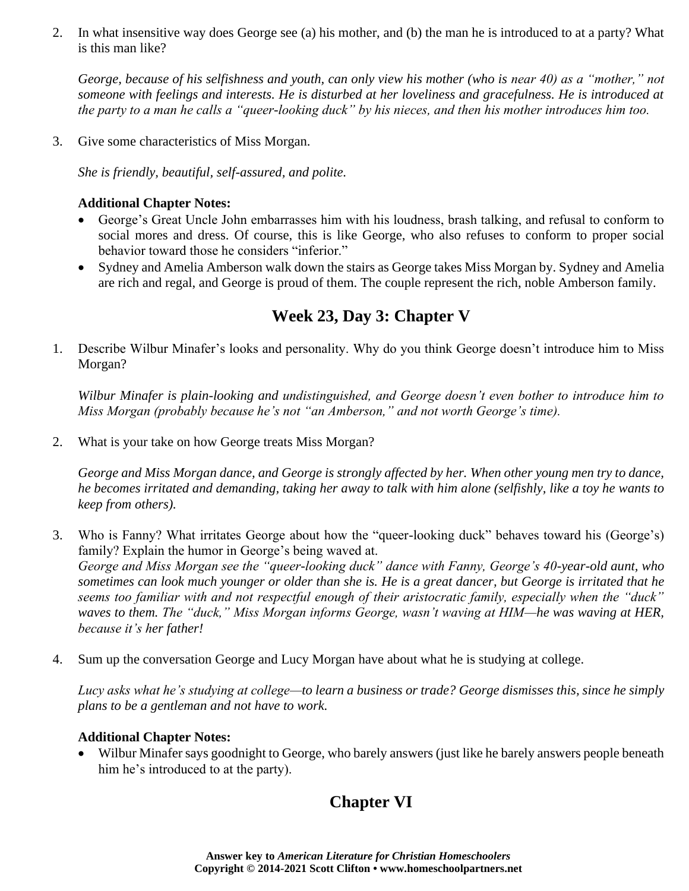2. In what insensitive way does George see (a) his mother, and (b) the man he is introduced to at a party? What is this man like?

   *George, because of his selfishness and youth, can only view his mother (who is near 40) as a "mother," not someone with feelings and interests. He is disturbed at her loveliness and gracefulness. He is introduced at the party to a man he calls a "queer-looking duck" by his nieces, and then his mother introduces him too.*

3. Give some characteristics of Miss Morgan.

   *She is friendly, beautiful, self-assured, and polite.*

   **Additional Chapter Notes:**

   - George's Great Uncle John embarrasses him with his loudness, brash talking, and refusal to conform to social mores and dress. Of course, this is like George, who also refuses to conform to proper social behavior toward those he considers "inferior."
   - Sydney and Amelia Amberson walk down the stairs as George takes Miss Morgan by. Sydney and Amelia are rich and regal, and George is proud of them. The couple represent the rich, noble Amberson family.

## Week 23, Day 3: Chapter V

1. Describe Wilbur Minafer's looks and personality. Why do you think George doesn't introduce him to Miss Morgan?

   *Wilbur Minafer is plain-looking and undistinguished, and George doesn't even bother to introduce him to Miss Morgan (probably because he's not "an Amberson," and not worth George's time).*

2. What is your take on how George treats Miss Morgan?

   *George and Miss Morgan dance, and George is strongly affected by her. When other young men try to dance, he becomes irritated and demanding, taking her away to talk with him alone (selfishly, like a toy he wants to keep from others).*

3. Who is Fanny? What irritates George about how the "queer-looking duck" behaves toward his (George's) family? Explain the humor in George's being waved at.

   *George and Miss Morgan see the "queer-looking duck" dance with Fanny, George's 40-year-old aunt, who sometimes can look much younger or older than she is. He is a great dancer, but George is irritated that he seems too familiar with and not respectful enough of their aristocratic family, especially when the "duck" waves to them. The "duck," Miss Morgan informs George, wasn't waving at HIM—he was waving at HER, because it's her father!*

4. Sum up the conversation George and Lucy Morgan have about what he is studying at college.

   *Lucy asks what he's studying at college—to learn a business or trade? George dismisses this, since he simply plans to be a gentleman and not have to work.*

   **Additional Chapter Notes:**

   - Wilbur Minafer says goodnight to George, who barely answers (just like he barely answers people beneath him he's introduced to at the party).

## Chapter VI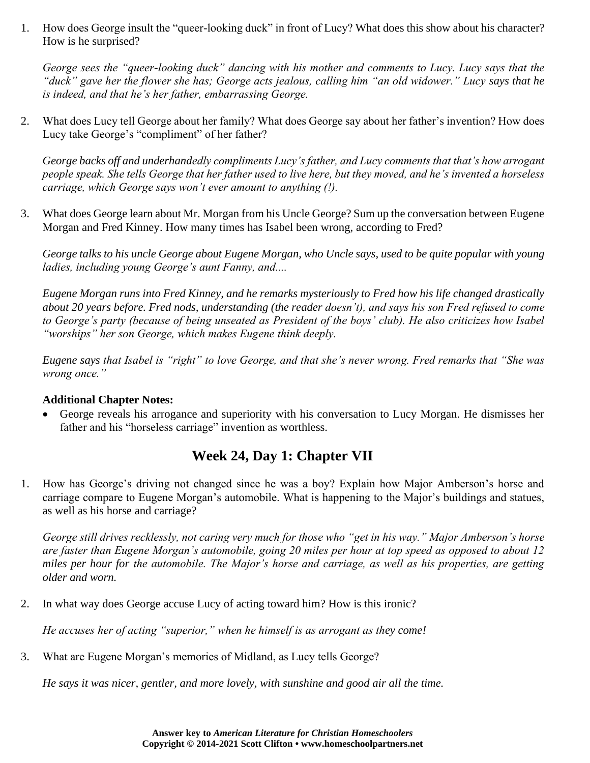1. How does George insult the "queer-looking duck" in front of Lucy? What does this show about his character? How is he surprised?

   *George sees the "queer-looking duck" dancing with his mother and comments to Lucy. Lucy says that the "duck" gave her the flower she has; George acts jealous, calling him "an old widower." Lucy says that he is indeed, and that he's her father, embarrassing George.*

2. What does Lucy tell George about her family? What does George say about her father's invention? How does Lucy take George's "compliment" of her father?

   *George backs off and underhandedly compliments Lucy's father, and Lucy comments that that's how arrogant people speak. She tells George that her father used to live here, but they moved, and he's invented a horseless carriage, which George says won't ever amount to anything (!).*

3. What does George learn about Mr. Morgan from his Uncle George? Sum up the conversation between Eugene Morgan and Fred Kinney. How many times has Isabel been wrong, according to Fred?

   *George talks to his uncle George about Eugene Morgan, who Uncle says, used to be quite popular with young ladies, including young George's aunt Fanny, and....*

   *Eugene Morgan runs into Fred Kinney, and he remarks mysteriously to Fred how his life changed drastically about 20 years before. Fred nods, understanding (the reader doesn't), and says his son Fred refused to come to George's party (because of being unseated as President of the boys' club). He also criticizes how Isabel "worships" her son George, which makes Eugene think deeply.*

   *Eugene says that Isabel is "right" to love George, and that she's never wrong. Fred remarks that "She was wrong once."*

**Additional Chapter Notes:**

- George reveals his arrogance and superiority with his conversation to Lucy Morgan. He dismisses her father and his "horseless carriage" invention as worthless.

## Week 24, Day 1: Chapter VII

1. How has George's driving not changed since he was a boy? Explain how Major Amberson's horse and carriage compare to Eugene Morgan's automobile. What is happening to the Major's buildings and statues, as well as his horse and carriage?

   *George still drives recklessly, not caring very much for those who "get in his way." Major Amberson's horse are faster than Eugene Morgan's automobile, going 20 miles per hour at top speed as opposed to about 12 miles per hour for the automobile. The Major's horse and carriage, as well as his properties, are getting older and worn.*

2. In what way does George accuse Lucy of acting toward him? How is this ironic?

   *He accuses her of acting "superior," when he himself is as arrogant as they come!*

3. What are Eugene Morgan's memories of Midland, as Lucy tells George?

   *He says it was nicer, gentler, and more lovely, with sunshine and good air all the time.*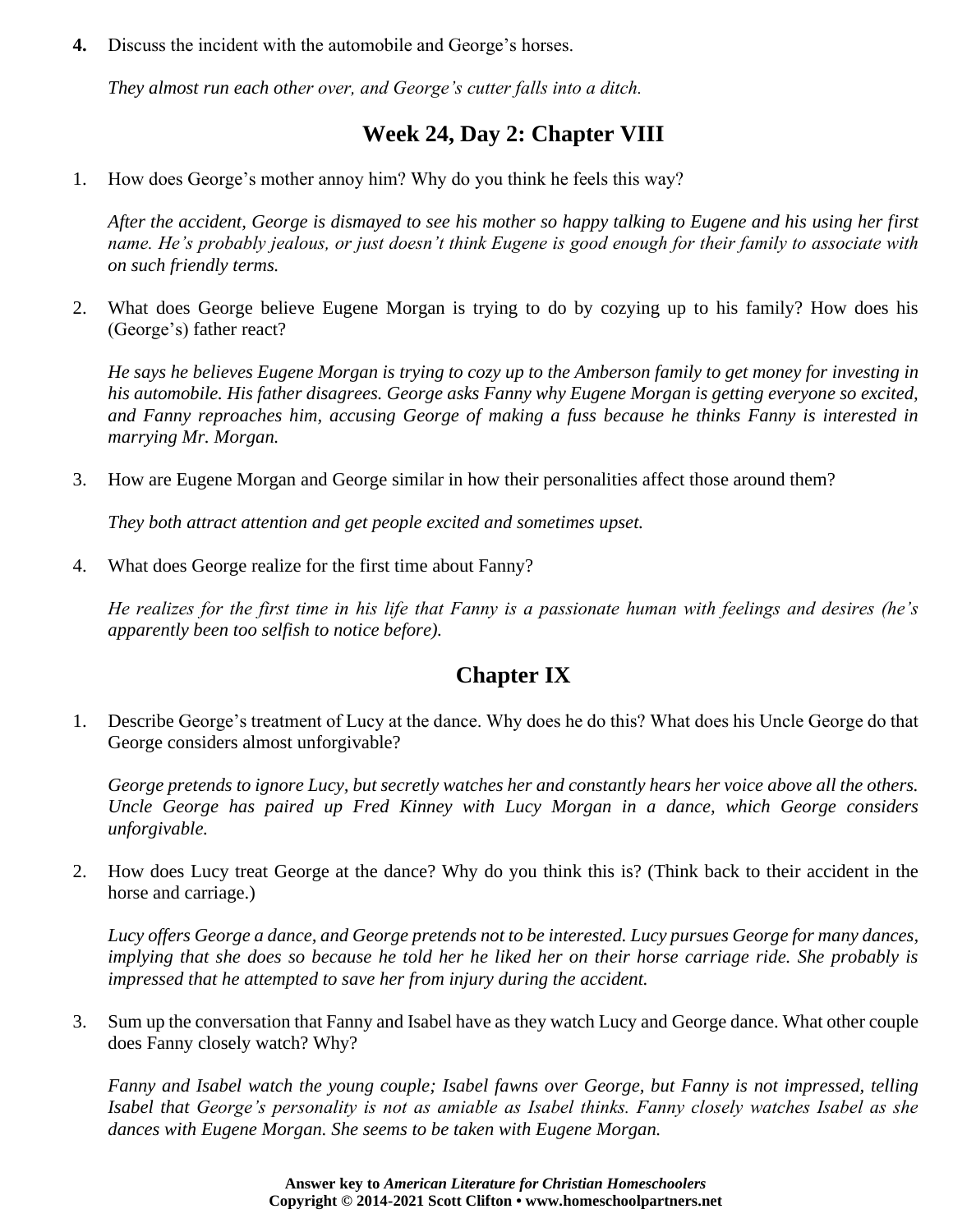**4.** Discuss the incident with the automobile and George's horses.

*They almost run each other over, and George's cutter falls into a ditch.*

## Week 24, Day 2: Chapter VIII

1. How does George's mother annoy him? Why do you think he feels this way?

   *After the accident, George is dismayed to see his mother so happy talking to Eugene and his using her first name. He's probably jealous, or just doesn't think Eugene is good enough for their family to associate with on such friendly terms.*

2. What does George believe Eugene Morgan is trying to do by cozying up to his family? How does his (George's) father react?

   *He says he believes Eugene Morgan is trying to cozy up to the Amberson family to get money for investing in his automobile. His father disagrees. George asks Fanny why Eugene Morgan is getting everyone so excited, and Fanny reproaches him, accusing George of making a fuss because he thinks Fanny is interested in marrying Mr. Morgan.*

3. How are Eugene Morgan and George similar in how their personalities affect those around them?

   *They both attract attention and get people excited and sometimes upset.*

4. What does George realize for the first time about Fanny?

   *He realizes for the first time in his life that Fanny is a passionate human with feelings and desires (he's apparently been too selfish to notice before).*

## Chapter IX

1. Describe George's treatment of Lucy at the dance. Why does he do this? What does his Uncle George do that George considers almost unforgivable?

   *George pretends to ignore Lucy, but secretly watches her and constantly hears her voice above all the others. Uncle George has paired up Fred Kinney with Lucy Morgan in a dance, which George considers unforgivable.*

2. How does Lucy treat George at the dance? Why do you think this is? (Think back to their accident in the horse and carriage.)

   *Lucy offers George a dance, and George pretends not to be interested. Lucy pursues George for many dances, implying that she does so because he told her he liked her on their horse carriage ride. She probably is impressed that he attempted to save her from injury during the accident.*

3. Sum up the conversation that Fanny and Isabel have as they watch Lucy and George dance. What other couple does Fanny closely watch? Why?

   *Fanny and Isabel watch the young couple; Isabel fawns over George, but Fanny is not impressed, telling Isabel that George's personality is not as amiable as Isabel thinks. Fanny closely watches Isabel as she dances with Eugene Morgan. She seems to be taken with Eugene Morgan.*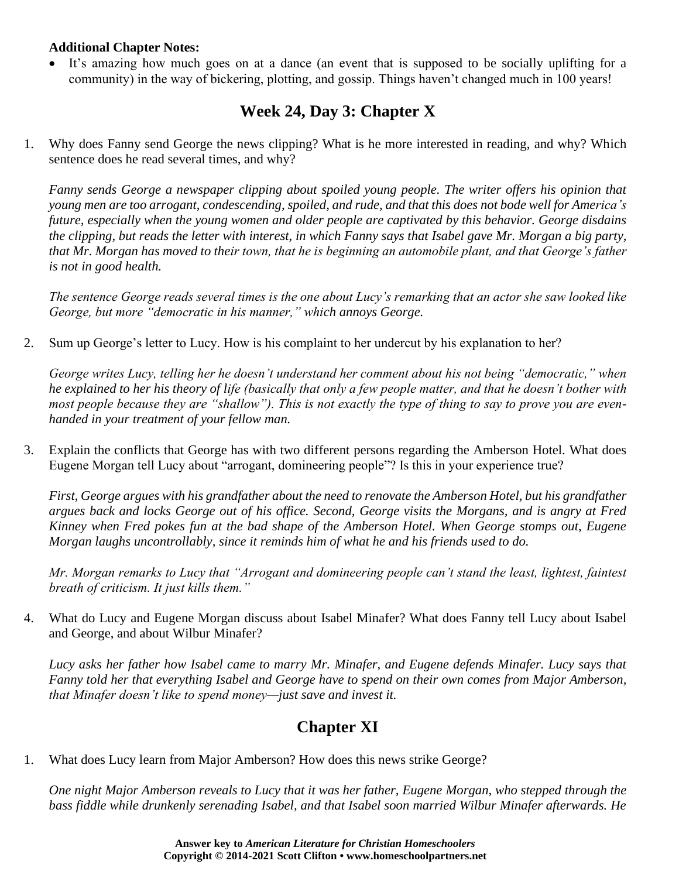**Additional Chapter Notes:**

- It's amazing how much goes on at a dance (an event that is supposed to be socially uplifting for a community) in the way of bickering, plotting, and gossip. Things haven't changed much in 100 years!

## Week 24, Day 3: Chapter X

1. Why does Fanny send George the news clipping? What is he more interested in reading, and why? Which sentence does he read several times, and why?

   *Fanny sends George a newspaper clipping about spoiled young people. The writer offers his opinion that young men are too arrogant, condescending, spoiled, and rude, and that this does not bode well for America's future, especially when the young women and older people are captivated by this behavior. George disdains the clipping, but reads the letter with interest, in which Fanny says that Isabel gave Mr. Morgan a big party, that Mr. Morgan has moved to their town, that he is beginning an automobile plant, and that George's father is not in good health.*

   *The sentence George reads several times is the one about Lucy's remarking that an actor she saw looked like George, but more "democratic in his manner," which annoys George.*

2. Sum up George's letter to Lucy. How is his complaint to her undercut by his explanation to her?

   *George writes Lucy, telling her he doesn't understand her comment about his not being "democratic," when he explained to her his theory of life (basically that only a few people matter, and that he doesn't bother with most people because they are "shallow"). This is not exactly the type of thing to say to prove you are even-handed in your treatment of your fellow man.*

3. Explain the conflicts that George has with two different persons regarding the Amberson Hotel. What does Eugene Morgan tell Lucy about "arrogant, domineering people"? Is this in your experience true?

   *First, George argues with his grandfather about the need to renovate the Amberson Hotel, but his grandfather argues back and locks George out of his office. Second, George visits the Morgans, and is angry at Fred Kinney when Fred pokes fun at the bad shape of the Amberson Hotel. When George stomps out, Eugene Morgan laughs uncontrollably, since it reminds him of what he and his friends used to do.*

   *Mr. Morgan remarks to Lucy that "Arrogant and domineering people can't stand the least, lightest, faintest breath of criticism. It just kills them."*

4. What do Lucy and Eugene Morgan discuss about Isabel Minafer? What does Fanny tell Lucy about Isabel and George, and about Wilbur Minafer?

   *Lucy asks her father how Isabel came to marry Mr. Minafer, and Eugene defends Minafer. Lucy says that Fanny told her that everything Isabel and George have to spend on their own comes from Major Amberson, that Minafer doesn't like to spend money—just save and invest it.*

## Chapter XI

1. What does Lucy learn from Major Amberson? How does this news strike George?

   *One night Major Amberson reveals to Lucy that it was her father, Eugene Morgan, who stepped through the bass fiddle while drunkenly serenading Isabel, and that Isabel soon married Wilbur Minafer afterwards. He*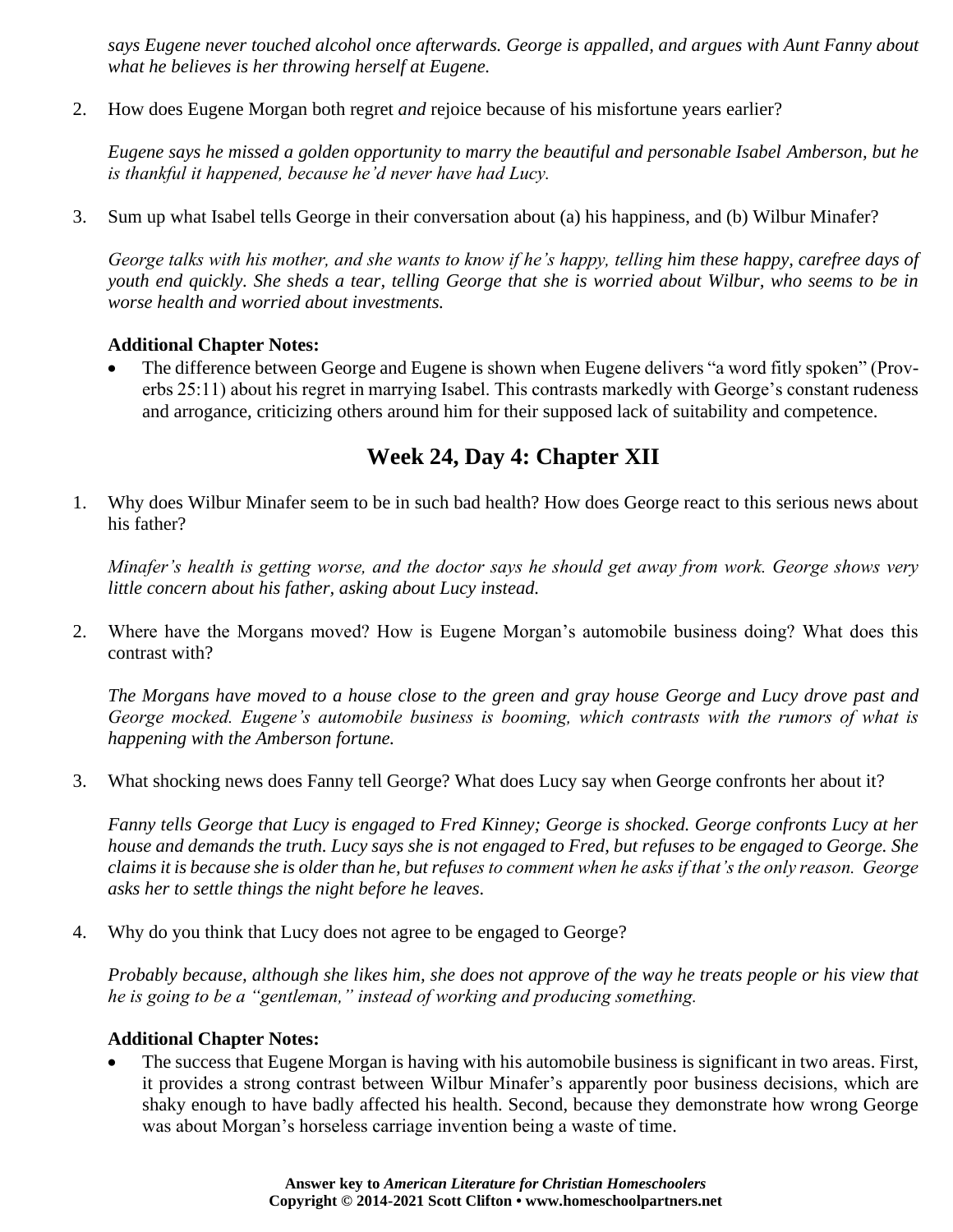*says Eugene never touched alcohol once afterwards. George is appalled, and argues with Aunt Fanny about what he believes is her throwing herself at Eugene.*

2. How does Eugene Morgan both regret *and* rejoice because of his misfortune years earlier?

   *Eugene says he missed a golden opportunity to marry the beautiful and personable Isabel Amberson, but he is thankful it happened, because he'd never have had Lucy.*

3. Sum up what Isabel tells George in their conversation about (a) his happiness, and (b) Wilbur Minafer?

   *George talks with his mother, and she wants to know if he's happy, telling him these happy, carefree days of youth end quickly. She sheds a tear, telling George that she is worried about Wilbur, who seems to be in worse health and worried about investments.*

**Additional Chapter Notes:**

- The difference between George and Eugene is shown when Eugene delivers "a word fitly spoken" (Proverbs 25:11) about his regret in marrying Isabel. This contrasts markedly with George's constant rudeness and arrogance, criticizing others around him for their supposed lack of suitability and competence.

## Week 24, Day 4: Chapter XII

1. Why does Wilbur Minafer seem to be in such bad health? How does George react to this serious news about his father?

   *Minafer's health is getting worse, and the doctor says he should get away from work. George shows very little concern about his father, asking about Lucy instead.*

2. Where have the Morgans moved? How is Eugene Morgan's automobile business doing? What does this contrast with?

   *The Morgans have moved to a house close to the green and gray house George and Lucy drove past and George mocked. Eugene's automobile business is booming, which contrasts with the rumors of what is happening with the Amberson fortune.*

3. What shocking news does Fanny tell George? What does Lucy say when George confronts her about it?

   *Fanny tells George that Lucy is engaged to Fred Kinney; George is shocked. George confronts Lucy at her house and demands the truth. Lucy says she is not engaged to Fred, but refuses to be engaged to George. She claims it is because she is older than he, but refuses to comment when he asks if that's the only reason. George asks her to settle things the night before he leaves.*

4. Why do you think that Lucy does not agree to be engaged to George?

   *Probably because, although she likes him, she does not approve of the way he treats people or his view that he is going to be a "gentleman," instead of working and producing something.*

**Additional Chapter Notes:**

- The success that Eugene Morgan is having with his automobile business is significant in two areas. First, it provides a strong contrast between Wilbur Minafer's apparently poor business decisions, which are shaky enough to have badly affected his health. Second, because they demonstrate how wrong George was about Morgan's horseless carriage invention being a waste of time.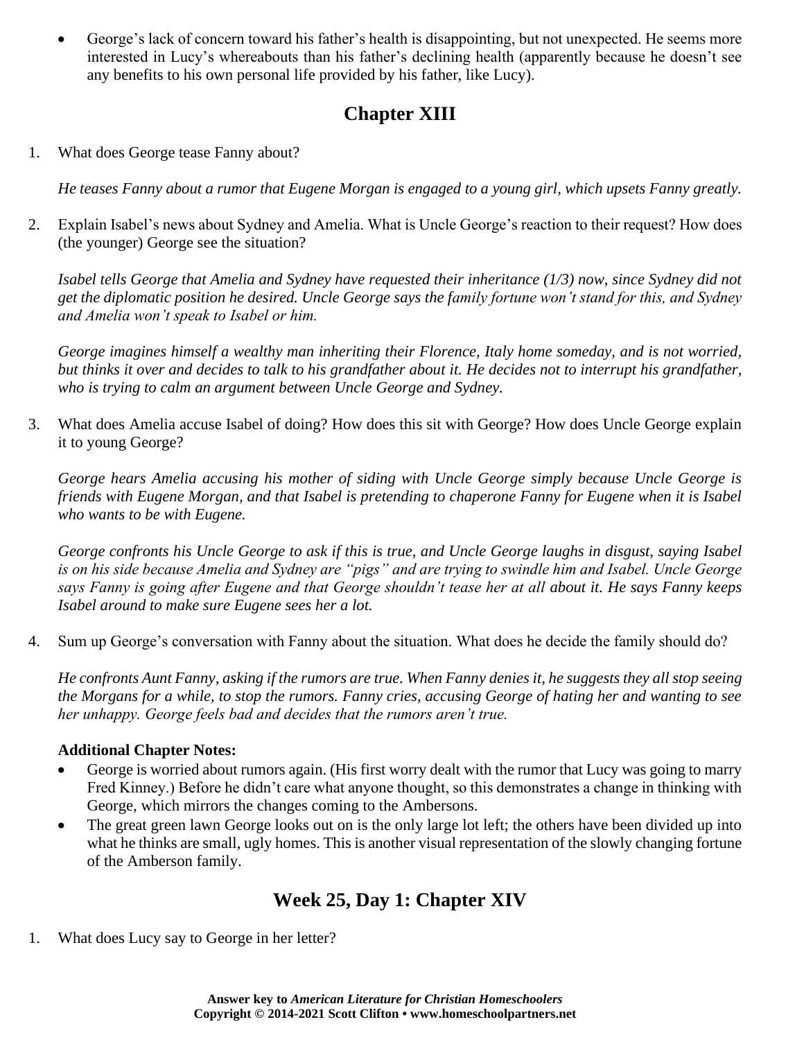- George's lack of concern toward his father's health is disappointing, but not unexpected. He seems more interested in Lucy's whereabouts than his father's declining health (apparently because he doesn't see any benefits to his own personal life provided by his father, like Lucy).

## Chapter XIII

1. What does George tease Fanny about?

   *He teases Fanny about a rumor that Eugene Morgan is engaged to a young girl, which upsets Fanny greatly.*

2. Explain Isabel's news about Sydney and Amelia. What is Uncle George's reaction to their request? How does (the younger) George see the situation?

   *Isabel tells George that Amelia and Sydney have requested their inheritance (1/3) now, since Sydney did not get the diplomatic position he desired. Uncle George says the family fortune won't stand for this, and Sydney and Amelia won't speak to Isabel or him.*

   *George imagines himself a wealthy man inheriting their Florence, Italy home someday, and is not worried, but thinks it over and decides to talk to his grandfather about it. He decides not to interrupt his grandfather, who is trying to calm an argument between Uncle George and Sydney.*

3. What does Amelia accuse Isabel of doing? How does this sit with George? How does Uncle George explain it to young George?

   *George hears Amelia accusing his mother of siding with Uncle George simply because Uncle George is friends with Eugene Morgan, and that Isabel is pretending to chaperone Fanny for Eugene when it is Isabel who wants to be with Eugene.*

   *George confronts his Uncle George to ask if this is true, and Uncle George laughs in disgust, saying Isabel is on his side because Amelia and Sydney are "pigs" and are trying to swindle him and Isabel. Uncle George says Fanny is going after Eugene and that George shouldn't tease her at all about it. He says Fanny keeps Isabel around to make sure Eugene sees her a lot.*

4. Sum up George's conversation with Fanny about the situation. What does he decide the family should do?

   *He confronts Aunt Fanny, asking if the rumors are true. When Fanny denies it, he suggests they all stop seeing the Morgans for a while, to stop the rumors. Fanny cries, accusing George of hating her and wanting to see her unhappy. George feels bad and decides that the rumors aren't true.*

**Additional Chapter Notes:**

- George is worried about rumors again. (His first worry dealt with the rumor that Lucy was going to marry Fred Kinney.) Before he didn't care what anyone thought, so this demonstrates a change in thinking with George, which mirrors the changes coming to the Ambersons.
- The great green lawn George looks out on is the only large lot left; the others have been divided up into what he thinks are small, ugly homes. This is another visual representation of the slowly changing fortune of the Amberson family.

## Week 25, Day 1: Chapter XIV

1. What does Lucy say to George in her letter?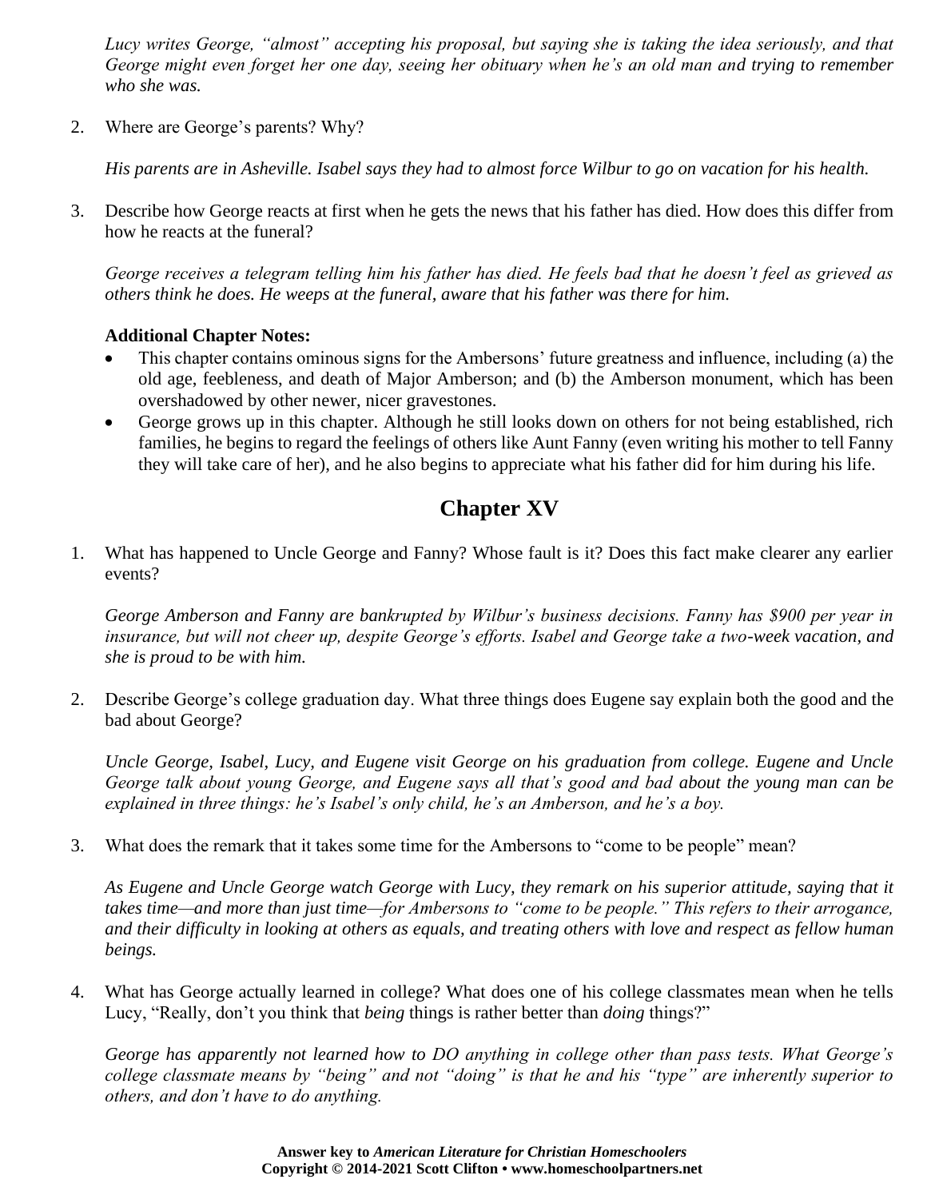*Lucy writes George, "almost" accepting his proposal, but saying she is taking the idea seriously, and that George might even forget her one day, seeing her obituary when he's an old man and trying to remember who she was.*

2. Where are George's parents? Why?

   *His parents are in Asheville. Isabel says they had to almost force Wilbur to go on vacation for his health.*

3. Describe how George reacts at first when he gets the news that his father has died. How does this differ from how he reacts at the funeral?

   *George receives a telegram telling him his father has died. He feels bad that he doesn't feel as grieved as others think he does. He weeps at the funeral, aware that his father was there for him.*

   **Additional Chapter Notes:**

   - This chapter contains ominous signs for the Ambersons' future greatness and influence, including (a) the old age, feebleness, and death of Major Amberson; and (b) the Amberson monument, which has been overshadowed by other newer, nicer gravestones.
   - George grows up in this chapter. Although he still looks down on others for not being established, rich families, he begins to regard the feelings of others like Aunt Fanny (even writing his mother to tell Fanny they will take care of her), and he also begins to appreciate what his father did for him during his life.

## Chapter XV

1. What has happened to Uncle George and Fanny? Whose fault is it? Does this fact make clearer any earlier events?

   *George Amberson and Fanny are bankrupted by Wilbur's business decisions. Fanny has $900 per year in insurance, but will not cheer up, despite George's efforts. Isabel and George take a two-week vacation, and she is proud to be with him.*

2. Describe George's college graduation day. What three things does Eugene say explain both the good and the bad about George?

   *Uncle George, Isabel, Lucy, and Eugene visit George on his graduation from college. Eugene and Uncle George talk about young George, and Eugene says all that's good and bad about the young man can be explained in three things: he's Isabel's only child, he's an Amberson, and he's a boy.*

3. What does the remark that it takes some time for the Ambersons to "come to be people" mean?

   *As Eugene and Uncle George watch George with Lucy, they remark on his superior attitude, saying that it takes time—and more than just time—for Ambersons to "come to be people." This refers to their arrogance, and their difficulty in looking at others as equals, and treating others with love and respect as fellow human beings.*

4. What has George actually learned in college? What does one of his college classmates mean when he tells Lucy, "Really, don't you think that *being* things is rather better than *doing* things?"

   *George has apparently not learned how to DO anything in college other than pass tests. What George's college classmate means by "being" and not "doing" is that he and his "type" are inherently superior to others, and don't have to do anything.*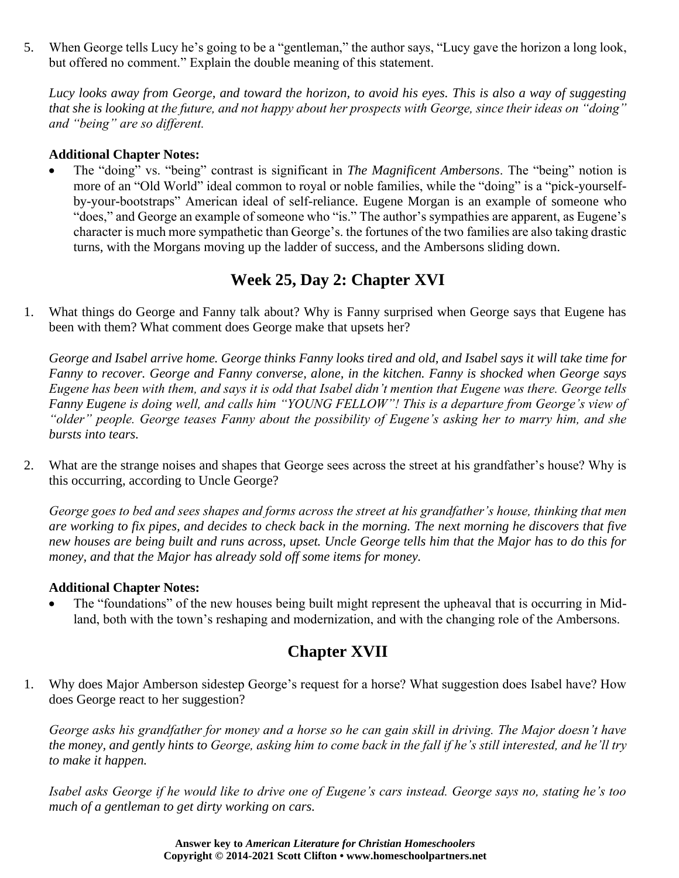5. When George tells Lucy he's going to be a "gentleman," the author says, "Lucy gave the horizon a long look, but offered no comment." Explain the double meaning of this statement.

   *Lucy looks away from George, and toward the horizon, to avoid his eyes. This is also a way of suggesting that she is looking at the future, and not happy about her prospects with George, since their ideas on "doing" and "being" are so different.*

   **Additional Chapter Notes:**
   - The "doing" vs. "being" contrast is significant in *The Magnificent Ambersons*. The "being" notion is more of an "Old World" ideal common to royal or noble families, while the "doing" is a "pick-yourself-by-your-bootstraps" American ideal of self-reliance. Eugene Morgan is an example of someone who "does," and George an example of someone who "is." The author's sympathies are apparent, as Eugene's character is much more sympathetic than George's. the fortunes of the two families are also taking drastic turns, with the Morgans moving up the ladder of success, and the Ambersons sliding down.

## Week 25, Day 2: Chapter XVI

1. What things do George and Fanny talk about? Why is Fanny surprised when George says that Eugene has been with them? What comment does George make that upsets her?

   *George and Isabel arrive home. George thinks Fanny looks tired and old, and Isabel says it will take time for Fanny to recover. George and Fanny converse, alone, in the kitchen. Fanny is shocked when George says Eugene has been with them, and says it is odd that Isabel didn't mention that Eugene was there. George tells Fanny Eugene is doing well, and calls him "YOUNG FELLOW"! This is a departure from George's view of "older" people. George teases Fanny about the possibility of Eugene's asking her to marry him, and she bursts into tears.*

2. What are the strange noises and shapes that George sees across the street at his grandfather's house? Why is this occurring, according to Uncle George?

   *George goes to bed and sees shapes and forms across the street at his grandfather's house, thinking that men are working to fix pipes, and decides to check back in the morning. The next morning he discovers that five new houses are being built and runs across, upset. Uncle George tells him that the Major has to do this for money, and that the Major has already sold off some items for money.*

   **Additional Chapter Notes:**
   - The "foundations" of the new houses being built might represent the upheaval that is occurring in Mid-land, both with the town's reshaping and modernization, and with the changing role of the Ambersons.

## Chapter XVII

1. Why does Major Amberson sidestep George's request for a horse? What suggestion does Isabel have? How does George react to her suggestion?

   *George asks his grandfather for money and a horse so he can gain skill in driving. The Major doesn't have the money, and gently hints to George, asking him to come back in the fall if he's still interested, and he'll try to make it happen.*

   *Isabel asks George if he would like to drive one of Eugene's cars instead. George says no, stating he's too much of a gentleman to get dirty working on cars.*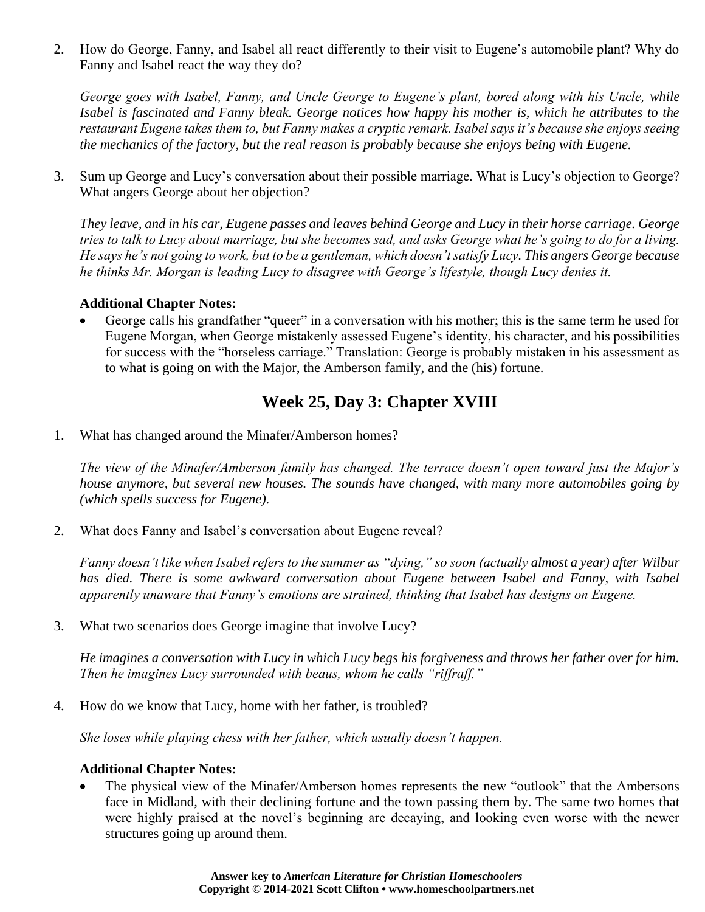2. How do George, Fanny, and Isabel all react differently to their visit to Eugene's automobile plant? Why do Fanny and Isabel react the way they do?

   *George goes with Isabel, Fanny, and Uncle George to Eugene's plant, bored along with his Uncle, while Isabel is fascinated and Fanny bleak. George notices how happy his mother is, which he attributes to the restaurant Eugene takes them to, but Fanny makes a cryptic remark. Isabel says it's because she enjoys seeing the mechanics of the factory, but the real reason is probably because she enjoys being with Eugene.*

3. Sum up George and Lucy's conversation about their possible marriage. What is Lucy's objection to George? What angers George about her objection?

   *They leave, and in his car, Eugene passes and leaves behind George and Lucy in their horse carriage. George tries to talk to Lucy about marriage, but she becomes sad, and asks George what he's going to do for a living. He says he's not going to work, but to be a gentleman, which doesn't satisfy Lucy. This angers George because he thinks Mr. Morgan is leading Lucy to disagree with George's lifestyle, though Lucy denies it.*

**Additional Chapter Notes:**

- George calls his grandfather "queer" in a conversation with his mother; this is the same term he used for Eugene Morgan, when George mistakenly assessed Eugene's identity, his character, and his possibilities for success with the "horseless carriage." Translation: George is probably mistaken in his assessment as to what is going on with the Major, the Amberson family, and the (his) fortune.

## Week 25, Day 3: Chapter XVIII

1. What has changed around the Minafer/Amberson homes?

   *The view of the Minafer/Amberson family has changed. The terrace doesn't open toward just the Major's house anymore, but several new houses. The sounds have changed, with many more automobiles going by (which spells success for Eugene).*

2. What does Fanny and Isabel's conversation about Eugene reveal?

   *Fanny doesn't like when Isabel refers to the summer as "dying," so soon (actually almost a year) after Wilbur has died. There is some awkward conversation about Eugene between Isabel and Fanny, with Isabel apparently unaware that Fanny's emotions are strained, thinking that Isabel has designs on Eugene.*

3. What two scenarios does George imagine that involve Lucy?

   *He imagines a conversation with Lucy in which Lucy begs his forgiveness and throws her father over for him. Then he imagines Lucy surrounded with beaus, whom he calls "riffraff."*

4. How do we know that Lucy, home with her father, is troubled?

   *She loses while playing chess with her father, which usually doesn't happen.*

**Additional Chapter Notes:**

- The physical view of the Minafer/Amberson homes represents the new "outlook" that the Ambersons face in Midland, with their declining fortune and the town passing them by. The same two homes that were highly praised at the novel's beginning are decaying, and looking even worse with the newer structures going up around them.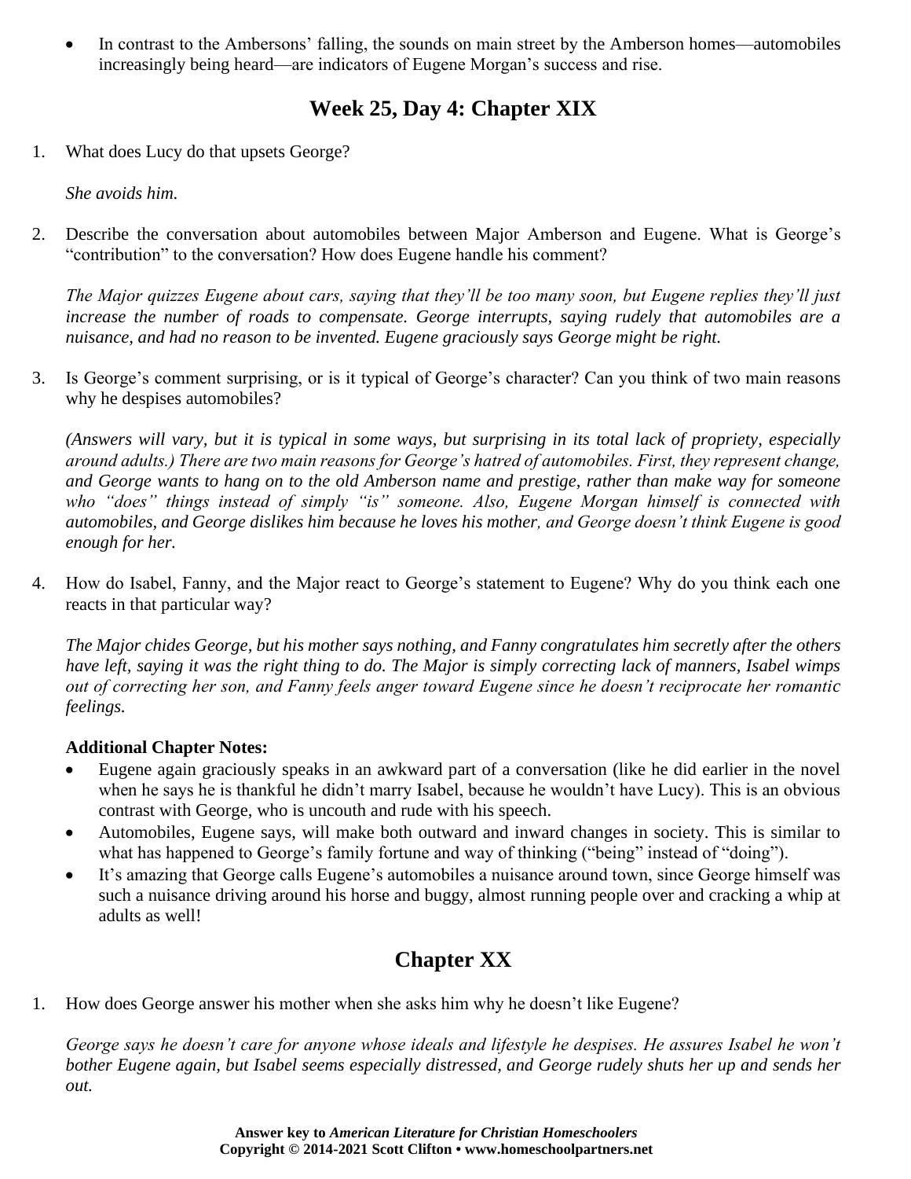- In contrast to the Ambersons' falling, the sounds on main street by the Amberson homes—automobiles increasingly being heard—are indicators of Eugene Morgan's success and rise.

## Week 25, Day 4: Chapter XIX

1. What does Lucy do that upsets George?

   *She avoids him.*

2. Describe the conversation about automobiles between Major Amberson and Eugene. What is George's "contribution" to the conversation? How does Eugene handle his comment?

   *The Major quizzes Eugene about cars, saying that they'll be too many soon, but Eugene replies they'll just increase the number of roads to compensate. George interrupts, saying rudely that automobiles are a nuisance, and had no reason to be invented. Eugene graciously says George might be right.*

3. Is George's comment surprising, or is it typical of George's character? Can you think of two main reasons why he despises automobiles?

   *(Answers will vary, but it is typical in some ways, but surprising in its total lack of propriety, especially around adults.) There are two main reasons for George's hatred of automobiles. First, they represent change, and George wants to hang on to the old Amberson name and prestige, rather than make way for someone who "does" things instead of simply "is" someone. Also, Eugene Morgan himself is connected with automobiles, and George dislikes him because he loves his mother, and George doesn't think Eugene is good enough for her.*

4. How do Isabel, Fanny, and the Major react to George's statement to Eugene? Why do you think each one reacts in that particular way?

   *The Major chides George, but his mother says nothing, and Fanny congratulates him secretly after the others have left, saying it was the right thing to do. The Major is simply correcting lack of manners, Isabel wimps out of correcting her son, and Fanny feels anger toward Eugene since he doesn't reciprocate her romantic feelings.*

   **Additional Chapter Notes:**
   - Eugene again graciously speaks in an awkward part of a conversation (like he did earlier in the novel when he says he is thankful he didn't marry Isabel, because he wouldn't have Lucy). This is an obvious contrast with George, who is uncouth and rude with his speech.
   - Automobiles, Eugene says, will make both outward and inward changes in society. This is similar to what has happened to George's family fortune and way of thinking ("being" instead of "doing").
   - It's amazing that George calls Eugene's automobiles a nuisance around town, since George himself was such a nuisance driving around his horse and buggy, almost running people over and cracking a whip at adults as well!

## Chapter XX

1. How does George answer his mother when she asks him why he doesn't like Eugene?

   *George says he doesn't care for anyone whose ideals and lifestyle he despises. He assures Isabel he won't bother Eugene again, but Isabel seems especially distressed, and George rudely shuts her up and sends her out.*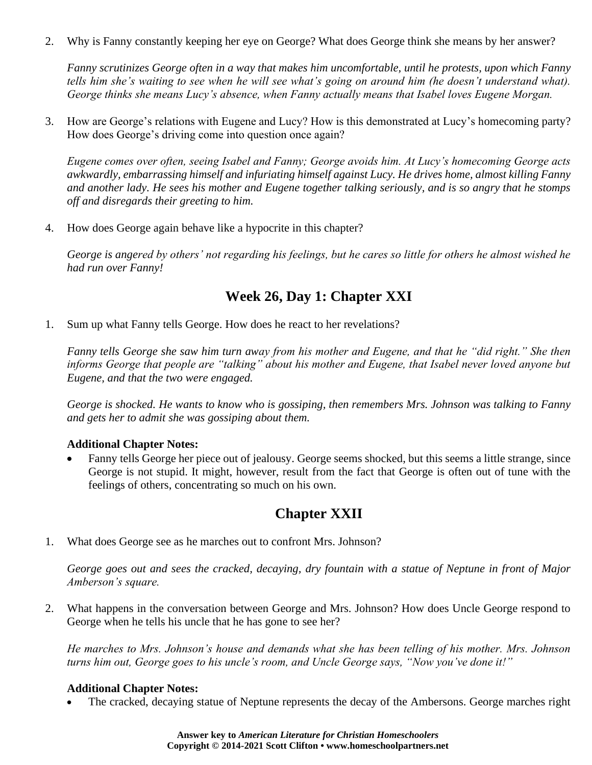2. Why is Fanny constantly keeping her eye on George? What does George think she means by her answer?

   *Fanny scrutinizes George often in a way that makes him uncomfortable, until he protests, upon which Fanny tells him she's waiting to see when he will see what's going on around him (he doesn't understand what). George thinks she means Lucy's absence, when Fanny actually means that Isabel loves Eugene Morgan.*

3. How are George's relations with Eugene and Lucy? How is this demonstrated at Lucy's homecoming party? How does George's driving come into question once again?

   *Eugene comes over often, seeing Isabel and Fanny; George avoids him. At Lucy's homecoming George acts awkwardly, embarrassing himself and infuriating himself against Lucy. He drives home, almost killing Fanny and another lady. He sees his mother and Eugene together talking seriously, and is so angry that he stomps off and disregards their greeting to him.*

4. How does George again behave like a hypocrite in this chapter?

   *George is angered by others' not regarding his feelings, but he cares so little for others he almost wished he had run over Fanny!*

## Week 26, Day 1: Chapter XXI

1. Sum up what Fanny tells George. How does he react to her revelations?

   *Fanny tells George she saw him turn away from his mother and Eugene, and that he "did right." She then informs George that people are "talking" about his mother and Eugene, that Isabel never loved anyone but Eugene, and that the two were engaged.*

   *George is shocked. He wants to know who is gossiping, then remembers Mrs. Johnson was talking to Fanny and gets her to admit she was gossiping about them.*

**Additional Chapter Notes:**

- Fanny tells George her piece out of jealousy. George seems shocked, but this seems a little strange, since George is not stupid. It might, however, result from the fact that George is often out of tune with the feelings of others, concentrating so much on his own.

## Chapter XXII

1. What does George see as he marches out to confront Mrs. Johnson?

   *George goes out and sees the cracked, decaying, dry fountain with a statue of Neptune in front of Major Amberson's square.*

2. What happens in the conversation between George and Mrs. Johnson? How does Uncle George respond to George when he tells his uncle that he has gone to see her?

   *He marches to Mrs. Johnson's house and demands what she has been telling of his mother. Mrs. Johnson turns him out, George goes to his uncle's room, and Uncle George says, "Now you've done it!"*

**Additional Chapter Notes:**

- The cracked, decaying statue of Neptune represents the decay of the Ambersons. George marches right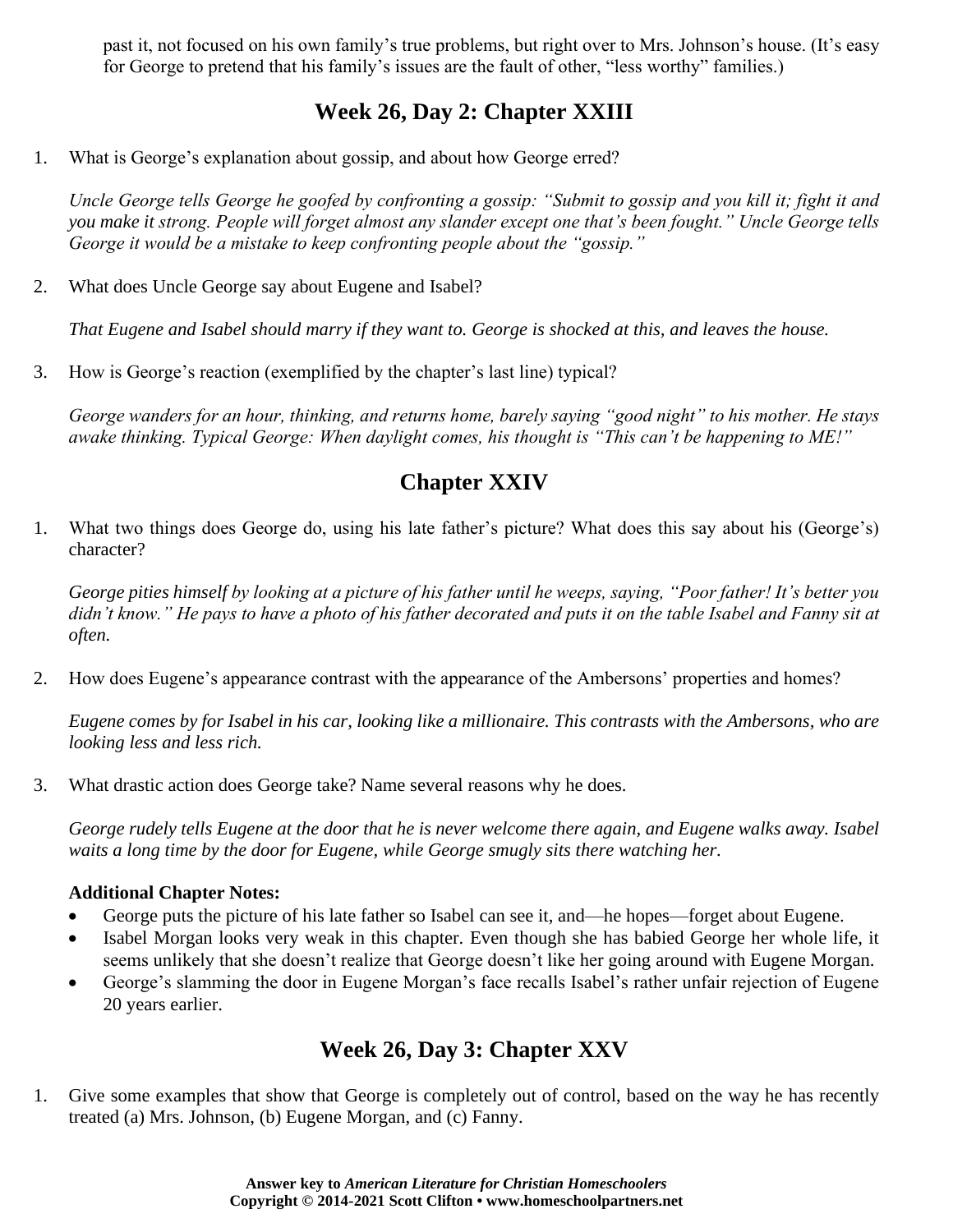past it, not focused on his own family's true problems, but right over to Mrs. Johnson's house. (It's easy for George to pretend that his family's issues are the fault of other, "less worthy" families.)

## Week 26, Day 2: Chapter XXIII

1. What is George's explanation about gossip, and about how George erred?

   *Uncle George tells George he goofed by confronting a gossip: "Submit to gossip and you kill it; fight it and you make it strong. People will forget almost any slander except one that's been fought." Uncle George tells George it would be a mistake to keep confronting people about the "gossip."*

2. What does Uncle George say about Eugene and Isabel?

   *That Eugene and Isabel should marry if they want to. George is shocked at this, and leaves the house.*

3. How is George's reaction (exemplified by the chapter's last line) typical?

   *George wanders for an hour, thinking, and returns home, barely saying "good night" to his mother. He stays awake thinking. Typical George: When daylight comes, his thought is "This can't be happening to ME!"*

## Chapter XXIV

1. What two things does George do, using his late father's picture? What does this say about his (George's) character?

   *George pities himself by looking at a picture of his father until he weeps, saying, "Poor father! It's better you didn't know." He pays to have a photo of his father decorated and puts it on the table Isabel and Fanny sit at often.*

2. How does Eugene's appearance contrast with the appearance of the Ambersons' properties and homes?

   *Eugene comes by for Isabel in his car, looking like a millionaire. This contrasts with the Ambersons, who are looking less and less rich.*

3. What drastic action does George take? Name several reasons why he does.

   *George rudely tells Eugene at the door that he is never welcome there again, and Eugene walks away. Isabel waits a long time by the door for Eugene, while George smugly sits there watching her.*

   **Additional Chapter Notes:**
   - George puts the picture of his late father so Isabel can see it, and—he hopes—forget about Eugene.
   - Isabel Morgan looks very weak in this chapter. Even though she has babied George her whole life, it seems unlikely that she doesn't realize that George doesn't like her going around with Eugene Morgan.
   - George's slamming the door in Eugene Morgan's face recalls Isabel's rather unfair rejection of Eugene 20 years earlier.

## Week 26, Day 3: Chapter XXV

1. Give some examples that show that George is completely out of control, based on the way he has recently treated (a) Mrs. Johnson, (b) Eugene Morgan, and (c) Fanny.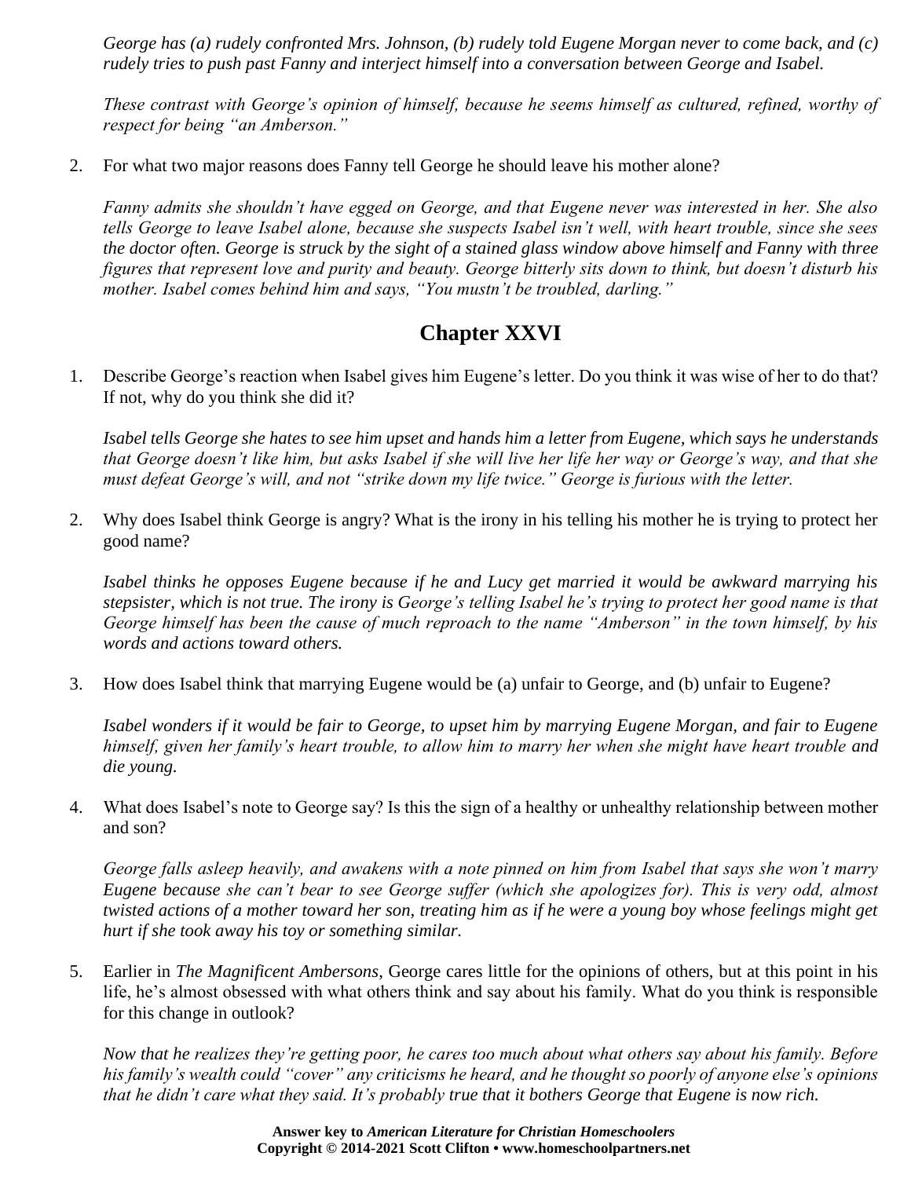*George has (a) rudely confronted Mrs. Johnson, (b) rudely told Eugene Morgan never to come back, and (c) rudely tries to push past Fanny and interject himself into a conversation between George and Isabel.*

*These contrast with George's opinion of himself, because he seems himself as cultured, refined, worthy of respect for being "an Amberson."*

2. For what two major reasons does Fanny tell George he should leave his mother alone?

   *Fanny admits she shouldn't have egged on George, and that Eugene never was interested in her. She also tells George to leave Isabel alone, because she suspects Isabel isn't well, with heart trouble, since she sees the doctor often. George is struck by the sight of a stained glass window above himself and Fanny with three figures that represent love and purity and beauty. George bitterly sits down to think, but doesn't disturb his mother. Isabel comes behind him and says, "You mustn't be troubled, darling."*

## Chapter XXVI

1. Describe George's reaction when Isabel gives him Eugene's letter. Do you think it was wise of her to do that? If not, why do you think she did it?

   *Isabel tells George she hates to see him upset and hands him a letter from Eugene, which says he understands that George doesn't like him, but asks Isabel if she will live her life her way or George's way, and that she must defeat George's will, and not "strike down my life twice." George is furious with the letter.*

2. Why does Isabel think George is angry? What is the irony in his telling his mother he is trying to protect her good name?

   *Isabel thinks he opposes Eugene because if he and Lucy get married it would be awkward marrying his stepsister, which is not true. The irony is George's telling Isabel he's trying to protect her good name is that George himself has been the cause of much reproach to the name "Amberson" in the town himself, by his words and actions toward others.*

3. How does Isabel think that marrying Eugene would be (a) unfair to George, and (b) unfair to Eugene?

   *Isabel wonders if it would be fair to George, to upset him by marrying Eugene Morgan, and fair to Eugene himself, given her family's heart trouble, to allow him to marry her when she might have heart trouble and die young.*

4. What does Isabel's note to George say? Is this the sign of a healthy or unhealthy relationship between mother and son?

   *George falls asleep heavily, and awakens with a note pinned on him from Isabel that says she won't marry Eugene because she can't bear to see George suffer (which she apologizes for). This is very odd, almost twisted actions of a mother toward her son, treating him as if he were a young boy whose feelings might get hurt if she took away his toy or something similar.*

5. Earlier in *The Magnificent Ambersons*, George cares little for the opinions of others, but at this point in his life, he's almost obsessed with what others think and say about his family. What do you think is responsible for this change in outlook?

   *Now that he realizes they're getting poor, he cares too much about what others say about his family. Before his family's wealth could "cover" any criticisms he heard, and he thought so poorly of anyone else's opinions that he didn't care what they said. It's probably true that it bothers George that Eugene is now rich.*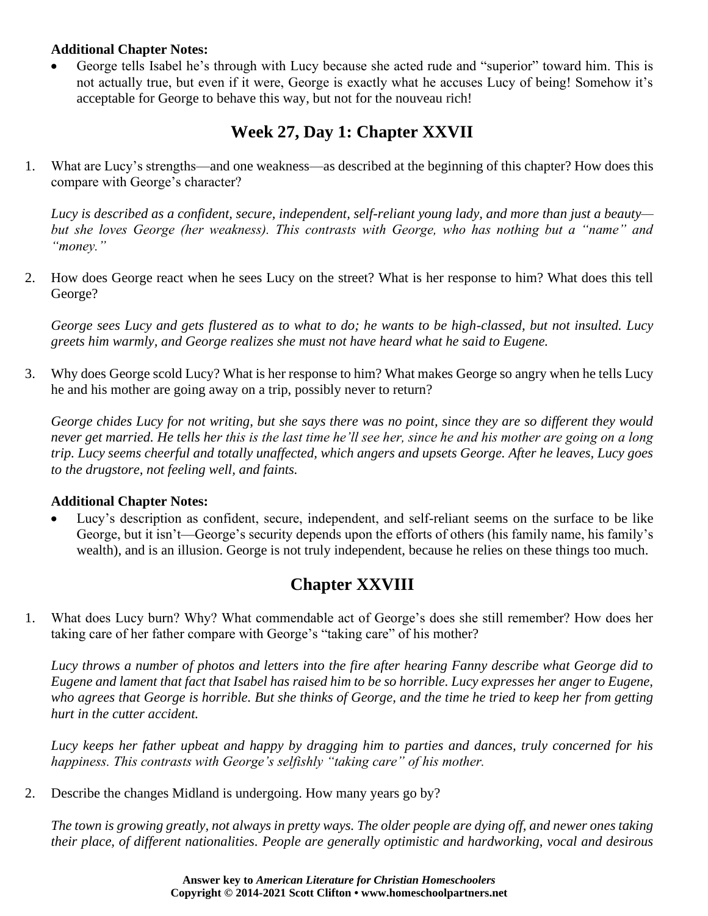**Additional Chapter Notes:**

- George tells Isabel he's through with Lucy because she acted rude and "superior" toward him. This is not actually true, but even if it were, George is exactly what he accuses Lucy of being! Somehow it's acceptable for George to behave this way, but not for the nouveau rich!

## Week 27, Day 1: Chapter XXVII

1. What are Lucy's strengths—and one weakness—as described at the beginning of this chapter? How does this compare with George's character?

   *Lucy is described as a confident, secure, independent, self-reliant young lady, and more than just a beauty—but she loves George (her weakness). This contrasts with George, who has nothing but a "name" and "money."*

2. How does George react when he sees Lucy on the street? What is her response to him? What does this tell George?

   *George sees Lucy and gets flustered as to what to do; he wants to be high-classed, but not insulted. Lucy greets him warmly, and George realizes she must not have heard what he said to Eugene.*

3. Why does George scold Lucy? What is her response to him? What makes George so angry when he tells Lucy he and his mother are going away on a trip, possibly never to return?

   *George chides Lucy for not writing, but she says there was no point, since they are so different they would never get married. He tells her this is the last time he'll see her, since he and his mother are going on a long trip. Lucy seems cheerful and totally unaffected, which angers and upsets George. After he leaves, Lucy goes to the drugstore, not feeling well, and faints.*

**Additional Chapter Notes:**

- Lucy's description as confident, secure, independent, and self-reliant seems on the surface to be like George, but it isn't—George's security depends upon the efforts of others (his family name, his family's wealth), and is an illusion. George is not truly independent, because he relies on these things too much.

## Chapter XXVIII

1. What does Lucy burn? Why? What commendable act of George's does she still remember? How does her taking care of her father compare with George's "taking care" of his mother?

   *Lucy throws a number of photos and letters into the fire after hearing Fanny describe what George did to Eugene and lament that fact that Isabel has raised him to be so horrible. Lucy expresses her anger to Eugene, who agrees that George is horrible. But she thinks of George, and the time he tried to keep her from getting hurt in the cutter accident.*

   *Lucy keeps her father upbeat and happy by dragging him to parties and dances, truly concerned for his happiness. This contrasts with George's selfishly "taking care" of his mother.*

2. Describe the changes Midland is undergoing. How many years go by?

   *The town is growing greatly, not always in pretty ways. The older people are dying off, and newer ones taking their place, of different nationalities. People are generally optimistic and hardworking, vocal and desirous*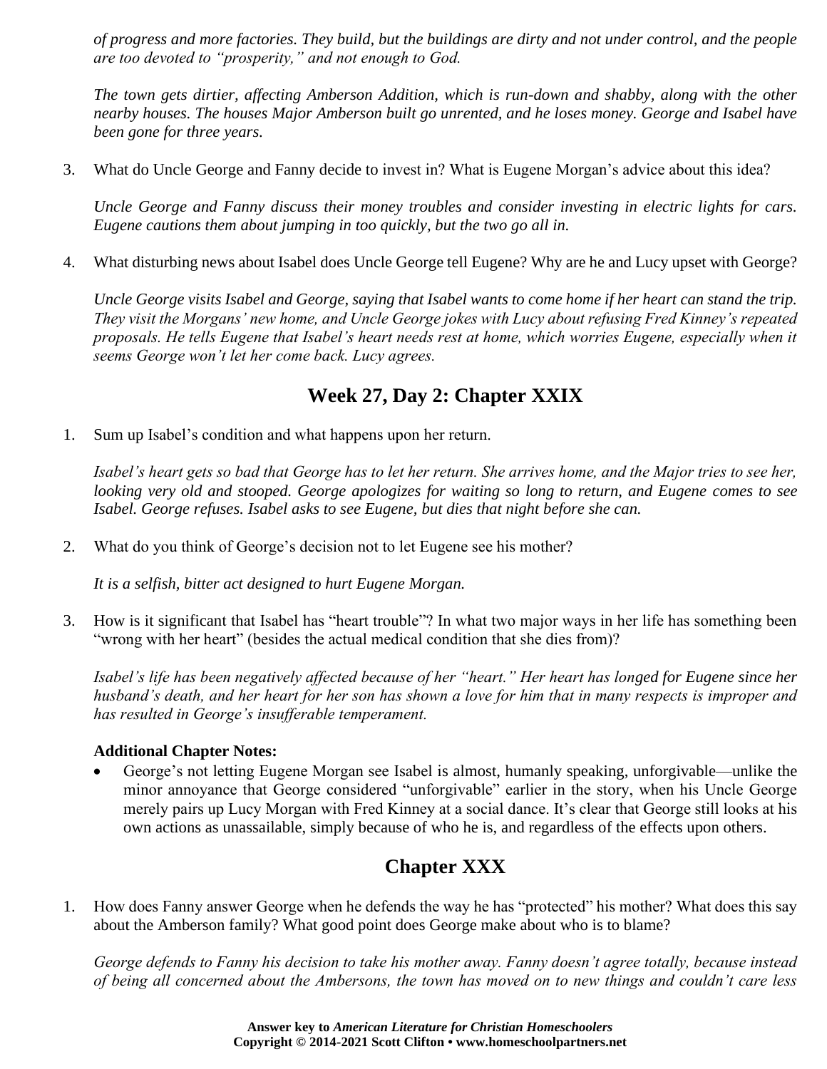*of progress and more factories. They build, but the buildings are dirty and not under control, and the people are too devoted to "prosperity," and not enough to God.*

*The town gets dirtier, affecting Amberson Addition, which is run-down and shabby, along with the other nearby houses. The houses Major Amberson built go unrented, and he loses money. George and Isabel have been gone for three years.*

3. What do Uncle George and Fanny decide to invest in? What is Eugene Morgan's advice about this idea?

   *Uncle George and Fanny discuss their money troubles and consider investing in electric lights for cars. Eugene cautions them about jumping in too quickly, but the two go all in.*

4. What disturbing news about Isabel does Uncle George tell Eugene? Why are he and Lucy upset with George?

   *Uncle George visits Isabel and George, saying that Isabel wants to come home if her heart can stand the trip. They visit the Morgans' new home, and Uncle George jokes with Lucy about refusing Fred Kinney's repeated proposals. He tells Eugene that Isabel's heart needs rest at home, which worries Eugene, especially when it seems George won't let her come back. Lucy agrees.*

## Week 27, Day 2: Chapter XXIX

1. Sum up Isabel's condition and what happens upon her return.

   *Isabel's heart gets so bad that George has to let her return. She arrives home, and the Major tries to see her, looking very old and stooped. George apologizes for waiting so long to return, and Eugene comes to see Isabel. George refuses. Isabel asks to see Eugene, but dies that night before she can.*

2. What do you think of George's decision not to let Eugene see his mother?

   *It is a selfish, bitter act designed to hurt Eugene Morgan.*

3. How is it significant that Isabel has "heart trouble"? In what two major ways in her life has something been "wrong with her heart" (besides the actual medical condition that she dies from)?

   *Isabel's life has been negatively affected because of her "heart." Her heart has longed for Eugene since her husband's death, and her heart for her son has shown a love for him that in many respects is improper and has resulted in George's insufferable temperament.*

**Additional Chapter Notes:**

- George's not letting Eugene Morgan see Isabel is almost, humanly speaking, unforgivable—unlike the minor annoyance that George considered "unforgivable" earlier in the story, when his Uncle George merely pairs up Lucy Morgan with Fred Kinney at a social dance. It's clear that George still looks at his own actions as unassailable, simply because of who he is, and regardless of the effects upon others.

## Chapter XXX

1. How does Fanny answer George when he defends the way he has "protected" his mother? What does this say about the Amberson family? What good point does George make about who is to blame?

   *George defends to Fanny his decision to take his mother away. Fanny doesn't agree totally, because instead of being all concerned about the Ambersons, the town has moved on to new things and couldn't care less*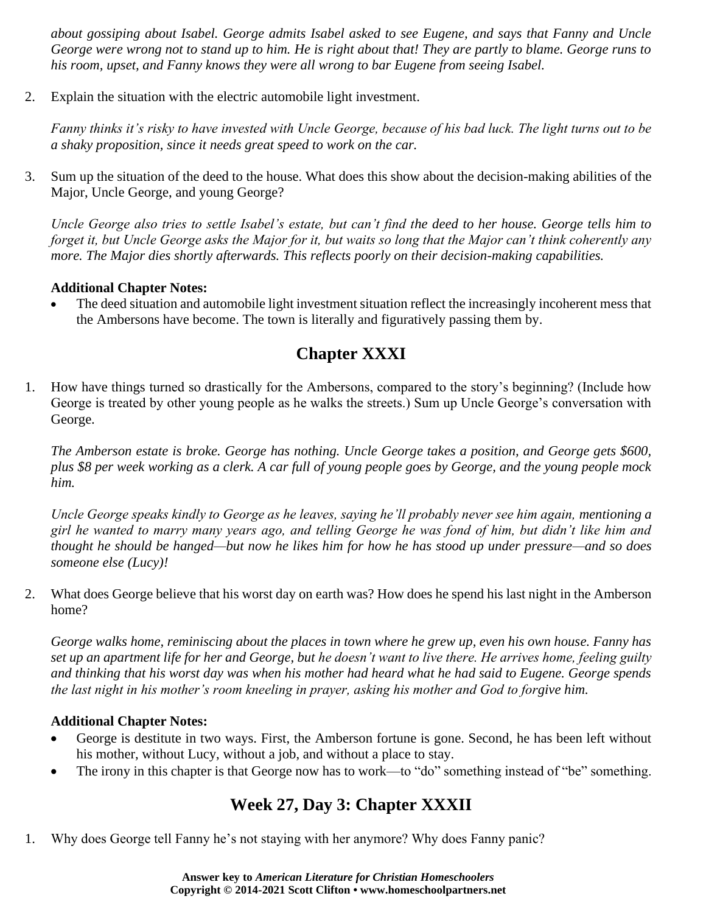*about gossiping about Isabel. George admits Isabel asked to see Eugene, and says that Fanny and Uncle George were wrong not to stand up to him. He is right about that! They are partly to blame. George runs to his room, upset, and Fanny knows they were all wrong to bar Eugene from seeing Isabel.*

2. Explain the situation with the electric automobile light investment.

   *Fanny thinks it's risky to have invested with Uncle George, because of his bad luck. The light turns out to be a shaky proposition, since it needs great speed to work on the car.*

3. Sum up the situation of the deed to the house. What does this show about the decision-making abilities of the Major, Uncle George, and young George?

   *Uncle George also tries to settle Isabel's estate, but can't find the deed to her house. George tells him to forget it, but Uncle George asks the Major for it, but waits so long that the Major can't think coherently any more. The Major dies shortly afterwards. This reflects poorly on their decision-making capabilities.*

**Additional Chapter Notes:**

- The deed situation and automobile light investment situation reflect the increasingly incoherent mess that the Ambersons have become. The town is literally and figuratively passing them by.

## Chapter XXXI

1. How have things turned so drastically for the Ambersons, compared to the story's beginning? (Include how George is treated by other young people as he walks the streets.) Sum up Uncle George's conversation with George.

   *The Amberson estate is broke. George has nothing. Uncle George takes a position, and George gets $600, plus $8 per week working as a clerk. A car full of young people goes by George, and the young people mock him.*

   *Uncle George speaks kindly to George as he leaves, saying he'll probably never see him again, mentioning a girl he wanted to marry many years ago, and telling George he was fond of him, but didn't like him and thought he should be hanged—but now he likes him for how he has stood up under pressure—and so does someone else (Lucy)!*

2. What does George believe that his worst day on earth was? How does he spend his last night in the Amberson home?

   *George walks home, reminiscing about the places in town where he grew up, even his own house. Fanny has set up an apartment life for her and George, but he doesn't want to live there. He arrives home, feeling guilty and thinking that his worst day was when his mother had heard what he had said to Eugene. George spends the last night in his mother's room kneeling in prayer, asking his mother and God to forgive him.*

**Additional Chapter Notes:**

- George is destitute in two ways. First, the Amberson fortune is gone. Second, he has been left without his mother, without Lucy, without a job, and without a place to stay.
- The irony in this chapter is that George now has to work—to "do" something instead of "be" something.

## Week 27, Day 3: Chapter XXXII

1. Why does George tell Fanny he's not staying with her anymore? Why does Fanny panic?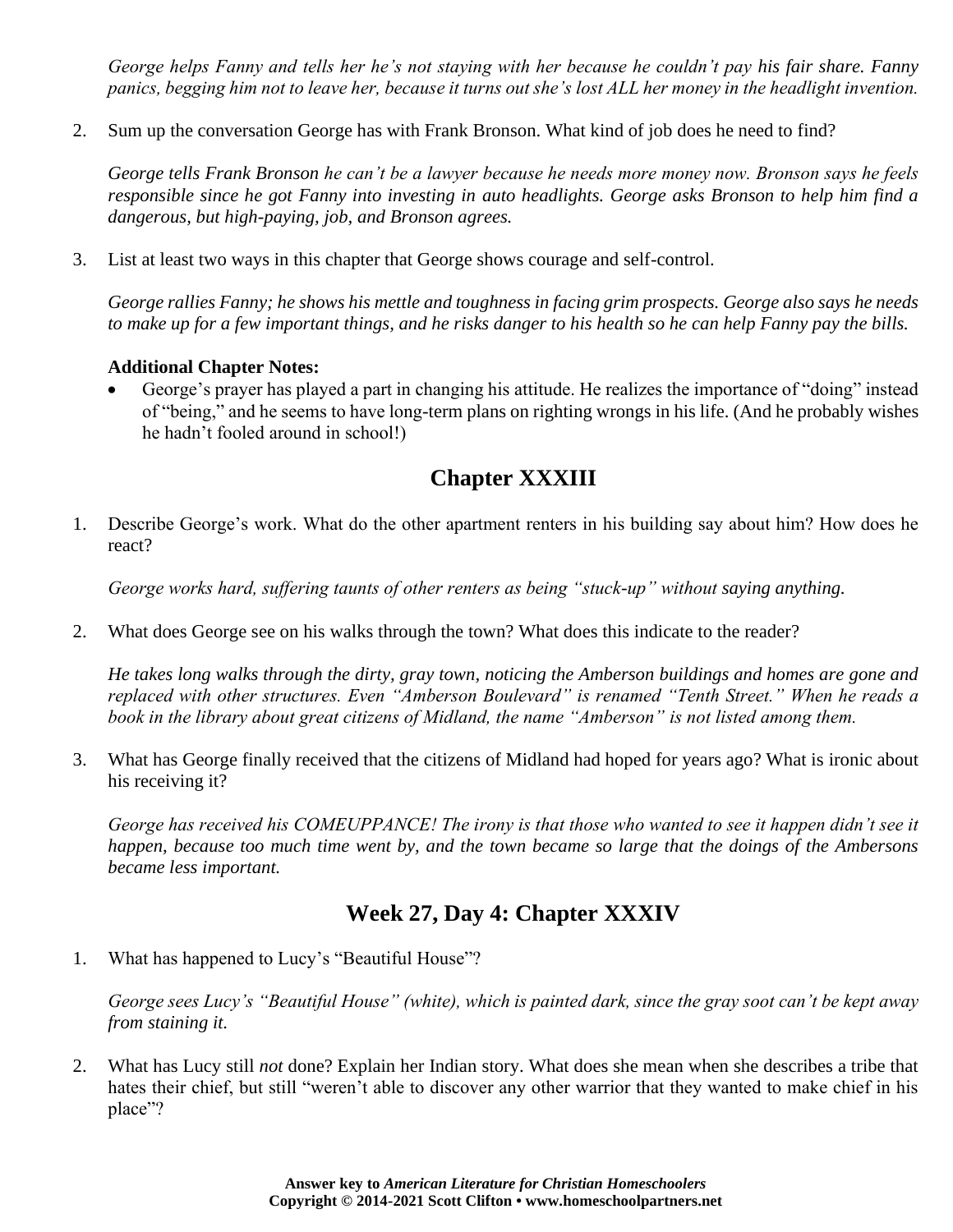*George helps Fanny and tells her he's not staying with her because he couldn't pay his fair share. Fanny panics, begging him not to leave her, because it turns out she's lost ALL her money in the headlight invention.*

2. Sum up the conversation George has with Frank Bronson. What kind of job does he need to find?

   *George tells Frank Bronson he can't be a lawyer because he needs more money now. Bronson says he feels responsible since he got Fanny into investing in auto headlights. George asks Bronson to help him find a dangerous, but high-paying, job, and Bronson agrees.*

3. List at least two ways in this chapter that George shows courage and self-control.

   *George rallies Fanny; he shows his mettle and toughness in facing grim prospects. George also says he needs to make up for a few important things, and he risks danger to his health so he can help Fanny pay the bills.*

   **Additional Chapter Notes:**

   - George's prayer has played a part in changing his attitude. He realizes the importance of "doing" instead of "being," and he seems to have long-term plans on righting wrongs in his life. (And he probably wishes he hadn't fooled around in school!)

## Chapter XXXIII

1. Describe George's work. What do the other apartment renters in his building say about him? How does he react?

   *George works hard, suffering taunts of other renters as being "stuck-up" without saying anything.*

2. What does George see on his walks through the town? What does this indicate to the reader?

   *He takes long walks through the dirty, gray town, noticing the Amberson buildings and homes are gone and replaced with other structures. Even "Amberson Boulevard" is renamed "Tenth Street." When he reads a book in the library about great citizens of Midland, the name "Amberson" is not listed among them.*

3. What has George finally received that the citizens of Midland had hoped for years ago? What is ironic about his receiving it?

   *George has received his COMEUPPANCE! The irony is that those who wanted to see it happen didn't see it happen, because too much time went by, and the town became so large that the doings of the Ambersons became less important.*

## Week 27, Day 4: Chapter XXXIV

1. What has happened to Lucy's "Beautiful House"?

   *George sees Lucy's "Beautiful House" (white), which is painted dark, since the gray soot can't be kept away from staining it.*

2. What has Lucy still *not* done? Explain her Indian story. What does she mean when she describes a tribe that hates their chief, but still "weren't able to discover any other warrior that they wanted to make chief in his place"?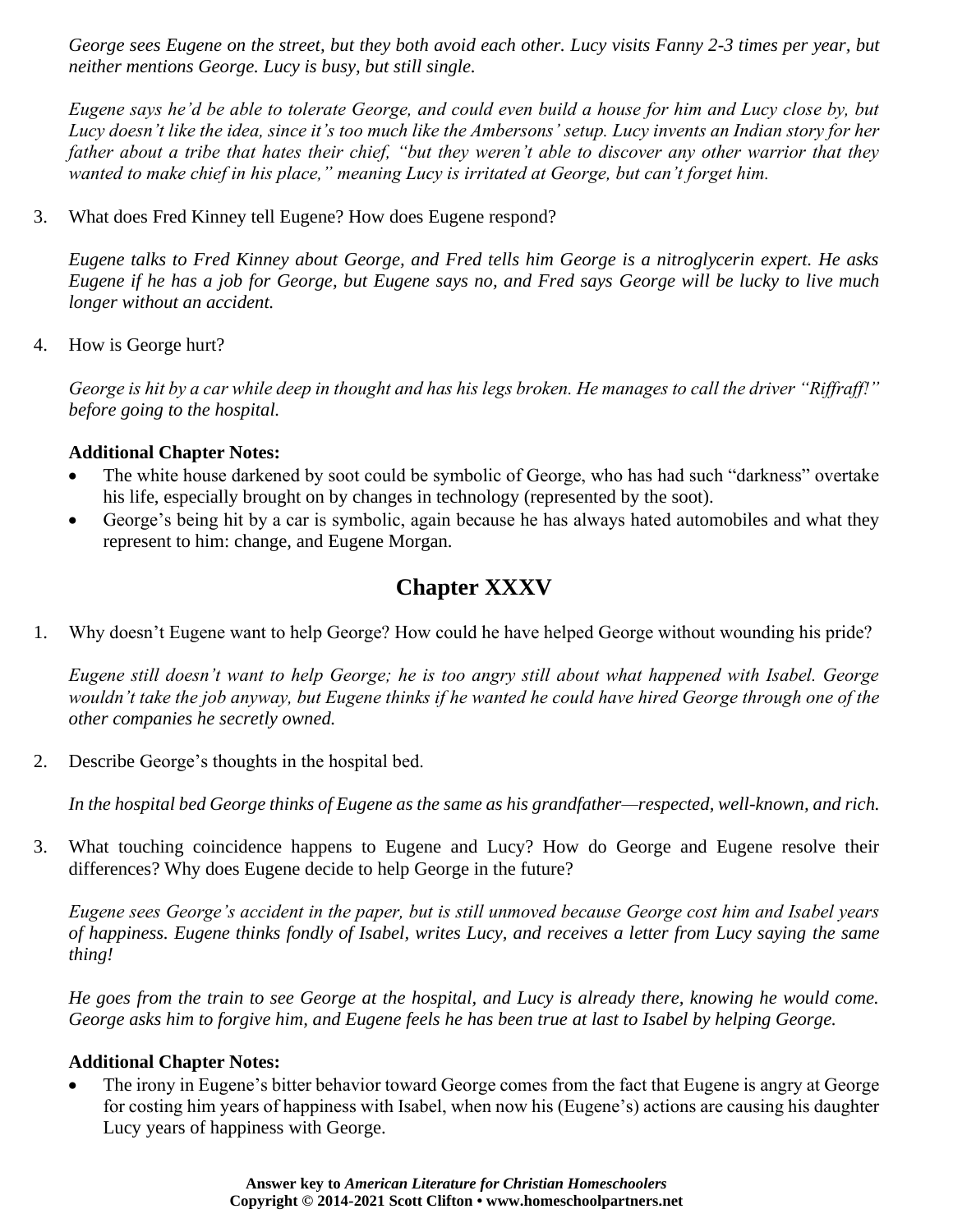*George sees Eugene on the street, but they both avoid each other. Lucy visits Fanny 2-3 times per year, but neither mentions George. Lucy is busy, but still single.*

*Eugene says he'd be able to tolerate George, and could even build a house for him and Lucy close by, but Lucy doesn't like the idea, since it's too much like the Ambersons' setup. Lucy invents an Indian story for her father about a tribe that hates their chief, "but they weren't able to discover any other warrior that they wanted to make chief in his place," meaning Lucy is irritated at George, but can't forget him.*

3. What does Fred Kinney tell Eugene? How does Eugene respond?

   *Eugene talks to Fred Kinney about George, and Fred tells him George is a nitroglycerin expert. He asks Eugene if he has a job for George, but Eugene says no, and Fred says George will be lucky to live much longer without an accident.*

4. How is George hurt?

   *George is hit by a car while deep in thought and has his legs broken. He manages to call the driver "Riffraff!" before going to the hospital.*

**Additional Chapter Notes:**

- The white house darkened by soot could be symbolic of George, who has had such "darkness" overtake his life, especially brought on by changes in technology (represented by the soot).
- George's being hit by a car is symbolic, again because he has always hated automobiles and what they represent to him: change, and Eugene Morgan.

## Chapter XXXV

1. Why doesn't Eugene want to help George? How could he have helped George without wounding his pride?

   *Eugene still doesn't want to help George; he is too angry still about what happened with Isabel. George wouldn't take the job anyway, but Eugene thinks if he wanted he could have hired George through one of the other companies he secretly owned.*

2. Describe George's thoughts in the hospital bed.

   *In the hospital bed George thinks of Eugene as the same as his grandfather—respected, well-known, and rich.*

3. What touching coincidence happens to Eugene and Lucy? How do George and Eugene resolve their differences? Why does Eugene decide to help George in the future?

   *Eugene sees George's accident in the paper, but is still unmoved because George cost him and Isabel years of happiness. Eugene thinks fondly of Isabel, writes Lucy, and receives a letter from Lucy saying the same thing!*

   *He goes from the train to see George at the hospital, and Lucy is already there, knowing he would come. George asks him to forgive him, and Eugene feels he has been true at last to Isabel by helping George.*

**Additional Chapter Notes:**

- The irony in Eugene's bitter behavior toward George comes from the fact that Eugene is angry at George for costing him years of happiness with Isabel, when now his (Eugene's) actions are causing his daughter Lucy years of happiness with George.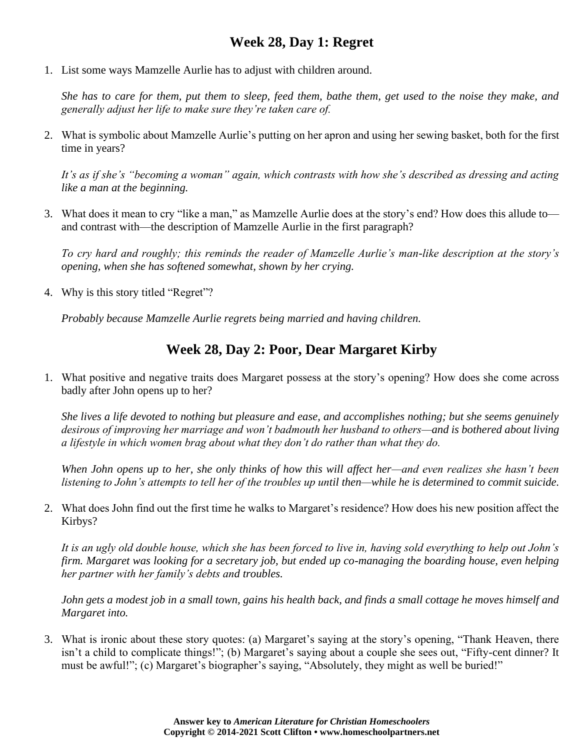## Week 28, Day 1: Regret

1. List some ways Mamzelle Aurlie has to adjust with children around.

   *She has to care for them, put them to sleep, feed them, bathe them, get used to the noise they make, and generally adjust her life to make sure they're taken care of.*

2. What is symbolic about Mamzelle Aurlie's putting on her apron and using her sewing basket, both for the first time in years?

   *It's as if she's "becoming a woman" again, which contrasts with how she's described as dressing and acting like a man at the beginning.*

3. What does it mean to cry "like a man," as Mamzelle Aurlie does at the story's end? How does this allude to—and contrast with—the description of Mamzelle Aurlie in the first paragraph?

   *To cry hard and roughly; this reminds the reader of Mamzelle Aurlie's man-like description at the story's opening, when she has softened somewhat, shown by her crying.*

4. Why is this story titled "Regret"?

   *Probably because Mamzelle Aurlie regrets being married and having children.*

## Week 28, Day 2: Poor, Dear Margaret Kirby

1. What positive and negative traits does Margaret possess at the story's opening? How does she come across badly after John opens up to her?

   *She lives a life devoted to nothing but pleasure and ease, and accomplishes nothing; but she seems genuinely desirous of improving her marriage and won't badmouth her husband to others—and is bothered about living a lifestyle in which women brag about what they don't do rather than what they do.*

   *When John opens up to her, she only thinks of how this will affect her—and even realizes she hasn't been listening to John's attempts to tell her of the troubles up until then—while he is determined to commit suicide.*

2. What does John find out the first time he walks to Margaret's residence? How does his new position affect the Kirbys?

   *It is an ugly old double house, which she has been forced to live in, having sold everything to help out John's firm. Margaret was looking for a secretary job, but ended up co-managing the boarding house, even helping her partner with her family's debts and troubles.*

   *John gets a modest job in a small town, gains his health back, and finds a small cottage he moves himself and Margaret into.*

3. What is ironic about these story quotes: (a) Margaret's saying at the story's opening, "Thank Heaven, there isn't a child to complicate things!"; (b) Margaret's saying about a couple she sees out, "Fifty-cent dinner? It must be awful!"; (c) Margaret's biographer's saying, "Absolutely, they might as well be buried!"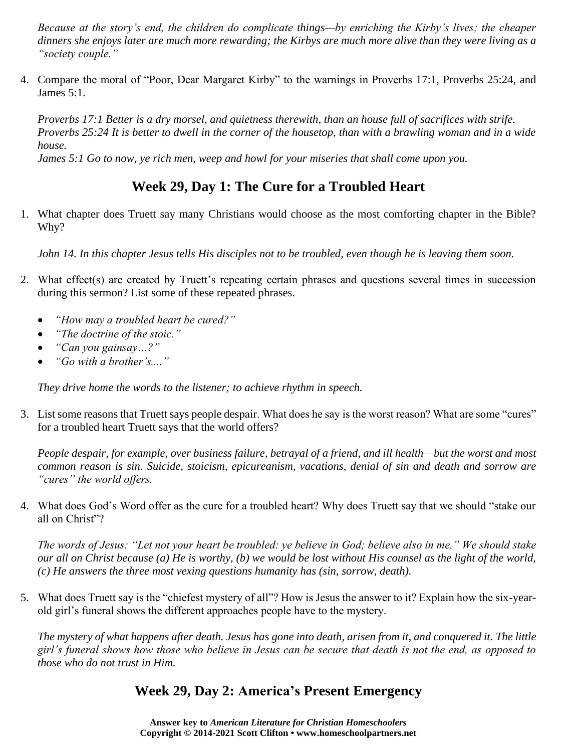*Because at the story's end, the children do complicate things—by enriching the Kirby's lives; the cheaper dinners she enjoys later are much more rewarding; the Kirbys are much more alive than they were living as a "society couple."*

4. Compare the moral of "Poor, Dear Margaret Kirby" to the warnings in Proverbs 17:1, Proverbs 25:24, and James 5:1.

   *Proverbs 17:1 Better is a dry morsel, and quietness therewith, than an house full of sacrifices with strife.*
   *Proverbs 25:24 It is better to dwell in the corner of the housetop, than with a brawling woman and in a wide house.*
   *James 5:1 Go to now, ye rich men, weep and howl for your miseries that shall come upon you.*

## Week 29, Day 1: The Cure for a Troubled Heart

1. What chapter does Truett say many Christians would choose as the most comforting chapter in the Bible? Why?

   *John 14. In this chapter Jesus tells His disciples not to be troubled, even though he is leaving them soon.*

2. What effect(s) are created by Truett's repeating certain phrases and questions several times in succession during this sermon? List some of these repeated phrases.

   - *"How may a troubled heart be cured?"*
   - *"The doctrine of the stoic."*
   - *"Can you gainsay…?"*
   - *"Go with a brother's...."*

   *They drive home the words to the listener; to achieve rhythm in speech.*

3. List some reasons that Truett says people despair. What does he say is the worst reason? What are some "cures" for a troubled heart Truett says that the world offers?

   *People despair, for example, over business failure, betrayal of a friend, and ill health—but the worst and most common reason is sin. Suicide, stoicism, epicureanism, vacations, denial of sin and death and sorrow are "cures" the world offers.*

4. What does God's Word offer as the cure for a troubled heart? Why does Truett say that we should "stake our all on Christ"?

   *The words of Jesus: "Let not your heart be troubled: ye believe in God; believe also in me." We should stake our all on Christ because (a) He is worthy, (b) we would be lost without His counsel as the light of the world, (c) He answers the three most vexing questions humanity has (sin, sorrow, death).*

5. What does Truett say is the "chiefest mystery of all"? How is Jesus the answer to it? Explain how the six-year-old girl's funeral shows the different approaches people have to the mystery.

   *The mystery of what happens after death. Jesus has gone into death, arisen from it, and conquered it. The little girl's funeral shows how those who believe in Jesus can be secure that death is not the end, as opposed to those who do not trust in Him.*

## Week 29, Day 2: America's Present Emergency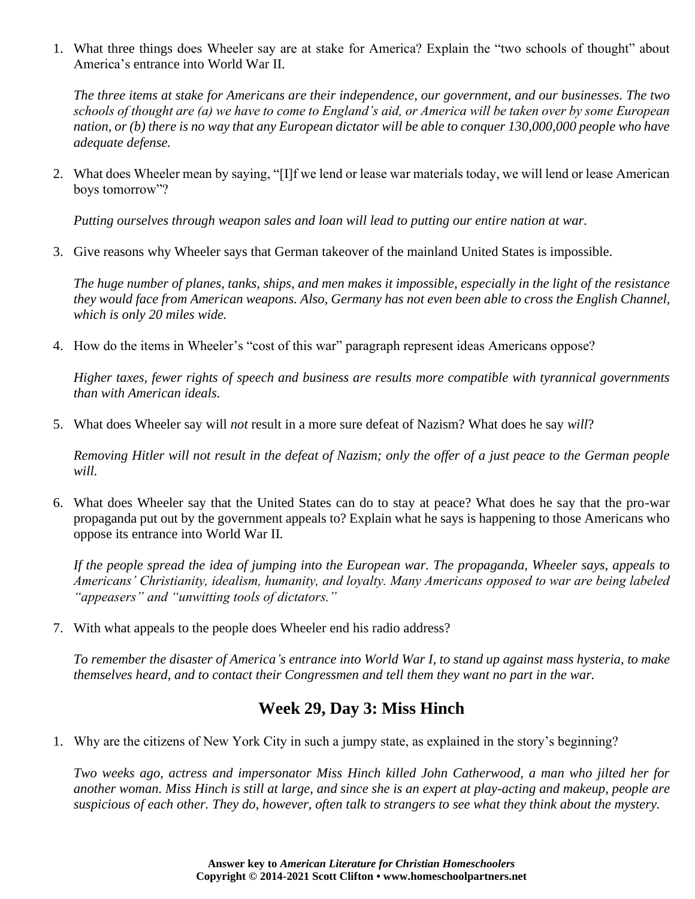1. What three things does Wheeler say are at stake for America? Explain the "two schools of thought" about America's entrance into World War II.

   *The three items at stake for Americans are their independence, our government, and our businesses. The two schools of thought are (a) we have to come to England's aid, or America will be taken over by some European nation, or (b) there is no way that any European dictator will be able to conquer 130,000,000 people who have adequate defense.*

2. What does Wheeler mean by saying, "[I]f we lend or lease war materials today, we will lend or lease American boys tomorrow"?

   *Putting ourselves through weapon sales and loan will lead to putting our entire nation at war.*

3. Give reasons why Wheeler says that German takeover of the mainland United States is impossible.

   *The huge number of planes, tanks, ships, and men makes it impossible, especially in the light of the resistance they would face from American weapons. Also, Germany has not even been able to cross the English Channel, which is only 20 miles wide.*

4. How do the items in Wheeler's "cost of this war" paragraph represent ideas Americans oppose?

   *Higher taxes, fewer rights of speech and business are results more compatible with tyrannical governments than with American ideals.*

5. What does Wheeler say will *not* result in a more sure defeat of Nazism? What does he say *will*?

   *Removing Hitler will not result in the defeat of Nazism; only the offer of a just peace to the German people will.*

6. What does Wheeler say that the United States can do to stay at peace? What does he say that the pro-war propaganda put out by the government appeals to? Explain what he says is happening to those Americans who oppose its entrance into World War II.

   *If the people spread the idea of jumping into the European war. The propaganda, Wheeler says, appeals to Americans' Christianity, idealism, humanity, and loyalty. Many Americans opposed to war are being labeled "appeasers" and "unwitting tools of dictators."*

7. With what appeals to the people does Wheeler end his radio address?

   *To remember the disaster of America's entrance into World War I, to stand up against mass hysteria, to make themselves heard, and to contact their Congressmen and tell them they want no part in the war.*

## Week 29, Day 3: Miss Hinch

1. Why are the citizens of New York City in such a jumpy state, as explained in the story's beginning?

   *Two weeks ago, actress and impersonator Miss Hinch killed John Catherwood, a man who jilted her for another woman. Miss Hinch is still at large, and since she is an expert at play-acting and makeup, people are suspicious of each other. They do, however, often talk to strangers to see what they think about the mystery.*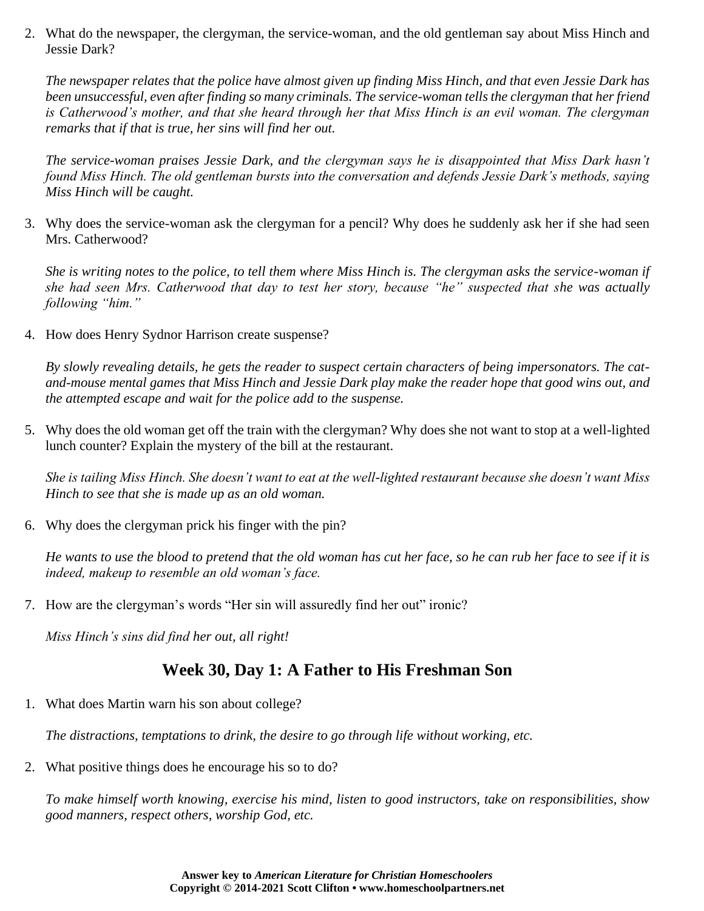2. What do the newspaper, the clergyman, the service-woman, and the old gentleman say about Miss Hinch and Jessie Dark?

   *The newspaper relates that the police have almost given up finding Miss Hinch, and that even Jessie Dark has been unsuccessful, even after finding so many criminals. The service-woman tells the clergyman that her friend is Catherwood's mother, and that she heard through her that Miss Hinch is an evil woman. The clergyman remarks that if that is true, her sins will find her out.*

   *The service-woman praises Jessie Dark, and the clergyman says he is disappointed that Miss Dark hasn't found Miss Hinch. The old gentleman bursts into the conversation and defends Jessie Dark's methods, saying Miss Hinch will be caught.*

3. Why does the service-woman ask the clergyman for a pencil? Why does he suddenly ask her if she had seen Mrs. Catherwood?

   *She is writing notes to the police, to tell them where Miss Hinch is. The clergyman asks the service-woman if she had seen Mrs. Catherwood that day to test her story, because "he" suspected that she was actually following "him."*

4. How does Henry Sydnor Harrison create suspense?

   *By slowly revealing details, he gets the reader to suspect certain characters of being impersonators. The cat-and-mouse mental games that Miss Hinch and Jessie Dark play make the reader hope that good wins out, and the attempted escape and wait for the police add to the suspense.*

5. Why does the old woman get off the train with the clergyman? Why does she not want to stop at a well-lighted lunch counter? Explain the mystery of the bill at the restaurant.

   *She is tailing Miss Hinch. She doesn't want to eat at the well-lighted restaurant because she doesn't want Miss Hinch to see that she is made up as an old woman.*

6. Why does the clergyman prick his finger with the pin?

   *He wants to use the blood to pretend that the old woman has cut her face, so he can rub her face to see if it is indeed, makeup to resemble an old woman's face.*

7. How are the clergyman's words "Her sin will assuredly find her out" ironic?

   *Miss Hinch's sins did find her out, all right!*

## Week 30, Day 1: A Father to His Freshman Son

1. What does Martin warn his son about college?

   *The distractions, temptations to drink, the desire to go through life without working, etc.*

2. What positive things does he encourage his so to do?

   *To make himself worth knowing, exercise his mind, listen to good instructors, take on responsibilities, show good manners, respect others, worship God, etc.*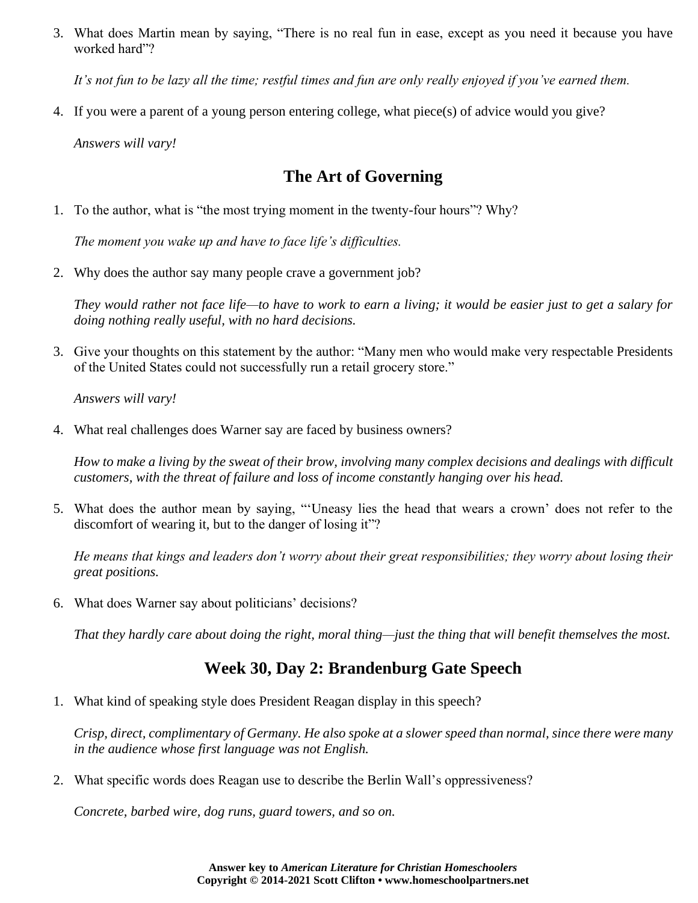3. What does Martin mean by saying, "There is no real fun in ease, except as you need it because you have worked hard"?

   *It's not fun to be lazy all the time; restful times and fun are only really enjoyed if you've earned them.*

4. If you were a parent of a young person entering college, what piece(s) of advice would you give?

   *Answers will vary!*

## The Art of Governing

1. To the author, what is "the most trying moment in the twenty-four hours"? Why?

   *The moment you wake up and have to face life's difficulties.*

2. Why does the author say many people crave a government job?

   *They would rather not face life—to have to work to earn a living; it would be easier just to get a salary for doing nothing really useful, with no hard decisions.*

3. Give your thoughts on this statement by the author: "Many men who would make very respectable Presidents of the United States could not successfully run a retail grocery store."

   *Answers will vary!*

4. What real challenges does Warner say are faced by business owners?

   *How to make a living by the sweat of their brow, involving many complex decisions and dealings with difficult customers, with the threat of failure and loss of income constantly hanging over his head.*

5. What does the author mean by saying, "'Uneasy lies the head that wears a crown' does not refer to the discomfort of wearing it, but to the danger of losing it"?

   *He means that kings and leaders don't worry about their great responsibilities; they worry about losing their great positions.*

6. What does Warner say about politicians' decisions?

   *That they hardly care about doing the right, moral thing—just the thing that will benefit themselves the most.*

## Week 30, Day 2: Brandenburg Gate Speech

1. What kind of speaking style does President Reagan display in this speech?

   *Crisp, direct, complimentary of Germany. He also spoke at a slower speed than normal, since there were many in the audience whose first language was not English.*

2. What specific words does Reagan use to describe the Berlin Wall's oppressiveness?

   *Concrete, barbed wire, dog runs, guard towers, and so on.*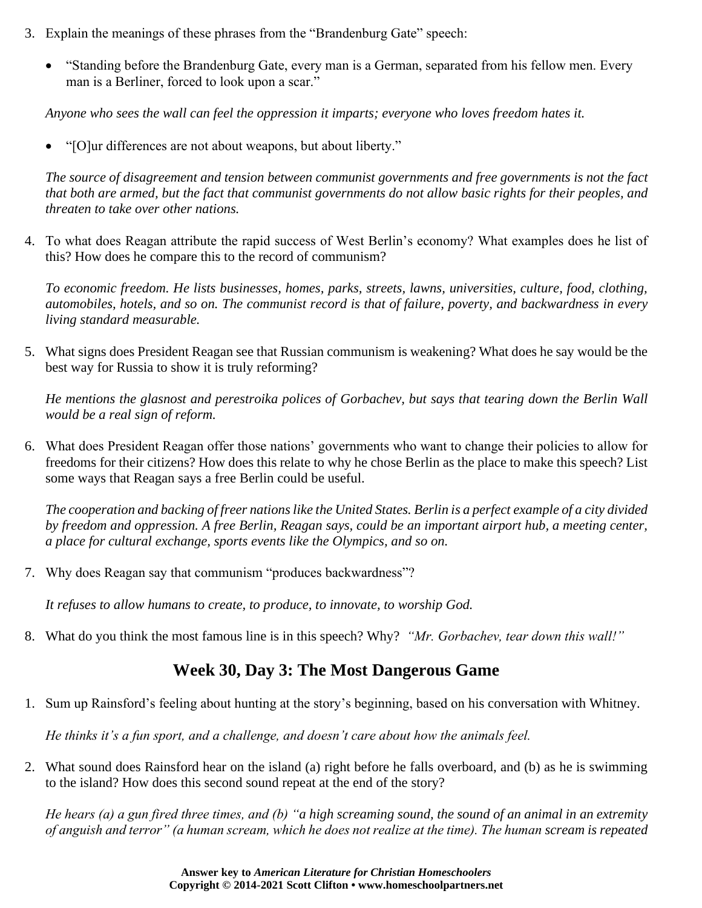3. Explain the meanings of these phrases from the "Brandenburg Gate" speech:

   - "Standing before the Brandenburg Gate, every man is a German, separated from his fellow men. Every man is a Berliner, forced to look upon a scar."

   *Anyone who sees the wall can feel the oppression it imparts; everyone who loves freedom hates it.*

   - "[O]ur differences are not about weapons, but about liberty."

   *The source of disagreement and tension between communist governments and free governments is not the fact that both are armed, but the fact that communist governments do not allow basic rights for their peoples, and threaten to take over other nations.*

4. To what does Reagan attribute the rapid success of West Berlin's economy? What examples does he list of this? How does he compare this to the record of communism?

   *To economic freedom. He lists businesses, homes, parks, streets, lawns, universities, culture, food, clothing, automobiles, hotels, and so on. The communist record is that of failure, poverty, and backwardness in every living standard measurable.*

5. What signs does President Reagan see that Russian communism is weakening? What does he say would be the best way for Russia to show it is truly reforming?

   *He mentions the glasnost and perestroika polices of Gorbachev, but says that tearing down the Berlin Wall would be a real sign of reform.*

6. What does President Reagan offer those nations' governments who want to change their policies to allow for freedoms for their citizens? How does this relate to why he chose Berlin as the place to make this speech? List some ways that Reagan says a free Berlin could be useful.

   *The cooperation and backing of freer nations like the United States. Berlin is a perfect example of a city divided by freedom and oppression. A free Berlin, Reagan says, could be an important airport hub, a meeting center, a place for cultural exchange, sports events like the Olympics, and so on.*

7. Why does Reagan say that communism "produces backwardness"?

   *It refuses to allow humans to create, to produce, to innovate, to worship God.*

8. What do you think the most famous line is in this speech? Why? *"Mr. Gorbachev, tear down this wall!"*

## Week 30, Day 3: The Most Dangerous Game

1. Sum up Rainsford's feeling about hunting at the story's beginning, based on his conversation with Whitney.

   *He thinks it's a fun sport, and a challenge, and doesn't care about how the animals feel.*

2. What sound does Rainsford hear on the island (a) right before he falls overboard, and (b) as he is swimming to the island? How does this second sound repeat at the end of the story?

   *He hears (a) a gun fired three times, and (b) "a high screaming sound, the sound of an animal in an extremity of anguish and terror" (a human scream, which he does not realize at the time). The human scream is repeated*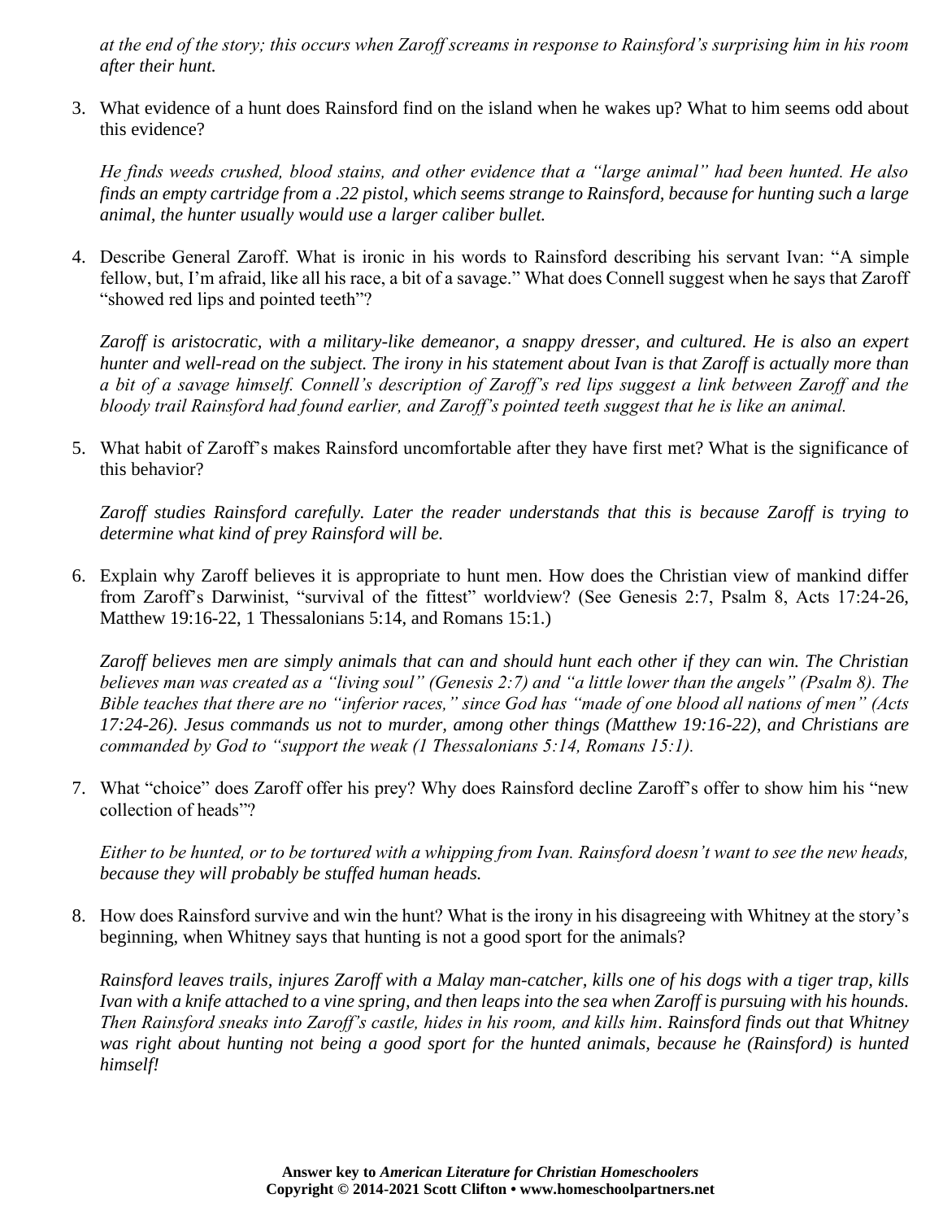*at the end of the story; this occurs when Zaroff screams in response to Rainsford's surprising him in his room after their hunt.*

3. What evidence of a hunt does Rainsford find on the island when he wakes up? What to him seems odd about this evidence?

   *He finds weeds crushed, blood stains, and other evidence that a "large animal" had been hunted. He also finds an empty cartridge from a .22 pistol, which seems strange to Rainsford, because for hunting such a large animal, the hunter usually would use a larger caliber bullet.*

4. Describe General Zaroff. What is ironic in his words to Rainsford describing his servant Ivan: "A simple fellow, but, I'm afraid, like all his race, a bit of a savage." What does Connell suggest when he says that Zaroff "showed red lips and pointed teeth"?

   *Zaroff is aristocratic, with a military-like demeanor, a snappy dresser, and cultured. He is also an expert hunter and well-read on the subject. The irony in his statement about Ivan is that Zaroff is actually more than a bit of a savage himself. Connell's description of Zaroff's red lips suggest a link between Zaroff and the bloody trail Rainsford had found earlier, and Zaroff's pointed teeth suggest that he is like an animal.*

5. What habit of Zaroff's makes Rainsford uncomfortable after they have first met? What is the significance of this behavior?

   *Zaroff studies Rainsford carefully. Later the reader understands that this is because Zaroff is trying to determine what kind of prey Rainsford will be.*

6. Explain why Zaroff believes it is appropriate to hunt men. How does the Christian view of mankind differ from Zaroff's Darwinist, "survival of the fittest" worldview? (See Genesis 2:7, Psalm 8, Acts 17:24-26, Matthew 19:16-22, 1 Thessalonians 5:14, and Romans 15:1.)

   *Zaroff believes men are simply animals that can and should hunt each other if they can win. The Christian believes man was created as a "living soul" (Genesis 2:7) and "a little lower than the angels" (Psalm 8). The Bible teaches that there are no "inferior races," since God has "made of one blood all nations of men" (Acts 17:24-26). Jesus commands us not to murder, among other things (Matthew 19:16-22), and Christians are commanded by God to "support the weak (1 Thessalonians 5:14, Romans 15:1).*

7. What "choice" does Zaroff offer his prey? Why does Rainsford decline Zaroff's offer to show him his "new collection of heads"?

   *Either to be hunted, or to be tortured with a whipping from Ivan. Rainsford doesn't want to see the new heads, because they will probably be stuffed human heads.*

8. How does Rainsford survive and win the hunt? What is the irony in his disagreeing with Whitney at the story's beginning, when Whitney says that hunting is not a good sport for the animals?

   *Rainsford leaves trails, injures Zaroff with a Malay man-catcher, kills one of his dogs with a tiger trap, kills Ivan with a knife attached to a vine spring, and then leaps into the sea when Zaroff is pursuing with his hounds. Then Rainsford sneaks into Zaroff's castle, hides in his room, and kills him. Rainsford finds out that Whitney was right about hunting not being a good sport for the hunted animals, because he (Rainsford) is hunted himself!*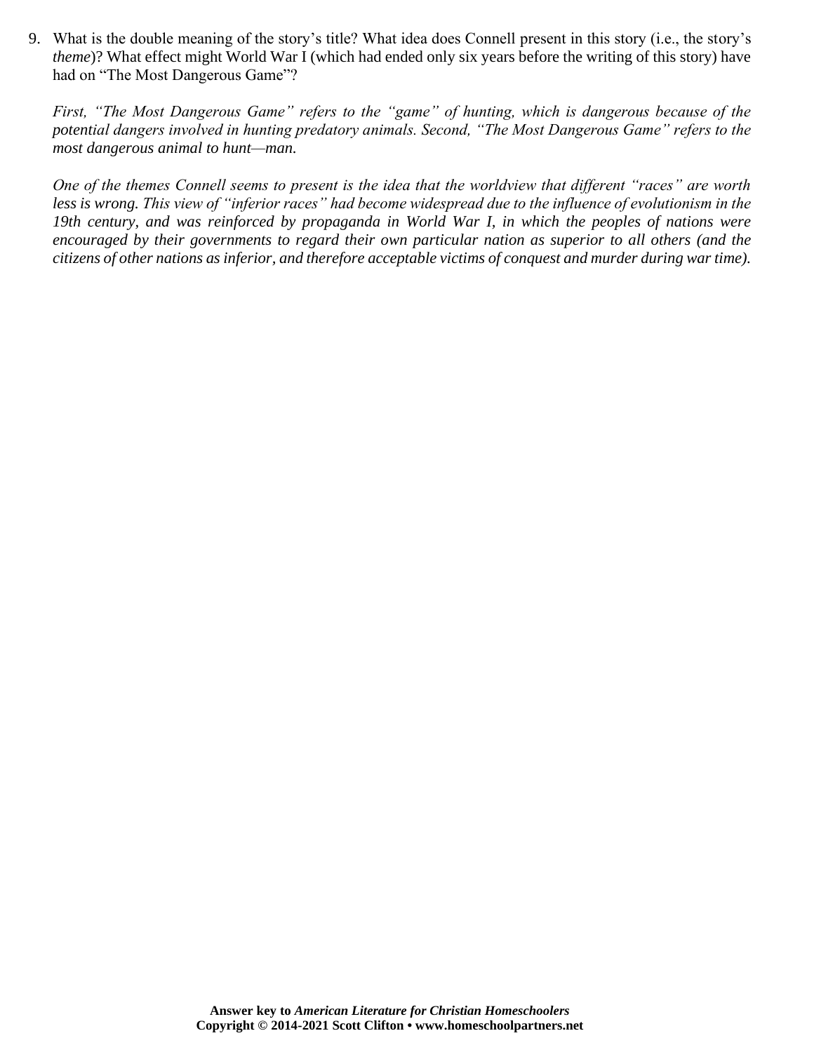9. What is the double meaning of the story's title? What idea does Connell present in this story (i.e., the story's *theme*)? What effect might World War I (which had ended only six years before the writing of this story) have had on "The Most Dangerous Game"?

   *First, "The Most Dangerous Game" refers to the "game" of hunting, which is dangerous because of the potential dangers involved in hunting predatory animals. Second, "The Most Dangerous Game" refers to the most dangerous animal to hunt—man.*

   *One of the themes Connell seems to present is the idea that the worldview that different "races" are worth less is wrong. This view of "inferior races" had become widespread due to the influence of evolutionism in the 19th century, and was reinforced by propaganda in World War I, in which the peoples of nations were encouraged by their governments to regard their own particular nation as superior to all others (and the citizens of other nations as inferior, and therefore acceptable victims of conquest and murder during war time).*

**Answer key to *American Literature for Christian Homeschoolers***
**Copyright © 2014-2021 Scott Clifton • www.homeschoolpartners.net**